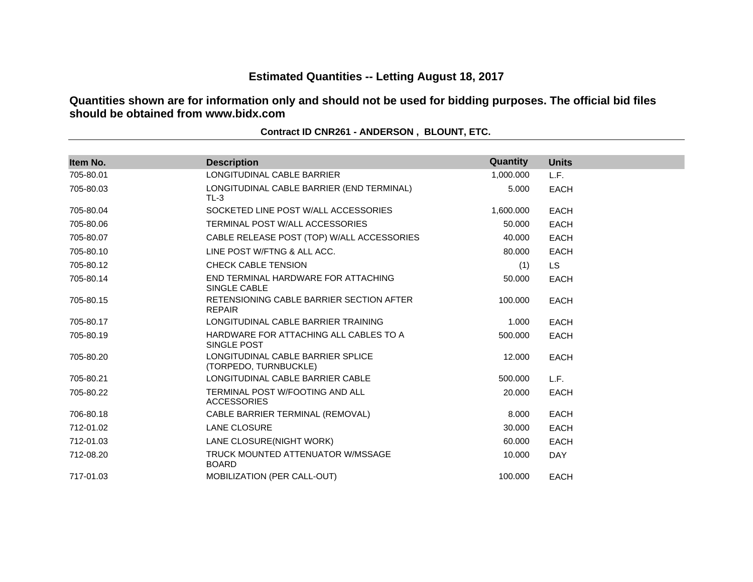# Estimated Quantities -- Letting August 18, 2017

**Quantities shown are for information only and should not be used for bidding purposes. The official bid files should be obtained from www.bidx.com**

**Contract ID CNR261 - ANDERSON , BLOUNT, ETC.**

| Item No. | Description | Quantity | Units |
|---|---|---|---|
| 705-80.01 | LONGITUDINAL CABLE BARRIER | 1,000.000 | L.F. |
| 705-80.03 | LONGITUDINAL CABLE BARRIER (END TERMINAL) TL-3 | 5.000 | EACH |
| 705-80.04 | SOCKETED LINE POST W/ALL ACCESSORIES | 1,600.000 | EACH |
| 705-80.06 | TERMINAL POST W/ALL ACCESSORIES | 50.000 | EACH |
| 705-80.07 | CABLE RELEASE POST (TOP) W/ALL ACCESSORIES | 40.000 | EACH |
| 705-80.10 | LINE POST W/FTNG & ALL ACC. | 80.000 | EACH |
| 705-80.12 | CHECK CABLE TENSION | (1) | LS |
| 705-80.14 | END TERMINAL HARDWARE FOR ATTACHING SINGLE CABLE | 50.000 | EACH |
| 705-80.15 | RETENSIONING CABLE BARRIER SECTION AFTER REPAIR | 100.000 | EACH |
| 705-80.17 | LONGITUDINAL CABLE BARRIER TRAINING | 1.000 | EACH |
| 705-80.19 | HARDWARE FOR ATTACHING ALL CABLES TO A SINGLE POST | 500.000 | EACH |
| 705-80.20 | LONGITUDINAL CABLE BARRIER SPLICE (TORPEDO, TURNBUCKLE) | 12.000 | EACH |
| 705-80.21 | LONGITUDINAL CABLE BARRIER CABLE | 500.000 | L.F. |
| 705-80.22 | TERMINAL POST W/FOOTING AND ALL ACCESSORIES | 20.000 | EACH |
| 706-80.18 | CABLE BARRIER TERMINAL (REMOVAL) | 8.000 | EACH |
| 712-01.02 | LANE CLOSURE | 30.000 | EACH |
| 712-01.03 | LANE CLOSURE(NIGHT WORK) | 60.000 | EACH |
| 712-08.20 | TRUCK MOUNTED ATTENUATOR W/MSSAGE BOARD | 10.000 | DAY |
| 717-01.03 | MOBILIZATION (PER CALL-OUT) | 100.000 | EACH |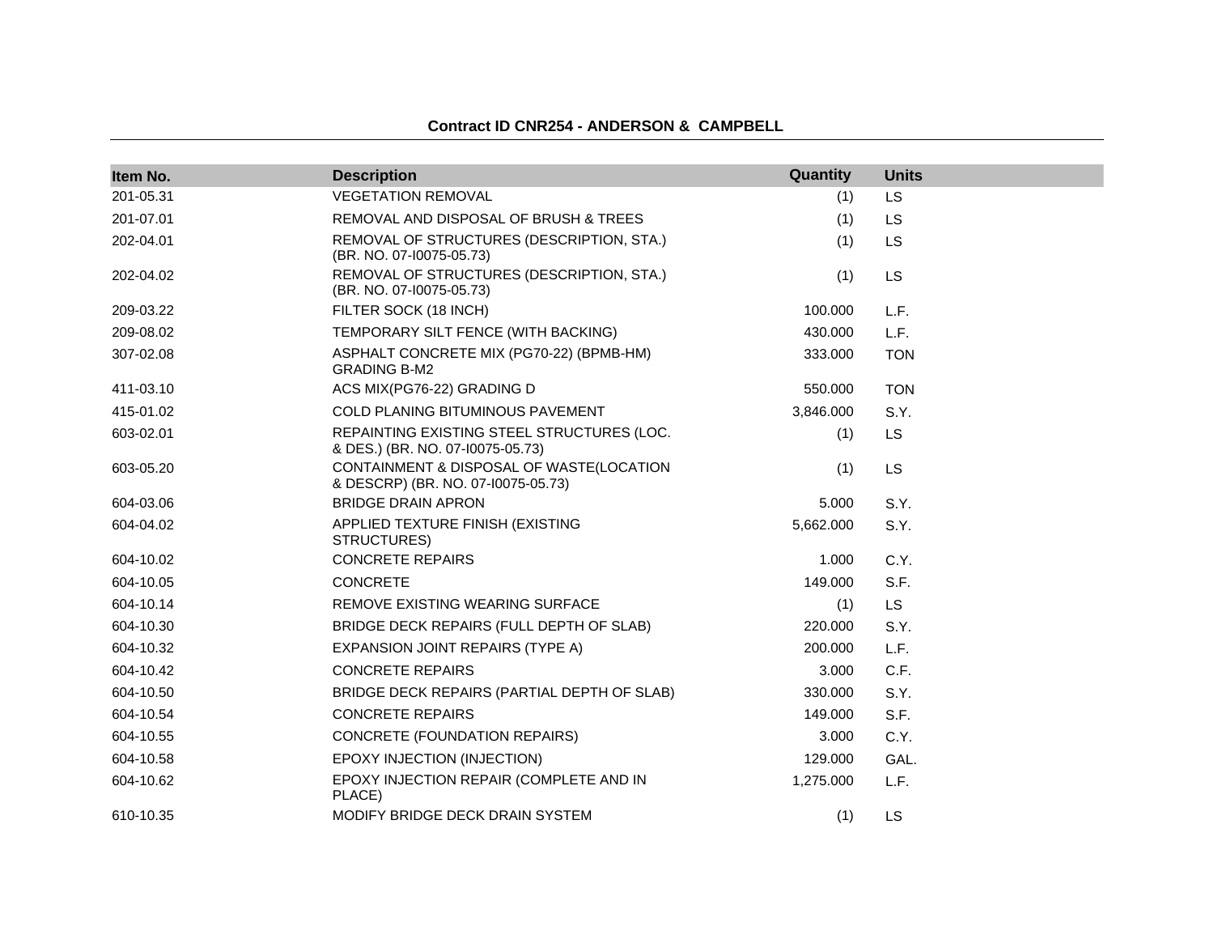**Contract ID CNR254 - ANDERSON & CAMPBELL**

| Item No. | Description | Quantity | Units |
|---|---|---|---|
| 201-05.31 | VEGETATION REMOVAL | (1) | LS |
| 201-07.01 | REMOVAL AND DISPOSAL OF BRUSH & TREES | (1) | LS |
| 202-04.01 | REMOVAL OF STRUCTURES (DESCRIPTION, STA.) (BR. NO. 07-I0075-05.73) | (1) | LS |
| 202-04.02 | REMOVAL OF STRUCTURES (DESCRIPTION, STA.) (BR. NO. 07-I0075-05.73) | (1) | LS |
| 209-03.22 | FILTER SOCK (18 INCH) | 100.000 | L.F. |
| 209-08.02 | TEMPORARY SILT FENCE (WITH BACKING) | 430.000 | L.F. |
| 307-02.08 | ASPHALT CONCRETE MIX (PG70-22) (BPMB-HM) GRADING B-M2 | 333.000 | TON |
| 411-03.10 | ACS MIX(PG76-22) GRADING D | 550.000 | TON |
| 415-01.02 | COLD PLANING BITUMINOUS PAVEMENT | 3,846.000 | S.Y. |
| 603-02.01 | REPAINTING EXISTING STEEL STRUCTURES (LOC. & DES.) (BR. NO. 07-I0075-05.73) | (1) | LS |
| 603-05.20 | CONTAINMENT & DISPOSAL OF WASTE(LOCATION & DESCRP) (BR. NO. 07-I0075-05.73) | (1) | LS |
| 604-03.06 | BRIDGE DRAIN APRON | 5.000 | S.Y. |
| 604-04.02 | APPLIED TEXTURE FINISH (EXISTING STRUCTURES) | 5,662.000 | S.Y. |
| 604-10.02 | CONCRETE REPAIRS | 1.000 | C.Y. |
| 604-10.05 | CONCRETE | 149.000 | S.F. |
| 604-10.14 | REMOVE EXISTING WEARING SURFACE | (1) | LS |
| 604-10.30 | BRIDGE DECK REPAIRS (FULL DEPTH OF SLAB) | 220.000 | S.Y. |
| 604-10.32 | EXPANSION JOINT REPAIRS (TYPE A) | 200.000 | L.F. |
| 604-10.42 | CONCRETE REPAIRS | 3.000 | C.F. |
| 604-10.50 | BRIDGE DECK REPAIRS (PARTIAL DEPTH OF SLAB) | 330.000 | S.Y. |
| 604-10.54 | CONCRETE REPAIRS | 149.000 | S.F. |
| 604-10.55 | CONCRETE (FOUNDATION REPAIRS) | 3.000 | C.Y. |
| 604-10.58 | EPOXY INJECTION (INJECTION) | 129.000 | GAL. |
| 604-10.62 | EPOXY INJECTION REPAIR (COMPLETE AND IN PLACE) | 1,275.000 | L.F. |
| 610-10.35 | MODIFY BRIDGE DECK DRAIN SYSTEM | (1) | LS |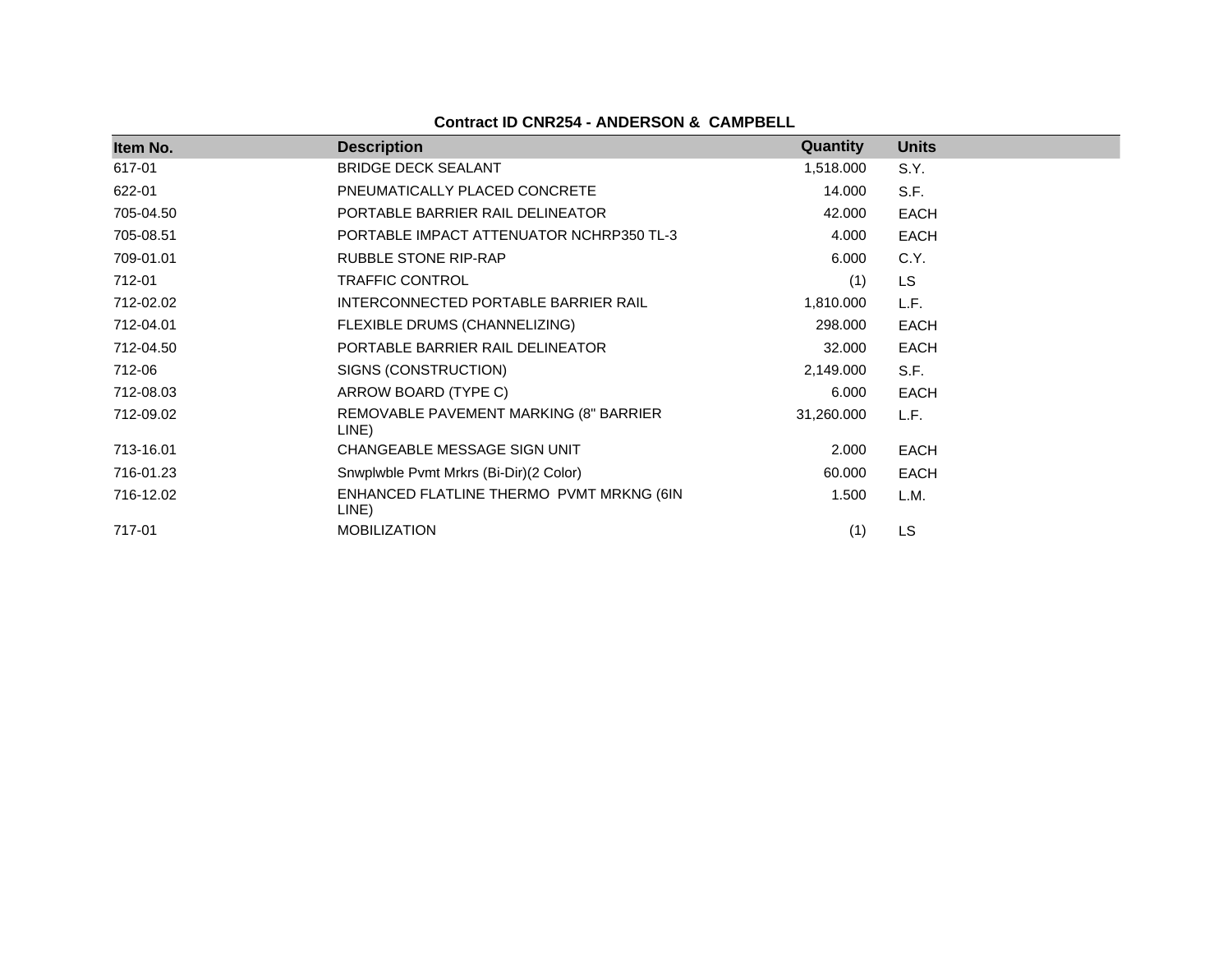**Contract ID CNR254 - ANDERSON & CAMPBELL**

| Item No. | Description | Quantity | Units |
|---|---|---|---|
| 617-01 | BRIDGE DECK SEALANT | 1,518.000 | S.Y. |
| 622-01 | PNEUMATICALLY PLACED CONCRETE | 14.000 | S.F. |
| 705-04.50 | PORTABLE BARRIER RAIL DELINEATOR | 42.000 | EACH |
| 705-08.51 | PORTABLE IMPACT ATTENUATOR NCHRP350 TL-3 | 4.000 | EACH |
| 709-01.01 | RUBBLE STONE RIP-RAP | 6.000 | C.Y. |
| 712-01 | TRAFFIC CONTROL | (1) | LS |
| 712-02.02 | INTERCONNECTED PORTABLE BARRIER RAIL | 1,810.000 | L.F. |
| 712-04.01 | FLEXIBLE DRUMS (CHANNELIZING) | 298.000 | EACH |
| 712-04.50 | PORTABLE BARRIER RAIL DELINEATOR | 32.000 | EACH |
| 712-06 | SIGNS (CONSTRUCTION) | 2,149.000 | S.F. |
| 712-08.03 | ARROW BOARD (TYPE C) | 6.000 | EACH |
| 712-09.02 | REMOVABLE PAVEMENT MARKING (8" BARRIER LINE) | 31,260.000 | L.F. |
| 713-16.01 | CHANGEABLE MESSAGE SIGN UNIT | 2.000 | EACH |
| 716-01.23 | Snwplwble Pvmt Mrkrs (Bi-Dir)(2 Color) | 60.000 | EACH |
| 716-12.02 | ENHANCED FLATLINE THERMO PVMT MRKNG (6IN LINE) | 1.500 | L.M. |
| 717-01 | MOBILIZATION | (1) | LS |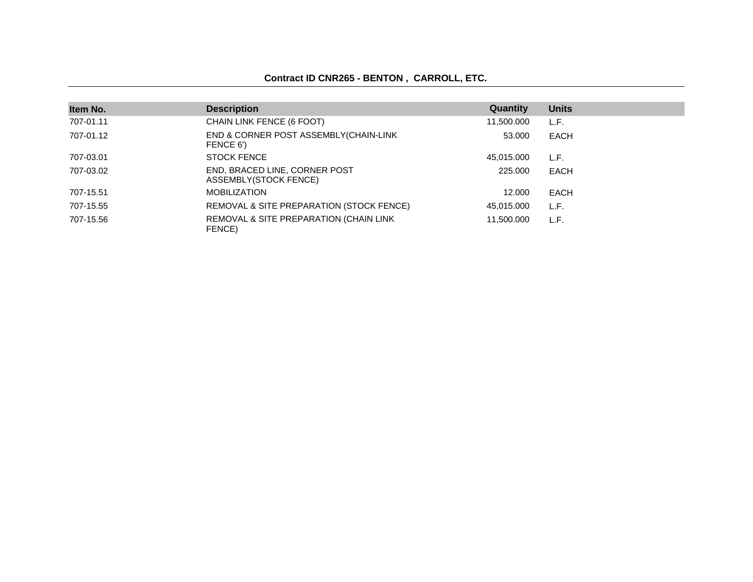**Contract ID CNR265 - BENTON , CARROLL, ETC.**

| Item No. | Description | Quantity | Units |
|---|---|---|---|
| 707-01.11 | CHAIN LINK FENCE (6 FOOT) | 11,500.000 | L.F. |
| 707-01.12 | END & CORNER POST ASSEMBLY(CHAIN-LINK FENCE 6') | 53.000 | EACH |
| 707-03.01 | STOCK FENCE | 45,015.000 | L.F. |
| 707-03.02 | END, BRACED LINE, CORNER POST ASSEMBLY(STOCK FENCE) | 225.000 | EACH |
| 707-15.51 | MOBILIZATION | 12.000 | EACH |
| 707-15.55 | REMOVAL & SITE PREPARATION (STOCK FENCE) | 45,015.000 | L.F. |
| 707-15.56 | REMOVAL & SITE PREPARATION (CHAIN LINK FENCE) | 11,500.000 | L.F. |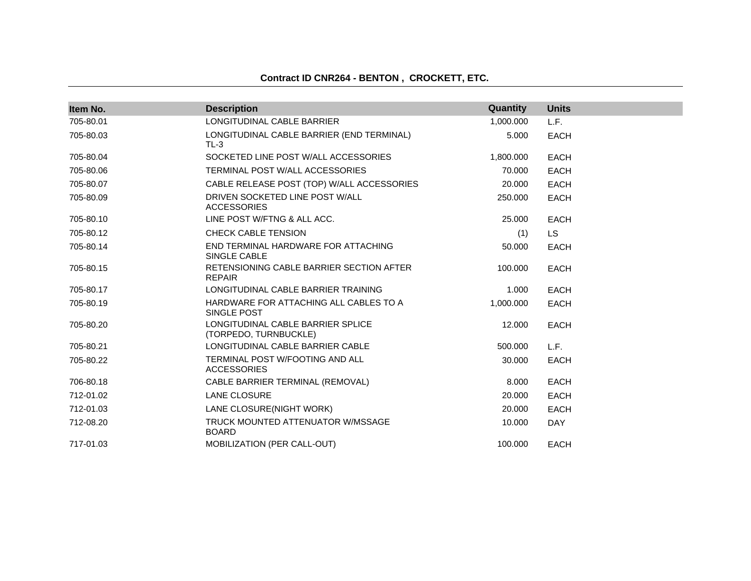**Contract ID CNR264 - BENTON , CROCKETT, ETC.**

| Item No. | Description | Quantity | Units |
|---|---|---|---|
| 705-80.01 | LONGITUDINAL CABLE BARRIER | 1,000.000 | L.F. |
| 705-80.03 | LONGITUDINAL CABLE BARRIER (END TERMINAL) TL-3 | 5.000 | EACH |
| 705-80.04 | SOCKETED LINE POST W/ALL ACCESSORIES | 1,800.000 | EACH |
| 705-80.06 | TERMINAL POST W/ALL ACCESSORIES | 70.000 | EACH |
| 705-80.07 | CABLE RELEASE POST (TOP) W/ALL ACCESSORIES | 20.000 | EACH |
| 705-80.09 | DRIVEN SOCKETED LINE POST W/ALL ACCESSORIES | 250.000 | EACH |
| 705-80.10 | LINE POST W/FTNG & ALL ACC. | 25.000 | EACH |
| 705-80.12 | CHECK CABLE TENSION | (1) | LS |
| 705-80.14 | END TERMINAL HARDWARE FOR ATTACHING SINGLE CABLE | 50.000 | EACH |
| 705-80.15 | RETENSIONING CABLE BARRIER SECTION AFTER REPAIR | 100.000 | EACH |
| 705-80.17 | LONGITUDINAL CABLE BARRIER TRAINING | 1.000 | EACH |
| 705-80.19 | HARDWARE FOR ATTACHING ALL CABLES TO A SINGLE POST | 1,000.000 | EACH |
| 705-80.20 | LONGITUDINAL CABLE BARRIER SPLICE (TORPEDO, TURNBUCKLE) | 12.000 | EACH |
| 705-80.21 | LONGITUDINAL CABLE BARRIER CABLE | 500.000 | L.F. |
| 705-80.22 | TERMINAL POST W/FOOTING AND ALL ACCESSORIES | 30.000 | EACH |
| 706-80.18 | CABLE BARRIER TERMINAL (REMOVAL) | 8.000 | EACH |
| 712-01.02 | LANE CLOSURE | 20.000 | EACH |
| 712-01.03 | LANE CLOSURE(NIGHT WORK) | 20.000 | EACH |
| 712-08.20 | TRUCK MOUNTED ATTENUATOR W/MSSAGE BOARD | 10.000 | DAY |
| 717-01.03 | MOBILIZATION (PER CALL-OUT) | 100.000 | EACH |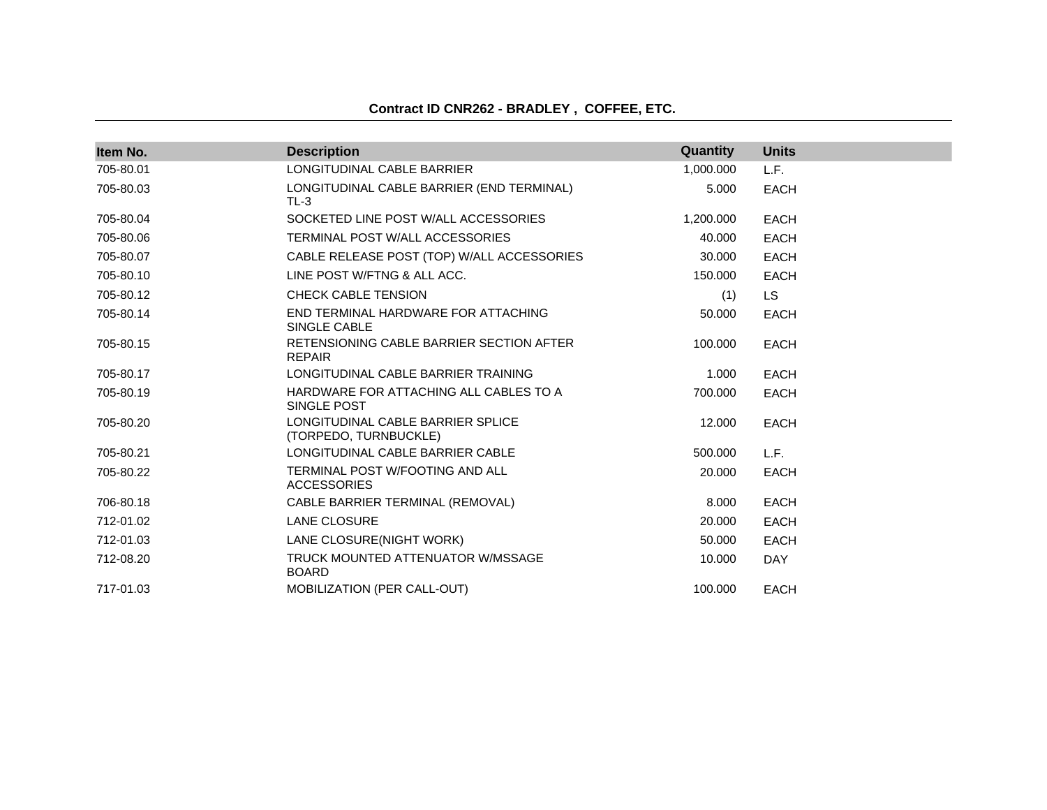**Contract ID CNR262 - BRADLEY , COFFEE, ETC.**

| Item No. | Description | Quantity | Units |
|---|---|---|---|
| 705-80.01 | LONGITUDINAL CABLE BARRIER | 1,000.000 | L.F. |
| 705-80.03 | LONGITUDINAL CABLE BARRIER (END TERMINAL) TL-3 | 5.000 | EACH |
| 705-80.04 | SOCKETED LINE POST W/ALL ACCESSORIES | 1,200.000 | EACH |
| 705-80.06 | TERMINAL POST W/ALL ACCESSORIES | 40.000 | EACH |
| 705-80.07 | CABLE RELEASE POST (TOP) W/ALL ACCESSORIES | 30.000 | EACH |
| 705-80.10 | LINE POST W/FTNG & ALL ACC. | 150.000 | EACH |
| 705-80.12 | CHECK CABLE TENSION | (1) | LS |
| 705-80.14 | END TERMINAL HARDWARE FOR ATTACHING SINGLE CABLE | 50.000 | EACH |
| 705-80.15 | RETENSIONING CABLE BARRIER SECTION AFTER REPAIR | 100.000 | EACH |
| 705-80.17 | LONGITUDINAL CABLE BARRIER TRAINING | 1.000 | EACH |
| 705-80.19 | HARDWARE FOR ATTACHING ALL CABLES TO A SINGLE POST | 700.000 | EACH |
| 705-80.20 | LONGITUDINAL CABLE BARRIER SPLICE (TORPEDO, TURNBUCKLE) | 12.000 | EACH |
| 705-80.21 | LONGITUDINAL CABLE BARRIER CABLE | 500.000 | L.F. |
| 705-80.22 | TERMINAL POST W/FOOTING AND ALL ACCESSORIES | 20.000 | EACH |
| 706-80.18 | CABLE BARRIER TERMINAL (REMOVAL) | 8.000 | EACH |
| 712-01.02 | LANE CLOSURE | 20.000 | EACH |
| 712-01.03 | LANE CLOSURE(NIGHT WORK) | 50.000 | EACH |
| 712-08.20 | TRUCK MOUNTED ATTENUATOR W/MSSAGE BOARD | 10.000 | DAY |
| 717-01.03 | MOBILIZATION (PER CALL-OUT) | 100.000 | EACH |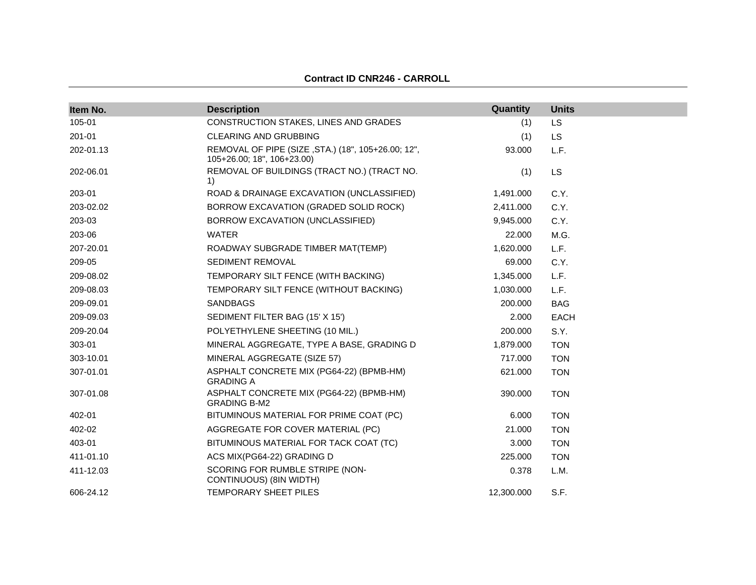**Contract ID CNR246 - CARROLL**

| Item No. | Description | Quantity | Units |
|---|---|---|---|
| 105-01 | CONSTRUCTION STAKES, LINES AND GRADES | (1) | LS |
| 201-01 | CLEARING AND GRUBBING | (1) | LS |
| 202-01.13 | REMOVAL OF PIPE (SIZE ,STA.) (18", 105+26.00; 12", 105+26.00; 18", 106+23.00) | 93.000 | L.F. |
| 202-06.01 | REMOVAL OF BUILDINGS (TRACT NO.) (TRACT NO. 1) | (1) | LS |
| 203-01 | ROAD & DRAINAGE EXCAVATION (UNCLASSIFIED) | 1,491.000 | C.Y. |
| 203-02.02 | BORROW EXCAVATION (GRADED SOLID ROCK) | 2,411.000 | C.Y. |
| 203-03 | BORROW EXCAVATION (UNCLASSIFIED) | 9,945.000 | C.Y. |
| 203-06 | WATER | 22.000 | M.G. |
| 207-20.01 | ROADWAY SUBGRADE TIMBER MAT(TEMP) | 1,620.000 | L.F. |
| 209-05 | SEDIMENT REMOVAL | 69.000 | C.Y. |
| 209-08.02 | TEMPORARY SILT FENCE (WITH BACKING) | 1,345.000 | L.F. |
| 209-08.03 | TEMPORARY SILT FENCE (WITHOUT BACKING) | 1,030.000 | L.F. |
| 209-09.01 | SANDBAGS | 200.000 | BAG |
| 209-09.03 | SEDIMENT FILTER BAG (15' X 15') | 2.000 | EACH |
| 209-20.04 | POLYETHYLENE SHEETING (10 MIL.) | 200.000 | S.Y. |
| 303-01 | MINERAL AGGREGATE, TYPE A BASE, GRADING D | 1,879.000 | TON |
| 303-10.01 | MINERAL AGGREGATE (SIZE 57) | 717.000 | TON |
| 307-01.01 | ASPHALT CONCRETE MIX (PG64-22) (BPMB-HM) GRADING A | 621.000 | TON |
| 307-01.08 | ASPHALT CONCRETE MIX (PG64-22) (BPMB-HM) GRADING B-M2 | 390.000 | TON |
| 402-01 | BITUMINOUS MATERIAL FOR PRIME COAT (PC) | 6.000 | TON |
| 402-02 | AGGREGATE FOR COVER MATERIAL (PC) | 21.000 | TON |
| 403-01 | BITUMINOUS MATERIAL FOR TACK COAT (TC) | 3.000 | TON |
| 411-01.10 | ACS MIX(PG64-22) GRADING D | 225.000 | TON |
| 411-12.03 | SCORING FOR RUMBLE STRIPE (NON-CONTINUOUS) (8IN WIDTH) | 0.378 | L.M. |
| 606-24.12 | TEMPORARY SHEET PILES | 12,300.000 | S.F. |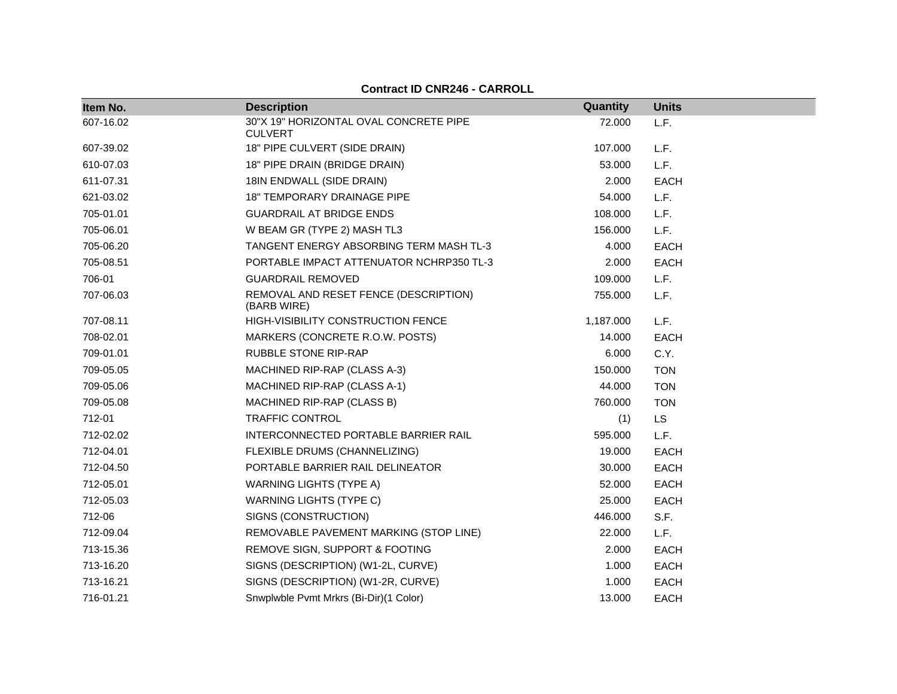**Contract ID CNR246 - CARROLL**

| Item No. | Description | Quantity | Units |
|---|---|---|---|
| 607-16.02 | 30"X 19" HORIZONTAL OVAL CONCRETE PIPE CULVERT | 72.000 | L.F. |
| 607-39.02 | 18" PIPE CULVERT (SIDE DRAIN) | 107.000 | L.F. |
| 610-07.03 | 18" PIPE DRAIN (BRIDGE DRAIN) | 53.000 | L.F. |
| 611-07.31 | 18IN ENDWALL (SIDE DRAIN) | 2.000 | EACH |
| 621-03.02 | 18" TEMPORARY DRAINAGE PIPE | 54.000 | L.F. |
| 705-01.01 | GUARDRAIL AT BRIDGE ENDS | 108.000 | L.F. |
| 705-06.01 | W BEAM GR (TYPE 2) MASH TL3 | 156.000 | L.F. |
| 705-06.20 | TANGENT ENERGY ABSORBING TERM MASH TL-3 | 4.000 | EACH |
| 705-08.51 | PORTABLE IMPACT ATTENUATOR NCHRP350 TL-3 | 2.000 | EACH |
| 706-01 | GUARDRAIL REMOVED | 109.000 | L.F. |
| 707-06.03 | REMOVAL AND RESET FENCE (DESCRIPTION) (BARB WIRE) | 755.000 | L.F. |
| 707-08.11 | HIGH-VISIBILITY CONSTRUCTION FENCE | 1,187.000 | L.F. |
| 708-02.01 | MARKERS (CONCRETE R.O.W. POSTS) | 14.000 | EACH |
| 709-01.01 | RUBBLE STONE RIP-RAP | 6.000 | C.Y. |
| 709-05.05 | MACHINED RIP-RAP (CLASS A-3) | 150.000 | TON |
| 709-05.06 | MACHINED RIP-RAP (CLASS A-1) | 44.000 | TON |
| 709-05.08 | MACHINED RIP-RAP (CLASS B) | 760.000 | TON |
| 712-01 | TRAFFIC CONTROL | (1) | LS |
| 712-02.02 | INTERCONNECTED PORTABLE BARRIER RAIL | 595.000 | L.F. |
| 712-04.01 | FLEXIBLE DRUMS (CHANNELIZING) | 19.000 | EACH |
| 712-04.50 | PORTABLE BARRIER RAIL DELINEATOR | 30.000 | EACH |
| 712-05.01 | WARNING LIGHTS (TYPE A) | 52.000 | EACH |
| 712-05.03 | WARNING LIGHTS (TYPE C) | 25.000 | EACH |
| 712-06 | SIGNS (CONSTRUCTION) | 446.000 | S.F. |
| 712-09.04 | REMOVABLE PAVEMENT MARKING (STOP LINE) | 22.000 | L.F. |
| 713-15.36 | REMOVE SIGN, SUPPORT & FOOTING | 2.000 | EACH |
| 713-16.20 | SIGNS (DESCRIPTION) (W1-2L, CURVE) | 1.000 | EACH |
| 713-16.21 | SIGNS (DESCRIPTION) (W1-2R, CURVE) | 1.000 | EACH |
| 716-01.21 | Snwplwble Pvmt Mrkrs (Bi-Dir)(1 Color) | 13.000 | EACH |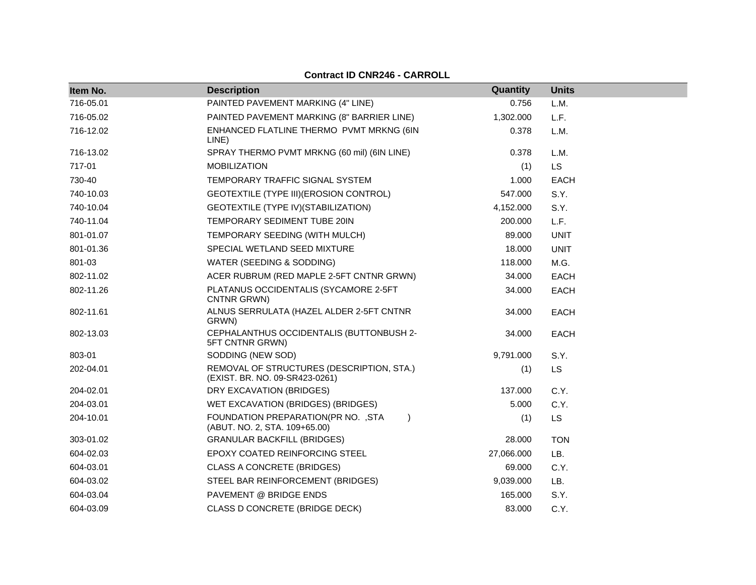**Contract ID CNR246 - CARROLL**

| Item No. | Description | Quantity | Units |
|---|---|---|---|
| 716-05.01 | PAINTED PAVEMENT MARKING (4" LINE) | 0.756 | L.M. |
| 716-05.02 | PAINTED PAVEMENT MARKING (8" BARRIER LINE) | 1,302.000 | L.F. |
| 716-12.02 | ENHANCED FLATLINE THERMO PVMT MRKNG (6IN LINE) | 0.378 | L.M. |
| 716-13.02 | SPRAY THERMO PVMT MRKNG (60 mil) (6IN LINE) | 0.378 | L.M. |
| 717-01 | MOBILIZATION | (1) | LS |
| 730-40 | TEMPORARY TRAFFIC SIGNAL SYSTEM | 1.000 | EACH |
| 740-10.03 | GEOTEXTILE (TYPE III)(EROSION CONTROL) | 547.000 | S.Y. |
| 740-10.04 | GEOTEXTILE (TYPE IV)(STABILIZATION) | 4,152.000 | S.Y. |
| 740-11.04 | TEMPORARY SEDIMENT TUBE 20IN | 200.000 | L.F. |
| 801-01.07 | TEMPORARY SEEDING (WITH MULCH) | 89.000 | UNIT |
| 801-01.36 | SPECIAL WETLAND SEED MIXTURE | 18.000 | UNIT |
| 801-03 | WATER (SEEDING & SODDING) | 118.000 | M.G. |
| 802-11.02 | ACER RUBRUM (RED MAPLE 2-5FT CNTNR GRWN) | 34.000 | EACH |
| 802-11.26 | PLATANUS OCCIDENTALIS (SYCAMORE 2-5FT CNTNR GRWN) | 34.000 | EACH |
| 802-11.61 | ALNUS SERRULATA (HAZEL ALDER 2-5FT CNTNR GRWN) | 34.000 | EACH |
| 802-13.03 | CEPHALANTHUS OCCIDENTALIS (BUTTONBUSH 2-5FT CNTNR GRWN) | 34.000 | EACH |
| 803-01 | SODDING (NEW SOD) | 9,791.000 | S.Y. |
| 202-04.01 | REMOVAL OF STRUCTURES (DESCRIPTION, STA.) (EXIST. BR. NO. 09-SR423-0261) | (1) | LS |
| 204-02.01 | DRY EXCAVATION (BRIDGES) | 137.000 | C.Y. |
| 204-03.01 | WET EXCAVATION (BRIDGES) (BRIDGES) | 5.000 | C.Y. |
| 204-10.01 | FOUNDATION PREPARATION(PR NO. ,STA ) (ABUT. NO. 2, STA. 109+65.00) | (1) | LS |
| 303-01.02 | GRANULAR BACKFILL (BRIDGES) | 28.000 | TON |
| 604-02.03 | EPOXY COATED REINFORCING STEEL | 27,066.000 | LB. |
| 604-03.01 | CLASS A CONCRETE (BRIDGES) | 69.000 | C.Y. |
| 604-03.02 | STEEL BAR REINFORCEMENT (BRIDGES) | 9,039.000 | LB. |
| 604-03.04 | PAVEMENT @ BRIDGE ENDS | 165.000 | S.Y. |
| 604-03.09 | CLASS D CONCRETE (BRIDGE DECK) | 83.000 | C.Y. |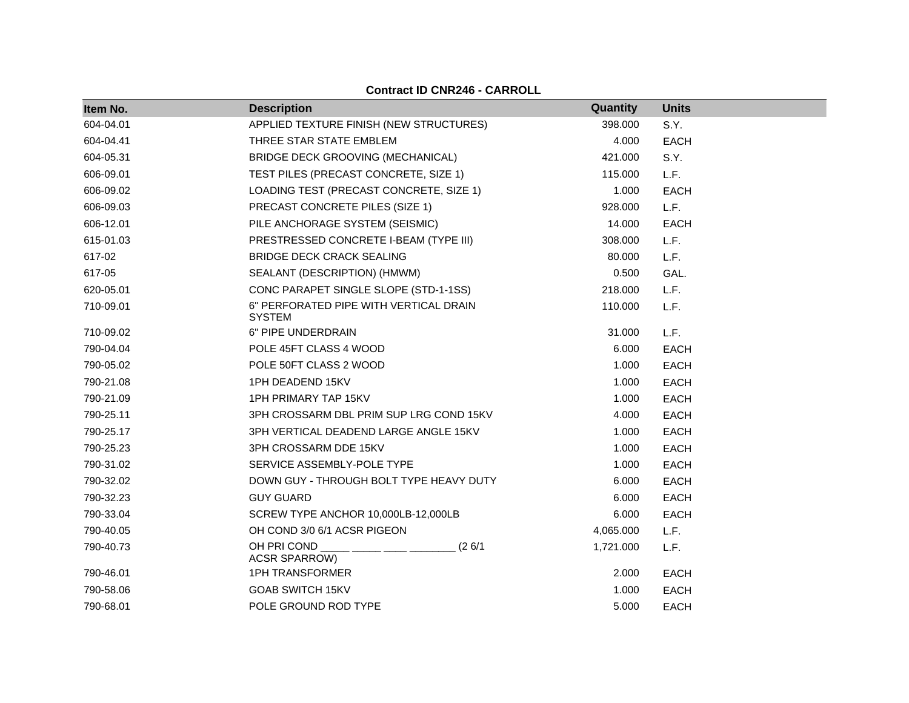**Contract ID CNR246 - CARROLL**

| Item No. | Description | Quantity | Units |
|---|---|---|---|
| 604-04.01 | APPLIED TEXTURE FINISH (NEW STRUCTURES) | 398.000 | S.Y. |
| 604-04.41 | THREE STAR STATE EMBLEM | 4.000 | EACH |
| 604-05.31 | BRIDGE DECK GROOVING (MECHANICAL) | 421.000 | S.Y. |
| 606-09.01 | TEST PILES (PRECAST CONCRETE, SIZE 1) | 115.000 | L.F. |
| 606-09.02 | LOADING TEST (PRECAST CONCRETE, SIZE 1) | 1.000 | EACH |
| 606-09.03 | PRECAST CONCRETE PILES (SIZE 1) | 928.000 | L.F. |
| 606-12.01 | PILE ANCHORAGE SYSTEM (SEISMIC) | 14.000 | EACH |
| 615-01.03 | PRESTRESSED CONCRETE I-BEAM (TYPE III) | 308.000 | L.F. |
| 617-02 | BRIDGE DECK CRACK SEALING | 80.000 | L.F. |
| 617-05 | SEALANT (DESCRIPTION) (HMWM) | 0.500 | GAL. |
| 620-05.01 | CONC PARAPET SINGLE SLOPE (STD-1-1SS) | 218.000 | L.F. |
| 710-09.01 | 6" PERFORATED PIPE WITH VERTICAL DRAIN SYSTEM | 110.000 | L.F. |
| 710-09.02 | 6" PIPE UNDERDRAIN | 31.000 | L.F. |
| 790-04.04 | POLE 45FT CLASS 4 WOOD | 6.000 | EACH |
| 790-05.02 | POLE 50FT CLASS 2 WOOD | 1.000 | EACH |
| 790-21.08 | 1PH DEADEND 15KV | 1.000 | EACH |
| 790-21.09 | 1PH PRIMARY TAP 15KV | 1.000 | EACH |
| 790-25.11 | 3PH CROSSARM DBL PRIM SUP LRG COND 15KV | 4.000 | EACH |
| 790-25.17 | 3PH VERTICAL DEADEND LARGE ANGLE 15KV | 1.000 | EACH |
| 790-25.23 | 3PH CROSSARM DDE 15KV | 1.000 | EACH |
| 790-31.02 | SERVICE ASSEMBLY-POLE TYPE | 1.000 | EACH |
| 790-32.02 | DOWN GUY - THROUGH BOLT TYPE HEAVY DUTY | 6.000 | EACH |
| 790-32.23 | GUY GUARD | 6.000 | EACH |
| 790-33.04 | SCREW TYPE ANCHOR 10,000LB-12,000LB | 6.000 | EACH |
| 790-40.05 | OH COND 3/0 6/1 ACSR PIGEON | 4,065.000 | L.F. |
| 790-40.73 | OH PRI COND _____ _____ ____ ________ (2 6/1 ACSR SPARROW) | 1,721.000 | L.F. |
| 790-46.01 | 1PH TRANSFORMER | 2.000 | EACH |
| 790-58.06 | GOAB SWITCH 15KV | 1.000 | EACH |
| 790-68.01 | POLE GROUND ROD TYPE | 5.000 | EACH |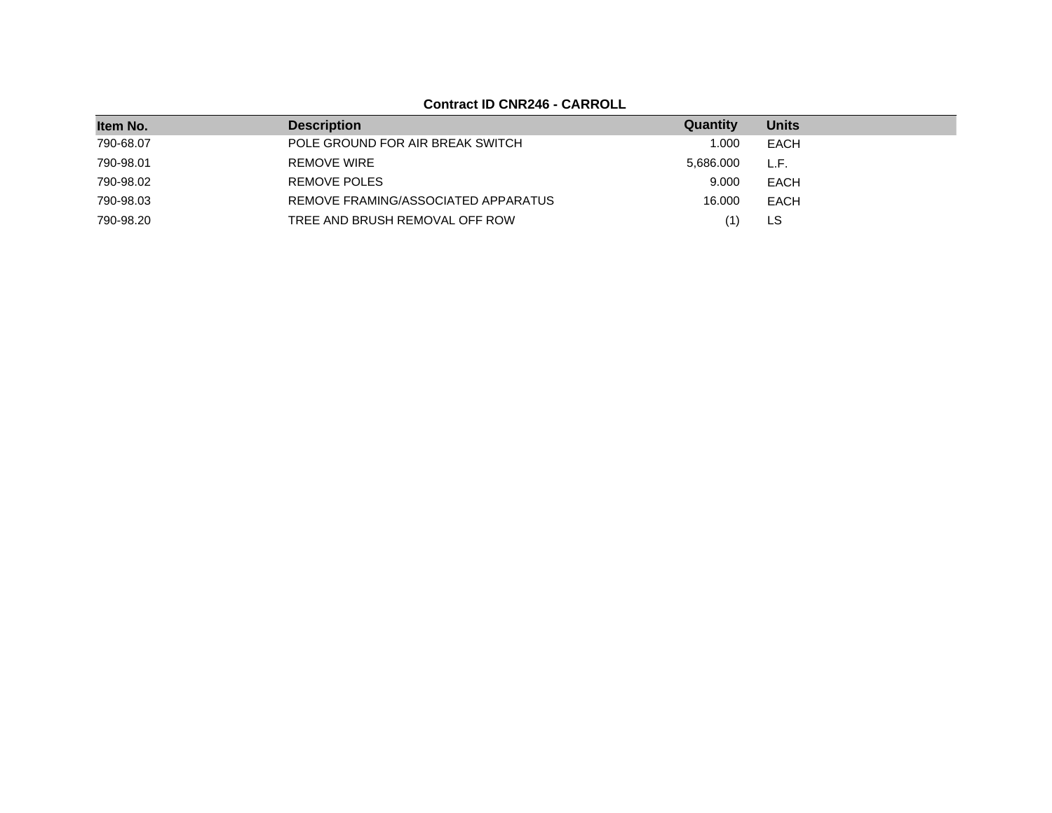**Contract ID CNR246 - CARROLL**

| Item No. | Description | Quantity | Units |
|---|---|---|---|
| 790-68.07 | POLE GROUND FOR AIR BREAK SWITCH | 1.000 | EACH |
| 790-98.01 | REMOVE WIRE | 5,686.000 | L.F. |
| 790-98.02 | REMOVE POLES | 9.000 | EACH |
| 790-98.03 | REMOVE FRAMING/ASSOCIATED APPARATUS | 16.000 | EACH |
| 790-98.20 | TREE AND BRUSH REMOVAL OFF ROW | (1) | LS |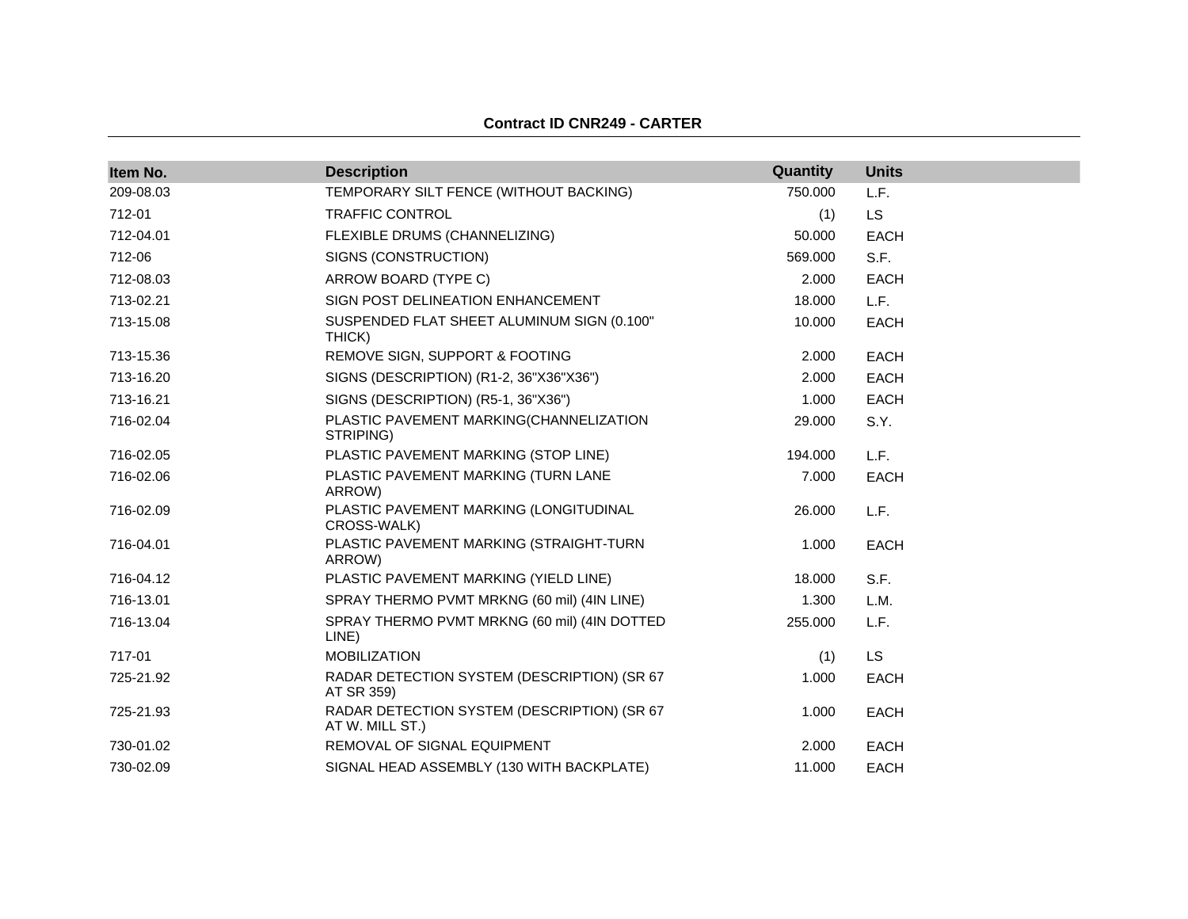**Contract ID CNR249 - CARTER**

| Item No. | Description | Quantity | Units |
|---|---|---|---|
| 209-08.03 | TEMPORARY SILT FENCE (WITHOUT BACKING) | 750.000 | L.F. |
| 712-01 | TRAFFIC CONTROL | (1) | LS |
| 712-04.01 | FLEXIBLE DRUMS (CHANNELIZING) | 50.000 | EACH |
| 712-06 | SIGNS (CONSTRUCTION) | 569.000 | S.F. |
| 712-08.03 | ARROW BOARD (TYPE C) | 2.000 | EACH |
| 713-02.21 | SIGN POST DELINEATION ENHANCEMENT | 18.000 | L.F. |
| 713-15.08 | SUSPENDED FLAT SHEET ALUMINUM SIGN (0.100" THICK) | 10.000 | EACH |
| 713-15.36 | REMOVE SIGN, SUPPORT & FOOTING | 2.000 | EACH |
| 713-16.20 | SIGNS (DESCRIPTION) (R1-2, 36"X36"X36") | 2.000 | EACH |
| 713-16.21 | SIGNS (DESCRIPTION) (R5-1, 36"X36") | 1.000 | EACH |
| 716-02.04 | PLASTIC PAVEMENT MARKING(CHANNELIZATION STRIPING) | 29.000 | S.Y. |
| 716-02.05 | PLASTIC PAVEMENT MARKING (STOP LINE) | 194.000 | L.F. |
| 716-02.06 | PLASTIC PAVEMENT MARKING (TURN LANE ARROW) | 7.000 | EACH |
| 716-02.09 | PLASTIC PAVEMENT MARKING (LONGITUDINAL CROSS-WALK) | 26.000 | L.F. |
| 716-04.01 | PLASTIC PAVEMENT MARKING (STRAIGHT-TURN ARROW) | 1.000 | EACH |
| 716-04.12 | PLASTIC PAVEMENT MARKING (YIELD LINE) | 18.000 | S.F. |
| 716-13.01 | SPRAY THERMO PVMT MRKNG (60 mil) (4IN LINE) | 1.300 | L.M. |
| 716-13.04 | SPRAY THERMO PVMT MRKNG (60 mil) (4IN DOTTED LINE) | 255.000 | L.F. |
| 717-01 | MOBILIZATION | (1) | LS |
| 725-21.92 | RADAR DETECTION SYSTEM (DESCRIPTION) (SR 67 AT SR 359) | 1.000 | EACH |
| 725-21.93 | RADAR DETECTION SYSTEM (DESCRIPTION) (SR 67 AT W. MILL ST.) | 1.000 | EACH |
| 730-01.02 | REMOVAL OF SIGNAL EQUIPMENT | 2.000 | EACH |
| 730-02.09 | SIGNAL HEAD ASSEMBLY (130 WITH BACKPLATE) | 11.000 | EACH |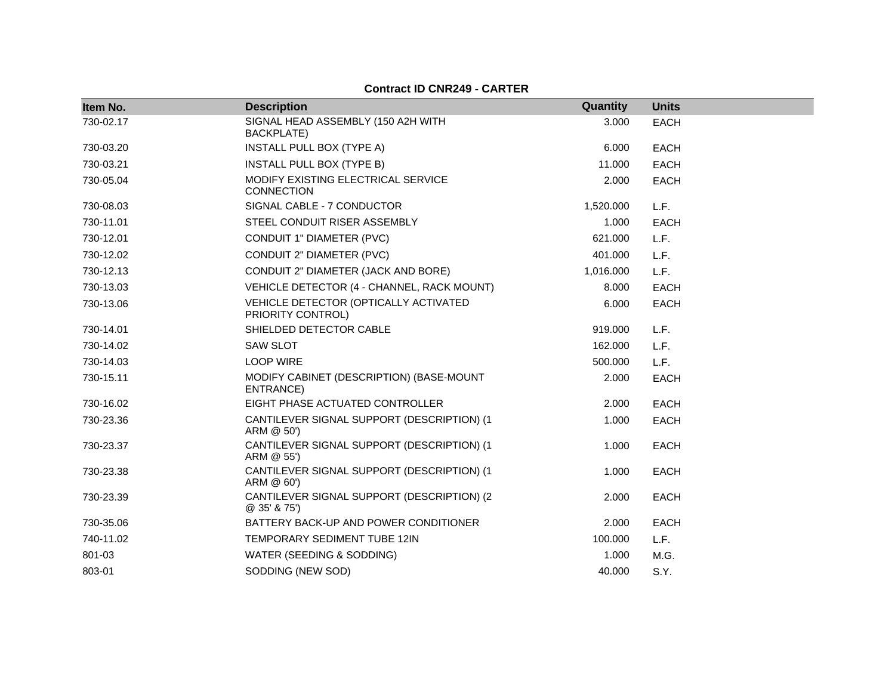**Contract ID CNR249 - CARTER**

| Item No. | Description | Quantity | Units |
|---|---|---|---|
| 730-02.17 | SIGNAL HEAD ASSEMBLY (150 A2H WITH BACKPLATE) | 3.000 | EACH |
| 730-03.20 | INSTALL PULL BOX (TYPE A) | 6.000 | EACH |
| 730-03.21 | INSTALL PULL BOX (TYPE B) | 11.000 | EACH |
| 730-05.04 | MODIFY EXISTING ELECTRICAL SERVICE CONNECTION | 2.000 | EACH |
| 730-08.03 | SIGNAL CABLE - 7 CONDUCTOR | 1,520.000 | L.F. |
| 730-11.01 | STEEL CONDUIT RISER ASSEMBLY | 1.000 | EACH |
| 730-12.01 | CONDUIT 1" DIAMETER (PVC) | 621.000 | L.F. |
| 730-12.02 | CONDUIT 2" DIAMETER (PVC) | 401.000 | L.F. |
| 730-12.13 | CONDUIT 2" DIAMETER (JACK AND BORE) | 1,016.000 | L.F. |
| 730-13.03 | VEHICLE DETECTOR (4 - CHANNEL, RACK MOUNT) | 8.000 | EACH |
| 730-13.06 | VEHICLE DETECTOR (OPTICALLY ACTIVATED PRIORITY CONTROL) | 6.000 | EACH |
| 730-14.01 | SHIELDED DETECTOR CABLE | 919.000 | L.F. |
| 730-14.02 | SAW SLOT | 162.000 | L.F. |
| 730-14.03 | LOOP WIRE | 500.000 | L.F. |
| 730-15.11 | MODIFY CABINET (DESCRIPTION) (BASE-MOUNT ENTRANCE) | 2.000 | EACH |
| 730-16.02 | EIGHT PHASE ACTUATED CONTROLLER | 2.000 | EACH |
| 730-23.36 | CANTILEVER SIGNAL SUPPORT (DESCRIPTION) (1 ARM @ 50') | 1.000 | EACH |
| 730-23.37 | CANTILEVER SIGNAL SUPPORT (DESCRIPTION) (1 ARM @ 55') | 1.000 | EACH |
| 730-23.38 | CANTILEVER SIGNAL SUPPORT (DESCRIPTION) (1 ARM @ 60') | 1.000 | EACH |
| 730-23.39 | CANTILEVER SIGNAL SUPPORT (DESCRIPTION) (2 @ 35' & 75') | 2.000 | EACH |
| 730-35.06 | BATTERY BACK-UP AND POWER CONDITIONER | 2.000 | EACH |
| 740-11.02 | TEMPORARY SEDIMENT TUBE 12IN | 100.000 | L.F. |
| 801-03 | WATER (SEEDING & SODDING) | 1.000 | M.G. |
| 803-01 | SODDING (NEW SOD) | 40.000 | S.Y. |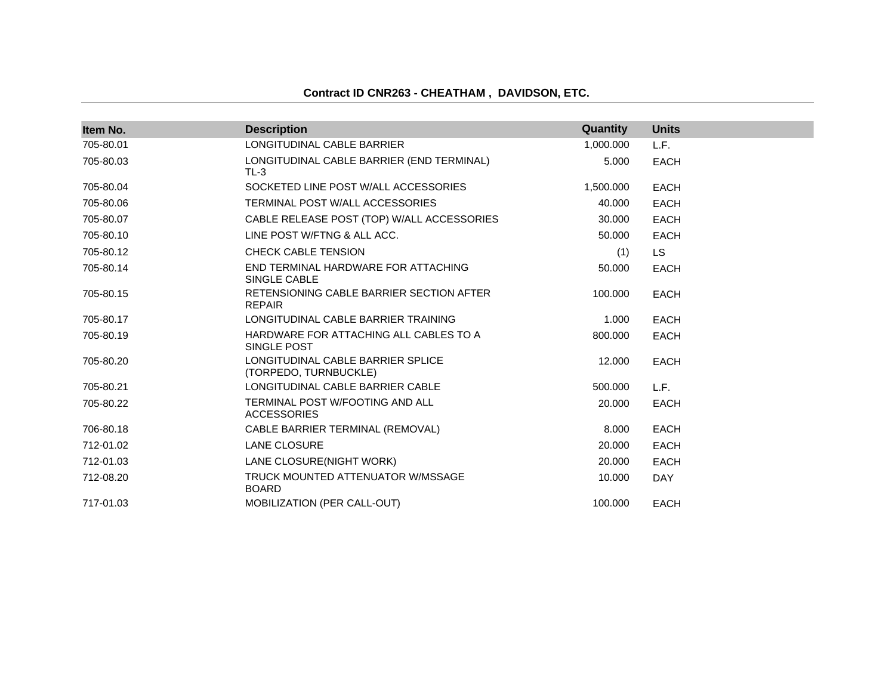**Contract ID CNR263 - CHEATHAM , DAVIDSON, ETC.**

| Item No. | Description | Quantity | Units |
|---|---|---|---|
| 705-80.01 | LONGITUDINAL CABLE BARRIER | 1,000.000 | L.F. |
| 705-80.03 | LONGITUDINAL CABLE BARRIER (END TERMINAL) TL-3 | 5.000 | EACH |
| 705-80.04 | SOCKETED LINE POST W/ALL ACCESSORIES | 1,500.000 | EACH |
| 705-80.06 | TERMINAL POST W/ALL ACCESSORIES | 40.000 | EACH |
| 705-80.07 | CABLE RELEASE POST (TOP) W/ALL ACCESSORIES | 30.000 | EACH |
| 705-80.10 | LINE POST W/FTNG & ALL ACC. | 50.000 | EACH |
| 705-80.12 | CHECK CABLE TENSION | (1) | LS |
| 705-80.14 | END TERMINAL HARDWARE FOR ATTACHING SINGLE CABLE | 50.000 | EACH |
| 705-80.15 | RETENSIONING CABLE BARRIER SECTION AFTER REPAIR | 100.000 | EACH |
| 705-80.17 | LONGITUDINAL CABLE BARRIER TRAINING | 1.000 | EACH |
| 705-80.19 | HARDWARE FOR ATTACHING ALL CABLES TO A SINGLE POST | 800.000 | EACH |
| 705-80.20 | LONGITUDINAL CABLE BARRIER SPLICE (TORPEDO, TURNBUCKLE) | 12.000 | EACH |
| 705-80.21 | LONGITUDINAL CABLE BARRIER CABLE | 500.000 | L.F. |
| 705-80.22 | TERMINAL POST W/FOOTING AND ALL ACCESSORIES | 20.000 | EACH |
| 706-80.18 | CABLE BARRIER TERMINAL (REMOVAL) | 8.000 | EACH |
| 712-01.02 | LANE CLOSURE | 20.000 | EACH |
| 712-01.03 | LANE CLOSURE(NIGHT WORK) | 20.000 | EACH |
| 712-08.20 | TRUCK MOUNTED ATTENUATOR W/MSSAGE BOARD | 10.000 | DAY |
| 717-01.03 | MOBILIZATION (PER CALL-OUT) | 100.000 | EACH |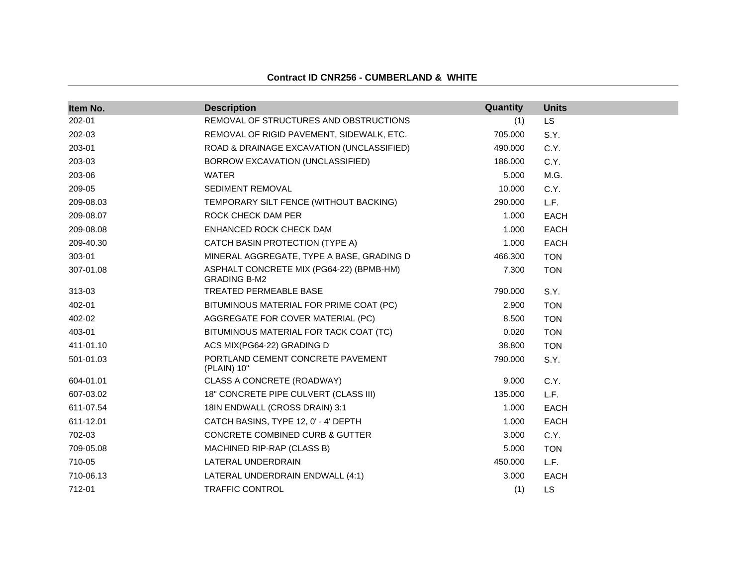**Contract ID CNR256 - CUMBERLAND & WHITE**

| Item No. | Description | Quantity | Units |
|---|---|---|---|
| 202-01 | REMOVAL OF STRUCTURES AND OBSTRUCTIONS | (1) | LS |
| 202-03 | REMOVAL OF RIGID PAVEMENT, SIDEWALK, ETC. | 705.000 | S.Y. |
| 203-01 | ROAD & DRAINAGE EXCAVATION (UNCLASSIFIED) | 490.000 | C.Y. |
| 203-03 | BORROW EXCAVATION (UNCLASSIFIED) | 186.000 | C.Y. |
| 203-06 | WATER | 5.000 | M.G. |
| 209-05 | SEDIMENT REMOVAL | 10.000 | C.Y. |
| 209-08.03 | TEMPORARY SILT FENCE (WITHOUT BACKING) | 290.000 | L.F. |
| 209-08.07 | ROCK CHECK DAM PER | 1.000 | EACH |
| 209-08.08 | ENHANCED ROCK CHECK DAM | 1.000 | EACH |
| 209-40.30 | CATCH BASIN PROTECTION (TYPE A) | 1.000 | EACH |
| 303-01 | MINERAL AGGREGATE, TYPE A BASE, GRADING D | 466.300 | TON |
| 307-01.08 | ASPHALT CONCRETE MIX (PG64-22) (BPMB-HM) GRADING B-M2 | 7.300 | TON |
| 313-03 | TREATED PERMEABLE BASE | 790.000 | S.Y. |
| 402-01 | BITUMINOUS MATERIAL FOR PRIME COAT (PC) | 2.900 | TON |
| 402-02 | AGGREGATE FOR COVER MATERIAL (PC) | 8.500 | TON |
| 403-01 | BITUMINOUS MATERIAL FOR TACK COAT (TC) | 0.020 | TON |
| 411-01.10 | ACS MIX(PG64-22) GRADING D | 38.800 | TON |
| 501-01.03 | PORTLAND CEMENT CONCRETE PAVEMENT (PLAIN) 10" | 790.000 | S.Y. |
| 604-01.01 | CLASS A CONCRETE (ROADWAY) | 9.000 | C.Y. |
| 607-03.02 | 18" CONCRETE PIPE CULVERT (CLASS III) | 135.000 | L.F. |
| 611-07.54 | 18IN ENDWALL (CROSS DRAIN) 3:1 | 1.000 | EACH |
| 611-12.01 | CATCH BASINS, TYPE 12, 0' - 4' DEPTH | 1.000 | EACH |
| 702-03 | CONCRETE COMBINED CURB & GUTTER | 3.000 | C.Y. |
| 709-05.08 | MACHINED RIP-RAP (CLASS B) | 5.000 | TON |
| 710-05 | LATERAL UNDERDRAIN | 450.000 | L.F. |
| 710-06.13 | LATERAL UNDERDRAIN ENDWALL (4:1) | 3.000 | EACH |
| 712-01 | TRAFFIC CONTROL | (1) | LS |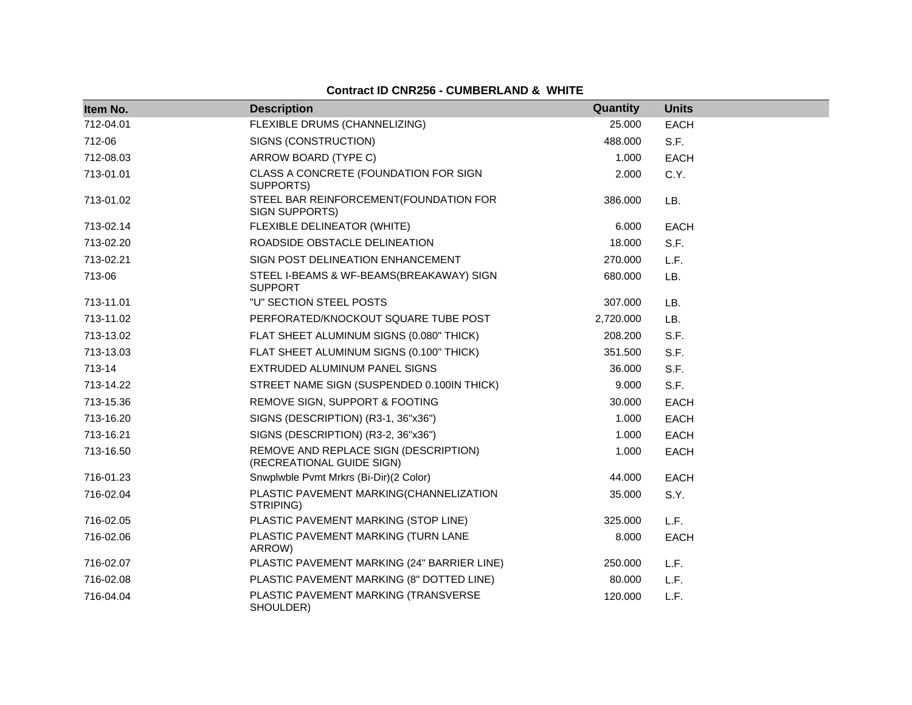**Contract ID CNR256 - CUMBERLAND & WHITE**

| Item No. | Description | Quantity | Units |
|---|---|---|---|
| 712-04.01 | FLEXIBLE DRUMS (CHANNELIZING) | 25.000 | EACH |
| 712-06 | SIGNS (CONSTRUCTION) | 488.000 | S.F. |
| 712-08.03 | ARROW BOARD (TYPE C) | 1.000 | EACH |
| 713-01.01 | CLASS A CONCRETE (FOUNDATION FOR SIGN SUPPORTS) | 2.000 | C.Y. |
| 713-01.02 | STEEL BAR REINFORCEMENT(FOUNDATION FOR SIGN SUPPORTS) | 386.000 | LB. |
| 713-02.14 | FLEXIBLE DELINEATOR (WHITE) | 6.000 | EACH |
| 713-02.20 | ROADSIDE OBSTACLE DELINEATION | 18.000 | S.F. |
| 713-02.21 | SIGN POST DELINEATION ENHANCEMENT | 270.000 | L.F. |
| 713-06 | STEEL I-BEAMS & WF-BEAMS(BREAKAWAY) SIGN SUPPORT | 680.000 | LB. |
| 713-11.01 | "U" SECTION STEEL POSTS | 307.000 | LB. |
| 713-11.02 | PERFORATED/KNOCKOUT SQUARE TUBE POST | 2,720.000 | LB. |
| 713-13.02 | FLAT SHEET ALUMINUM SIGNS (0.080" THICK) | 208.200 | S.F. |
| 713-13.03 | FLAT SHEET ALUMINUM SIGNS (0.100" THICK) | 351.500 | S.F. |
| 713-14 | EXTRUDED ALUMINUM PANEL SIGNS | 36.000 | S.F. |
| 713-14.22 | STREET NAME SIGN (SUSPENDED 0.100IN THICK) | 9.000 | S.F. |
| 713-15.36 | REMOVE SIGN, SUPPORT & FOOTING | 30.000 | EACH |
| 713-16.20 | SIGNS (DESCRIPTION) (R3-1, 36"x36") | 1.000 | EACH |
| 713-16.21 | SIGNS (DESCRIPTION) (R3-2, 36"x36") | 1.000 | EACH |
| 713-16.50 | REMOVE AND REPLACE SIGN (DESCRIPTION) (RECREATIONAL GUIDE SIGN) | 1.000 | EACH |
| 716-01.23 | Snwplwble Pvmt Mrkrs (Bi-Dir)(2 Color) | 44.000 | EACH |
| 716-02.04 | PLASTIC PAVEMENT MARKING(CHANNELIZATION STRIPING) | 35.000 | S.Y. |
| 716-02.05 | PLASTIC PAVEMENT MARKING (STOP LINE) | 325.000 | L.F. |
| 716-02.06 | PLASTIC PAVEMENT MARKING (TURN LANE ARROW) | 8.000 | EACH |
| 716-02.07 | PLASTIC PAVEMENT MARKING (24" BARRIER LINE) | 250.000 | L.F. |
| 716-02.08 | PLASTIC PAVEMENT MARKING (8" DOTTED LINE) | 80.000 | L.F. |
| 716-04.04 | PLASTIC PAVEMENT MARKING (TRANSVERSE SHOULDER) | 120.000 | L.F. |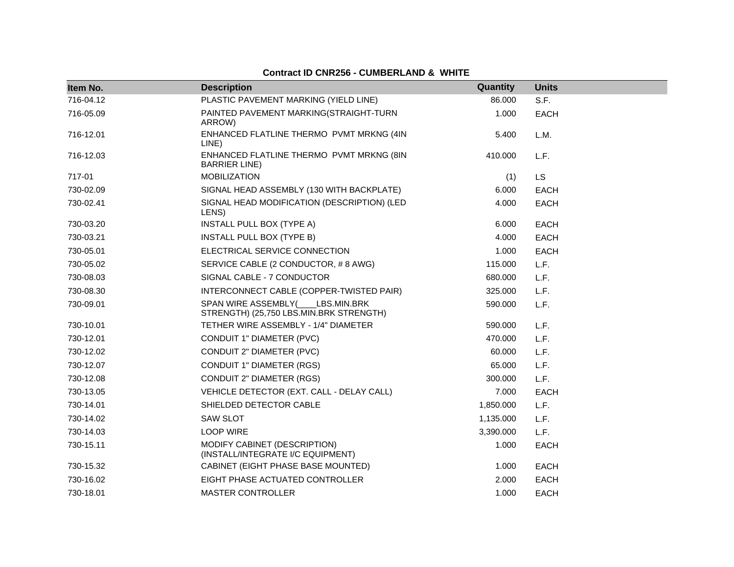**Contract ID CNR256 - CUMBERLAND & WHITE**

| Item No. | Description | Quantity | Units |
|---|---|---|---|
| 716-04.12 | PLASTIC PAVEMENT MARKING (YIELD LINE) | 86.000 | S.F. |
| 716-05.09 | PAINTED PAVEMENT MARKING(STRAIGHT-TURN ARROW) | 1.000 | EACH |
| 716-12.01 | ENHANCED FLATLINE THERMO PVMT MRKNG (4IN LINE) | 5.400 | L.M. |
| 716-12.03 | ENHANCED FLATLINE THERMO PVMT MRKNG (8IN BARRIER LINE) | 410.000 | L.F. |
| 717-01 | MOBILIZATION | (1) | LS |
| 730-02.09 | SIGNAL HEAD ASSEMBLY (130 WITH BACKPLATE) | 6.000 | EACH |
| 730-02.41 | SIGNAL HEAD MODIFICATION (DESCRIPTION) (LED LENS) | 4.000 | EACH |
| 730-03.20 | INSTALL PULL BOX (TYPE A) | 6.000 | EACH |
| 730-03.21 | INSTALL PULL BOX (TYPE B) | 4.000 | EACH |
| 730-05.01 | ELECTRICAL SERVICE CONNECTION | 1.000 | EACH |
| 730-05.02 | SERVICE CABLE (2 CONDUCTOR, # 8 AWG) | 115.000 | L.F. |
| 730-08.03 | SIGNAL CABLE - 7 CONDUCTOR | 680.000 | L.F. |
| 730-08.30 | INTERCONNECT CABLE (COPPER-TWISTED PAIR) | 325.000 | L.F. |
| 730-09.01 | SPAN WIRE ASSEMBLY(____LBS.MIN.BRK STRENGTH) (25,750 LBS.MIN.BRK STRENGTH) | 590.000 | L.F. |
| 730-10.01 | TETHER WIRE ASSEMBLY - 1/4" DIAMETER | 590.000 | L.F. |
| 730-12.01 | CONDUIT 1" DIAMETER (PVC) | 470.000 | L.F. |
| 730-12.02 | CONDUIT 2" DIAMETER (PVC) | 60.000 | L.F. |
| 730-12.07 | CONDUIT 1" DIAMETER (RGS) | 65.000 | L.F. |
| 730-12.08 | CONDUIT 2" DIAMETER (RGS) | 300.000 | L.F. |
| 730-13.05 | VEHICLE DETECTOR (EXT. CALL - DELAY CALL) | 7.000 | EACH |
| 730-14.01 | SHIELDED DETECTOR CABLE | 1,850.000 | L.F. |
| 730-14.02 | SAW SLOT | 1,135.000 | L.F. |
| 730-14.03 | LOOP WIRE | 3,390.000 | L.F. |
| 730-15.11 | MODIFY CABINET (DESCRIPTION) (INSTALL/INTEGRATE I/C EQUIPMENT) | 1.000 | EACH |
| 730-15.32 | CABINET (EIGHT PHASE BASE MOUNTED) | 1.000 | EACH |
| 730-16.02 | EIGHT PHASE ACTUATED CONTROLLER | 2.000 | EACH |
| 730-18.01 | MASTER CONTROLLER | 1.000 | EACH |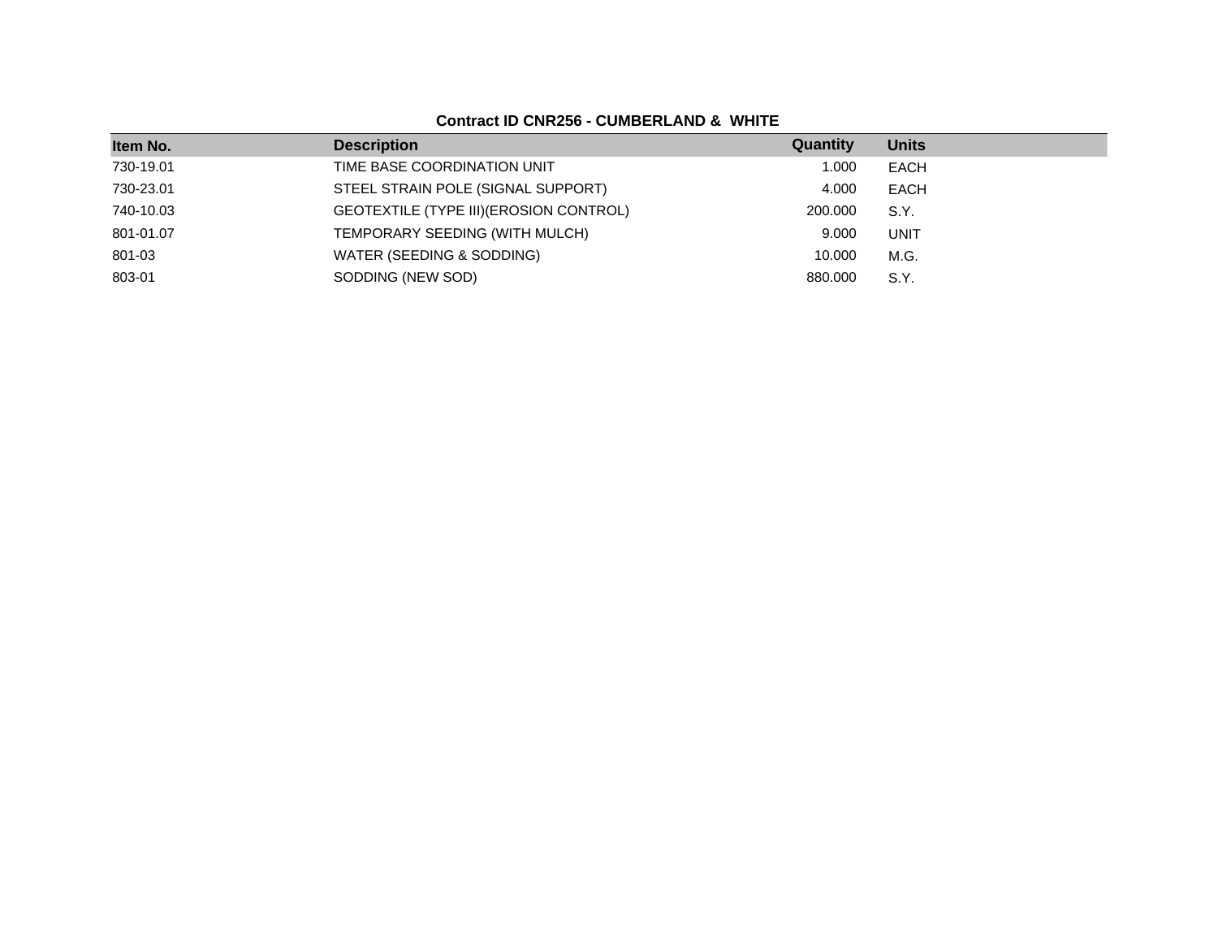**Contract ID CNR256 - CUMBERLAND & WHITE**

| Item No. | Description | Quantity | Units |
| --- | --- | --- | --- |
| 730-19.01 | TIME BASE COORDINATION UNIT | 1.000 | EACH |
| 730-23.01 | STEEL STRAIN POLE (SIGNAL SUPPORT) | 4.000 | EACH |
| 740-10.03 | GEOTEXTILE (TYPE III)(EROSION CONTROL) | 200.000 | S.Y. |
| 801-01.07 | TEMPORARY SEEDING (WITH MULCH) | 9.000 | UNIT |
| 801-03 | WATER (SEEDING & SODDING) | 10.000 | M.G. |
| 803-01 | SODDING (NEW SOD) | 880.000 | S.Y. |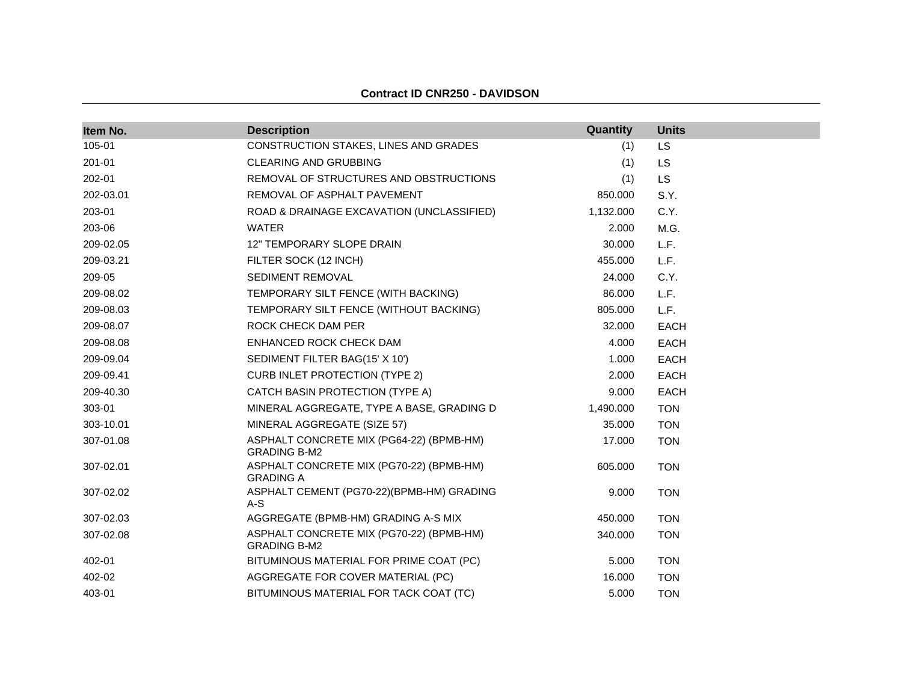**Contract ID CNR250 - DAVIDSON**

| Item No. | Description | Quantity | Units |
|---|---|---|---|
| 105-01 | CONSTRUCTION STAKES, LINES AND GRADES | (1) | LS |
| 201-01 | CLEARING AND GRUBBING | (1) | LS |
| 202-01 | REMOVAL OF STRUCTURES AND OBSTRUCTIONS | (1) | LS |
| 202-03.01 | REMOVAL OF ASPHALT PAVEMENT | 850.000 | S.Y. |
| 203-01 | ROAD & DRAINAGE EXCAVATION (UNCLASSIFIED) | 1,132.000 | C.Y. |
| 203-06 | WATER | 2.000 | M.G. |
| 209-02.05 | 12" TEMPORARY SLOPE DRAIN | 30.000 | L.F. |
| 209-03.21 | FILTER SOCK (12 INCH) | 455.000 | L.F. |
| 209-05 | SEDIMENT REMOVAL | 24.000 | C.Y. |
| 209-08.02 | TEMPORARY SILT FENCE (WITH BACKING) | 86.000 | L.F. |
| 209-08.03 | TEMPORARY SILT FENCE (WITHOUT BACKING) | 805.000 | L.F. |
| 209-08.07 | ROCK CHECK DAM PER | 32.000 | EACH |
| 209-08.08 | ENHANCED ROCK CHECK DAM | 4.000 | EACH |
| 209-09.04 | SEDIMENT FILTER BAG(15' X 10') | 1.000 | EACH |
| 209-09.41 | CURB INLET PROTECTION (TYPE 2) | 2.000 | EACH |
| 209-40.30 | CATCH BASIN PROTECTION (TYPE A) | 9.000 | EACH |
| 303-01 | MINERAL AGGREGATE, TYPE A BASE, GRADING D | 1,490.000 | TON |
| 303-10.01 | MINERAL AGGREGATE (SIZE 57) | 35.000 | TON |
| 307-01.08 | ASPHALT CONCRETE MIX (PG64-22) (BPMB-HM) GRADING B-M2 | 17.000 | TON |
| 307-02.01 | ASPHALT CONCRETE MIX (PG70-22) (BPMB-HM) GRADING A | 605.000 | TON |
| 307-02.02 | ASPHALT CEMENT (PG70-22)(BPMB-HM) GRADING A-S | 9.000 | TON |
| 307-02.03 | AGGREGATE (BPMB-HM) GRADING A-S MIX | 450.000 | TON |
| 307-02.08 | ASPHALT CONCRETE MIX (PG70-22) (BPMB-HM) GRADING B-M2 | 340.000 | TON |
| 402-01 | BITUMINOUS MATERIAL FOR PRIME COAT (PC) | 5.000 | TON |
| 402-02 | AGGREGATE FOR COVER MATERIAL (PC) | 16.000 | TON |
| 403-01 | BITUMINOUS MATERIAL FOR TACK COAT (TC) | 5.000 | TON |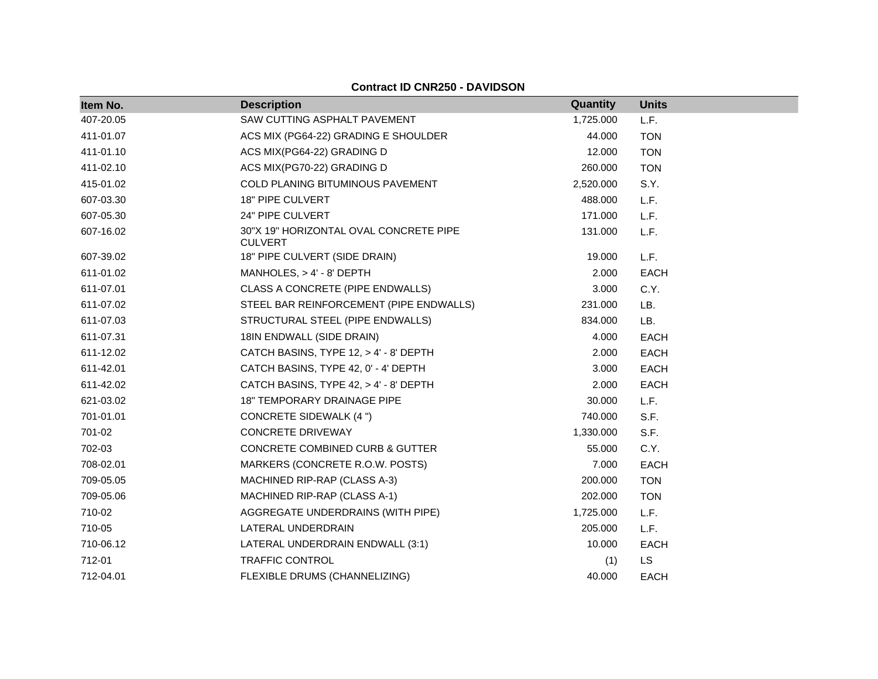**Contract ID CNR250 - DAVIDSON**

| Item No. | Description | Quantity | Units |
|---|---|---|---|
| 407-20.05 | SAW CUTTING ASPHALT PAVEMENT | 1,725.000 | L.F. |
| 411-01.07 | ACS MIX (PG64-22) GRADING E SHOULDER | 44.000 | TON |
| 411-01.10 | ACS MIX(PG64-22) GRADING D | 12.000 | TON |
| 411-02.10 | ACS MIX(PG70-22) GRADING D | 260.000 | TON |
| 415-01.02 | COLD PLANING BITUMINOUS PAVEMENT | 2,520.000 | S.Y. |
| 607-03.30 | 18" PIPE CULVERT | 488.000 | L.F. |
| 607-05.30 | 24" PIPE CULVERT | 171.000 | L.F. |
| 607-16.02 | 30"X 19" HORIZONTAL OVAL CONCRETE PIPE CULVERT | 131.000 | L.F. |
| 607-39.02 | 18" PIPE CULVERT (SIDE DRAIN) | 19.000 | L.F. |
| 611-01.02 | MANHOLES, > 4' - 8' DEPTH | 2.000 | EACH |
| 611-07.01 | CLASS A CONCRETE (PIPE ENDWALLS) | 3.000 | C.Y. |
| 611-07.02 | STEEL BAR REINFORCEMENT (PIPE ENDWALLS) | 231.000 | LB. |
| 611-07.03 | STRUCTURAL STEEL (PIPE ENDWALLS) | 834.000 | LB. |
| 611-07.31 | 18IN ENDWALL (SIDE DRAIN) | 4.000 | EACH |
| 611-12.02 | CATCH BASINS, TYPE 12, > 4' - 8' DEPTH | 2.000 | EACH |
| 611-42.01 | CATCH BASINS, TYPE 42, 0' - 4' DEPTH | 3.000 | EACH |
| 611-42.02 | CATCH BASINS, TYPE 42, > 4' - 8' DEPTH | 2.000 | EACH |
| 621-03.02 | 18" TEMPORARY DRAINAGE PIPE | 30.000 | L.F. |
| 701-01.01 | CONCRETE SIDEWALK (4 ") | 740.000 | S.F. |
| 701-02 | CONCRETE DRIVEWAY | 1,330.000 | S.F. |
| 702-03 | CONCRETE COMBINED CURB & GUTTER | 55.000 | C.Y. |
| 708-02.01 | MARKERS (CONCRETE R.O.W. POSTS) | 7.000 | EACH |
| 709-05.05 | MACHINED RIP-RAP (CLASS A-3) | 200.000 | TON |
| 709-05.06 | MACHINED RIP-RAP (CLASS A-1) | 202.000 | TON |
| 710-02 | AGGREGATE UNDERDRAINS (WITH PIPE) | 1,725.000 | L.F. |
| 710-05 | LATERAL UNDERDRAIN | 205.000 | L.F. |
| 710-06.12 | LATERAL UNDERDRAIN ENDWALL (3:1) | 10.000 | EACH |
| 712-01 | TRAFFIC CONTROL | (1) | LS |
| 712-04.01 | FLEXIBLE DRUMS (CHANNELIZING) | 40.000 | EACH |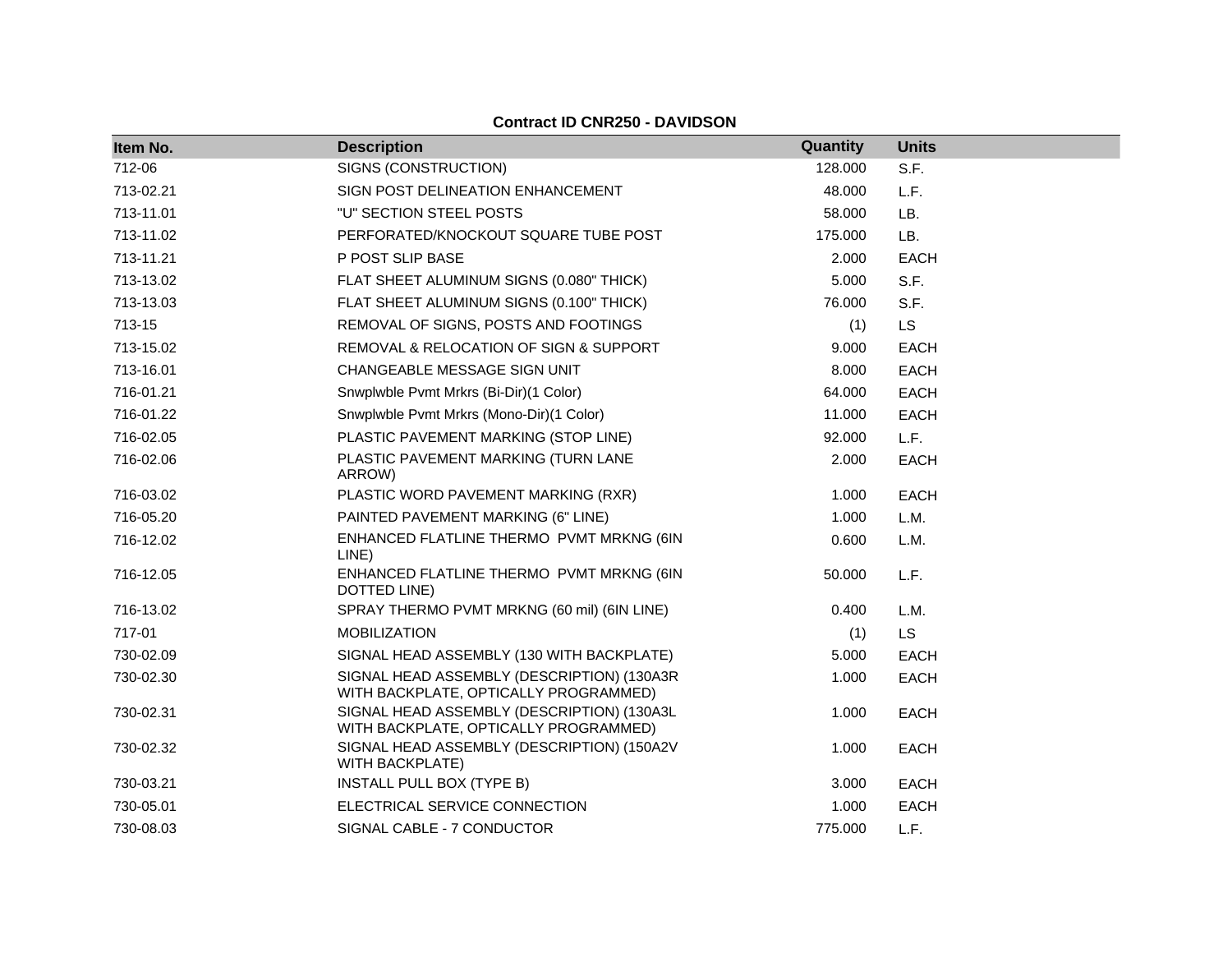**Contract ID CNR250 - DAVIDSON**

| Item No. | Description | Quantity | Units |
|---|---|---|---|
| 712-06 | SIGNS (CONSTRUCTION) | 128.000 | S.F. |
| 713-02.21 | SIGN POST DELINEATION ENHANCEMENT | 48.000 | L.F. |
| 713-11.01 | "U" SECTION STEEL POSTS | 58.000 | LB. |
| 713-11.02 | PERFORATED/KNOCKOUT SQUARE TUBE POST | 175.000 | LB. |
| 713-11.21 | P POST SLIP BASE | 2.000 | EACH |
| 713-13.02 | FLAT SHEET ALUMINUM SIGNS (0.080" THICK) | 5.000 | S.F. |
| 713-13.03 | FLAT SHEET ALUMINUM SIGNS (0.100" THICK) | 76.000 | S.F. |
| 713-15 | REMOVAL OF SIGNS, POSTS AND FOOTINGS | (1) | LS |
| 713-15.02 | REMOVAL & RELOCATION OF SIGN & SUPPORT | 9.000 | EACH |
| 713-16.01 | CHANGEABLE MESSAGE SIGN UNIT | 8.000 | EACH |
| 716-01.21 | Snwplwble Pvmt Mrkrs (Bi-Dir)(1 Color) | 64.000 | EACH |
| 716-01.22 | Snwplwble Pvmt Mrkrs (Mono-Dir)(1 Color) | 11.000 | EACH |
| 716-02.05 | PLASTIC PAVEMENT MARKING (STOP LINE) | 92.000 | L.F. |
| 716-02.06 | PLASTIC PAVEMENT MARKING (TURN LANE ARROW) | 2.000 | EACH |
| 716-03.02 | PLASTIC WORD PAVEMENT MARKING (RXR) | 1.000 | EACH |
| 716-05.20 | PAINTED PAVEMENT MARKING (6" LINE) | 1.000 | L.M. |
| 716-12.02 | ENHANCED FLATLINE THERMO PVMT MRKNG (6IN LINE) | 0.600 | L.M. |
| 716-12.05 | ENHANCED FLATLINE THERMO PVMT MRKNG (6IN DOTTED LINE) | 50.000 | L.F. |
| 716-13.02 | SPRAY THERMO PVMT MRKNG (60 mil) (6IN LINE) | 0.400 | L.M. |
| 717-01 | MOBILIZATION | (1) | LS |
| 730-02.09 | SIGNAL HEAD ASSEMBLY (130 WITH BACKPLATE) | 5.000 | EACH |
| 730-02.30 | SIGNAL HEAD ASSEMBLY (DESCRIPTION) (130A3R WITH BACKPLATE, OPTICALLY PROGRAMMED) | 1.000 | EACH |
| 730-02.31 | SIGNAL HEAD ASSEMBLY (DESCRIPTION) (130A3L WITH BACKPLATE, OPTICALLY PROGRAMMED) | 1.000 | EACH |
| 730-02.32 | SIGNAL HEAD ASSEMBLY (DESCRIPTION) (150A2V WITH BACKPLATE) | 1.000 | EACH |
| 730-03.21 | INSTALL PULL BOX (TYPE B) | 3.000 | EACH |
| 730-05.01 | ELECTRICAL SERVICE CONNECTION | 1.000 | EACH |
| 730-08.03 | SIGNAL CABLE - 7 CONDUCTOR | 775.000 | L.F. |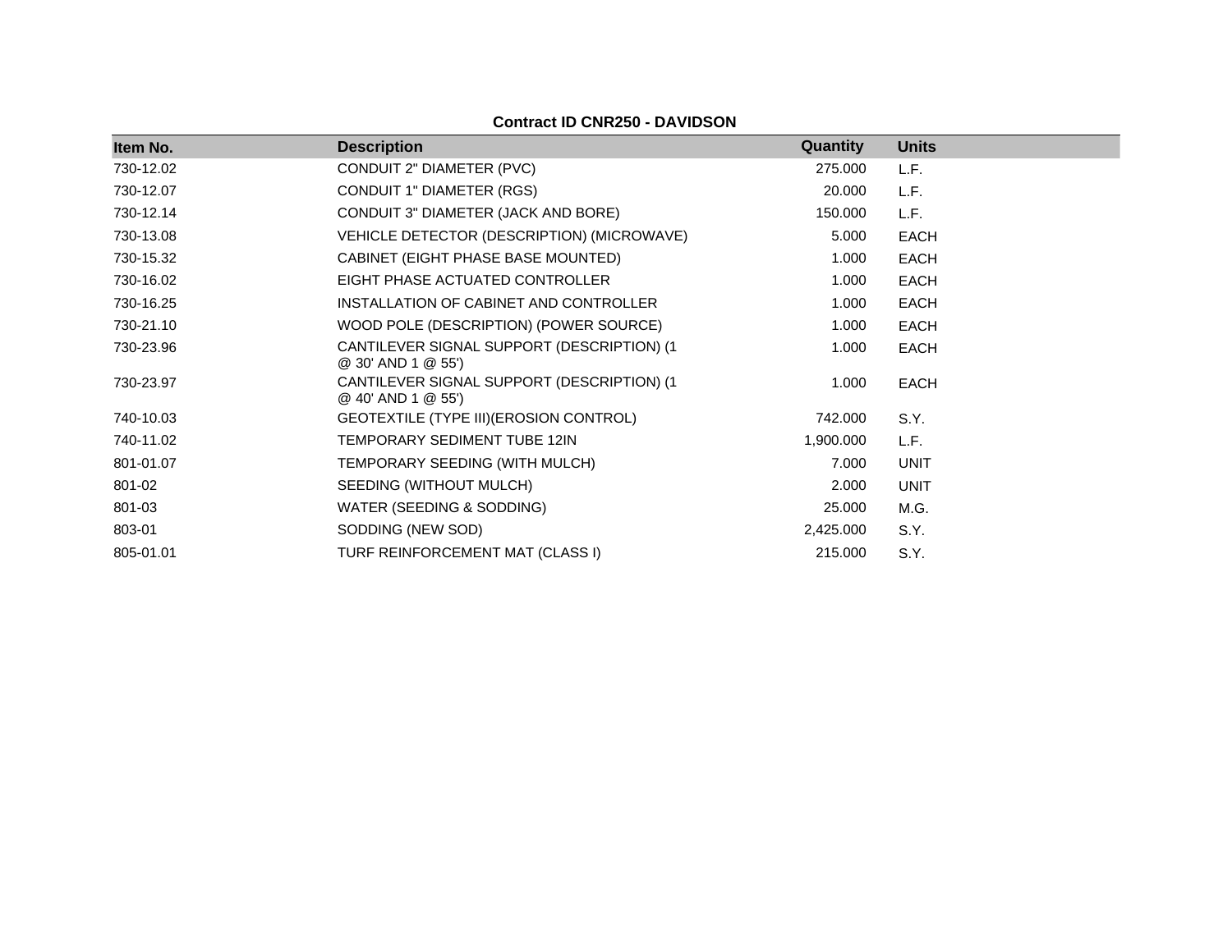**Contract ID CNR250 - DAVIDSON**

| Item No. | Description | Quantity | Units |
|---|---|---|---|
| 730-12.02 | CONDUIT 2" DIAMETER (PVC) | 275.000 | L.F. |
| 730-12.07 | CONDUIT 1" DIAMETER (RGS) | 20.000 | L.F. |
| 730-12.14 | CONDUIT 3" DIAMETER (JACK AND BORE) | 150.000 | L.F. |
| 730-13.08 | VEHICLE DETECTOR (DESCRIPTION) (MICROWAVE) | 5.000 | EACH |
| 730-15.32 | CABINET (EIGHT PHASE BASE MOUNTED) | 1.000 | EACH |
| 730-16.02 | EIGHT PHASE ACTUATED CONTROLLER | 1.000 | EACH |
| 730-16.25 | INSTALLATION OF CABINET AND CONTROLLER | 1.000 | EACH |
| 730-21.10 | WOOD POLE (DESCRIPTION) (POWER SOURCE) | 1.000 | EACH |
| 730-23.96 | CANTILEVER SIGNAL SUPPORT (DESCRIPTION) (1 @ 30' AND 1 @ 55') | 1.000 | EACH |
| 730-23.97 | CANTILEVER SIGNAL SUPPORT (DESCRIPTION) (1 @ 40' AND 1 @ 55') | 1.000 | EACH |
| 740-10.03 | GEOTEXTILE (TYPE III)(EROSION CONTROL) | 742.000 | S.Y. |
| 740-11.02 | TEMPORARY SEDIMENT TUBE 12IN | 1,900.000 | L.F. |
| 801-01.07 | TEMPORARY SEEDING (WITH MULCH) | 7.000 | UNIT |
| 801-02 | SEEDING (WITHOUT MULCH) | 2.000 | UNIT |
| 801-03 | WATER (SEEDING & SODDING) | 25.000 | M.G. |
| 803-01 | SODDING (NEW SOD) | 2,425.000 | S.Y. |
| 805-01.01 | TURF REINFORCEMENT MAT (CLASS I) | 215.000 | S.Y. |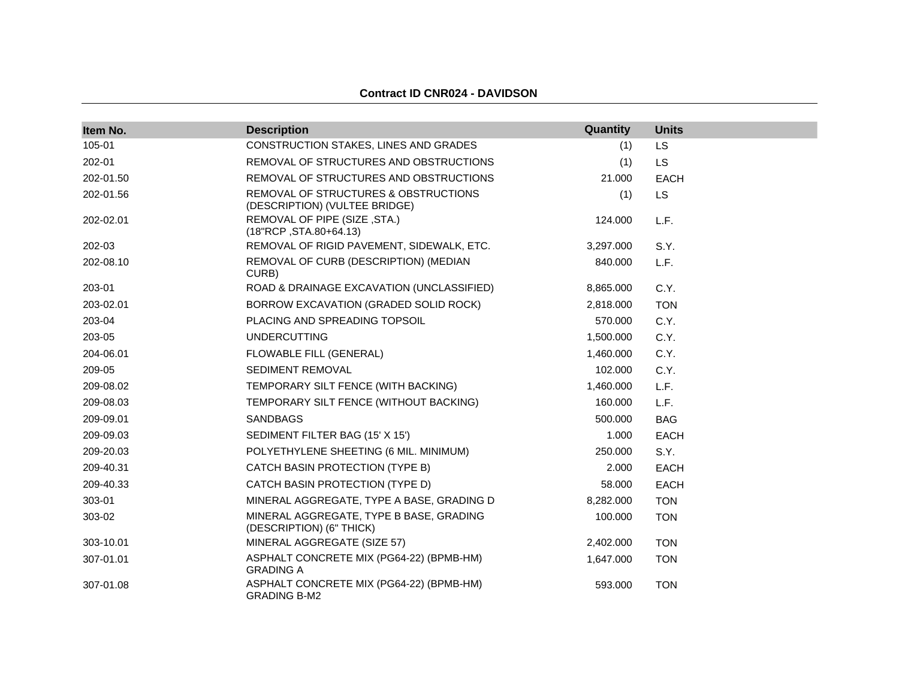**Contract ID CNR024 - DAVIDSON**

| Item No. | Description | Quantity | Units |
|---|---|---|---|
| 105-01 | CONSTRUCTION STAKES, LINES AND GRADES | (1) | LS |
| 202-01 | REMOVAL OF STRUCTURES AND OBSTRUCTIONS | (1) | LS |
| 202-01.50 | REMOVAL OF STRUCTURES AND OBSTRUCTIONS | 21.000 | EACH |
| 202-01.56 | REMOVAL OF STRUCTURES & OBSTRUCTIONS (DESCRIPTION) (VULTEE BRIDGE) | (1) | LS |
| 202-02.01 | REMOVAL OF PIPE (SIZE ,STA.) (18"RCP ,STA.80+64.13) | 124.000 | L.F. |
| 202-03 | REMOVAL OF RIGID PAVEMENT, SIDEWALK, ETC. | 3,297.000 | S.Y. |
| 202-08.10 | REMOVAL OF CURB (DESCRIPTION) (MEDIAN CURB) | 840.000 | L.F. |
| 203-01 | ROAD & DRAINAGE EXCAVATION (UNCLASSIFIED) | 8,865.000 | C.Y. |
| 203-02.01 | BORROW EXCAVATION (GRADED SOLID ROCK) | 2,818.000 | TON |
| 203-04 | PLACING AND SPREADING TOPSOIL | 570.000 | C.Y. |
| 203-05 | UNDERCUTTING | 1,500.000 | C.Y. |
| 204-06.01 | FLOWABLE FILL (GENERAL) | 1,460.000 | C.Y. |
| 209-05 | SEDIMENT REMOVAL | 102.000 | C.Y. |
| 209-08.02 | TEMPORARY SILT FENCE (WITH BACKING) | 1,460.000 | L.F. |
| 209-08.03 | TEMPORARY SILT FENCE (WITHOUT BACKING) | 160.000 | L.F. |
| 209-09.01 | SANDBAGS | 500.000 | BAG |
| 209-09.03 | SEDIMENT FILTER BAG (15' X 15') | 1.000 | EACH |
| 209-20.03 | POLYETHYLENE SHEETING (6 MIL. MINIMUM) | 250.000 | S.Y. |
| 209-40.31 | CATCH BASIN PROTECTION (TYPE B) | 2.000 | EACH |
| 209-40.33 | CATCH BASIN PROTECTION (TYPE D) | 58.000 | EACH |
| 303-01 | MINERAL AGGREGATE, TYPE A BASE, GRADING D | 8,282.000 | TON |
| 303-02 | MINERAL AGGREGATE, TYPE B BASE, GRADING (DESCRIPTION) (6" THICK) | 100.000 | TON |
| 303-10.01 | MINERAL AGGREGATE (SIZE 57) | 2,402.000 | TON |
| 307-01.01 | ASPHALT CONCRETE MIX (PG64-22) (BPMB-HM) GRADING A | 1,647.000 | TON |
| 307-01.08 | ASPHALT CONCRETE MIX (PG64-22) (BPMB-HM) GRADING B-M2 | 593.000 | TON |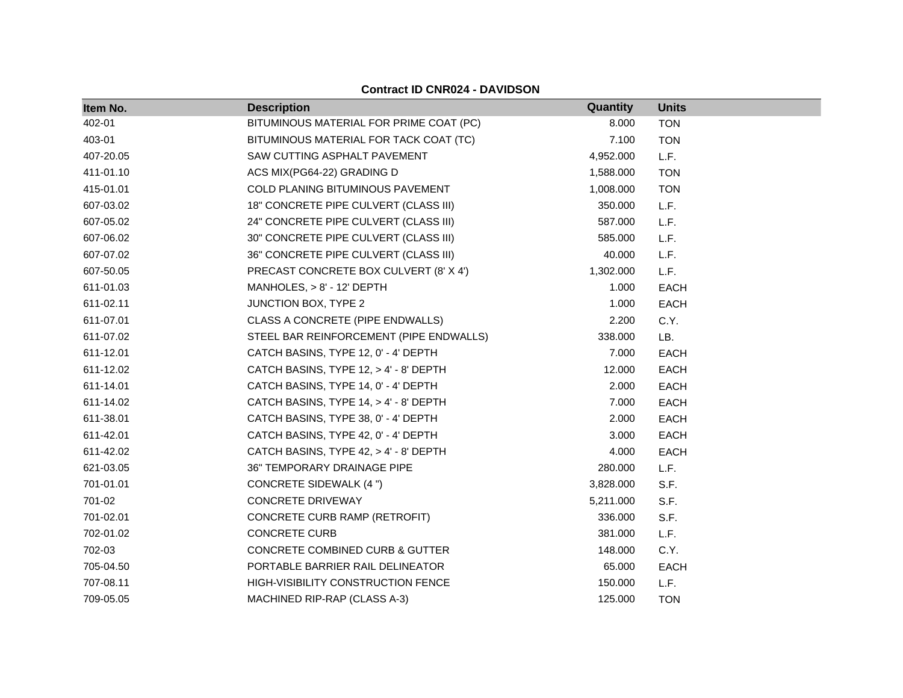**Contract ID CNR024 - DAVIDSON**

| Item No. | Description | Quantity | Units |
|---|---|---|---|
| 402-01 | BITUMINOUS MATERIAL FOR PRIME COAT (PC) | 8.000 | TON |
| 403-01 | BITUMINOUS MATERIAL FOR TACK COAT (TC) | 7.100 | TON |
| 407-20.05 | SAW CUTTING ASPHALT PAVEMENT | 4,952.000 | L.F. |
| 411-01.10 | ACS MIX(PG64-22) GRADING D | 1,588.000 | TON |
| 415-01.01 | COLD PLANING BITUMINOUS PAVEMENT | 1,008.000 | TON |
| 607-03.02 | 18" CONCRETE PIPE CULVERT (CLASS III) | 350.000 | L.F. |
| 607-05.02 | 24" CONCRETE PIPE CULVERT (CLASS III) | 587.000 | L.F. |
| 607-06.02 | 30" CONCRETE PIPE CULVERT (CLASS III) | 585.000 | L.F. |
| 607-07.02 | 36" CONCRETE PIPE CULVERT (CLASS III) | 40.000 | L.F. |
| 607-50.05 | PRECAST CONCRETE BOX CULVERT (8' X 4') | 1,302.000 | L.F. |
| 611-01.03 | MANHOLES, > 8' - 12' DEPTH | 1.000 | EACH |
| 611-02.11 | JUNCTION BOX, TYPE 2 | 1.000 | EACH |
| 611-07.01 | CLASS A CONCRETE (PIPE ENDWALLS) | 2.200 | C.Y. |
| 611-07.02 | STEEL BAR REINFORCEMENT (PIPE ENDWALLS) | 338.000 | LB. |
| 611-12.01 | CATCH BASINS, TYPE 12, 0' - 4' DEPTH | 7.000 | EACH |
| 611-12.02 | CATCH BASINS, TYPE 12, > 4' - 8' DEPTH | 12.000 | EACH |
| 611-14.01 | CATCH BASINS, TYPE 14, 0' - 4' DEPTH | 2.000 | EACH |
| 611-14.02 | CATCH BASINS, TYPE 14, > 4' - 8' DEPTH | 7.000 | EACH |
| 611-38.01 | CATCH BASINS, TYPE 38, 0' - 4' DEPTH | 2.000 | EACH |
| 611-42.01 | CATCH BASINS, TYPE 42, 0' - 4' DEPTH | 3.000 | EACH |
| 611-42.02 | CATCH BASINS, TYPE 42, > 4' - 8' DEPTH | 4.000 | EACH |
| 621-03.05 | 36" TEMPORARY DRAINAGE PIPE | 280.000 | L.F. |
| 701-01.01 | CONCRETE SIDEWALK (4 ") | 3,828.000 | S.F. |
| 701-02 | CONCRETE DRIVEWAY | 5,211.000 | S.F. |
| 701-02.01 | CONCRETE CURB RAMP (RETROFIT) | 336.000 | S.F. |
| 702-01.02 | CONCRETE CURB | 381.000 | L.F. |
| 702-03 | CONCRETE COMBINED CURB & GUTTER | 148.000 | C.Y. |
| 705-04.50 | PORTABLE BARRIER RAIL DELINEATOR | 65.000 | EACH |
| 707-08.11 | HIGH-VISIBILITY CONSTRUCTION FENCE | 150.000 | L.F. |
| 709-05.05 | MACHINED RIP-RAP (CLASS A-3) | 125.000 | TON |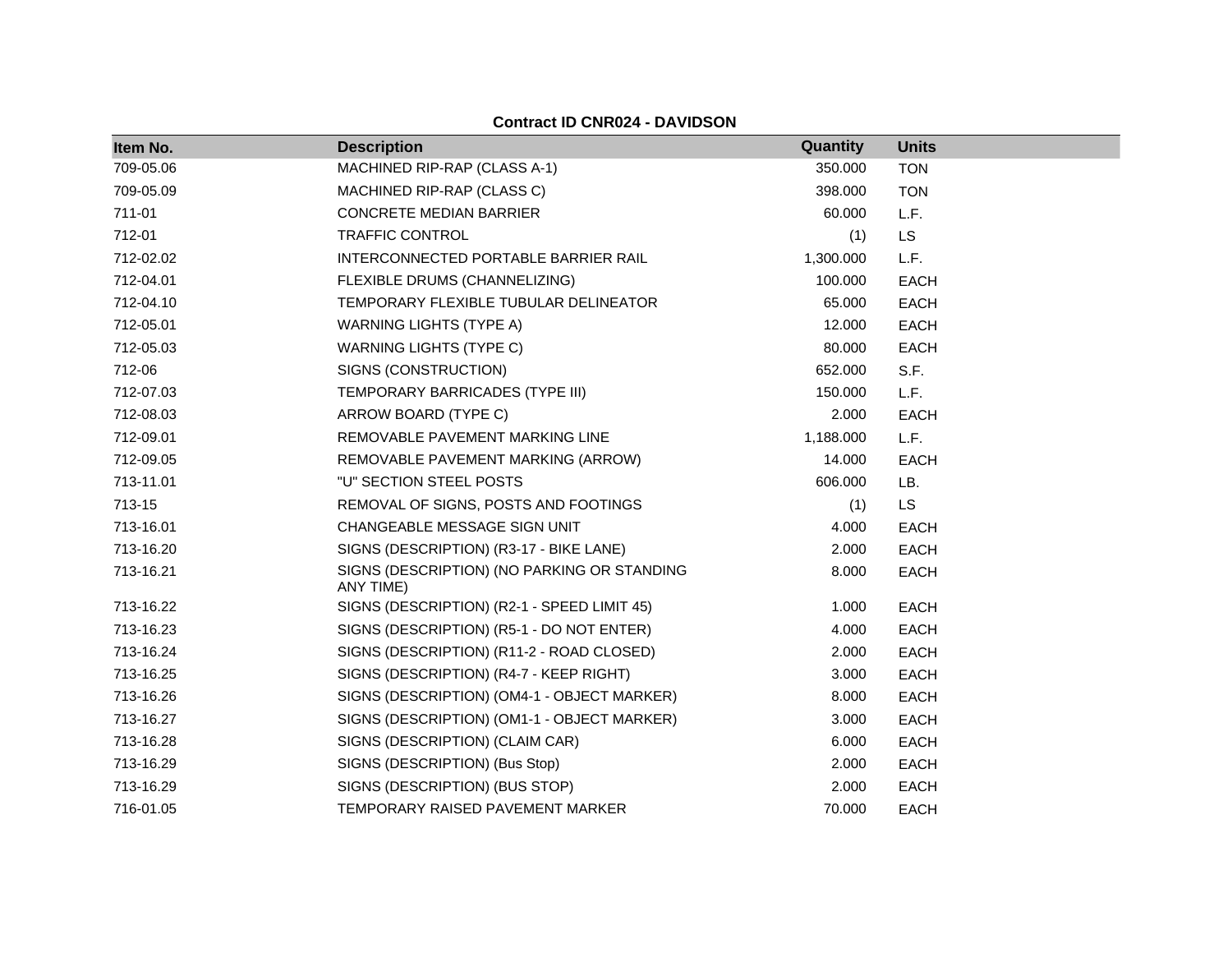**Contract ID CNR024 - DAVIDSON**

| Item No. | Description | Quantity | Units |
|---|---|---|---|
| 709-05.06 | MACHINED RIP-RAP (CLASS A-1) | 350.000 | TON |
| 709-05.09 | MACHINED RIP-RAP (CLASS C) | 398.000 | TON |
| 711-01 | CONCRETE MEDIAN BARRIER | 60.000 | L.F. |
| 712-01 | TRAFFIC CONTROL | (1) | LS |
| 712-02.02 | INTERCONNECTED PORTABLE BARRIER RAIL | 1,300.000 | L.F. |
| 712-04.01 | FLEXIBLE DRUMS (CHANNELIZING) | 100.000 | EACH |
| 712-04.10 | TEMPORARY FLEXIBLE TUBULAR DELINEATOR | 65.000 | EACH |
| 712-05.01 | WARNING LIGHTS (TYPE A) | 12.000 | EACH |
| 712-05.03 | WARNING LIGHTS (TYPE C) | 80.000 | EACH |
| 712-06 | SIGNS (CONSTRUCTION) | 652.000 | S.F. |
| 712-07.03 | TEMPORARY BARRICADES (TYPE III) | 150.000 | L.F. |
| 712-08.03 | ARROW BOARD (TYPE C) | 2.000 | EACH |
| 712-09.01 | REMOVABLE PAVEMENT MARKING LINE | 1,188.000 | L.F. |
| 712-09.05 | REMOVABLE PAVEMENT MARKING (ARROW) | 14.000 | EACH |
| 713-11.01 | "U" SECTION STEEL POSTS | 606.000 | LB. |
| 713-15 | REMOVAL OF SIGNS, POSTS AND FOOTINGS | (1) | LS |
| 713-16.01 | CHANGEABLE MESSAGE SIGN UNIT | 4.000 | EACH |
| 713-16.20 | SIGNS (DESCRIPTION) (R3-17 - BIKE LANE) | 2.000 | EACH |
| 713-16.21 | SIGNS (DESCRIPTION) (NO PARKING OR STANDING ANY TIME) | 8.000 | EACH |
| 713-16.22 | SIGNS (DESCRIPTION) (R2-1 - SPEED LIMIT 45) | 1.000 | EACH |
| 713-16.23 | SIGNS (DESCRIPTION) (R5-1 - DO NOT ENTER) | 4.000 | EACH |
| 713-16.24 | SIGNS (DESCRIPTION) (R11-2 - ROAD CLOSED) | 2.000 | EACH |
| 713-16.25 | SIGNS (DESCRIPTION) (R4-7 - KEEP RIGHT) | 3.000 | EACH |
| 713-16.26 | SIGNS (DESCRIPTION) (OM4-1 - OBJECT MARKER) | 8.000 | EACH |
| 713-16.27 | SIGNS (DESCRIPTION) (OM1-1 - OBJECT MARKER) | 3.000 | EACH |
| 713-16.28 | SIGNS (DESCRIPTION) (CLAIM CAR) | 6.000 | EACH |
| 713-16.29 | SIGNS (DESCRIPTION) (Bus Stop) | 2.000 | EACH |
| 713-16.29 | SIGNS (DESCRIPTION) (BUS STOP) | 2.000 | EACH |
| 716-01.05 | TEMPORARY RAISED PAVEMENT MARKER | 70.000 | EACH |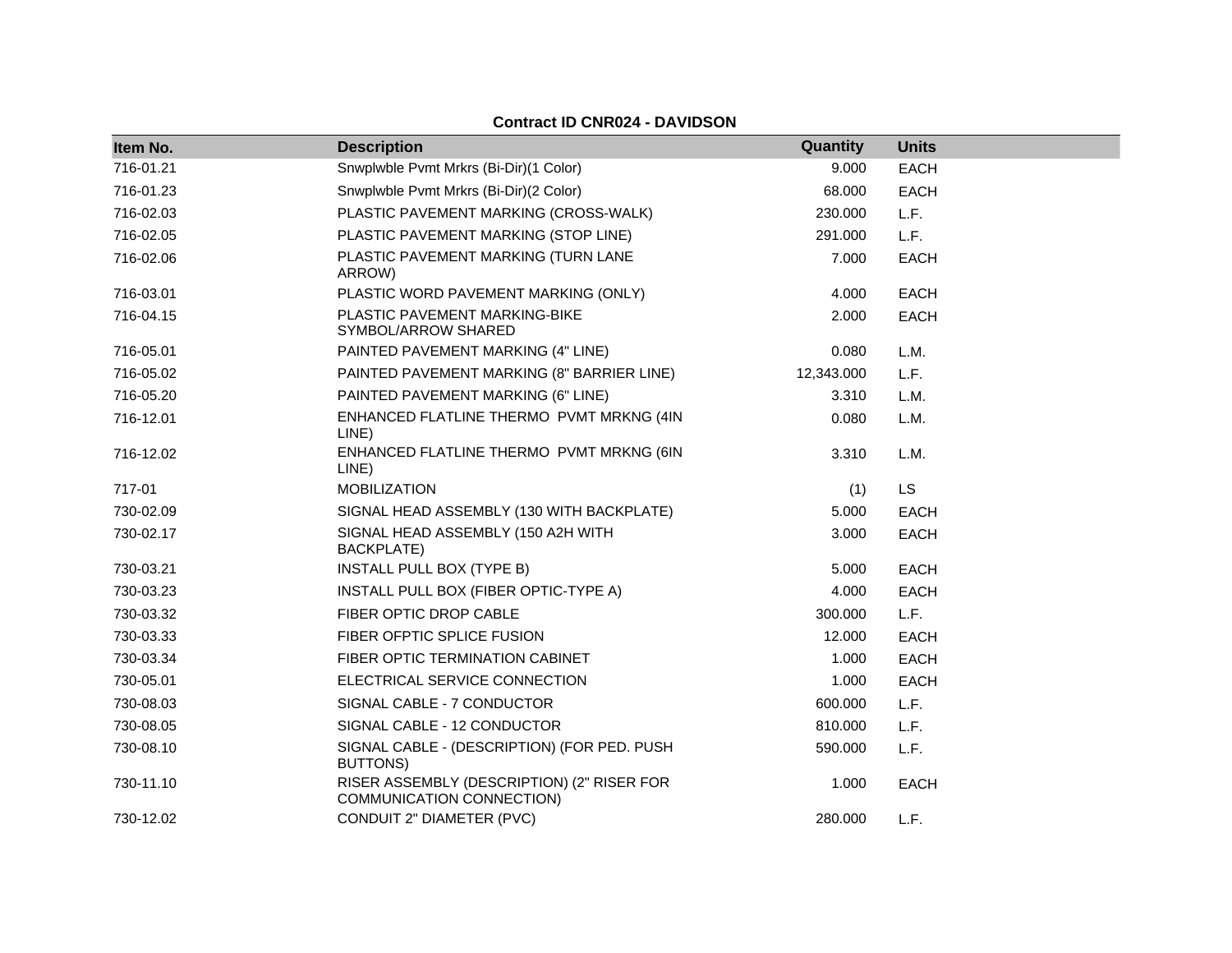**Contract ID CNR024 - DAVIDSON**

| Item No. | Description | Quantity | Units |
| --- | --- | --- | --- |
| 716-01.21 | Snwplwble Pvmt Mrkrs (Bi-Dir)(1 Color) | 9.000 | EACH |
| 716-01.23 | Snwplwble Pvmt Mrkrs (Bi-Dir)(2 Color) | 68.000 | EACH |
| 716-02.03 | PLASTIC PAVEMENT MARKING (CROSS-WALK) | 230.000 | L.F. |
| 716-02.05 | PLASTIC PAVEMENT MARKING (STOP LINE) | 291.000 | L.F. |
| 716-02.06 | PLASTIC PAVEMENT MARKING (TURN LANE ARROW) | 7.000 | EACH |
| 716-03.01 | PLASTIC WORD PAVEMENT MARKING (ONLY) | 4.000 | EACH |
| 716-04.15 | PLASTIC PAVEMENT MARKING-BIKE SYMBOL/ARROW SHARED | 2.000 | EACH |
| 716-05.01 | PAINTED PAVEMENT MARKING (4" LINE) | 0.080 | L.M. |
| 716-05.02 | PAINTED PAVEMENT MARKING (8" BARRIER LINE) | 12,343.000 | L.F. |
| 716-05.20 | PAINTED PAVEMENT MARKING (6" LINE) | 3.310 | L.M. |
| 716-12.01 | ENHANCED FLATLINE THERMO PVMT MRKNG (4IN LINE) | 0.080 | L.M. |
| 716-12.02 | ENHANCED FLATLINE THERMO PVMT MRKNG (6IN LINE) | 3.310 | L.M. |
| 717-01 | MOBILIZATION | (1) | LS |
| 730-02.09 | SIGNAL HEAD ASSEMBLY (130 WITH BACKPLATE) | 5.000 | EACH |
| 730-02.17 | SIGNAL HEAD ASSEMBLY (150 A2H WITH BACKPLATE) | 3.000 | EACH |
| 730-03.21 | INSTALL PULL BOX (TYPE B) | 5.000 | EACH |
| 730-03.23 | INSTALL PULL BOX (FIBER OPTIC-TYPE A) | 4.000 | EACH |
| 730-03.32 | FIBER OPTIC DROP CABLE | 300.000 | L.F. |
| 730-03.33 | FIBER OFPTIC SPLICE FUSION | 12.000 | EACH |
| 730-03.34 | FIBER OPTIC TERMINATION CABINET | 1.000 | EACH |
| 730-05.01 | ELECTRICAL SERVICE CONNECTION | 1.000 | EACH |
| 730-08.03 | SIGNAL CABLE - 7 CONDUCTOR | 600.000 | L.F. |
| 730-08.05 | SIGNAL CABLE - 12 CONDUCTOR | 810.000 | L.F. |
| 730-08.10 | SIGNAL CABLE - (DESCRIPTION) (FOR PED. PUSH BUTTONS) | 590.000 | L.F. |
| 730-11.10 | RISER ASSEMBLY (DESCRIPTION) (2" RISER FOR COMMUNICATION CONNECTION) | 1.000 | EACH |
| 730-12.02 | CONDUIT 2" DIAMETER (PVC) | 280.000 | L.F. |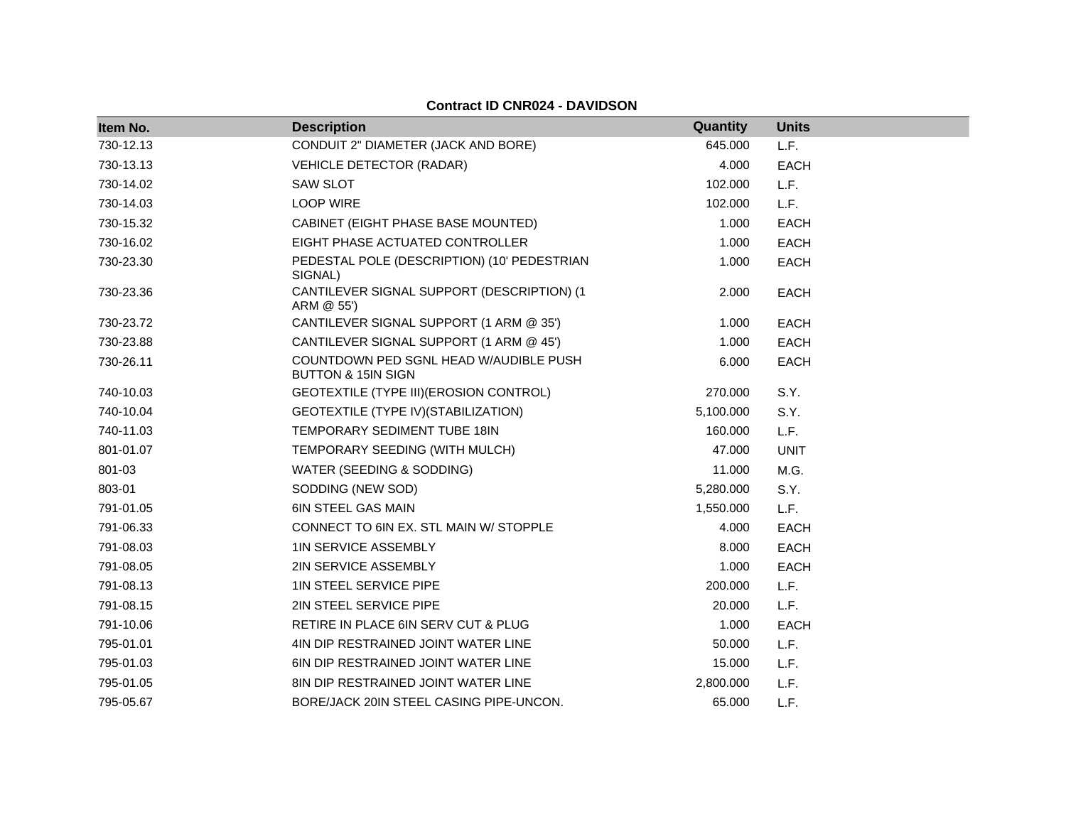**Contract ID CNR024 - DAVIDSON**

| Item No. | Description | Quantity | Units |
|---|---|---|---|
| 730-12.13 | CONDUIT 2" DIAMETER (JACK AND BORE) | 645.000 | L.F. |
| 730-13.13 | VEHICLE DETECTOR (RADAR) | 4.000 | EACH |
| 730-14.02 | SAW SLOT | 102.000 | L.F. |
| 730-14.03 | LOOP WIRE | 102.000 | L.F. |
| 730-15.32 | CABINET (EIGHT PHASE BASE MOUNTED) | 1.000 | EACH |
| 730-16.02 | EIGHT PHASE ACTUATED CONTROLLER | 1.000 | EACH |
| 730-23.30 | PEDESTAL POLE (DESCRIPTION) (10' PEDESTRIAN SIGNAL) | 1.000 | EACH |
| 730-23.36 | CANTILEVER SIGNAL SUPPORT (DESCRIPTION) (1 ARM @ 55') | 2.000 | EACH |
| 730-23.72 | CANTILEVER SIGNAL SUPPORT (1 ARM @ 35') | 1.000 | EACH |
| 730-23.88 | CANTILEVER SIGNAL SUPPORT (1 ARM @ 45') | 1.000 | EACH |
| 730-26.11 | COUNTDOWN PED SGNL HEAD W/AUDIBLE PUSH BUTTON & 15IN SIGN | 6.000 | EACH |
| 740-10.03 | GEOTEXTILE (TYPE III)(EROSION CONTROL) | 270.000 | S.Y. |
| 740-10.04 | GEOTEXTILE (TYPE IV)(STABILIZATION) | 5,100.000 | S.Y. |
| 740-11.03 | TEMPORARY SEDIMENT TUBE 18IN | 160.000 | L.F. |
| 801-01.07 | TEMPORARY SEEDING (WITH MULCH) | 47.000 | UNIT |
| 801-03 | WATER (SEEDING & SODDING) | 11.000 | M.G. |
| 803-01 | SODDING (NEW SOD) | 5,280.000 | S.Y. |
| 791-01.05 | 6IN STEEL GAS MAIN | 1,550.000 | L.F. |
| 791-06.33 | CONNECT TO 6IN EX. STL MAIN W/ STOPPLE | 4.000 | EACH |
| 791-08.03 | 1IN SERVICE ASSEMBLY | 8.000 | EACH |
| 791-08.05 | 2IN SERVICE ASSEMBLY | 1.000 | EACH |
| 791-08.13 | 1IN STEEL SERVICE PIPE | 200.000 | L.F. |
| 791-08.15 | 2IN STEEL SERVICE PIPE | 20.000 | L.F. |
| 791-10.06 | RETIRE IN PLACE 6IN SERV CUT & PLUG | 1.000 | EACH |
| 795-01.01 | 4IN DIP RESTRAINED JOINT WATER LINE | 50.000 | L.F. |
| 795-01.03 | 6IN DIP RESTRAINED JOINT WATER LINE | 15.000 | L.F. |
| 795-01.05 | 8IN DIP RESTRAINED JOINT WATER LINE | 2,800.000 | L.F. |
| 795-05.67 | BORE/JACK 20IN STEEL CASING PIPE-UNCON. | 65.000 | L.F. |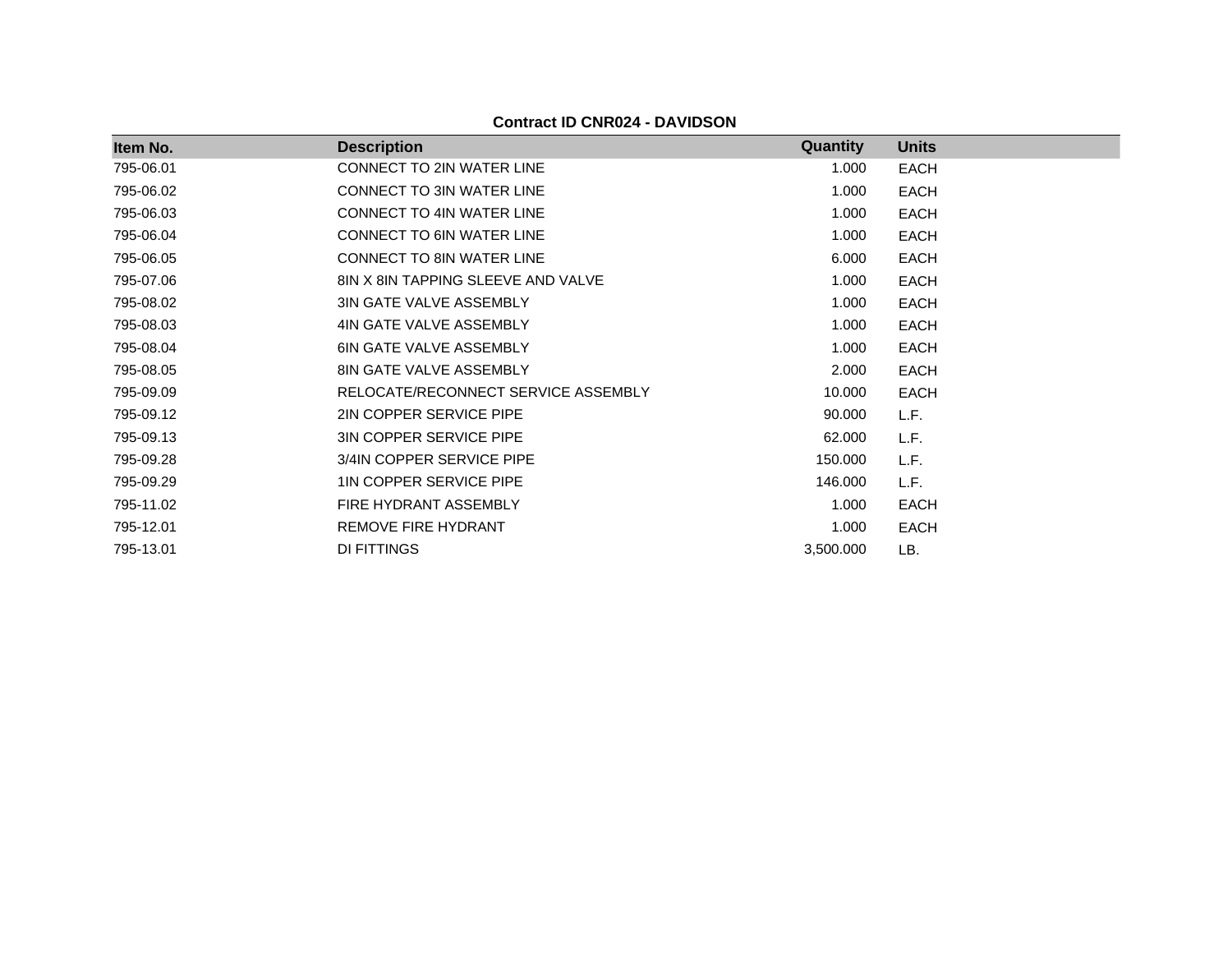**Contract ID CNR024 - DAVIDSON**

| Item No. | Description | Quantity | Units |
|---|---|---|---|
| 795-06.01 | CONNECT TO 2IN WATER LINE | 1.000 | EACH |
| 795-06.02 | CONNECT TO 3IN WATER LINE | 1.000 | EACH |
| 795-06.03 | CONNECT TO 4IN WATER LINE | 1.000 | EACH |
| 795-06.04 | CONNECT TO 6IN WATER LINE | 1.000 | EACH |
| 795-06.05 | CONNECT TO 8IN WATER LINE | 6.000 | EACH |
| 795-07.06 | 8IN X 8IN TAPPING SLEEVE AND VALVE | 1.000 | EACH |
| 795-08.02 | 3IN GATE VALVE ASSEMBLY | 1.000 | EACH |
| 795-08.03 | 4IN GATE VALVE ASSEMBLY | 1.000 | EACH |
| 795-08.04 | 6IN GATE VALVE ASSEMBLY | 1.000 | EACH |
| 795-08.05 | 8IN GATE VALVE ASSEMBLY | 2.000 | EACH |
| 795-09.09 | RELOCATE/RECONNECT SERVICE ASSEMBLY | 10.000 | EACH |
| 795-09.12 | 2IN COPPER SERVICE PIPE | 90.000 | L.F. |
| 795-09.13 | 3IN COPPER SERVICE PIPE | 62.000 | L.F. |
| 795-09.28 | 3/4IN COPPER SERVICE PIPE | 150.000 | L.F. |
| 795-09.29 | 1IN COPPER SERVICE PIPE | 146.000 | L.F. |
| 795-11.02 | FIRE HYDRANT ASSEMBLY | 1.000 | EACH |
| 795-12.01 | REMOVE FIRE HYDRANT | 1.000 | EACH |
| 795-13.01 | DI FITTINGS | 3,500.000 | LB. |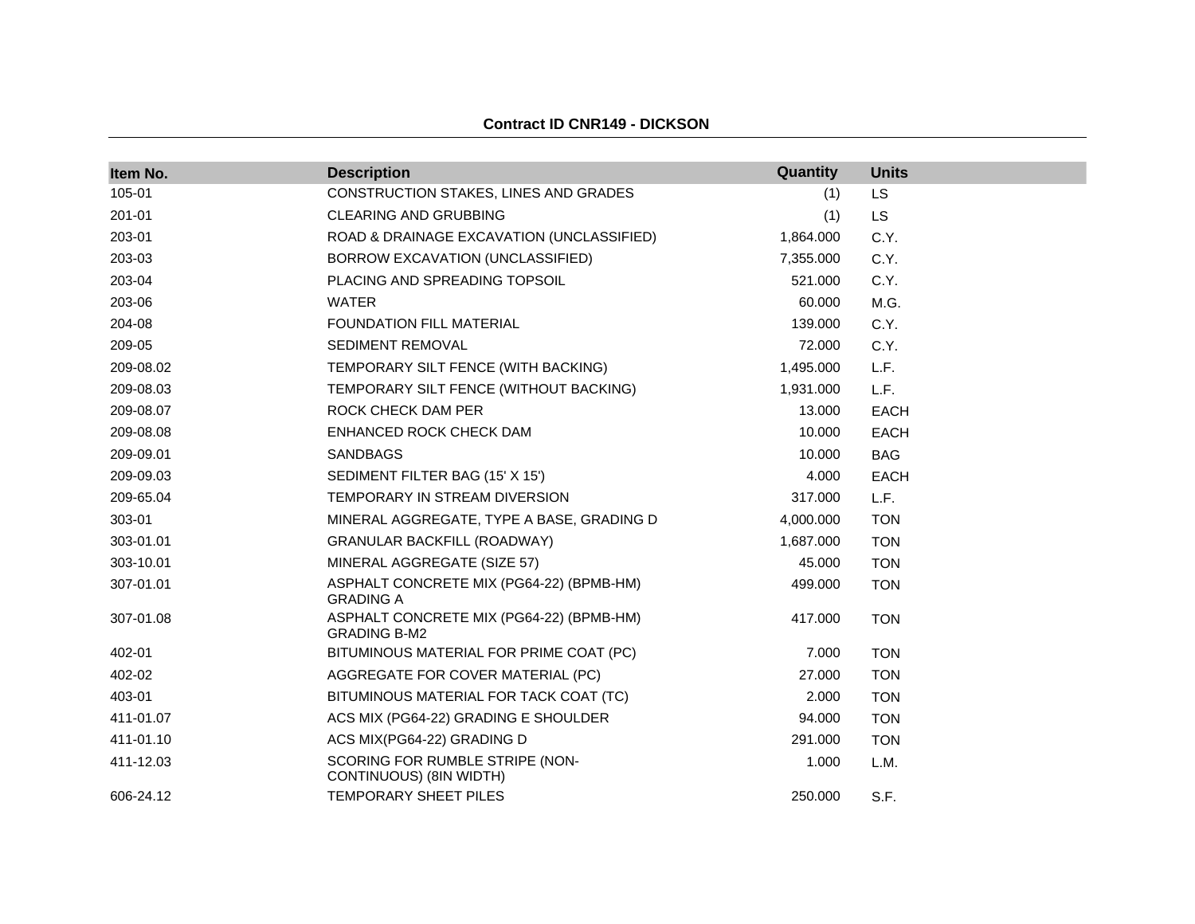**Contract ID CNR149 - DICKSON**

| Item No. | Description | Quantity | Units |
|---|---|---|---|
| 105-01 | CONSTRUCTION STAKES, LINES AND GRADES | (1) | LS |
| 201-01 | CLEARING AND GRUBBING | (1) | LS |
| 203-01 | ROAD & DRAINAGE EXCAVATION (UNCLASSIFIED) | 1,864.000 | C.Y. |
| 203-03 | BORROW EXCAVATION (UNCLASSIFIED) | 7,355.000 | C.Y. |
| 203-04 | PLACING AND SPREADING TOPSOIL | 521.000 | C.Y. |
| 203-06 | WATER | 60.000 | M.G. |
| 204-08 | FOUNDATION FILL MATERIAL | 139.000 | C.Y. |
| 209-05 | SEDIMENT REMOVAL | 72.000 | C.Y. |
| 209-08.02 | TEMPORARY SILT FENCE (WITH BACKING) | 1,495.000 | L.F. |
| 209-08.03 | TEMPORARY SILT FENCE (WITHOUT BACKING) | 1,931.000 | L.F. |
| 209-08.07 | ROCK CHECK DAM PER | 13.000 | EACH |
| 209-08.08 | ENHANCED ROCK CHECK DAM | 10.000 | EACH |
| 209-09.01 | SANDBAGS | 10.000 | BAG |
| 209-09.03 | SEDIMENT FILTER BAG (15' X 15') | 4.000 | EACH |
| 209-65.04 | TEMPORARY IN STREAM DIVERSION | 317.000 | L.F. |
| 303-01 | MINERAL AGGREGATE, TYPE A BASE, GRADING D | 4,000.000 | TON |
| 303-01.01 | GRANULAR BACKFILL (ROADWAY) | 1,687.000 | TON |
| 303-10.01 | MINERAL AGGREGATE (SIZE 57) | 45.000 | TON |
| 307-01.01 | ASPHALT CONCRETE MIX (PG64-22) (BPMB-HM) GRADING A | 499.000 | TON |
| 307-01.08 | ASPHALT CONCRETE MIX (PG64-22) (BPMB-HM) GRADING B-M2 | 417.000 | TON |
| 402-01 | BITUMINOUS MATERIAL FOR PRIME COAT (PC) | 7.000 | TON |
| 402-02 | AGGREGATE FOR COVER MATERIAL (PC) | 27.000 | TON |
| 403-01 | BITUMINOUS MATERIAL FOR TACK COAT (TC) | 2.000 | TON |
| 411-01.07 | ACS MIX (PG64-22) GRADING E SHOULDER | 94.000 | TON |
| 411-01.10 | ACS MIX(PG64-22) GRADING D | 291.000 | TON |
| 411-12.03 | SCORING FOR RUMBLE STRIPE (NON-CONTINUOUS) (8IN WIDTH) | 1.000 | L.M. |
| 606-24.12 | TEMPORARY SHEET PILES | 250.000 | S.F. |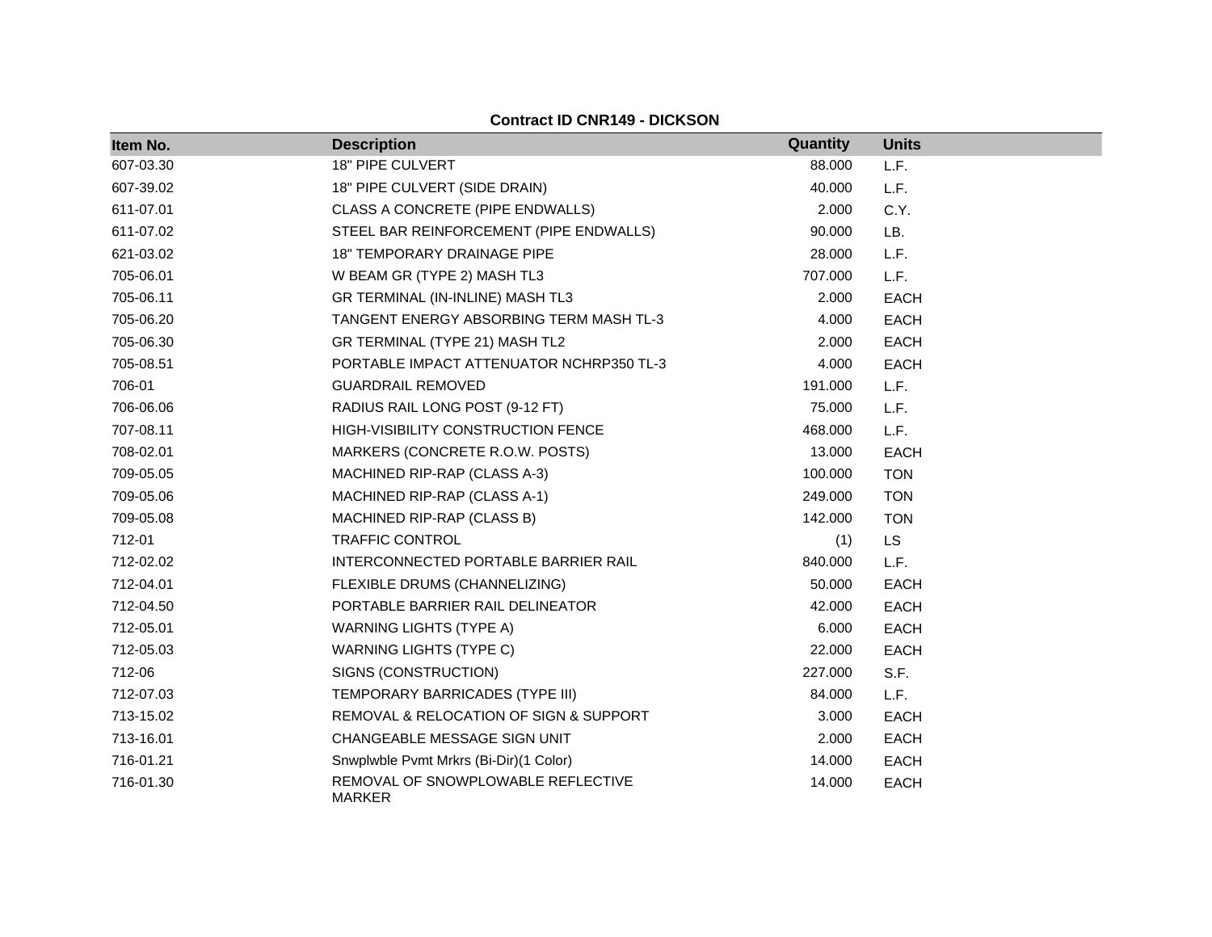**Contract ID CNR149 - DICKSON**

| Item No. | Description | Quantity | Units |
|---|---|---|---|
| 607-03.30 | 18" PIPE CULVERT | 88.000 | L.F. |
| 607-39.02 | 18" PIPE CULVERT (SIDE DRAIN) | 40.000 | L.F. |
| 611-07.01 | CLASS A CONCRETE (PIPE ENDWALLS) | 2.000 | C.Y. |
| 611-07.02 | STEEL BAR REINFORCEMENT (PIPE ENDWALLS) | 90.000 | LB. |
| 621-03.02 | 18" TEMPORARY DRAINAGE PIPE | 28.000 | L.F. |
| 705-06.01 | W BEAM GR (TYPE 2) MASH TL3 | 707.000 | L.F. |
| 705-06.11 | GR TERMINAL (IN-INLINE) MASH TL3 | 2.000 | EACH |
| 705-06.20 | TANGENT ENERGY ABSORBING TERM MASH TL-3 | 4.000 | EACH |
| 705-06.30 | GR TERMINAL (TYPE 21) MASH TL2 | 2.000 | EACH |
| 705-08.51 | PORTABLE IMPACT ATTENUATOR NCHRP350 TL-3 | 4.000 | EACH |
| 706-01 | GUARDRAIL REMOVED | 191.000 | L.F. |
| 706-06.06 | RADIUS RAIL LONG POST (9-12 FT) | 75.000 | L.F. |
| 707-08.11 | HIGH-VISIBILITY CONSTRUCTION FENCE | 468.000 | L.F. |
| 708-02.01 | MARKERS (CONCRETE R.O.W. POSTS) | 13.000 | EACH |
| 709-05.05 | MACHINED RIP-RAP (CLASS A-3) | 100.000 | TON |
| 709-05.06 | MACHINED RIP-RAP (CLASS A-1) | 249.000 | TON |
| 709-05.08 | MACHINED RIP-RAP (CLASS B) | 142.000 | TON |
| 712-01 | TRAFFIC CONTROL | (1) | LS |
| 712-02.02 | INTERCONNECTED PORTABLE BARRIER RAIL | 840.000 | L.F. |
| 712-04.01 | FLEXIBLE DRUMS (CHANNELIZING) | 50.000 | EACH |
| 712-04.50 | PORTABLE BARRIER RAIL DELINEATOR | 42.000 | EACH |
| 712-05.01 | WARNING LIGHTS (TYPE A) | 6.000 | EACH |
| 712-05.03 | WARNING LIGHTS (TYPE C) | 22.000 | EACH |
| 712-06 | SIGNS (CONSTRUCTION) | 227.000 | S.F. |
| 712-07.03 | TEMPORARY BARRICADES (TYPE III) | 84.000 | L.F. |
| 713-15.02 | REMOVAL & RELOCATION OF SIGN & SUPPORT | 3.000 | EACH |
| 713-16.01 | CHANGEABLE MESSAGE SIGN UNIT | 2.000 | EACH |
| 716-01.21 | Snwplwble Pvmt Mrkrs (Bi-Dir)(1 Color) | 14.000 | EACH |
| 716-01.30 | REMOVAL OF SNOWPLOWABLE REFLECTIVE MARKER | 14.000 | EACH |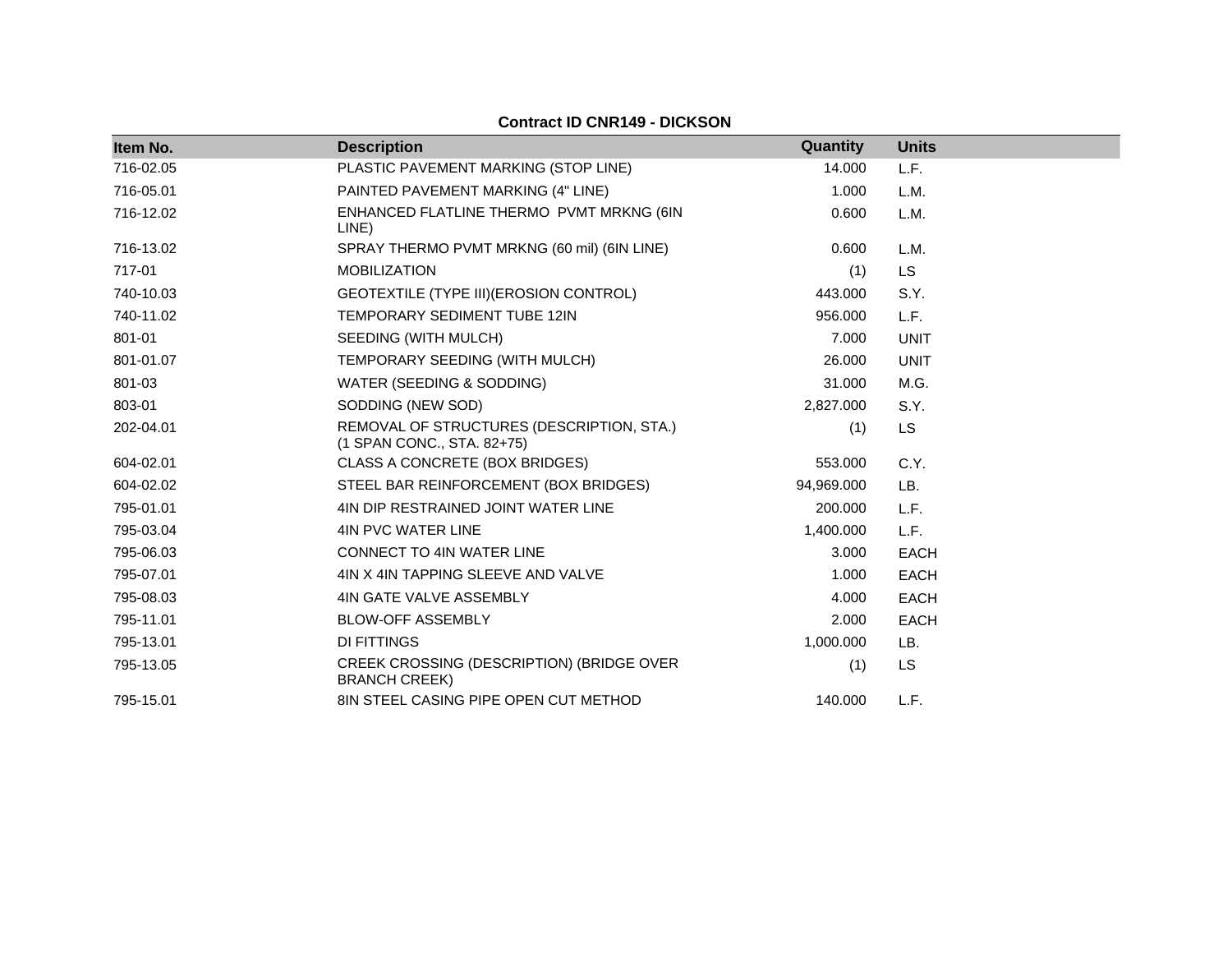**Contract ID CNR149 - DICKSON**

| Item No. | Description | Quantity | Units |
|---|---|---|---|
| 716-02.05 | PLASTIC PAVEMENT MARKING (STOP LINE) | 14.000 | L.F. |
| 716-05.01 | PAINTED PAVEMENT MARKING (4" LINE) | 1.000 | L.M. |
| 716-12.02 | ENHANCED FLATLINE THERMO PVMT MRKNG (6IN LINE) | 0.600 | L.M. |
| 716-13.02 | SPRAY THERMO PVMT MRKNG (60 mil) (6IN LINE) | 0.600 | L.M. |
| 717-01 | MOBILIZATION | (1) | LS |
| 740-10.03 | GEOTEXTILE (TYPE III)(EROSION CONTROL) | 443.000 | S.Y. |
| 740-11.02 | TEMPORARY SEDIMENT TUBE 12IN | 956.000 | L.F. |
| 801-01 | SEEDING (WITH MULCH) | 7.000 | UNIT |
| 801-01.07 | TEMPORARY SEEDING (WITH MULCH) | 26.000 | UNIT |
| 801-03 | WATER (SEEDING & SODDING) | 31.000 | M.G. |
| 803-01 | SODDING (NEW SOD) | 2,827.000 | S.Y. |
| 202-04.01 | REMOVAL OF STRUCTURES (DESCRIPTION, STA.) (1 SPAN CONC., STA. 82+75) | (1) | LS |
| 604-02.01 | CLASS A CONCRETE (BOX BRIDGES) | 553.000 | C.Y. |
| 604-02.02 | STEEL BAR REINFORCEMENT (BOX BRIDGES) | 94,969.000 | LB. |
| 795-01.01 | 4IN DIP RESTRAINED JOINT WATER LINE | 200.000 | L.F. |
| 795-03.04 | 4IN PVC WATER LINE | 1,400.000 | L.F. |
| 795-06.03 | CONNECT TO 4IN WATER LINE | 3.000 | EACH |
| 795-07.01 | 4IN X 4IN TAPPING SLEEVE AND VALVE | 1.000 | EACH |
| 795-08.03 | 4IN GATE VALVE ASSEMBLY | 4.000 | EACH |
| 795-11.01 | BLOW-OFF ASSEMBLY | 2.000 | EACH |
| 795-13.01 | DI FITTINGS | 1,000.000 | LB. |
| 795-13.05 | CREEK CROSSING (DESCRIPTION) (BRIDGE OVER BRANCH CREEK) | (1) | LS |
| 795-15.01 | 8IN STEEL CASING PIPE OPEN CUT METHOD | 140.000 | L.F. |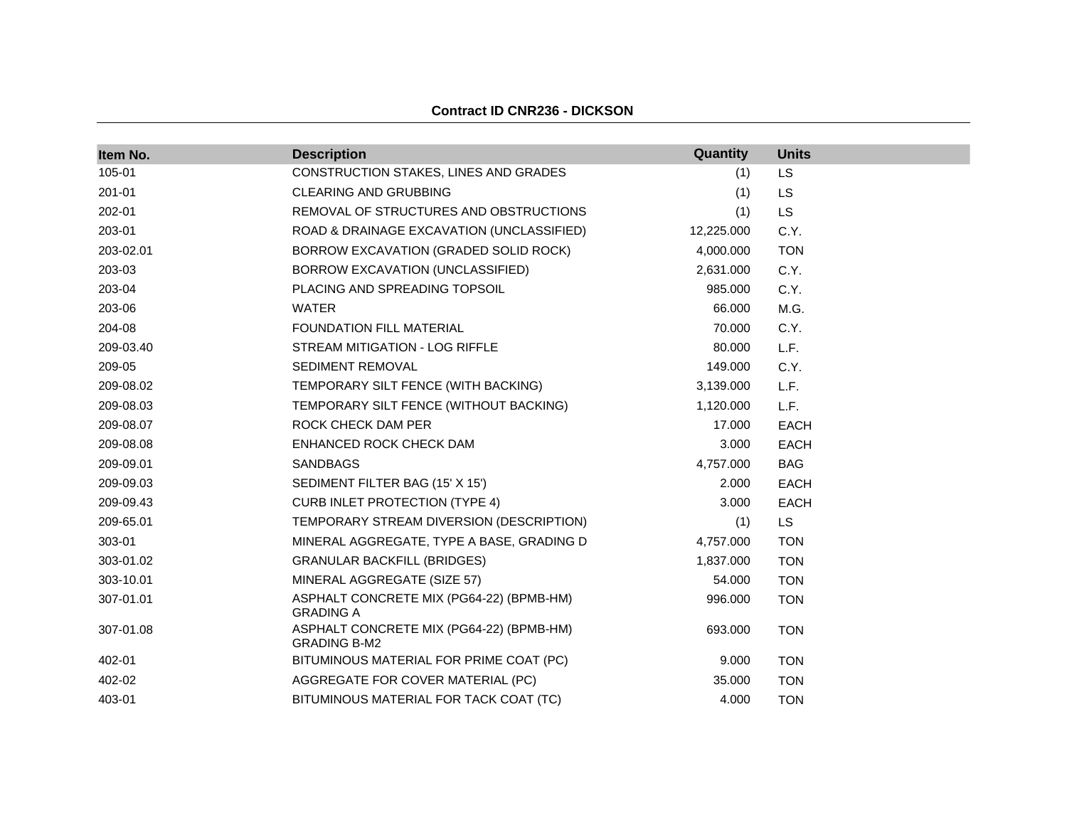**Contract ID CNR236 - DICKSON**

| Item No. | Description | Quantity | Units |
|---|---|---|---|
| 105-01 | CONSTRUCTION STAKES, LINES AND GRADES | (1) | LS |
| 201-01 | CLEARING AND GRUBBING | (1) | LS |
| 202-01 | REMOVAL OF STRUCTURES AND OBSTRUCTIONS | (1) | LS |
| 203-01 | ROAD & DRAINAGE EXCAVATION (UNCLASSIFIED) | 12,225.000 | C.Y. |
| 203-02.01 | BORROW EXCAVATION (GRADED SOLID ROCK) | 4,000.000 | TON |
| 203-03 | BORROW EXCAVATION (UNCLASSIFIED) | 2,631.000 | C.Y. |
| 203-04 | PLACING AND SPREADING TOPSOIL | 985.000 | C.Y. |
| 203-06 | WATER | 66.000 | M.G. |
| 204-08 | FOUNDATION FILL MATERIAL | 70.000 | C.Y. |
| 209-03.40 | STREAM MITIGATION - LOG RIFFLE | 80.000 | L.F. |
| 209-05 | SEDIMENT REMOVAL | 149.000 | C.Y. |
| 209-08.02 | TEMPORARY SILT FENCE (WITH BACKING) | 3,139.000 | L.F. |
| 209-08.03 | TEMPORARY SILT FENCE (WITHOUT BACKING) | 1,120.000 | L.F. |
| 209-08.07 | ROCK CHECK DAM PER | 17.000 | EACH |
| 209-08.08 | ENHANCED ROCK CHECK DAM | 3.000 | EACH |
| 209-09.01 | SANDBAGS | 4,757.000 | BAG |
| 209-09.03 | SEDIMENT FILTER BAG (15' X 15') | 2.000 | EACH |
| 209-09.43 | CURB INLET PROTECTION (TYPE 4) | 3.000 | EACH |
| 209-65.01 | TEMPORARY STREAM DIVERSION (DESCRIPTION) | (1) | LS |
| 303-01 | MINERAL AGGREGATE, TYPE A BASE, GRADING D | 4,757.000 | TON |
| 303-01.02 | GRANULAR BACKFILL (BRIDGES) | 1,837.000 | TON |
| 303-10.01 | MINERAL AGGREGATE (SIZE 57) | 54.000 | TON |
| 307-01.01 | ASPHALT CONCRETE MIX (PG64-22) (BPMB-HM) GRADING A | 996.000 | TON |
| 307-01.08 | ASPHALT CONCRETE MIX (PG64-22) (BPMB-HM) GRADING B-M2 | 693.000 | TON |
| 402-01 | BITUMINOUS MATERIAL FOR PRIME COAT (PC) | 9.000 | TON |
| 402-02 | AGGREGATE FOR COVER MATERIAL (PC) | 35.000 | TON |
| 403-01 | BITUMINOUS MATERIAL FOR TACK COAT (TC) | 4.000 | TON |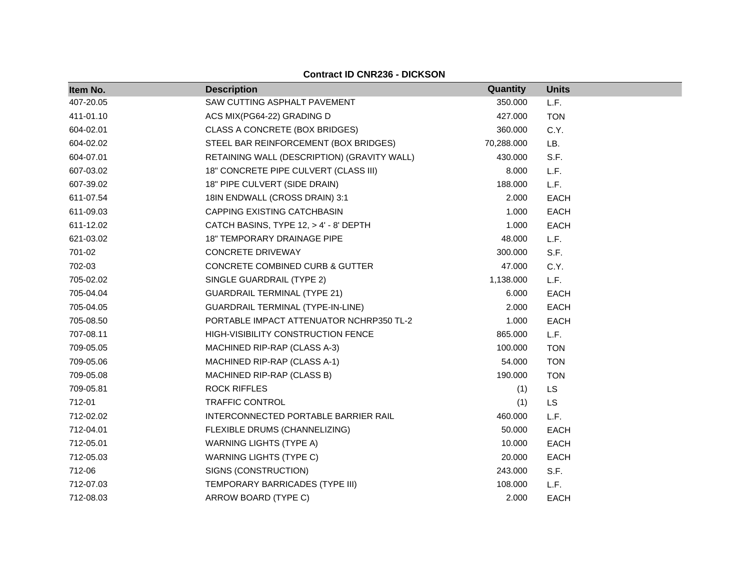**Contract ID CNR236 - DICKSON**

| Item No. | Description | Quantity | Units |
|---|---|---|---|
| 407-20.05 | SAW CUTTING ASPHALT PAVEMENT | 350.000 | L.F. |
| 411-01.10 | ACS MIX(PG64-22) GRADING D | 427.000 | TON |
| 604-02.01 | CLASS A CONCRETE (BOX BRIDGES) | 360.000 | C.Y. |
| 604-02.02 | STEEL BAR REINFORCEMENT (BOX BRIDGES) | 70,288.000 | LB. |
| 604-07.01 | RETAINING WALL (DESCRIPTION) (GRAVITY WALL) | 430.000 | S.F. |
| 607-03.02 | 18" CONCRETE PIPE CULVERT (CLASS III) | 8.000 | L.F. |
| 607-39.02 | 18" PIPE CULVERT (SIDE DRAIN) | 188.000 | L.F. |
| 611-07.54 | 18IN ENDWALL (CROSS DRAIN) 3:1 | 2.000 | EACH |
| 611-09.03 | CAPPING EXISTING CATCHBASIN | 1.000 | EACH |
| 611-12.02 | CATCH BASINS, TYPE 12, > 4' - 8' DEPTH | 1.000 | EACH |
| 621-03.02 | 18" TEMPORARY DRAINAGE PIPE | 48.000 | L.F. |
| 701-02 | CONCRETE DRIVEWAY | 300.000 | S.F. |
| 702-03 | CONCRETE COMBINED CURB & GUTTER | 47.000 | C.Y. |
| 705-02.02 | SINGLE GUARDRAIL (TYPE 2) | 1,138.000 | L.F. |
| 705-04.04 | GUARDRAIL TERMINAL (TYPE 21) | 6.000 | EACH |
| 705-04.05 | GUARDRAIL TERMINAL (TYPE-IN-LINE) | 2.000 | EACH |
| 705-08.50 | PORTABLE IMPACT ATTENUATOR NCHRP350 TL-2 | 1.000 | EACH |
| 707-08.11 | HIGH-VISIBILITY CONSTRUCTION FENCE | 865.000 | L.F. |
| 709-05.05 | MACHINED RIP-RAP (CLASS A-3) | 100.000 | TON |
| 709-05.06 | MACHINED RIP-RAP (CLASS A-1) | 54.000 | TON |
| 709-05.08 | MACHINED RIP-RAP (CLASS B) | 190.000 | TON |
| 709-05.81 | ROCK RIFFLES | (1) | LS |
| 712-01 | TRAFFIC CONTROL | (1) | LS |
| 712-02.02 | INTERCONNECTED PORTABLE BARRIER RAIL | 460.000 | L.F. |
| 712-04.01 | FLEXIBLE DRUMS (CHANNELIZING) | 50.000 | EACH |
| 712-05.01 | WARNING LIGHTS (TYPE A) | 10.000 | EACH |
| 712-05.03 | WARNING LIGHTS (TYPE C) | 20.000 | EACH |
| 712-06 | SIGNS (CONSTRUCTION) | 243.000 | S.F. |
| 712-07.03 | TEMPORARY BARRICADES (TYPE III) | 108.000 | L.F. |
| 712-08.03 | ARROW BOARD (TYPE C) | 2.000 | EACH |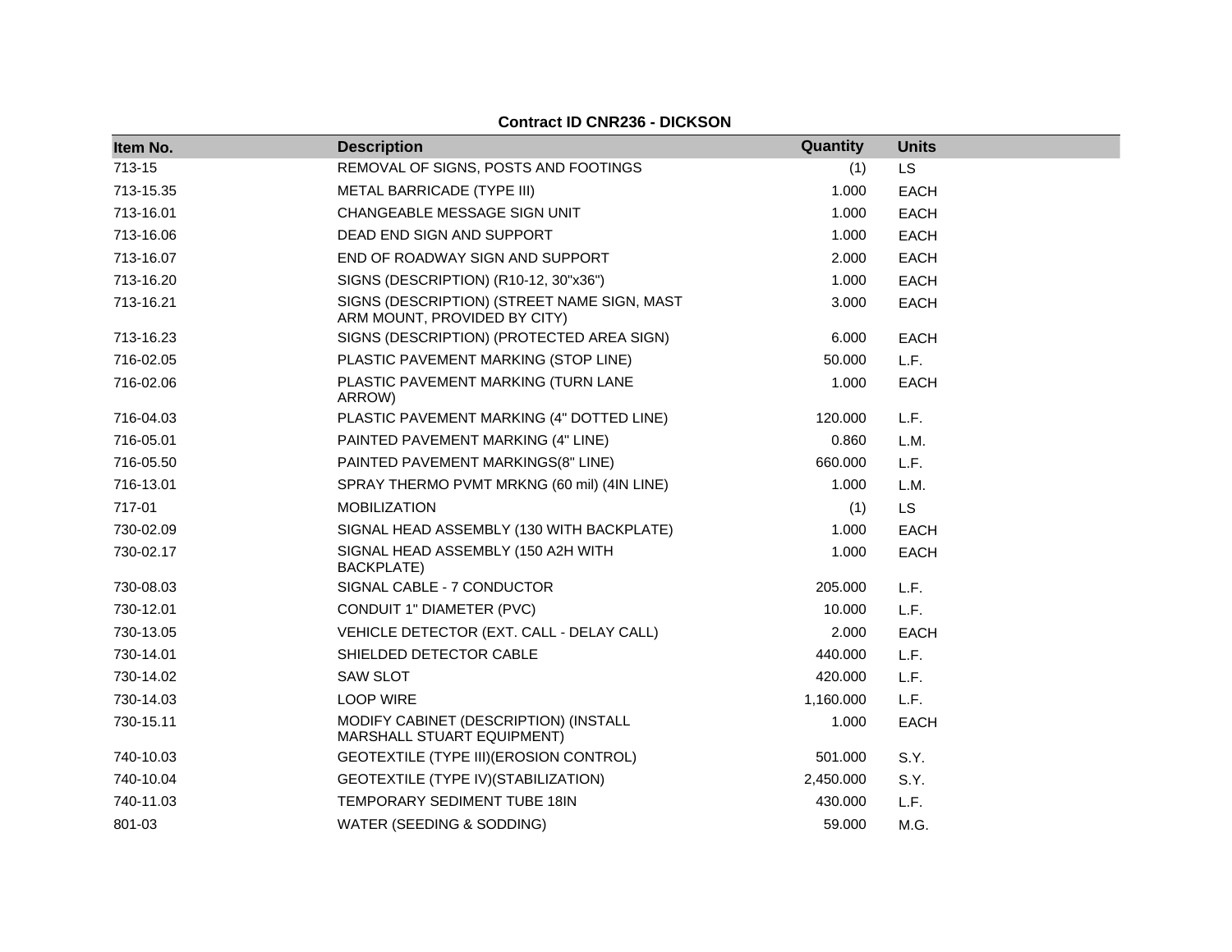**Contract ID CNR236 - DICKSON**

| Item No. | Description | Quantity | Units |
|---|---|---|---|
| 713-15 | REMOVAL OF SIGNS, POSTS AND FOOTINGS | (1) | LS |
| 713-15.35 | METAL BARRICADE (TYPE III) | 1.000 | EACH |
| 713-16.01 | CHANGEABLE MESSAGE SIGN UNIT | 1.000 | EACH |
| 713-16.06 | DEAD END SIGN AND SUPPORT | 1.000 | EACH |
| 713-16.07 | END OF ROADWAY SIGN AND SUPPORT | 2.000 | EACH |
| 713-16.20 | SIGNS (DESCRIPTION) (R10-12, 30"x36") | 1.000 | EACH |
| 713-16.21 | SIGNS (DESCRIPTION) (STREET NAME SIGN, MAST ARM MOUNT, PROVIDED BY CITY) | 3.000 | EACH |
| 713-16.23 | SIGNS (DESCRIPTION) (PROTECTED AREA SIGN) | 6.000 | EACH |
| 716-02.05 | PLASTIC PAVEMENT MARKING (STOP LINE) | 50.000 | L.F. |
| 716-02.06 | PLASTIC PAVEMENT MARKING (TURN LANE ARROW) | 1.000 | EACH |
| 716-04.03 | PLASTIC PAVEMENT MARKING (4" DOTTED LINE) | 120.000 | L.F. |
| 716-05.01 | PAINTED PAVEMENT MARKING (4" LINE) | 0.860 | L.M. |
| 716-05.50 | PAINTED PAVEMENT MARKINGS(8" LINE) | 660.000 | L.F. |
| 716-13.01 | SPRAY THERMO PVMT MRKNG (60 mil) (4IN LINE) | 1.000 | L.M. |
| 717-01 | MOBILIZATION | (1) | LS |
| 730-02.09 | SIGNAL HEAD ASSEMBLY (130 WITH BACKPLATE) | 1.000 | EACH |
| 730-02.17 | SIGNAL HEAD ASSEMBLY (150 A2H WITH BACKPLATE) | 1.000 | EACH |
| 730-08.03 | SIGNAL CABLE - 7 CONDUCTOR | 205.000 | L.F. |
| 730-12.01 | CONDUIT 1" DIAMETER (PVC) | 10.000 | L.F. |
| 730-13.05 | VEHICLE DETECTOR (EXT. CALL - DELAY CALL) | 2.000 | EACH |
| 730-14.01 | SHIELDED DETECTOR CABLE | 440.000 | L.F. |
| 730-14.02 | SAW SLOT | 420.000 | L.F. |
| 730-14.03 | LOOP WIRE | 1,160.000 | L.F. |
| 730-15.11 | MODIFY CABINET (DESCRIPTION) (INSTALL MARSHALL STUART EQUIPMENT) | 1.000 | EACH |
| 740-10.03 | GEOTEXTILE (TYPE III)(EROSION CONTROL) | 501.000 | S.Y. |
| 740-10.04 | GEOTEXTILE (TYPE IV)(STABILIZATION) | 2,450.000 | S.Y. |
| 740-11.03 | TEMPORARY SEDIMENT TUBE 18IN | 430.000 | L.F. |
| 801-03 | WATER (SEEDING & SODDING) | 59.000 | M.G. |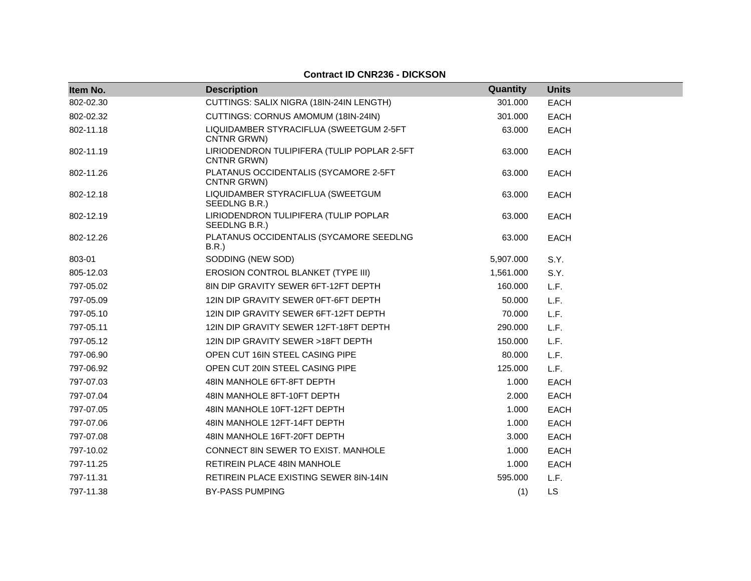**Contract ID CNR236 - DICKSON**

| Item No. | Description | Quantity | Units |
|---|---|---|---|
| 802-02.30 | CUTTINGS: SALIX NIGRA (18IN-24IN LENGTH) | 301.000 | EACH |
| 802-02.32 | CUTTINGS: CORNUS AMOMUM (18IN-24IN) | 301.000 | EACH |
| 802-11.18 | LIQUIDAMBER STYRACIFLUA (SWEETGUM 2-5FT CNTNR GRWN) | 63.000 | EACH |
| 802-11.19 | LIRIODENDRON TULIPIFERA (TULIP POPLAR 2-5FT CNTNR GRWN) | 63.000 | EACH |
| 802-11.26 | PLATANUS OCCIDENTALIS (SYCAMORE 2-5FT CNTNR GRWN) | 63.000 | EACH |
| 802-12.18 | LIQUIDAMBER STYRACIFLUA (SWEETGUM SEEDLNG B.R.) | 63.000 | EACH |
| 802-12.19 | LIRIODENDRON TULIPIFERA (TULIP POPLAR SEEDLNG B.R.) | 63.000 | EACH |
| 802-12.26 | PLATANUS OCCIDENTALIS (SYCAMORE SEEDLNG B.R.) | 63.000 | EACH |
| 803-01 | SODDING (NEW SOD) | 5,907.000 | S.Y. |
| 805-12.03 | EROSION CONTROL BLANKET (TYPE III) | 1,561.000 | S.Y. |
| 797-05.02 | 8IN DIP GRAVITY SEWER 6FT-12FT DEPTH | 160.000 | L.F. |
| 797-05.09 | 12IN DIP GRAVITY SEWER 0FT-6FT DEPTH | 50.000 | L.F. |
| 797-05.10 | 12IN DIP GRAVITY SEWER 6FT-12FT DEPTH | 70.000 | L.F. |
| 797-05.11 | 12IN DIP GRAVITY SEWER 12FT-18FT DEPTH | 290.000 | L.F. |
| 797-05.12 | 12IN DIP GRAVITY SEWER >18FT DEPTH | 150.000 | L.F. |
| 797-06.90 | OPEN CUT 16IN STEEL CASING PIPE | 80.000 | L.F. |
| 797-06.92 | OPEN CUT 20IN STEEL CASING PIPE | 125.000 | L.F. |
| 797-07.03 | 48IN MANHOLE 6FT-8FT DEPTH | 1.000 | EACH |
| 797-07.04 | 48IN MANHOLE 8FT-10FT DEPTH | 2.000 | EACH |
| 797-07.05 | 48IN MANHOLE 10FT-12FT DEPTH | 1.000 | EACH |
| 797-07.06 | 48IN MANHOLE 12FT-14FT DEPTH | 1.000 | EACH |
| 797-07.08 | 48IN MANHOLE 16FT-20FT DEPTH | 3.000 | EACH |
| 797-10.02 | CONNECT 8IN SEWER TO EXIST. MANHOLE | 1.000 | EACH |
| 797-11.25 | RETIREIN PLACE 48IN MANHOLE | 1.000 | EACH |
| 797-11.31 | RETIREIN PLACE EXISTING SEWER 8IN-14IN | 595.000 | L.F. |
| 797-11.38 | BY-PASS PUMPING | (1) | LS |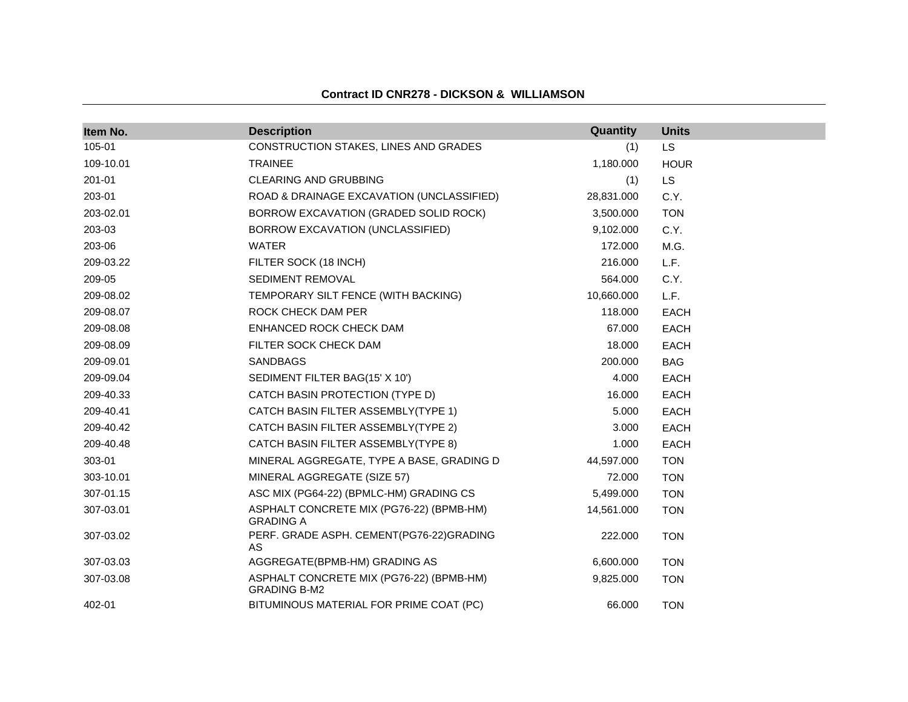**Contract ID CNR278 - DICKSON & WILLIAMSON**

| Item No. | Description | Quantity | Units |
|---|---|---|---|
| 105-01 | CONSTRUCTION STAKES, LINES AND GRADES | (1) | LS |
| 109-10.01 | TRAINEE | 1,180.000 | HOUR |
| 201-01 | CLEARING AND GRUBBING | (1) | LS |
| 203-01 | ROAD & DRAINAGE EXCAVATION (UNCLASSIFIED) | 28,831.000 | C.Y. |
| 203-02.01 | BORROW EXCAVATION (GRADED SOLID ROCK) | 3,500.000 | TON |
| 203-03 | BORROW EXCAVATION (UNCLASSIFIED) | 9,102.000 | C.Y. |
| 203-06 | WATER | 172.000 | M.G. |
| 209-03.22 | FILTER SOCK (18 INCH) | 216.000 | L.F. |
| 209-05 | SEDIMENT REMOVAL | 564.000 | C.Y. |
| 209-08.02 | TEMPORARY SILT FENCE (WITH BACKING) | 10,660.000 | L.F. |
| 209-08.07 | ROCK CHECK DAM PER | 118.000 | EACH |
| 209-08.08 | ENHANCED ROCK CHECK DAM | 67.000 | EACH |
| 209-08.09 | FILTER SOCK CHECK DAM | 18.000 | EACH |
| 209-09.01 | SANDBAGS | 200.000 | BAG |
| 209-09.04 | SEDIMENT FILTER BAG(15' X 10') | 4.000 | EACH |
| 209-40.33 | CATCH BASIN PROTECTION (TYPE D) | 16.000 | EACH |
| 209-40.41 | CATCH BASIN FILTER ASSEMBLY(TYPE 1) | 5.000 | EACH |
| 209-40.42 | CATCH BASIN FILTER ASSEMBLY(TYPE 2) | 3.000 | EACH |
| 209-40.48 | CATCH BASIN FILTER ASSEMBLY(TYPE 8) | 1.000 | EACH |
| 303-01 | MINERAL AGGREGATE, TYPE A BASE, GRADING D | 44,597.000 | TON |
| 303-10.01 | MINERAL AGGREGATE (SIZE 57) | 72.000 | TON |
| 307-01.15 | ASC MIX (PG64-22) (BPMLC-HM) GRADING CS | 5,499.000 | TON |
| 307-03.01 | ASPHALT CONCRETE MIX (PG76-22) (BPMB-HM) GRADING A | 14,561.000 | TON |
| 307-03.02 | PERF. GRADE ASPH. CEMENT(PG76-22)GRADING AS | 222.000 | TON |
| 307-03.03 | AGGREGATE(BPMB-HM) GRADING AS | 6,600.000 | TON |
| 307-03.08 | ASPHALT CONCRETE MIX (PG76-22) (BPMB-HM) GRADING B-M2 | 9,825.000 | TON |
| 402-01 | BITUMINOUS MATERIAL FOR PRIME COAT (PC) | 66.000 | TON |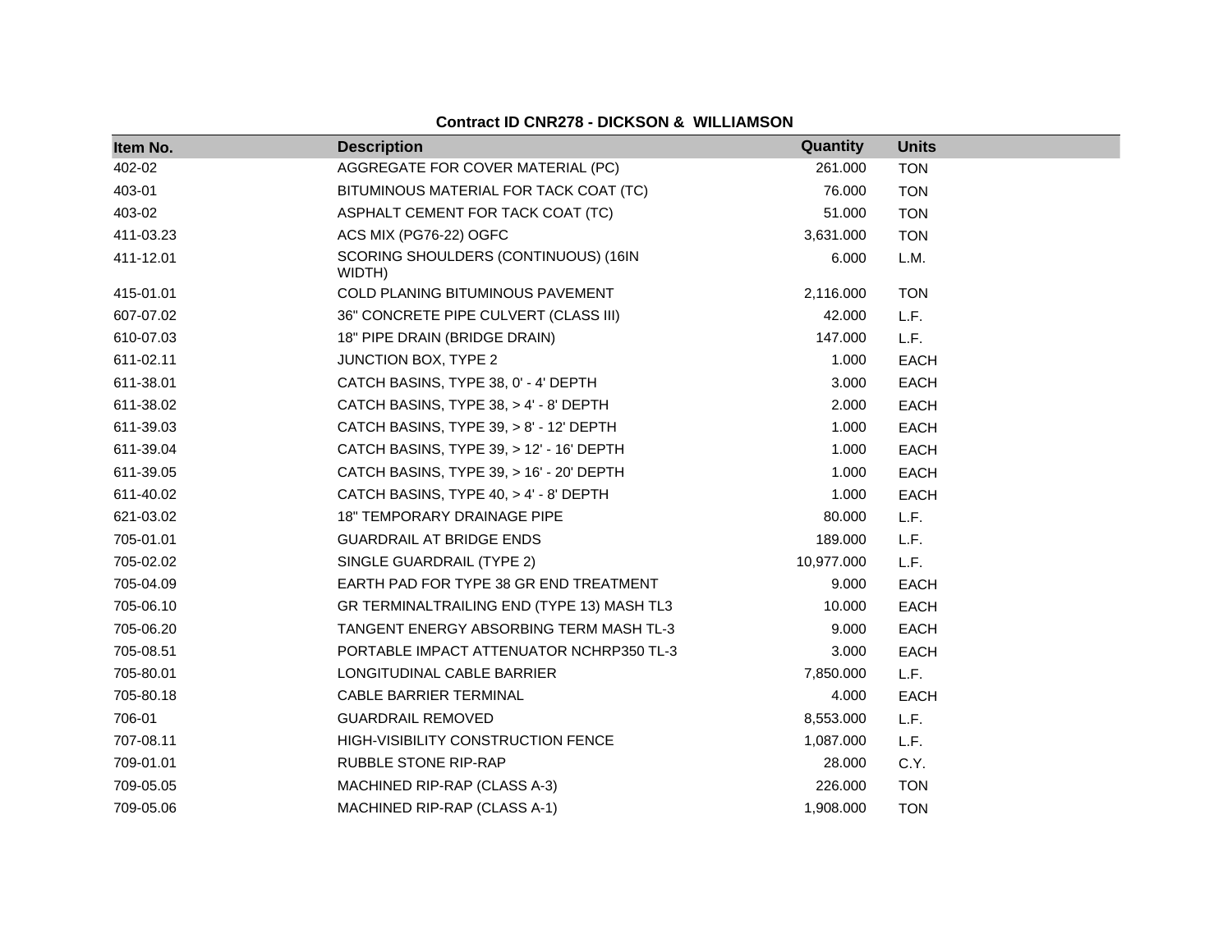**Contract ID CNR278 - DICKSON & WILLIAMSON**

| Item No. | Description | Quantity | Units |
|---|---|---|---|
| 402-02 | AGGREGATE FOR COVER MATERIAL (PC) | 261.000 | TON |
| 403-01 | BITUMINOUS MATERIAL FOR TACK COAT (TC) | 76.000 | TON |
| 403-02 | ASPHALT CEMENT FOR TACK COAT (TC) | 51.000 | TON |
| 411-03.23 | ACS MIX (PG76-22) OGFC | 3,631.000 | TON |
| 411-12.01 | SCORING SHOULDERS (CONTINUOUS) (16IN WIDTH) | 6.000 | L.M. |
| 415-01.01 | COLD PLANING BITUMINOUS PAVEMENT | 2,116.000 | TON |
| 607-07.02 | 36" CONCRETE PIPE CULVERT (CLASS III) | 42.000 | L.F. |
| 610-07.03 | 18" PIPE DRAIN (BRIDGE DRAIN) | 147.000 | L.F. |
| 611-02.11 | JUNCTION BOX, TYPE 2 | 1.000 | EACH |
| 611-38.01 | CATCH BASINS, TYPE 38, 0' - 4' DEPTH | 3.000 | EACH |
| 611-38.02 | CATCH BASINS, TYPE 38, > 4' - 8' DEPTH | 2.000 | EACH |
| 611-39.03 | CATCH BASINS, TYPE 39, > 8' - 12' DEPTH | 1.000 | EACH |
| 611-39.04 | CATCH BASINS, TYPE 39, > 12' - 16' DEPTH | 1.000 | EACH |
| 611-39.05 | CATCH BASINS, TYPE 39, > 16' - 20' DEPTH | 1.000 | EACH |
| 611-40.02 | CATCH BASINS, TYPE 40, > 4' - 8' DEPTH | 1.000 | EACH |
| 621-03.02 | 18" TEMPORARY DRAINAGE PIPE | 80.000 | L.F. |
| 705-01.01 | GUARDRAIL AT BRIDGE ENDS | 189.000 | L.F. |
| 705-02.02 | SINGLE GUARDRAIL (TYPE 2) | 10,977.000 | L.F. |
| 705-04.09 | EARTH PAD FOR TYPE 38 GR END TREATMENT | 9.000 | EACH |
| 705-06.10 | GR TERMINALTRAILING END (TYPE 13) MASH TL3 | 10.000 | EACH |
| 705-06.20 | TANGENT ENERGY ABSORBING TERM MASH TL-3 | 9.000 | EACH |
| 705-08.51 | PORTABLE IMPACT ATTENUATOR NCHRP350 TL-3 | 3.000 | EACH |
| 705-80.01 | LONGITUDINAL CABLE BARRIER | 7,850.000 | L.F. |
| 705-80.18 | CABLE BARRIER TERMINAL | 4.000 | EACH |
| 706-01 | GUARDRAIL REMOVED | 8,553.000 | L.F. |
| 707-08.11 | HIGH-VISIBILITY CONSTRUCTION FENCE | 1,087.000 | L.F. |
| 709-01.01 | RUBBLE STONE RIP-RAP | 28.000 | C.Y. |
| 709-05.05 | MACHINED RIP-RAP (CLASS A-3) | 226.000 | TON |
| 709-05.06 | MACHINED RIP-RAP (CLASS A-1) | 1,908.000 | TON |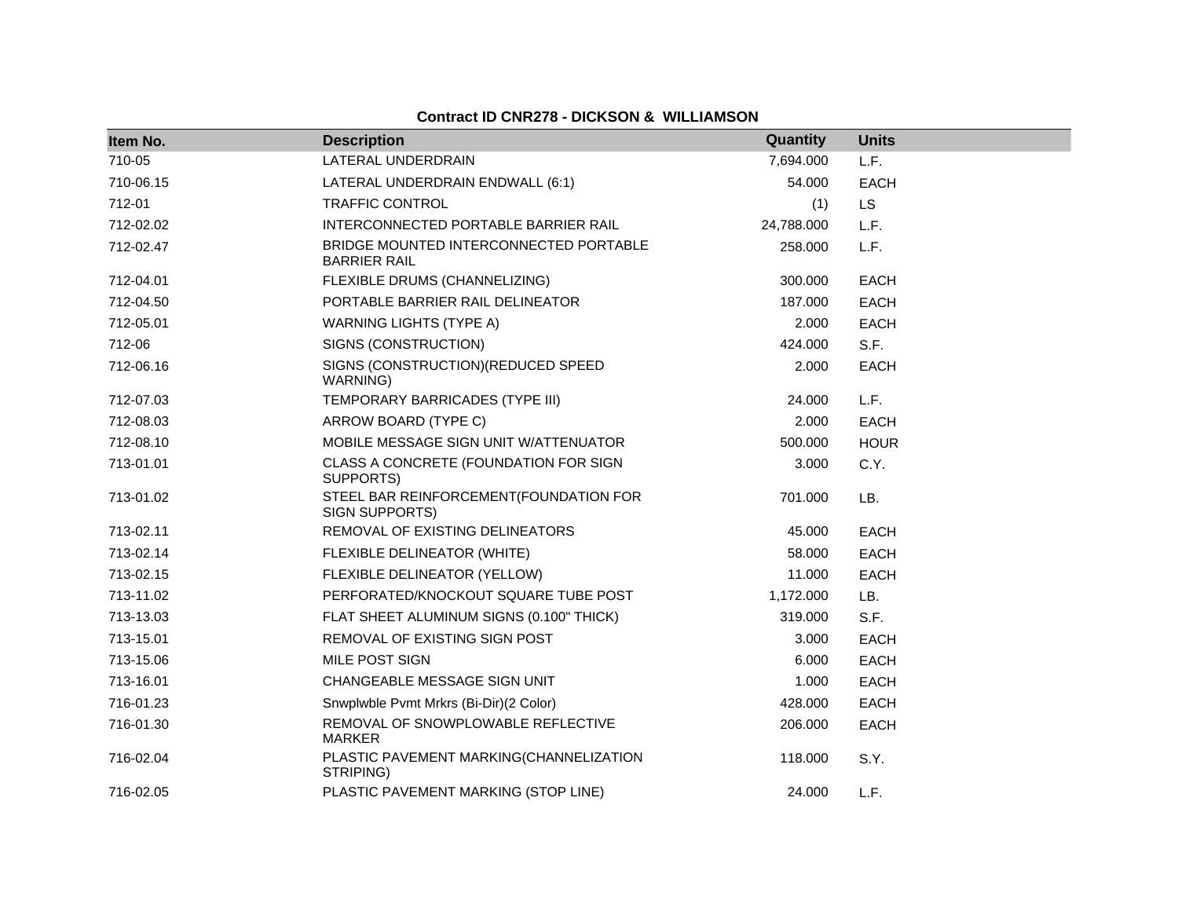**Contract ID CNR278 - DICKSON & WILLIAMSON**

| Item No. | Description | Quantity | Units |
|---|---|---|---|
| 710-05 | LATERAL UNDERDRAIN | 7,694.000 | L.F. |
| 710-06.15 | LATERAL UNDERDRAIN ENDWALL (6:1) | 54.000 | EACH |
| 712-01 | TRAFFIC CONTROL | (1) | LS |
| 712-02.02 | INTERCONNECTED PORTABLE BARRIER RAIL | 24,788.000 | L.F. |
| 712-02.47 | BRIDGE MOUNTED INTERCONNECTED PORTABLE BARRIER RAIL | 258.000 | L.F. |
| 712-04.01 | FLEXIBLE DRUMS (CHANNELIZING) | 300.000 | EACH |
| 712-04.50 | PORTABLE BARRIER RAIL DELINEATOR | 187.000 | EACH |
| 712-05.01 | WARNING LIGHTS (TYPE A) | 2.000 | EACH |
| 712-06 | SIGNS (CONSTRUCTION) | 424.000 | S.F. |
| 712-06.16 | SIGNS (CONSTRUCTION)(REDUCED SPEED WARNING) | 2.000 | EACH |
| 712-07.03 | TEMPORARY BARRICADES (TYPE III) | 24.000 | L.F. |
| 712-08.03 | ARROW BOARD (TYPE C) | 2.000 | EACH |
| 712-08.10 | MOBILE MESSAGE SIGN UNIT W/ATTENUATOR | 500.000 | HOUR |
| 713-01.01 | CLASS A CONCRETE (FOUNDATION FOR SIGN SUPPORTS) | 3.000 | C.Y. |
| 713-01.02 | STEEL BAR REINFORCEMENT(FOUNDATION FOR SIGN SUPPORTS) | 701.000 | LB. |
| 713-02.11 | REMOVAL OF EXISTING DELINEATORS | 45.000 | EACH |
| 713-02.14 | FLEXIBLE DELINEATOR (WHITE) | 58.000 | EACH |
| 713-02.15 | FLEXIBLE DELINEATOR (YELLOW) | 11.000 | EACH |
| 713-11.02 | PERFORATED/KNOCKOUT SQUARE TUBE POST | 1,172.000 | LB. |
| 713-13.03 | FLAT SHEET ALUMINUM SIGNS (0.100" THICK) | 319.000 | S.F. |
| 713-15.01 | REMOVAL OF EXISTING SIGN POST | 3.000 | EACH |
| 713-15.06 | MILE POST SIGN | 6.000 | EACH |
| 713-16.01 | CHANGEABLE MESSAGE SIGN UNIT | 1.000 | EACH |
| 716-01.23 | Snwplwble Pvmt Mrkrs (Bi-Dir)(2 Color) | 428.000 | EACH |
| 716-01.30 | REMOVAL OF SNOWPLOWABLE REFLECTIVE MARKER | 206.000 | EACH |
| 716-02.04 | PLASTIC PAVEMENT MARKING(CHANNELIZATION STRIPING) | 118.000 | S.Y. |
| 716-02.05 | PLASTIC PAVEMENT MARKING (STOP LINE) | 24.000 | L.F. |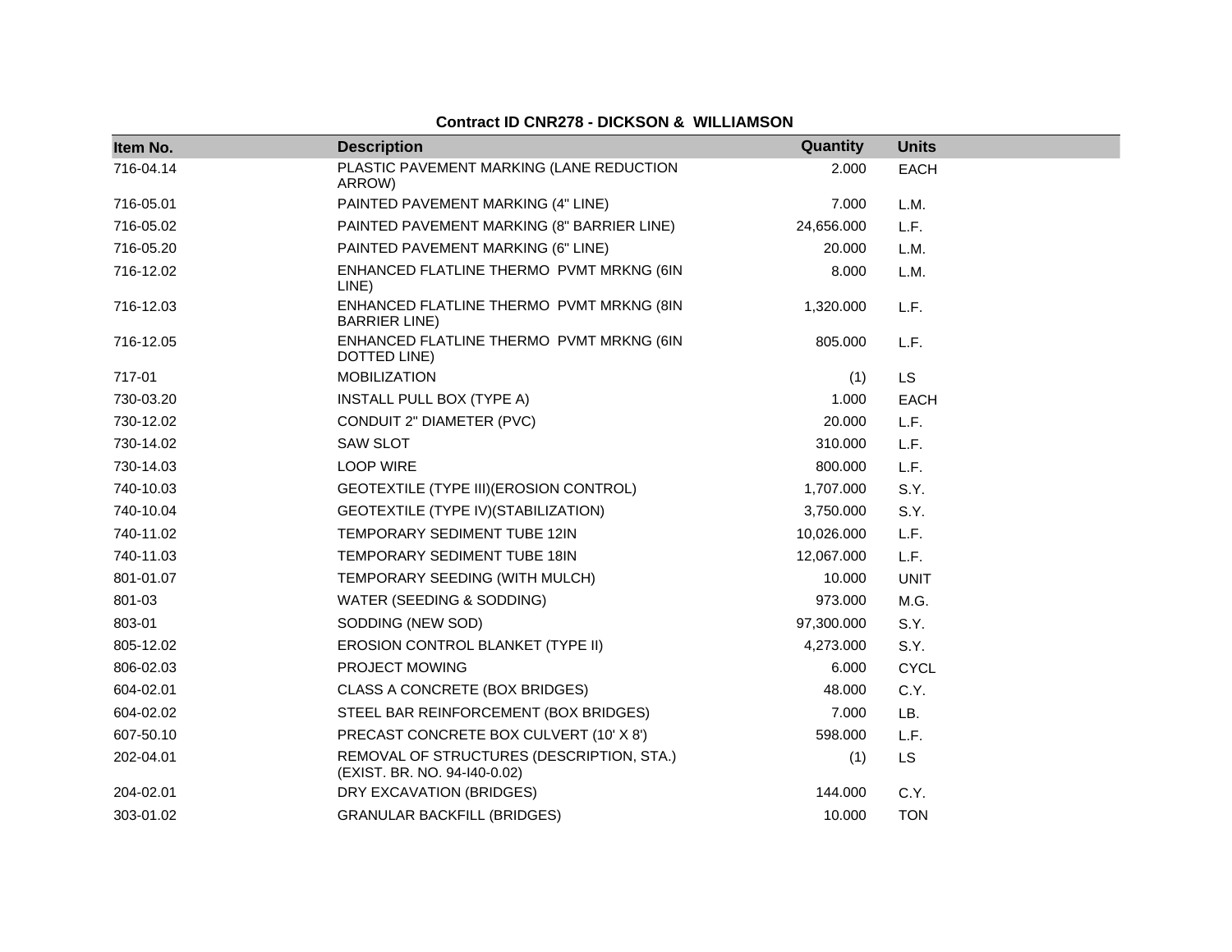**Contract ID CNR278 - DICKSON & WILLIAMSON**

| Item No. | Description | Quantity | Units |
|---|---|---|---|
| 716-04.14 | PLASTIC PAVEMENT MARKING (LANE REDUCTION ARROW) | 2.000 | EACH |
| 716-05.01 | PAINTED PAVEMENT MARKING (4" LINE) | 7.000 | L.M. |
| 716-05.02 | PAINTED PAVEMENT MARKING (8" BARRIER LINE) | 24,656.000 | L.F. |
| 716-05.20 | PAINTED PAVEMENT MARKING (6" LINE) | 20.000 | L.M. |
| 716-12.02 | ENHANCED FLATLINE THERMO PVMT MRKNG (6IN LINE) | 8.000 | L.M. |
| 716-12.03 | ENHANCED FLATLINE THERMO PVMT MRKNG (8IN BARRIER LINE) | 1,320.000 | L.F. |
| 716-12.05 | ENHANCED FLATLINE THERMO PVMT MRKNG (6IN DOTTED LINE) | 805.000 | L.F. |
| 717-01 | MOBILIZATION | (1) | LS |
| 730-03.20 | INSTALL PULL BOX (TYPE A) | 1.000 | EACH |
| 730-12.02 | CONDUIT 2" DIAMETER (PVC) | 20.000 | L.F. |
| 730-14.02 | SAW SLOT | 310.000 | L.F. |
| 730-14.03 | LOOP WIRE | 800.000 | L.F. |
| 740-10.03 | GEOTEXTILE (TYPE III)(EROSION CONTROL) | 1,707.000 | S.Y. |
| 740-10.04 | GEOTEXTILE (TYPE IV)(STABILIZATION) | 3,750.000 | S.Y. |
| 740-11.02 | TEMPORARY SEDIMENT TUBE 12IN | 10,026.000 | L.F. |
| 740-11.03 | TEMPORARY SEDIMENT TUBE 18IN | 12,067.000 | L.F. |
| 801-01.07 | TEMPORARY SEEDING (WITH MULCH) | 10.000 | UNIT |
| 801-03 | WATER (SEEDING & SODDING) | 973.000 | M.G. |
| 803-01 | SODDING (NEW SOD) | 97,300.000 | S.Y. |
| 805-12.02 | EROSION CONTROL BLANKET (TYPE II) | 4,273.000 | S.Y. |
| 806-02.03 | PROJECT MOWING | 6.000 | CYCL |
| 604-02.01 | CLASS A CONCRETE (BOX BRIDGES) | 48.000 | C.Y. |
| 604-02.02 | STEEL BAR REINFORCEMENT (BOX BRIDGES) | 7.000 | LB. |
| 607-50.10 | PRECAST CONCRETE BOX CULVERT (10' X 8') | 598.000 | L.F. |
| 202-04.01 | REMOVAL OF STRUCTURES (DESCRIPTION, STA.) (EXIST. BR. NO. 94-I40-0.02) | (1) | LS |
| 204-02.01 | DRY EXCAVATION (BRIDGES) | 144.000 | C.Y. |
| 303-01.02 | GRANULAR BACKFILL (BRIDGES) | 10.000 | TON |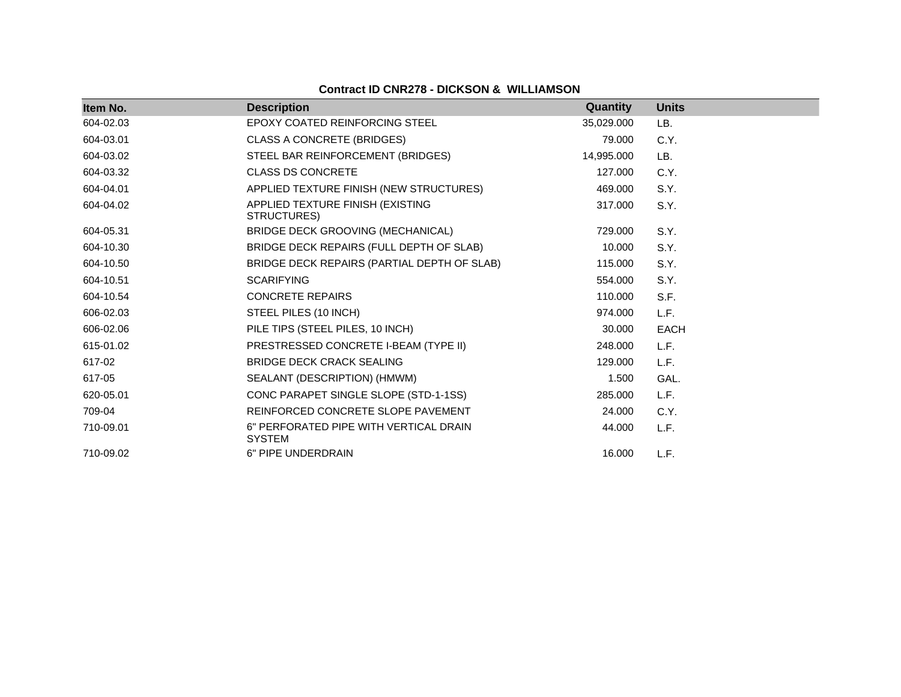**Contract ID CNR278 - DICKSON & WILLIAMSON**

| Item No. | Description | Quantity | Units |
|---|---|---|---|
| 604-02.03 | EPOXY COATED REINFORCING STEEL | 35,029.000 | LB. |
| 604-03.01 | CLASS A CONCRETE (BRIDGES) | 79.000 | C.Y. |
| 604-03.02 | STEEL BAR REINFORCEMENT (BRIDGES) | 14,995.000 | LB. |
| 604-03.32 | CLASS DS CONCRETE | 127.000 | C.Y. |
| 604-04.01 | APPLIED TEXTURE FINISH (NEW STRUCTURES) | 469.000 | S.Y. |
| 604-04.02 | APPLIED TEXTURE FINISH (EXISTING STRUCTURES) | 317.000 | S.Y. |
| 604-05.31 | BRIDGE DECK GROOVING (MECHANICAL) | 729.000 | S.Y. |
| 604-10.30 | BRIDGE DECK REPAIRS (FULL DEPTH OF SLAB) | 10.000 | S.Y. |
| 604-10.50 | BRIDGE DECK REPAIRS (PARTIAL DEPTH OF SLAB) | 115.000 | S.Y. |
| 604-10.51 | SCARIFYING | 554.000 | S.Y. |
| 604-10.54 | CONCRETE REPAIRS | 110.000 | S.F. |
| 606-02.03 | STEEL PILES (10 INCH) | 974.000 | L.F. |
| 606-02.06 | PILE TIPS (STEEL PILES, 10 INCH) | 30.000 | EACH |
| 615-01.02 | PRESTRESSED CONCRETE I-BEAM (TYPE II) | 248.000 | L.F. |
| 617-02 | BRIDGE DECK CRACK SEALING | 129.000 | L.F. |
| 617-05 | SEALANT (DESCRIPTION) (HMWM) | 1.500 | GAL. |
| 620-05.01 | CONC PARAPET SINGLE SLOPE (STD-1-1SS) | 285.000 | L.F. |
| 709-04 | REINFORCED CONCRETE SLOPE PAVEMENT | 24.000 | C.Y. |
| 710-09.01 | 6" PERFORATED PIPE WITH VERTICAL DRAIN SYSTEM | 44.000 | L.F. |
| 710-09.02 | 6" PIPE UNDERDRAIN | 16.000 | L.F. |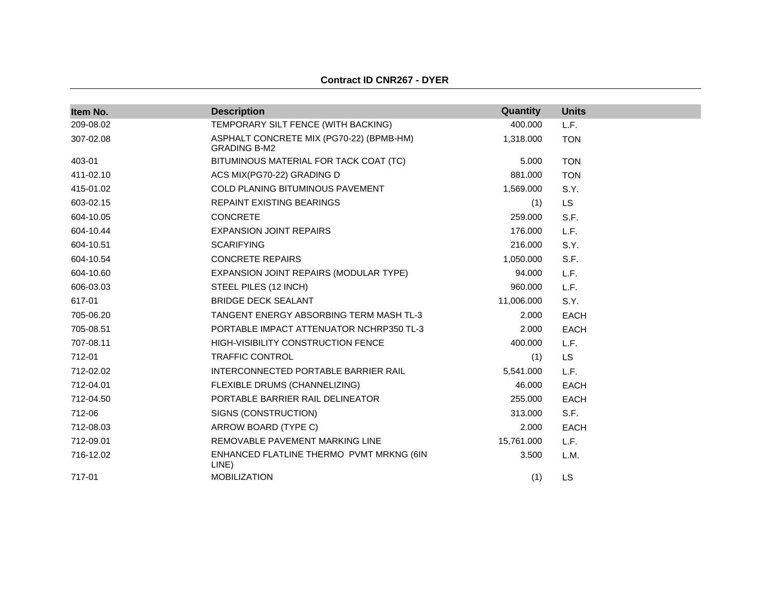**Contract ID CNR267 - DYER**

| Item No. | Description | Quantity | Units |
|---|---|---|---|
| 209-08.02 | TEMPORARY SILT FENCE (WITH BACKING) | 400.000 | L.F. |
| 307-02.08 | ASPHALT CONCRETE MIX (PG70-22) (BPMB-HM) GRADING B-M2 | 1,318.000 | TON |
| 403-01 | BITUMINOUS MATERIAL FOR TACK COAT (TC) | 5.000 | TON |
| 411-02.10 | ACS MIX(PG70-22) GRADING D | 881.000 | TON |
| 415-01.02 | COLD PLANING BITUMINOUS PAVEMENT | 1,569.000 | S.Y. |
| 603-02.15 | REPAINT EXISTING BEARINGS | (1) | LS |
| 604-10.05 | CONCRETE | 259.000 | S.F. |
| 604-10.44 | EXPANSION JOINT REPAIRS | 176.000 | L.F. |
| 604-10.51 | SCARIFYING | 216.000 | S.Y. |
| 604-10.54 | CONCRETE REPAIRS | 1,050.000 | S.F. |
| 604-10.60 | EXPANSION JOINT REPAIRS (MODULAR TYPE) | 94.000 | L.F. |
| 606-03.03 | STEEL PILES (12 INCH) | 960.000 | L.F. |
| 617-01 | BRIDGE DECK SEALANT | 11,006.000 | S.Y. |
| 705-06.20 | TANGENT ENERGY ABSORBING TERM MASH TL-3 | 2.000 | EACH |
| 705-08.51 | PORTABLE IMPACT ATTENUATOR NCHRP350 TL-3 | 2.000 | EACH |
| 707-08.11 | HIGH-VISIBILITY CONSTRUCTION FENCE | 400.000 | L.F. |
| 712-01 | TRAFFIC CONTROL | (1) | LS |
| 712-02.02 | INTERCONNECTED PORTABLE BARRIER RAIL | 5,541.000 | L.F. |
| 712-04.01 | FLEXIBLE DRUMS (CHANNELIZING) | 46.000 | EACH |
| 712-04.50 | PORTABLE BARRIER RAIL DELINEATOR | 255.000 | EACH |
| 712-06 | SIGNS (CONSTRUCTION) | 313.000 | S.F. |
| 712-08.03 | ARROW BOARD (TYPE C) | 2.000 | EACH |
| 712-09.01 | REMOVABLE PAVEMENT MARKING LINE | 15,761.000 | L.F. |
| 716-12.02 | ENHANCED FLATLINE THERMO PVMT MRKNG (6IN LINE) | 3.500 | L.M. |
| 717-01 | MOBILIZATION | (1) | LS |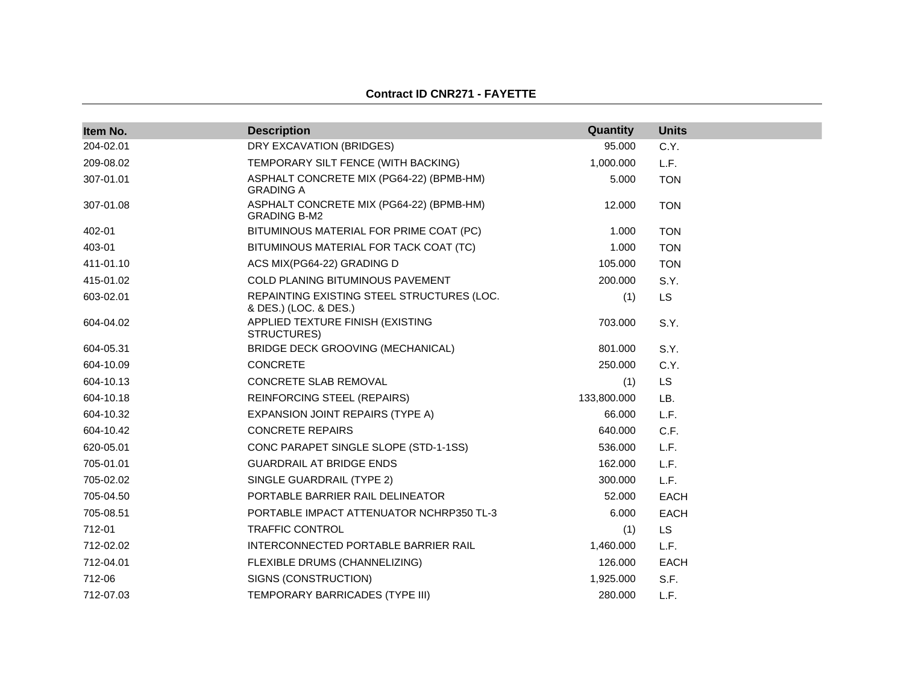**Contract ID CNR271 - FAYETTE**

| Item No. | Description | Quantity | Units |
| --- | --- | --- | --- |
| 204-02.01 | DRY EXCAVATION (BRIDGES) | 95.000 | C.Y. |
| 209-08.02 | TEMPORARY SILT FENCE (WITH BACKING) | 1,000.000 | L.F. |
| 307-01.01 | ASPHALT CONCRETE MIX (PG64-22) (BPMB-HM) GRADING A | 5.000 | TON |
| 307-01.08 | ASPHALT CONCRETE MIX (PG64-22) (BPMB-HM) GRADING B-M2 | 12.000 | TON |
| 402-01 | BITUMINOUS MATERIAL FOR PRIME COAT (PC) | 1.000 | TON |
| 403-01 | BITUMINOUS MATERIAL FOR TACK COAT (TC) | 1.000 | TON |
| 411-01.10 | ACS MIX(PG64-22) GRADING D | 105.000 | TON |
| 415-01.02 | COLD PLANING BITUMINOUS PAVEMENT | 200.000 | S.Y. |
| 603-02.01 | REPAINTING EXISTING STEEL STRUCTURES (LOC. & DES.) (LOC. & DES.) | (1) | LS |
| 604-04.02 | APPLIED TEXTURE FINISH (EXISTING STRUCTURES) | 703.000 | S.Y. |
| 604-05.31 | BRIDGE DECK GROOVING (MECHANICAL) | 801.000 | S.Y. |
| 604-10.09 | CONCRETE | 250.000 | C.Y. |
| 604-10.13 | CONCRETE SLAB REMOVAL | (1) | LS |
| 604-10.18 | REINFORCING STEEL (REPAIRS) | 133,800.000 | LB. |
| 604-10.32 | EXPANSION JOINT REPAIRS (TYPE A) | 66.000 | L.F. |
| 604-10.42 | CONCRETE REPAIRS | 640.000 | C.F. |
| 620-05.01 | CONC PARAPET SINGLE SLOPE (STD-1-1SS) | 536.000 | L.F. |
| 705-01.01 | GUARDRAIL AT BRIDGE ENDS | 162.000 | L.F. |
| 705-02.02 | SINGLE GUARDRAIL (TYPE 2) | 300.000 | L.F. |
| 705-04.50 | PORTABLE BARRIER RAIL DELINEATOR | 52.000 | EACH |
| 705-08.51 | PORTABLE IMPACT ATTENUATOR NCHRP350 TL-3 | 6.000 | EACH |
| 712-01 | TRAFFIC CONTROL | (1) | LS |
| 712-02.02 | INTERCONNECTED PORTABLE BARRIER RAIL | 1,460.000 | L.F. |
| 712-04.01 | FLEXIBLE DRUMS (CHANNELIZING) | 126.000 | EACH |
| 712-06 | SIGNS (CONSTRUCTION) | 1,925.000 | S.F. |
| 712-07.03 | TEMPORARY BARRICADES (TYPE III) | 280.000 | L.F. |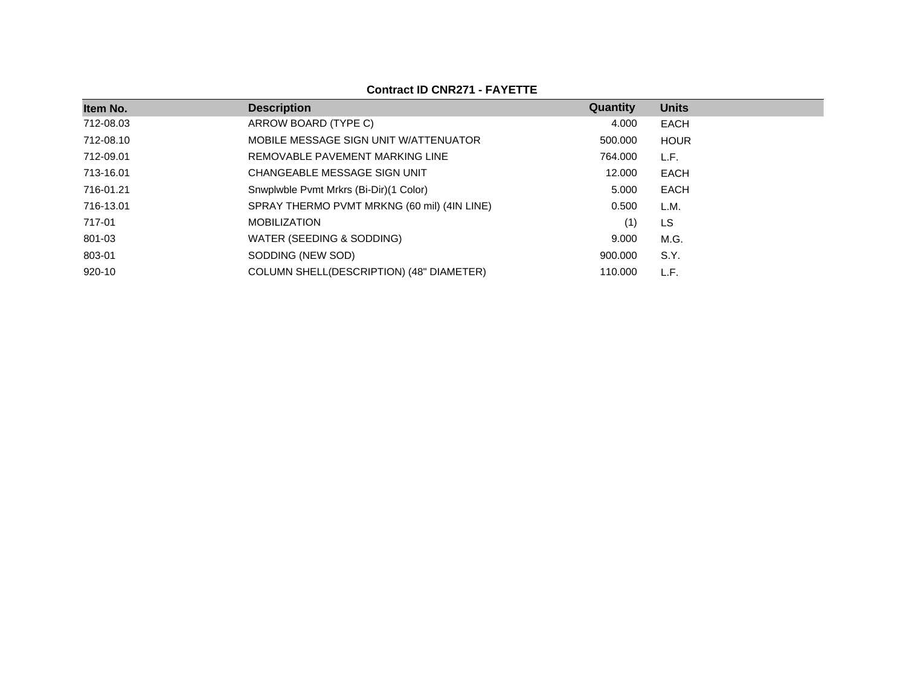**Contract ID CNR271 - FAYETTE**

| Item No. | Description | Quantity | Units |
|---|---|---|---|
| 712-08.03 | ARROW BOARD (TYPE C) | 4.000 | EACH |
| 712-08.10 | MOBILE MESSAGE SIGN UNIT W/ATTENUATOR | 500.000 | HOUR |
| 712-09.01 | REMOVABLE PAVEMENT MARKING LINE | 764.000 | L.F. |
| 713-16.01 | CHANGEABLE MESSAGE SIGN UNIT | 12.000 | EACH |
| 716-01.21 | Snwplwble Pvmt Mrkrs (Bi-Dir)(1 Color) | 5.000 | EACH |
| 716-13.01 | SPRAY THERMO PVMT MRKNG (60 mil) (4IN LINE) | 0.500 | L.M. |
| 717-01 | MOBILIZATION | (1) | LS |
| 801-03 | WATER (SEEDING & SODDING) | 9.000 | M.G. |
| 803-01 | SODDING (NEW SOD) | 900.000 | S.Y. |
| 920-10 | COLUMN SHELL(DESCRIPTION) (48" DIAMETER) | 110.000 | L.F. |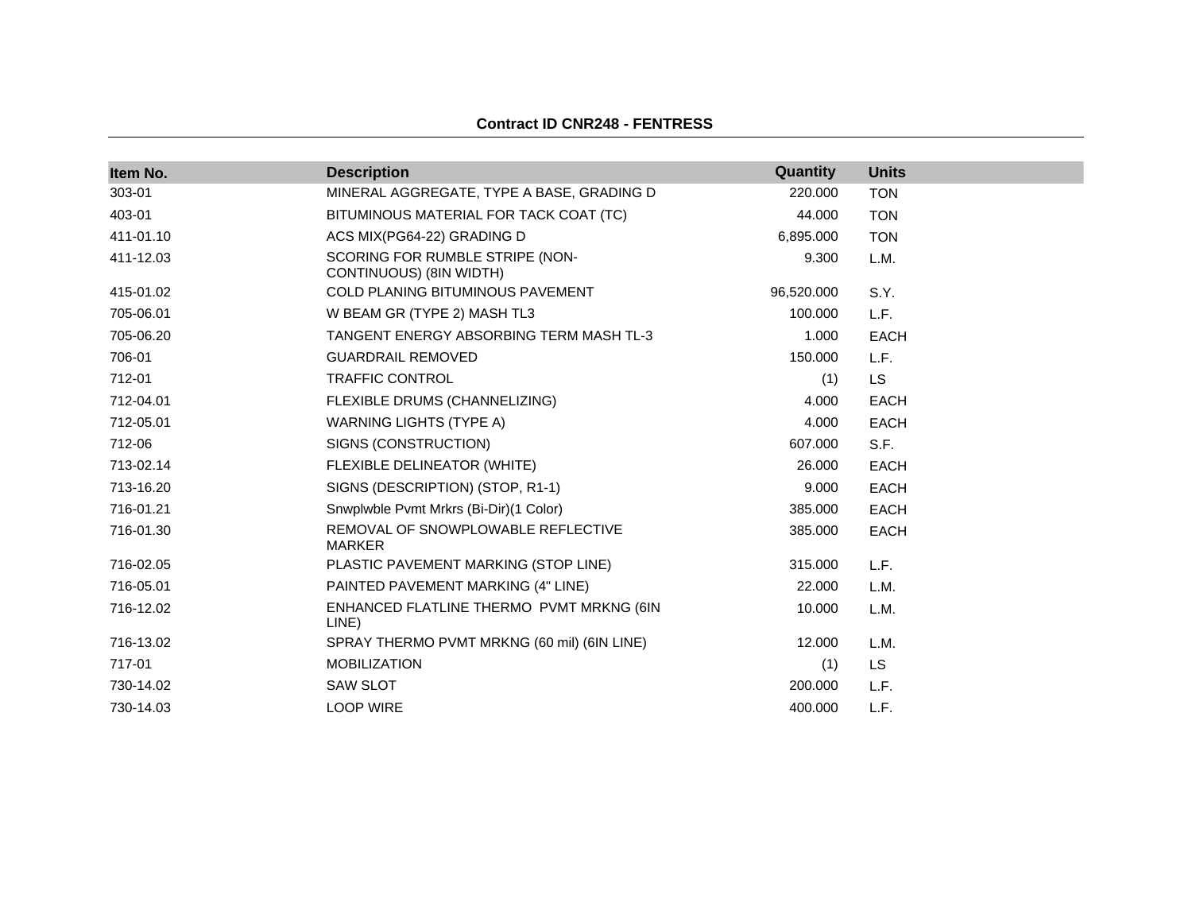**Contract ID CNR248 - FENTRESS**

| Item No. | Description | Quantity | Units |
|---|---|---|---|
| 303-01 | MINERAL AGGREGATE, TYPE A BASE, GRADING D | 220.000 | TON |
| 403-01 | BITUMINOUS MATERIAL FOR TACK COAT (TC) | 44.000 | TON |
| 411-01.10 | ACS MIX(PG64-22) GRADING D | 6,895.000 | TON |
| 411-12.03 | SCORING FOR RUMBLE STRIPE (NON-CONTINUOUS) (8IN WIDTH) | 9.300 | L.M. |
| 415-01.02 | COLD PLANING BITUMINOUS PAVEMENT | 96,520.000 | S.Y. |
| 705-06.01 | W BEAM GR (TYPE 2) MASH TL3 | 100.000 | L.F. |
| 705-06.20 | TANGENT ENERGY ABSORBING TERM MASH TL-3 | 1.000 | EACH |
| 706-01 | GUARDRAIL REMOVED | 150.000 | L.F. |
| 712-01 | TRAFFIC CONTROL | (1) | LS |
| 712-04.01 | FLEXIBLE DRUMS (CHANNELIZING) | 4.000 | EACH |
| 712-05.01 | WARNING LIGHTS (TYPE A) | 4.000 | EACH |
| 712-06 | SIGNS (CONSTRUCTION) | 607.000 | S.F. |
| 713-02.14 | FLEXIBLE DELINEATOR (WHITE) | 26.000 | EACH |
| 713-16.20 | SIGNS (DESCRIPTION) (STOP, R1-1) | 9.000 | EACH |
| 716-01.21 | Snwplwble Pvmt Mrkrs (Bi-Dir)(1 Color) | 385.000 | EACH |
| 716-01.30 | REMOVAL OF SNOWPLOWABLE REFLECTIVE MARKER | 385.000 | EACH |
| 716-02.05 | PLASTIC PAVEMENT MARKING (STOP LINE) | 315.000 | L.F. |
| 716-05.01 | PAINTED PAVEMENT MARKING (4" LINE) | 22.000 | L.M. |
| 716-12.02 | ENHANCED FLATLINE THERMO PVMT MRKNG (6IN LINE) | 10.000 | L.M. |
| 716-13.02 | SPRAY THERMO PVMT MRKNG (60 mil) (6IN LINE) | 12.000 | L.M. |
| 717-01 | MOBILIZATION | (1) | LS |
| 730-14.02 | SAW SLOT | 200.000 | L.F. |
| 730-14.03 | LOOP WIRE | 400.000 | L.F. |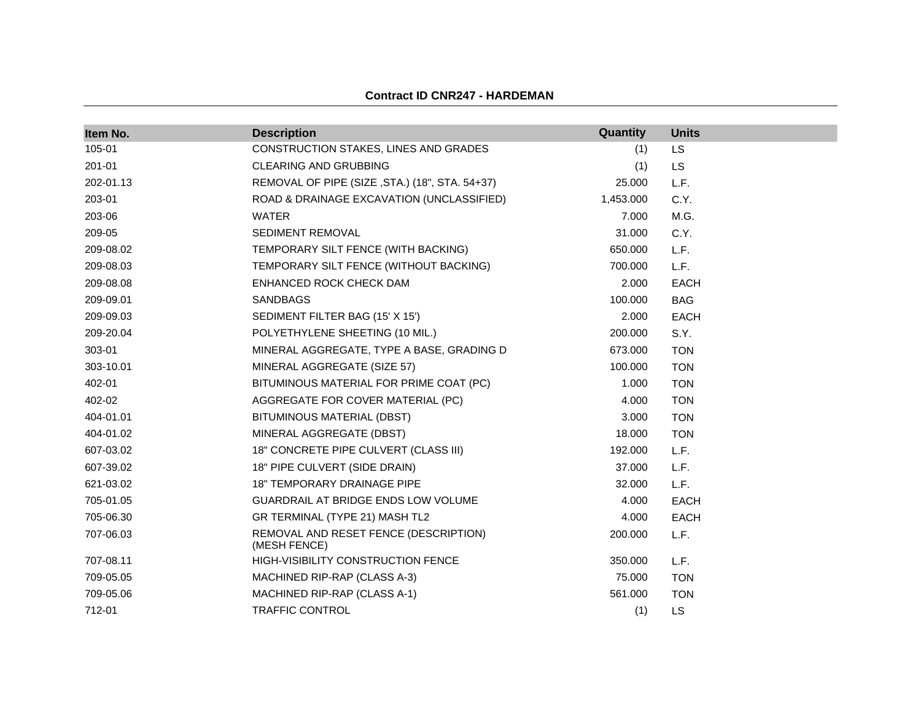**Contract ID CNR247 - HARDEMAN**

| Item No. | Description | Quantity | Units |
|---|---|---|---|
| 105-01 | CONSTRUCTION STAKES, LINES AND GRADES | (1) | LS |
| 201-01 | CLEARING AND GRUBBING | (1) | LS |
| 202-01.13 | REMOVAL OF PIPE (SIZE ,STA.) (18", STA. 54+37) | 25.000 | L.F. |
| 203-01 | ROAD & DRAINAGE EXCAVATION (UNCLASSIFIED) | 1,453.000 | C.Y. |
| 203-06 | WATER | 7.000 | M.G. |
| 209-05 | SEDIMENT REMOVAL | 31.000 | C.Y. |
| 209-08.02 | TEMPORARY SILT FENCE (WITH BACKING) | 650.000 | L.F. |
| 209-08.03 | TEMPORARY SILT FENCE (WITHOUT BACKING) | 700.000 | L.F. |
| 209-08.08 | ENHANCED ROCK CHECK DAM | 2.000 | EACH |
| 209-09.01 | SANDBAGS | 100.000 | BAG |
| 209-09.03 | SEDIMENT FILTER BAG (15' X 15') | 2.000 | EACH |
| 209-20.04 | POLYETHYLENE SHEETING (10 MIL.) | 200.000 | S.Y. |
| 303-01 | MINERAL AGGREGATE, TYPE A BASE, GRADING D | 673.000 | TON |
| 303-10.01 | MINERAL AGGREGATE (SIZE 57) | 100.000 | TON |
| 402-01 | BITUMINOUS MATERIAL FOR PRIME COAT (PC) | 1.000 | TON |
| 402-02 | AGGREGATE FOR COVER MATERIAL (PC) | 4.000 | TON |
| 404-01.01 | BITUMINOUS MATERIAL (DBST) | 3.000 | TON |
| 404-01.02 | MINERAL AGGREGATE (DBST) | 18.000 | TON |
| 607-03.02 | 18" CONCRETE PIPE CULVERT (CLASS III) | 192.000 | L.F. |
| 607-39.02 | 18" PIPE CULVERT (SIDE DRAIN) | 37.000 | L.F. |
| 621-03.02 | 18" TEMPORARY DRAINAGE PIPE | 32.000 | L.F. |
| 705-01.05 | GUARDRAIL AT BRIDGE ENDS LOW VOLUME | 4.000 | EACH |
| 705-06.30 | GR TERMINAL (TYPE 21) MASH TL2 | 4.000 | EACH |
| 707-06.03 | REMOVAL AND RESET FENCE (DESCRIPTION) (MESH FENCE) | 200.000 | L.F. |
| 707-08.11 | HIGH-VISIBILITY CONSTRUCTION FENCE | 350.000 | L.F. |
| 709-05.05 | MACHINED RIP-RAP (CLASS A-3) | 75.000 | TON |
| 709-05.06 | MACHINED RIP-RAP (CLASS A-1) | 561.000 | TON |
| 712-01 | TRAFFIC CONTROL | (1) | LS |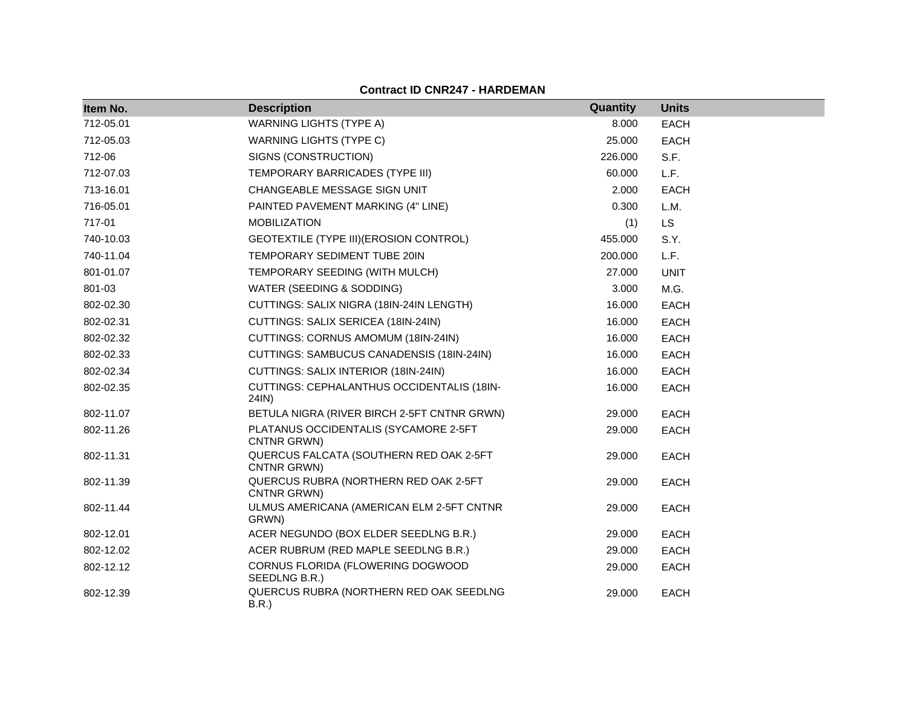**Contract ID CNR247 - HARDEMAN**

| Item No. | Description | Quantity | Units |
|---|---|---|---|
| 712-05.01 | WARNING LIGHTS (TYPE A) | 8.000 | EACH |
| 712-05.03 | WARNING LIGHTS (TYPE C) | 25.000 | EACH |
| 712-06 | SIGNS (CONSTRUCTION) | 226.000 | S.F. |
| 712-07.03 | TEMPORARY BARRICADES (TYPE III) | 60.000 | L.F. |
| 713-16.01 | CHANGEABLE MESSAGE SIGN UNIT | 2.000 | EACH |
| 716-05.01 | PAINTED PAVEMENT MARKING (4" LINE) | 0.300 | L.M. |
| 717-01 | MOBILIZATION | (1) | LS |
| 740-10.03 | GEOTEXTILE (TYPE III)(EROSION CONTROL) | 455.000 | S.Y. |
| 740-11.04 | TEMPORARY SEDIMENT TUBE 20IN | 200.000 | L.F. |
| 801-01.07 | TEMPORARY SEEDING (WITH MULCH) | 27.000 | UNIT |
| 801-03 | WATER (SEEDING & SODDING) | 3.000 | M.G. |
| 802-02.30 | CUTTINGS: SALIX NIGRA (18IN-24IN LENGTH) | 16.000 | EACH |
| 802-02.31 | CUTTINGS: SALIX SERICEA (18IN-24IN) | 16.000 | EACH |
| 802-02.32 | CUTTINGS: CORNUS AMOMUM (18IN-24IN) | 16.000 | EACH |
| 802-02.33 | CUTTINGS: SAMBUCUS CANADENSIS (18IN-24IN) | 16.000 | EACH |
| 802-02.34 | CUTTINGS: SALIX INTERIOR (18IN-24IN) | 16.000 | EACH |
| 802-02.35 | CUTTINGS: CEPHALANTHUS OCCIDENTALIS (18IN-24IN) | 16.000 | EACH |
| 802-11.07 | BETULA NIGRA (RIVER BIRCH 2-5FT CNTNR GRWN) | 29.000 | EACH |
| 802-11.26 | PLATANUS OCCIDENTALIS (SYCAMORE 2-5FT CNTNR GRWN) | 29.000 | EACH |
| 802-11.31 | QUERCUS FALCATA (SOUTHERN RED OAK 2-5FT CNTNR GRWN) | 29.000 | EACH |
| 802-11.39 | QUERCUS RUBRA (NORTHERN RED OAK 2-5FT CNTNR GRWN) | 29.000 | EACH |
| 802-11.44 | ULMUS AMERICANA (AMERICAN ELM 2-5FT CNTNR GRWN) | 29.000 | EACH |
| 802-12.01 | ACER NEGUNDO (BOX ELDER SEEDLNG B.R.) | 29.000 | EACH |
| 802-12.02 | ACER RUBRUM (RED MAPLE SEEDLNG B.R.) | 29.000 | EACH |
| 802-12.12 | CORNUS FLORIDA (FLOWERING DOGWOOD SEEDLNG B.R.) | 29.000 | EACH |
| 802-12.39 | QUERCUS RUBRA (NORTHERN RED OAK SEEDLNG B.R.) | 29.000 | EACH |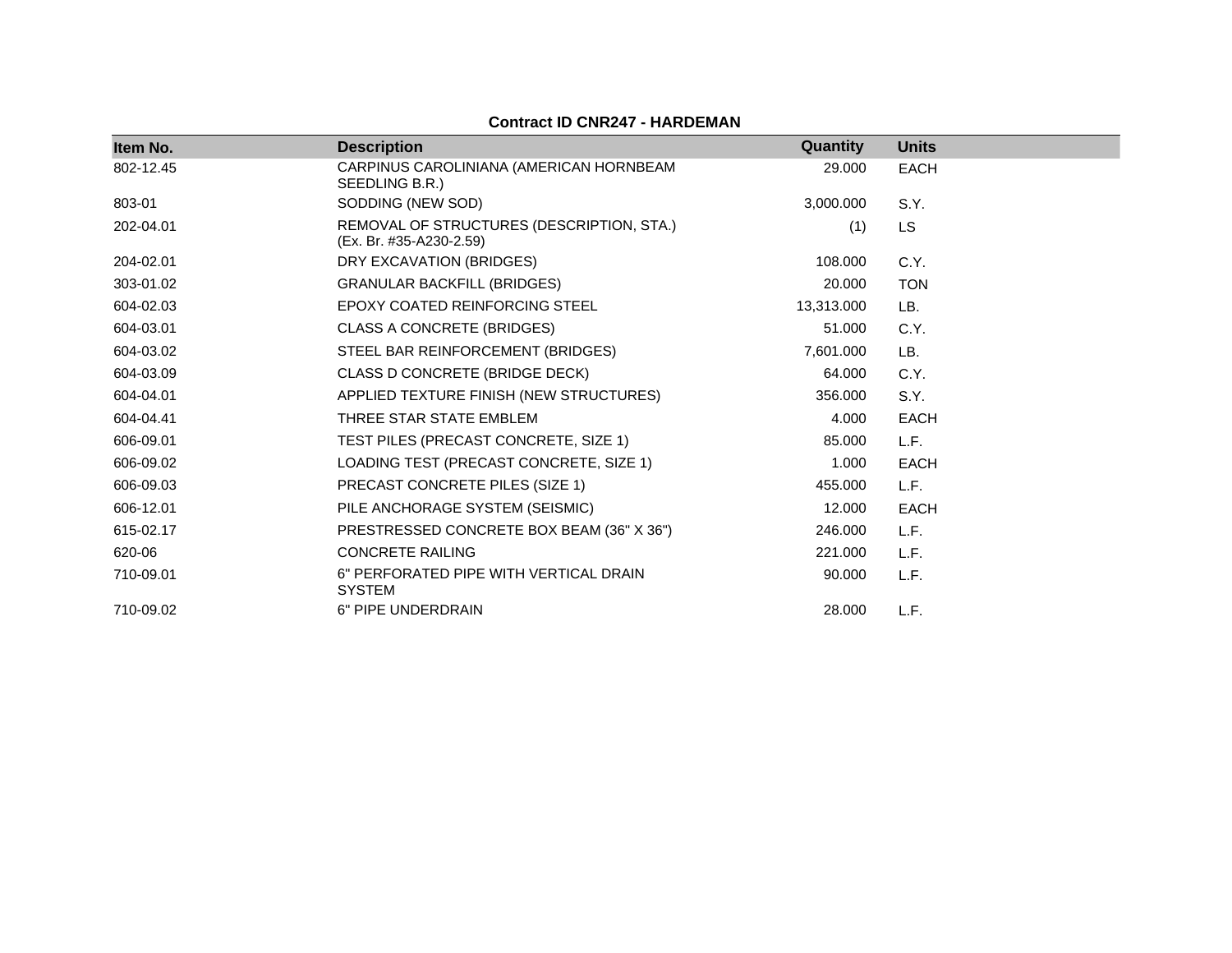**Contract ID CNR247 - HARDEMAN**

| Item No. | Description | Quantity | Units |
|---|---|---|---|
| 802-12.45 | CARPINUS CAROLINIANA (AMERICAN HORNBEAM SEEDLING B.R.) | 29.000 | EACH |
| 803-01 | SODDING (NEW SOD) | 3,000.000 | S.Y. |
| 202-04.01 | REMOVAL OF STRUCTURES (DESCRIPTION, STA.) (Ex. Br. #35-A230-2.59) | (1) | LS |
| 204-02.01 | DRY EXCAVATION (BRIDGES) | 108.000 | C.Y. |
| 303-01.02 | GRANULAR BACKFILL (BRIDGES) | 20.000 | TON |
| 604-02.03 | EPOXY COATED REINFORCING STEEL | 13,313.000 | LB. |
| 604-03.01 | CLASS A CONCRETE (BRIDGES) | 51.000 | C.Y. |
| 604-03.02 | STEEL BAR REINFORCEMENT (BRIDGES) | 7,601.000 | LB. |
| 604-03.09 | CLASS D CONCRETE (BRIDGE DECK) | 64.000 | C.Y. |
| 604-04.01 | APPLIED TEXTURE FINISH (NEW STRUCTURES) | 356.000 | S.Y. |
| 604-04.41 | THREE STAR STATE EMBLEM | 4.000 | EACH |
| 606-09.01 | TEST PILES (PRECAST CONCRETE, SIZE 1) | 85.000 | L.F. |
| 606-09.02 | LOADING TEST (PRECAST CONCRETE, SIZE 1) | 1.000 | EACH |
| 606-09.03 | PRECAST CONCRETE PILES (SIZE 1) | 455.000 | L.F. |
| 606-12.01 | PILE ANCHORAGE SYSTEM (SEISMIC) | 12.000 | EACH |
| 615-02.17 | PRESTRESSED CONCRETE BOX BEAM (36" X 36") | 246.000 | L.F. |
| 620-06 | CONCRETE RAILING | 221.000 | L.F. |
| 710-09.01 | 6" PERFORATED PIPE WITH VERTICAL DRAIN SYSTEM | 90.000 | L.F. |
| 710-09.02 | 6" PIPE UNDERDRAIN | 28.000 | L.F. |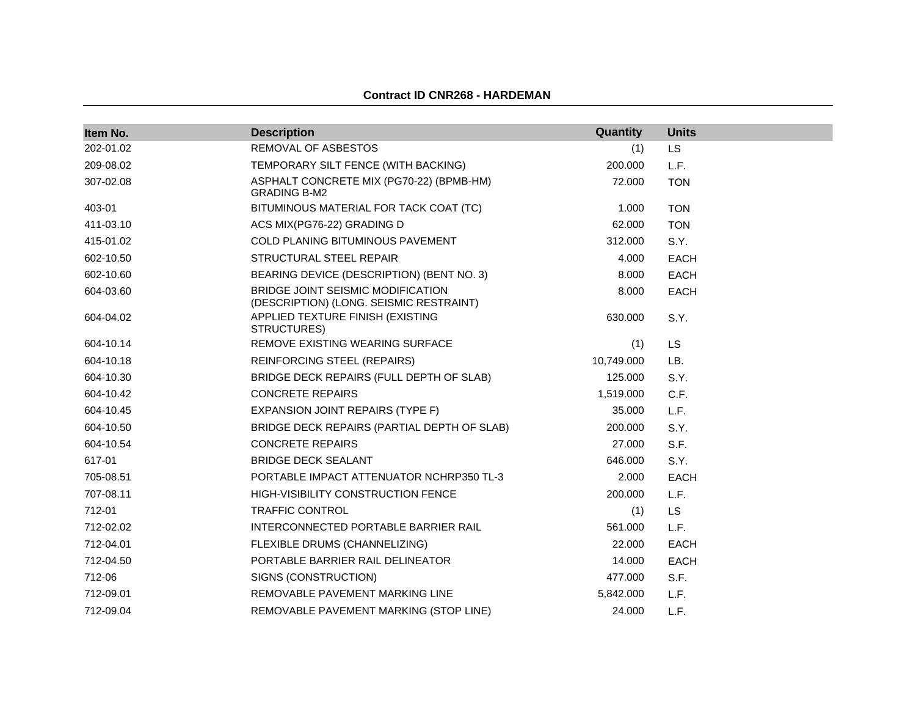**Contract ID CNR268 - HARDEMAN**

| Item No. | Description | Quantity | Units |
|---|---|---|---|
| 202-01.02 | REMOVAL OF ASBESTOS | (1) | LS |
| 209-08.02 | TEMPORARY SILT FENCE (WITH BACKING) | 200.000 | L.F. |
| 307-02.08 | ASPHALT CONCRETE MIX (PG70-22) (BPMB-HM) GRADING B-M2 | 72.000 | TON |
| 403-01 | BITUMINOUS MATERIAL FOR TACK COAT (TC) | 1.000 | TON |
| 411-03.10 | ACS MIX(PG76-22) GRADING D | 62.000 | TON |
| 415-01.02 | COLD PLANING BITUMINOUS PAVEMENT | 312.000 | S.Y. |
| 602-10.50 | STRUCTURAL STEEL REPAIR | 4.000 | EACH |
| 602-10.60 | BEARING DEVICE (DESCRIPTION) (BENT NO. 3) | 8.000 | EACH |
| 604-03.60 | BRIDGE JOINT SEISMIC MODIFICATION (DESCRIPTION) (LONG. SEISMIC RESTRAINT) | 8.000 | EACH |
| 604-04.02 | APPLIED TEXTURE FINISH (EXISTING STRUCTURES) | 630.000 | S.Y. |
| 604-10.14 | REMOVE EXISTING WEARING SURFACE | (1) | LS |
| 604-10.18 | REINFORCING STEEL (REPAIRS) | 10,749.000 | LB. |
| 604-10.30 | BRIDGE DECK REPAIRS (FULL DEPTH OF SLAB) | 125.000 | S.Y. |
| 604-10.42 | CONCRETE REPAIRS | 1,519.000 | C.F. |
| 604-10.45 | EXPANSION JOINT REPAIRS (TYPE F) | 35.000 | L.F. |
| 604-10.50 | BRIDGE DECK REPAIRS (PARTIAL DEPTH OF SLAB) | 200.000 | S.Y. |
| 604-10.54 | CONCRETE REPAIRS | 27.000 | S.F. |
| 617-01 | BRIDGE DECK SEALANT | 646.000 | S.Y. |
| 705-08.51 | PORTABLE IMPACT ATTENUATOR NCHRP350 TL-3 | 2.000 | EACH |
| 707-08.11 | HIGH-VISIBILITY CONSTRUCTION FENCE | 200.000 | L.F. |
| 712-01 | TRAFFIC CONTROL | (1) | LS |
| 712-02.02 | INTERCONNECTED PORTABLE BARRIER RAIL | 561.000 | L.F. |
| 712-04.01 | FLEXIBLE DRUMS (CHANNELIZING) | 22.000 | EACH |
| 712-04.50 | PORTABLE BARRIER RAIL DELINEATOR | 14.000 | EACH |
| 712-06 | SIGNS (CONSTRUCTION) | 477.000 | S.F. |
| 712-09.01 | REMOVABLE PAVEMENT MARKING LINE | 5,842.000 | L.F. |
| 712-09.04 | REMOVABLE PAVEMENT MARKING (STOP LINE) | 24.000 | L.F. |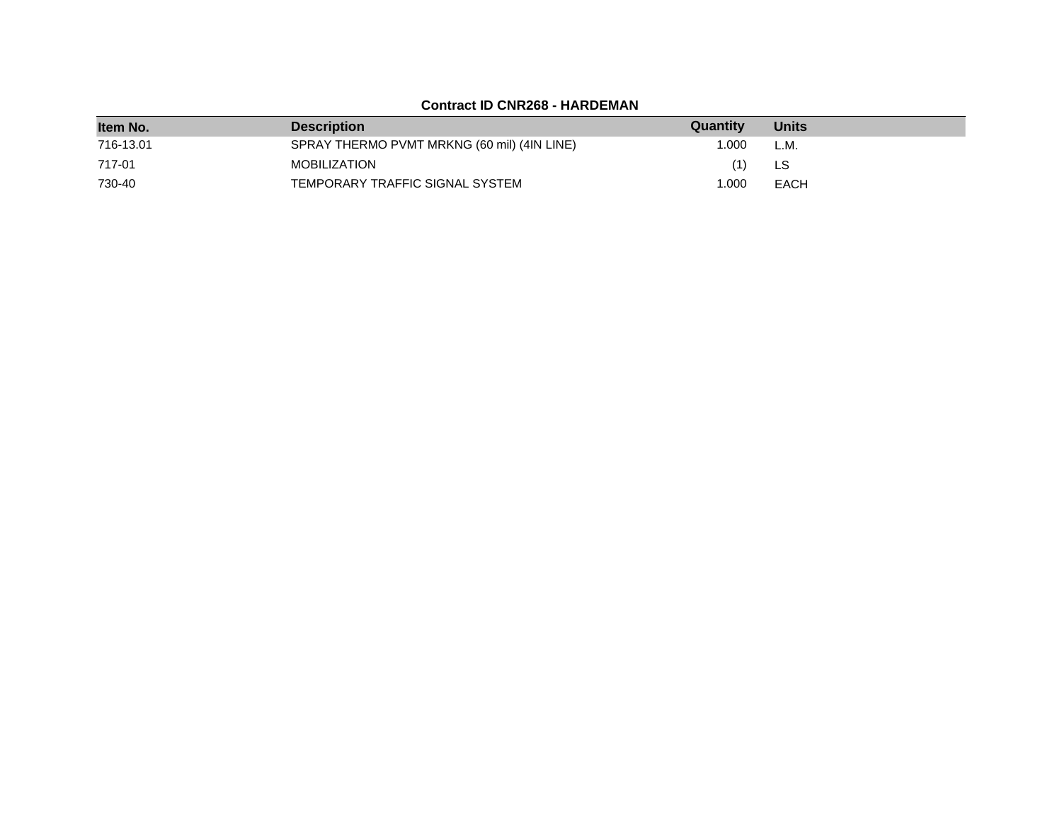**Contract ID CNR268 - HARDEMAN**

| Item No. | Description | Quantity | Units |
|---|---|---|---|
| 716-13.01 | SPRAY THERMO PVMT MRKNG (60 mil) (4IN LINE) | 1.000 | L.M. |
| 717-01 | MOBILIZATION | (1) | LS |
| 730-40 | TEMPORARY TRAFFIC SIGNAL SYSTEM | 1.000 | EACH |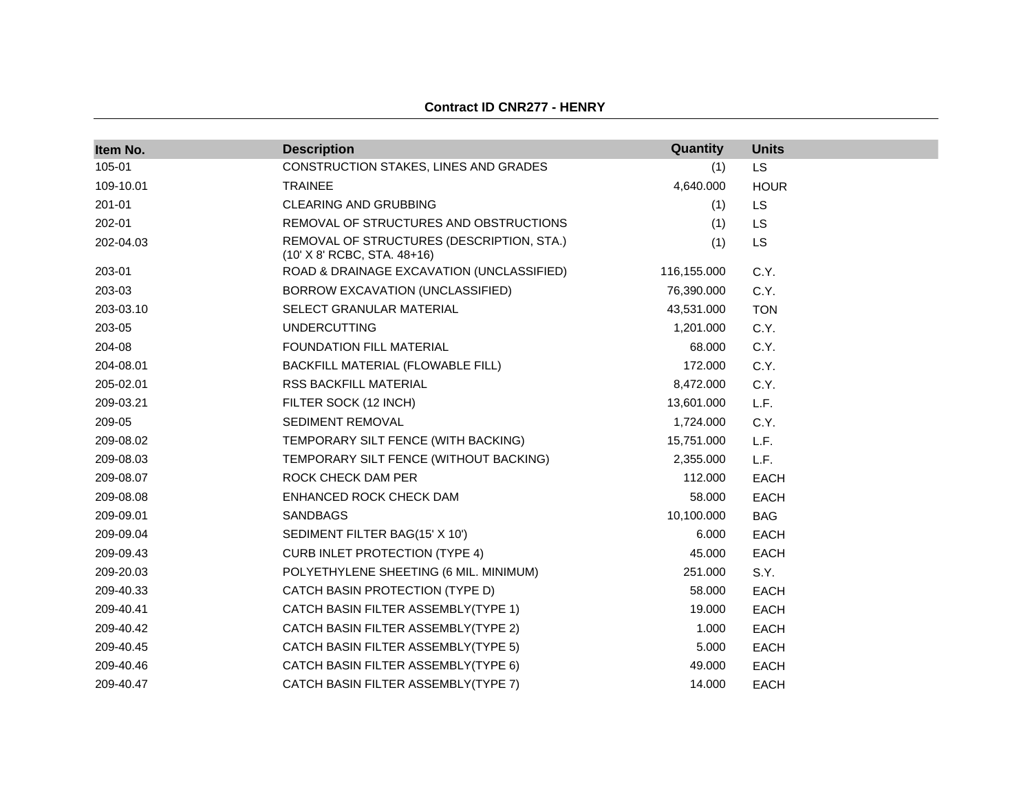**Contract ID CNR277 - HENRY**

| Item No. | Description | Quantity | Units |
|---|---|---|---|
| 105-01 | CONSTRUCTION STAKES, LINES AND GRADES | (1) | LS |
| 109-10.01 | TRAINEE | 4,640.000 | HOUR |
| 201-01 | CLEARING AND GRUBBING | (1) | LS |
| 202-01 | REMOVAL OF STRUCTURES AND OBSTRUCTIONS | (1) | LS |
| 202-04.03 | REMOVAL OF STRUCTURES (DESCRIPTION, STA.) (10' X 8' RCBC, STA. 48+16) | (1) | LS |
| 203-01 | ROAD & DRAINAGE EXCAVATION (UNCLASSIFIED) | 116,155.000 | C.Y. |
| 203-03 | BORROW EXCAVATION (UNCLASSIFIED) | 76,390.000 | C.Y. |
| 203-03.10 | SELECT GRANULAR MATERIAL | 43,531.000 | TON |
| 203-05 | UNDERCUTTING | 1,201.000 | C.Y. |
| 204-08 | FOUNDATION FILL MATERIAL | 68.000 | C.Y. |
| 204-08.01 | BACKFILL MATERIAL (FLOWABLE FILL) | 172.000 | C.Y. |
| 205-02.01 | RSS BACKFILL MATERIAL | 8,472.000 | C.Y. |
| 209-03.21 | FILTER SOCK (12 INCH) | 13,601.000 | L.F. |
| 209-05 | SEDIMENT REMOVAL | 1,724.000 | C.Y. |
| 209-08.02 | TEMPORARY SILT FENCE (WITH BACKING) | 15,751.000 | L.F. |
| 209-08.03 | TEMPORARY SILT FENCE (WITHOUT BACKING) | 2,355.000 | L.F. |
| 209-08.07 | ROCK CHECK DAM PER | 112.000 | EACH |
| 209-08.08 | ENHANCED ROCK CHECK DAM | 58.000 | EACH |
| 209-09.01 | SANDBAGS | 10,100.000 | BAG |
| 209-09.04 | SEDIMENT FILTER BAG(15' X 10') | 6.000 | EACH |
| 209-09.43 | CURB INLET PROTECTION (TYPE 4) | 45.000 | EACH |
| 209-20.03 | POLYETHYLENE SHEETING (6 MIL. MINIMUM) | 251.000 | S.Y. |
| 209-40.33 | CATCH BASIN PROTECTION (TYPE D) | 58.000 | EACH |
| 209-40.41 | CATCH BASIN FILTER ASSEMBLY(TYPE 1) | 19.000 | EACH |
| 209-40.42 | CATCH BASIN FILTER ASSEMBLY(TYPE 2) | 1.000 | EACH |
| 209-40.45 | CATCH BASIN FILTER ASSEMBLY(TYPE 5) | 5.000 | EACH |
| 209-40.46 | CATCH BASIN FILTER ASSEMBLY(TYPE 6) | 49.000 | EACH |
| 209-40.47 | CATCH BASIN FILTER ASSEMBLY(TYPE 7) | 14.000 | EACH |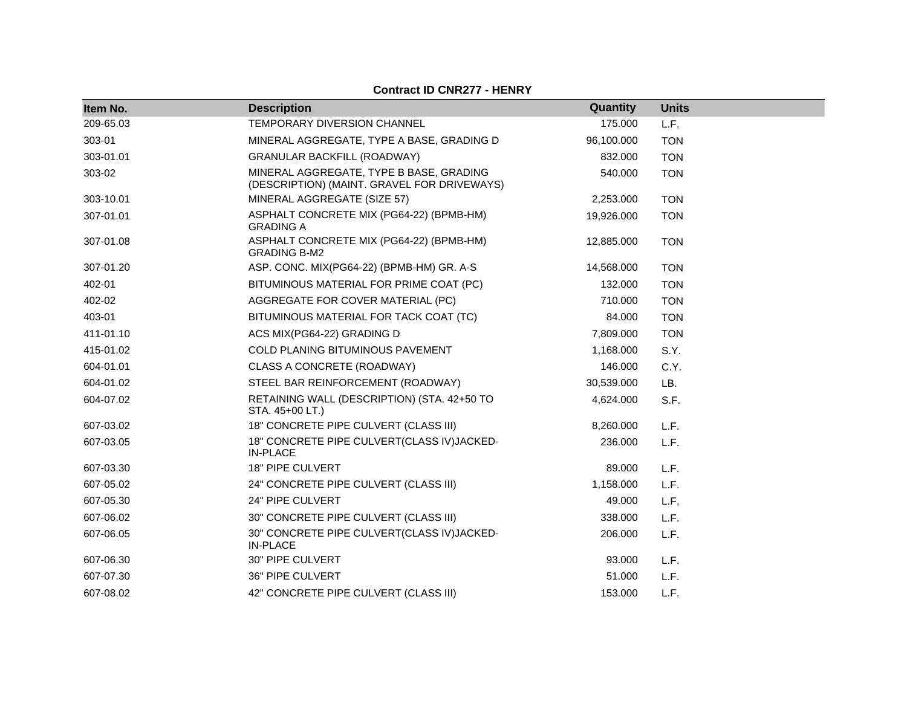**Contract ID CNR277 - HENRY**

| Item No. | Description | Quantity | Units |
|---|---|---|---|
| 209-65.03 | TEMPORARY DIVERSION CHANNEL | 175.000 | L.F. |
| 303-01 | MINERAL AGGREGATE, TYPE A BASE, GRADING D | 96,100.000 | TON |
| 303-01.01 | GRANULAR BACKFILL (ROADWAY) | 832.000 | TON |
| 303-02 | MINERAL AGGREGATE, TYPE B BASE, GRADING (DESCRIPTION) (MAINT. GRAVEL FOR DRIVEWAYS) | 540.000 | TON |
| 303-10.01 | MINERAL AGGREGATE (SIZE 57) | 2,253.000 | TON |
| 307-01.01 | ASPHALT CONCRETE MIX (PG64-22) (BPMB-HM) GRADING A | 19,926.000 | TON |
| 307-01.08 | ASPHALT CONCRETE MIX (PG64-22) (BPMB-HM) GRADING B-M2 | 12,885.000 | TON |
| 307-01.20 | ASP. CONC. MIX(PG64-22) (BPMB-HM) GR. A-S | 14,568.000 | TON |
| 402-01 | BITUMINOUS MATERIAL FOR PRIME COAT (PC) | 132.000 | TON |
| 402-02 | AGGREGATE FOR COVER MATERIAL (PC) | 710.000 | TON |
| 403-01 | BITUMINOUS MATERIAL FOR TACK COAT (TC) | 84.000 | TON |
| 411-01.10 | ACS MIX(PG64-22) GRADING D | 7,809.000 | TON |
| 415-01.02 | COLD PLANING BITUMINOUS PAVEMENT | 1,168.000 | S.Y. |
| 604-01.01 | CLASS A CONCRETE (ROADWAY) | 146.000 | C.Y. |
| 604-01.02 | STEEL BAR REINFORCEMENT (ROADWAY) | 30,539.000 | LB. |
| 604-07.02 | RETAINING WALL (DESCRIPTION) (STA. 42+50 TO STA. 45+00 LT.) | 4,624.000 | S.F. |
| 607-03.02 | 18" CONCRETE PIPE CULVERT (CLASS III) | 8,260.000 | L.F. |
| 607-03.05 | 18" CONCRETE PIPE CULVERT(CLASS IV)JACKED-IN-PLACE | 236.000 | L.F. |
| 607-03.30 | 18" PIPE CULVERT | 89.000 | L.F. |
| 607-05.02 | 24" CONCRETE PIPE CULVERT (CLASS III) | 1,158.000 | L.F. |
| 607-05.30 | 24" PIPE CULVERT | 49.000 | L.F. |
| 607-06.02 | 30" CONCRETE PIPE CULVERT (CLASS III) | 338.000 | L.F. |
| 607-06.05 | 30" CONCRETE PIPE CULVERT(CLASS IV)JACKED-IN-PLACE | 206.000 | L.F. |
| 607-06.30 | 30" PIPE CULVERT | 93.000 | L.F. |
| 607-07.30 | 36" PIPE CULVERT | 51.000 | L.F. |
| 607-08.02 | 42" CONCRETE PIPE CULVERT (CLASS III) | 153.000 | L.F. |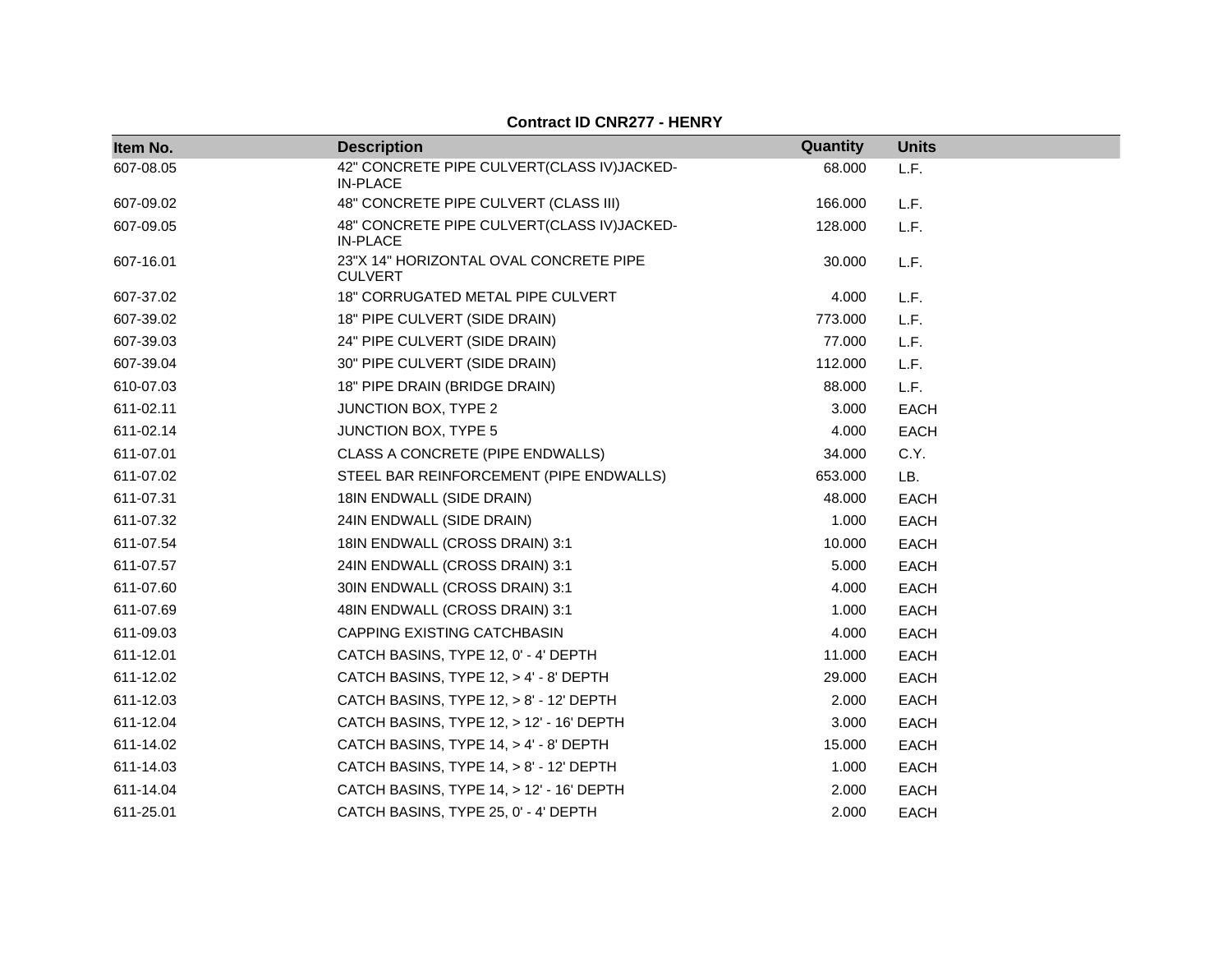**Contract ID CNR277 - HENRY**

| Item No. | Description | Quantity | Units |
|---|---|---|---|
| 607-08.05 | 42" CONCRETE PIPE CULVERT(CLASS IV)JACKED-IN-PLACE | 68.000 | L.F. |
| 607-09.02 | 48" CONCRETE PIPE CULVERT (CLASS III) | 166.000 | L.F. |
| 607-09.05 | 48" CONCRETE PIPE CULVERT(CLASS IV)JACKED-IN-PLACE | 128.000 | L.F. |
| 607-16.01 | 23"X 14" HORIZONTAL OVAL CONCRETE PIPE CULVERT | 30.000 | L.F. |
| 607-37.02 | 18" CORRUGATED METAL PIPE CULVERT | 4.000 | L.F. |
| 607-39.02 | 18" PIPE CULVERT (SIDE DRAIN) | 773.000 | L.F. |
| 607-39.03 | 24" PIPE CULVERT (SIDE DRAIN) | 77.000 | L.F. |
| 607-39.04 | 30" PIPE CULVERT (SIDE DRAIN) | 112.000 | L.F. |
| 610-07.03 | 18" PIPE DRAIN (BRIDGE DRAIN) | 88.000 | L.F. |
| 611-02.11 | JUNCTION BOX, TYPE 2 | 3.000 | EACH |
| 611-02.14 | JUNCTION BOX, TYPE 5 | 4.000 | EACH |
| 611-07.01 | CLASS A CONCRETE (PIPE ENDWALLS) | 34.000 | C.Y. |
| 611-07.02 | STEEL BAR REINFORCEMENT (PIPE ENDWALLS) | 653.000 | LB. |
| 611-07.31 | 18IN ENDWALL (SIDE DRAIN) | 48.000 | EACH |
| 611-07.32 | 24IN ENDWALL (SIDE DRAIN) | 1.000 | EACH |
| 611-07.54 | 18IN ENDWALL (CROSS DRAIN) 3:1 | 10.000 | EACH |
| 611-07.57 | 24IN ENDWALL (CROSS DRAIN) 3:1 | 5.000 | EACH |
| 611-07.60 | 30IN ENDWALL (CROSS DRAIN) 3:1 | 4.000 | EACH |
| 611-07.69 | 48IN ENDWALL (CROSS DRAIN) 3:1 | 1.000 | EACH |
| 611-09.03 | CAPPING EXISTING CATCHBASIN | 4.000 | EACH |
| 611-12.01 | CATCH BASINS, TYPE 12, 0' - 4' DEPTH | 11.000 | EACH |
| 611-12.02 | CATCH BASINS, TYPE 12, > 4' - 8' DEPTH | 29.000 | EACH |
| 611-12.03 | CATCH BASINS, TYPE 12, > 8' - 12' DEPTH | 2.000 | EACH |
| 611-12.04 | CATCH BASINS, TYPE 12, > 12' - 16' DEPTH | 3.000 | EACH |
| 611-14.02 | CATCH BASINS, TYPE 14, > 4' - 8' DEPTH | 15.000 | EACH |
| 611-14.03 | CATCH BASINS, TYPE 14, > 8' - 12' DEPTH | 1.000 | EACH |
| 611-14.04 | CATCH BASINS, TYPE 14, > 12' - 16' DEPTH | 2.000 | EACH |
| 611-25.01 | CATCH BASINS, TYPE 25, 0' - 4' DEPTH | 2.000 | EACH |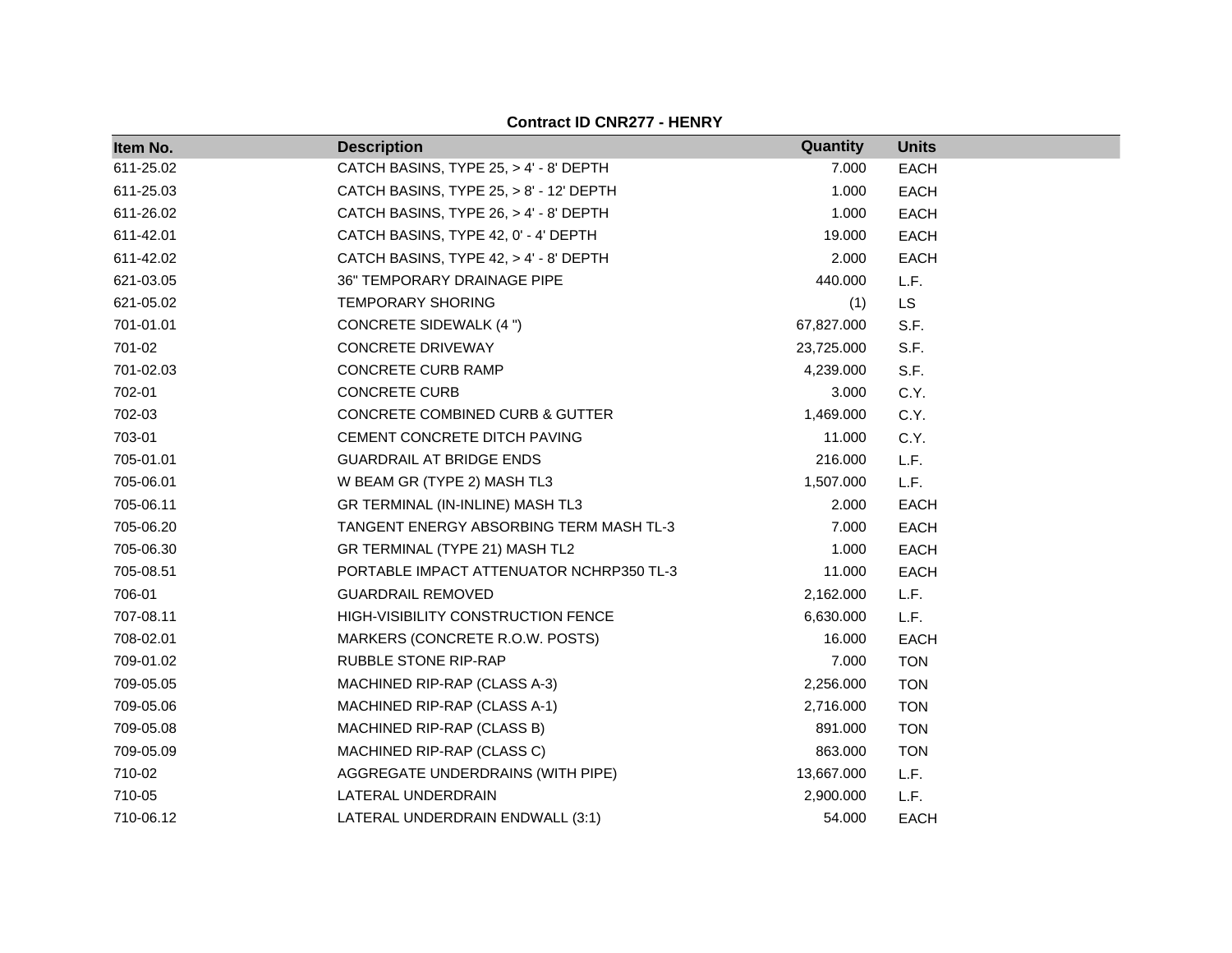**Contract ID CNR277 - HENRY**

| Item No. | Description | Quantity | Units |
|---|---|---|---|
| 611-25.02 | CATCH BASINS, TYPE 25, > 4' - 8' DEPTH | 7.000 | EACH |
| 611-25.03 | CATCH BASINS, TYPE 25, > 8' - 12' DEPTH | 1.000 | EACH |
| 611-26.02 | CATCH BASINS, TYPE 26, > 4' - 8' DEPTH | 1.000 | EACH |
| 611-42.01 | CATCH BASINS, TYPE 42, 0' - 4' DEPTH | 19.000 | EACH |
| 611-42.02 | CATCH BASINS, TYPE 42, > 4' - 8' DEPTH | 2.000 | EACH |
| 621-03.05 | 36" TEMPORARY DRAINAGE PIPE | 440.000 | L.F. |
| 621-05.02 | TEMPORARY SHORING | (1) | LS |
| 701-01.01 | CONCRETE SIDEWALK (4 ") | 67,827.000 | S.F. |
| 701-02 | CONCRETE DRIVEWAY | 23,725.000 | S.F. |
| 701-02.03 | CONCRETE CURB RAMP | 4,239.000 | S.F. |
| 702-01 | CONCRETE CURB | 3.000 | C.Y. |
| 702-03 | CONCRETE COMBINED CURB & GUTTER | 1,469.000 | C.Y. |
| 703-01 | CEMENT CONCRETE DITCH PAVING | 11.000 | C.Y. |
| 705-01.01 | GUARDRAIL AT BRIDGE ENDS | 216.000 | L.F. |
| 705-06.01 | W BEAM GR (TYPE 2) MASH TL3 | 1,507.000 | L.F. |
| 705-06.11 | GR TERMINAL (IN-INLINE) MASH TL3 | 2.000 | EACH |
| 705-06.20 | TANGENT ENERGY ABSORBING TERM MASH TL-3 | 7.000 | EACH |
| 705-06.30 | GR TERMINAL (TYPE 21) MASH TL2 | 1.000 | EACH |
| 705-08.51 | PORTABLE IMPACT ATTENUATOR NCHRP350 TL-3 | 11.000 | EACH |
| 706-01 | GUARDRAIL REMOVED | 2,162.000 | L.F. |
| 707-08.11 | HIGH-VISIBILITY CONSTRUCTION FENCE | 6,630.000 | L.F. |
| 708-02.01 | MARKERS (CONCRETE R.O.W. POSTS) | 16.000 | EACH |
| 709-01.02 | RUBBLE STONE RIP-RAP | 7.000 | TON |
| 709-05.05 | MACHINED RIP-RAP (CLASS A-3) | 2,256.000 | TON |
| 709-05.06 | MACHINED RIP-RAP (CLASS A-1) | 2,716.000 | TON |
| 709-05.08 | MACHINED RIP-RAP (CLASS B) | 891.000 | TON |
| 709-05.09 | MACHINED RIP-RAP (CLASS C) | 863.000 | TON |
| 710-02 | AGGREGATE UNDERDRAINS (WITH PIPE) | 13,667.000 | L.F. |
| 710-05 | LATERAL UNDERDRAIN | 2,900.000 | L.F. |
| 710-06.12 | LATERAL UNDERDRAIN ENDWALL (3:1) | 54.000 | EACH |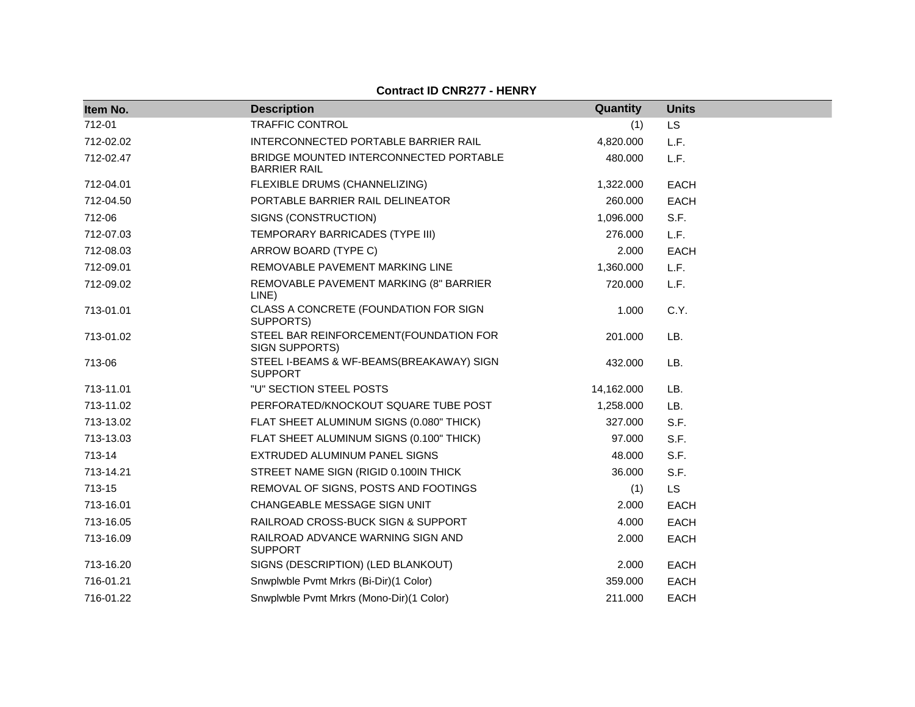**Contract ID CNR277 - HENRY**

| Item No. | Description | Quantity | Units |
|---|---|---|---|
| 712-01 | TRAFFIC CONTROL | (1) | LS |
| 712-02.02 | INTERCONNECTED PORTABLE BARRIER RAIL | 4,820.000 | L.F. |
| 712-02.47 | BRIDGE MOUNTED INTERCONNECTED PORTABLE BARRIER RAIL | 480.000 | L.F. |
| 712-04.01 | FLEXIBLE DRUMS (CHANNELIZING) | 1,322.000 | EACH |
| 712-04.50 | PORTABLE BARRIER RAIL DELINEATOR | 260.000 | EACH |
| 712-06 | SIGNS (CONSTRUCTION) | 1,096.000 | S.F. |
| 712-07.03 | TEMPORARY BARRICADES (TYPE III) | 276.000 | L.F. |
| 712-08.03 | ARROW BOARD (TYPE C) | 2.000 | EACH |
| 712-09.01 | REMOVABLE PAVEMENT MARKING LINE | 1,360.000 | L.F. |
| 712-09.02 | REMOVABLE PAVEMENT MARKING (8" BARRIER LINE) | 720.000 | L.F. |
| 713-01.01 | CLASS A CONCRETE (FOUNDATION FOR SIGN SUPPORTS) | 1.000 | C.Y. |
| 713-01.02 | STEEL BAR REINFORCEMENT(FOUNDATION FOR SIGN SUPPORTS) | 201.000 | LB. |
| 713-06 | STEEL I-BEAMS & WF-BEAMS(BREAKAWAY) SIGN SUPPORT | 432.000 | LB. |
| 713-11.01 | "U" SECTION STEEL POSTS | 14,162.000 | LB. |
| 713-11.02 | PERFORATED/KNOCKOUT SQUARE TUBE POST | 1,258.000 | LB. |
| 713-13.02 | FLAT SHEET ALUMINUM SIGNS (0.080" THICK) | 327.000 | S.F. |
| 713-13.03 | FLAT SHEET ALUMINUM SIGNS (0.100" THICK) | 97.000 | S.F. |
| 713-14 | EXTRUDED ALUMINUM PANEL SIGNS | 48.000 | S.F. |
| 713-14.21 | STREET NAME SIGN (RIGID 0.100IN THICK | 36.000 | S.F. |
| 713-15 | REMOVAL OF SIGNS, POSTS AND FOOTINGS | (1) | LS |
| 713-16.01 | CHANGEABLE MESSAGE SIGN UNIT | 2.000 | EACH |
| 713-16.05 | RAILROAD CROSS-BUCK SIGN & SUPPORT | 4.000 | EACH |
| 713-16.09 | RAILROAD ADVANCE WARNING SIGN AND SUPPORT | 2.000 | EACH |
| 713-16.20 | SIGNS (DESCRIPTION) (LED BLANKOUT) | 2.000 | EACH |
| 716-01.21 | Snwplwble Pvmt Mrkrs (Bi-Dir)(1 Color) | 359.000 | EACH |
| 716-01.22 | Snwplwble Pvmt Mrkrs (Mono-Dir)(1 Color) | 211.000 | EACH |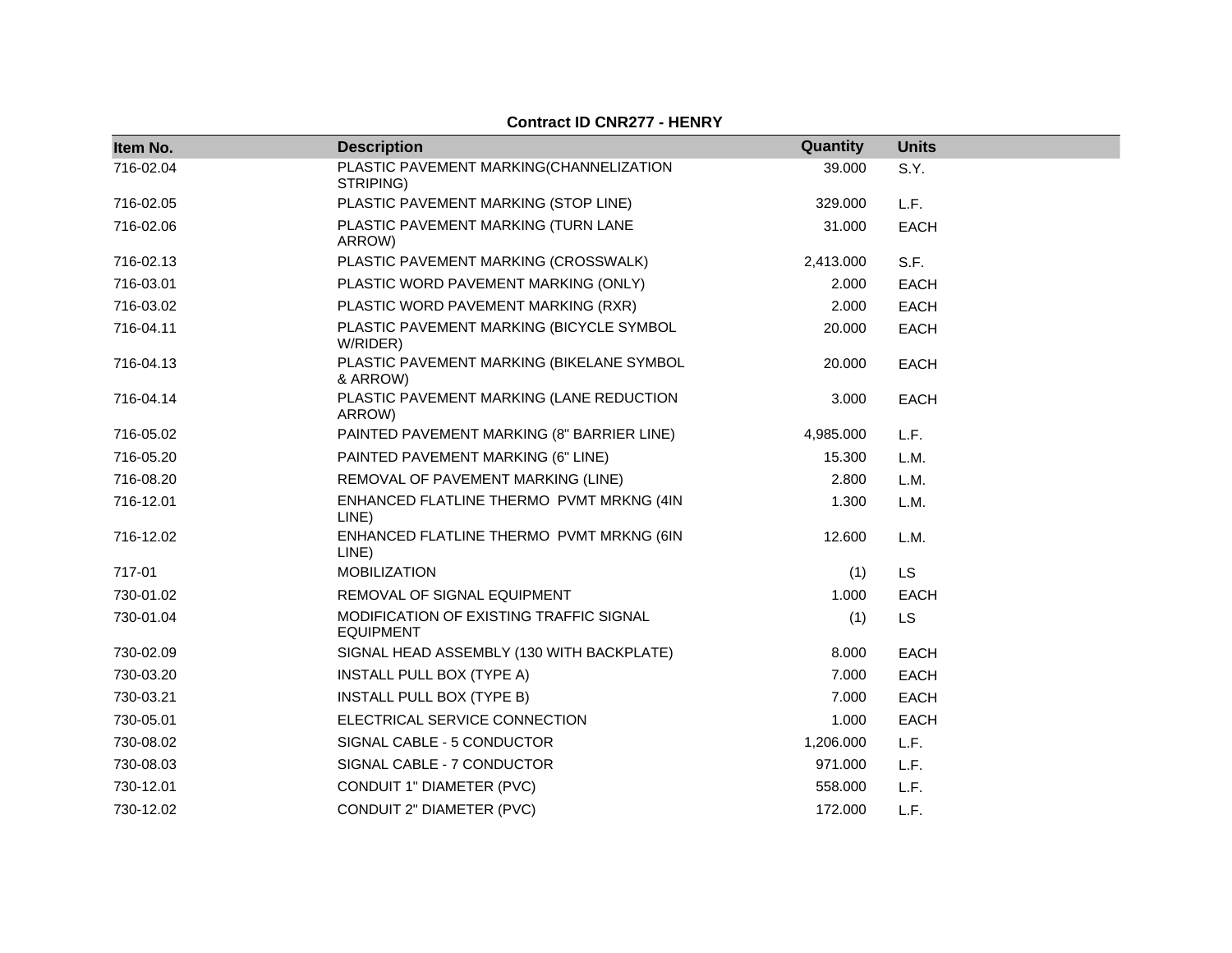**Contract ID CNR277 - HENRY**

| Item No. | Description | Quantity | Units |
|---|---|---|---|
| 716-02.04 | PLASTIC PAVEMENT MARKING(CHANNELIZATION STRIPING) | 39.000 | S.Y. |
| 716-02.05 | PLASTIC PAVEMENT MARKING (STOP LINE) | 329.000 | L.F. |
| 716-02.06 | PLASTIC PAVEMENT MARKING (TURN LANE ARROW) | 31.000 | EACH |
| 716-02.13 | PLASTIC PAVEMENT MARKING (CROSSWALK) | 2,413.000 | S.F. |
| 716-03.01 | PLASTIC WORD PAVEMENT MARKING (ONLY) | 2.000 | EACH |
| 716-03.02 | PLASTIC WORD PAVEMENT MARKING (RXR) | 2.000 | EACH |
| 716-04.11 | PLASTIC PAVEMENT MARKING (BICYCLE SYMBOL W/RIDER) | 20.000 | EACH |
| 716-04.13 | PLASTIC PAVEMENT MARKING (BIKELANE SYMBOL & ARROW) | 20.000 | EACH |
| 716-04.14 | PLASTIC PAVEMENT MARKING (LANE REDUCTION ARROW) | 3.000 | EACH |
| 716-05.02 | PAINTED PAVEMENT MARKING (8" BARRIER LINE) | 4,985.000 | L.F. |
| 716-05.20 | PAINTED PAVEMENT MARKING (6" LINE) | 15.300 | L.M. |
| 716-08.20 | REMOVAL OF PAVEMENT MARKING (LINE) | 2.800 | L.M. |
| 716-12.01 | ENHANCED FLATLINE THERMO PVMT MRKNG (4IN LINE) | 1.300 | L.M. |
| 716-12.02 | ENHANCED FLATLINE THERMO PVMT MRKNG (6IN LINE) | 12.600 | L.M. |
| 717-01 | MOBILIZATION | (1) | LS |
| 730-01.02 | REMOVAL OF SIGNAL EQUIPMENT | 1.000 | EACH |
| 730-01.04 | MODIFICATION OF EXISTING TRAFFIC SIGNAL EQUIPMENT | (1) | LS |
| 730-02.09 | SIGNAL HEAD ASSEMBLY (130 WITH BACKPLATE) | 8.000 | EACH |
| 730-03.20 | INSTALL PULL BOX (TYPE A) | 7.000 | EACH |
| 730-03.21 | INSTALL PULL BOX (TYPE B) | 7.000 | EACH |
| 730-05.01 | ELECTRICAL SERVICE CONNECTION | 1.000 | EACH |
| 730-08.02 | SIGNAL CABLE - 5 CONDUCTOR | 1,206.000 | L.F. |
| 730-08.03 | SIGNAL CABLE - 7 CONDUCTOR | 971.000 | L.F. |
| 730-12.01 | CONDUIT 1" DIAMETER (PVC) | 558.000 | L.F. |
| 730-12.02 | CONDUIT 2" DIAMETER (PVC) | 172.000 | L.F. |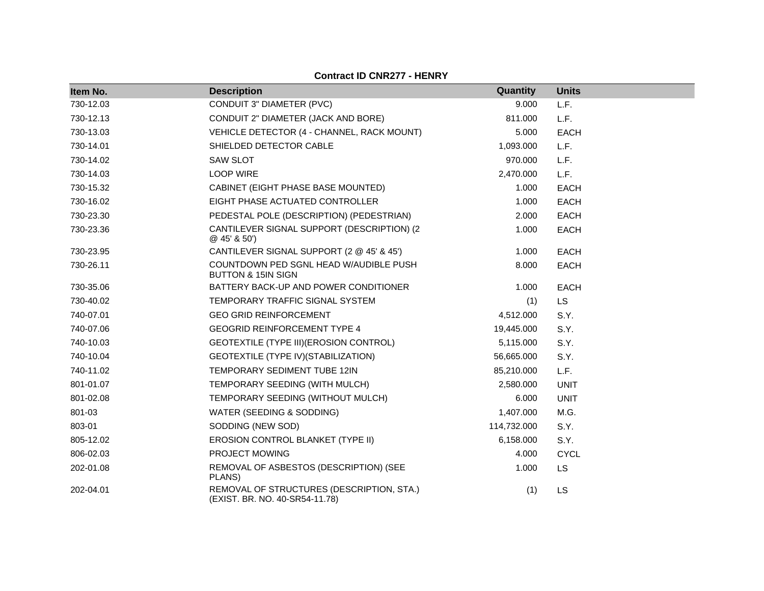**Contract ID CNR277 - HENRY**

| Item No. | Description | Quantity | Units |
|---|---|---|---|
| 730-12.03 | CONDUIT 3" DIAMETER (PVC) | 9.000 | L.F. |
| 730-12.13 | CONDUIT 2" DIAMETER (JACK AND BORE) | 811.000 | L.F. |
| 730-13.03 | VEHICLE DETECTOR (4 - CHANNEL, RACK MOUNT) | 5.000 | EACH |
| 730-14.01 | SHIELDED DETECTOR CABLE | 1,093.000 | L.F. |
| 730-14.02 | SAW SLOT | 970.000 | L.F. |
| 730-14.03 | LOOP WIRE | 2,470.000 | L.F. |
| 730-15.32 | CABINET (EIGHT PHASE BASE MOUNTED) | 1.000 | EACH |
| 730-16.02 | EIGHT PHASE ACTUATED CONTROLLER | 1.000 | EACH |
| 730-23.30 | PEDESTAL POLE (DESCRIPTION) (PEDESTRIAN) | 2.000 | EACH |
| 730-23.36 | CANTILEVER SIGNAL SUPPORT (DESCRIPTION) (2 @ 45' & 50') | 1.000 | EACH |
| 730-23.95 | CANTILEVER SIGNAL SUPPORT (2 @ 45' & 45') | 1.000 | EACH |
| 730-26.11 | COUNTDOWN PED SGNL HEAD W/AUDIBLE PUSH BUTTON & 15IN SIGN | 8.000 | EACH |
| 730-35.06 | BATTERY BACK-UP AND POWER CONDITIONER | 1.000 | EACH |
| 730-40.02 | TEMPORARY TRAFFIC SIGNAL SYSTEM | (1) | LS |
| 740-07.01 | GEO GRID REINFORCEMENT | 4,512.000 | S.Y. |
| 740-07.06 | GEOGRID REINFORCEMENT TYPE 4 | 19,445.000 | S.Y. |
| 740-10.03 | GEOTEXTILE (TYPE III)(EROSION CONTROL) | 5,115.000 | S.Y. |
| 740-10.04 | GEOTEXTILE (TYPE IV)(STABILIZATION) | 56,665.000 | S.Y. |
| 740-11.02 | TEMPORARY SEDIMENT TUBE 12IN | 85,210.000 | L.F. |
| 801-01.07 | TEMPORARY SEEDING (WITH MULCH) | 2,580.000 | UNIT |
| 801-02.08 | TEMPORARY SEEDING (WITHOUT MULCH) | 6.000 | UNIT |
| 801-03 | WATER (SEEDING & SODDING) | 1,407.000 | M.G. |
| 803-01 | SODDING (NEW SOD) | 114,732.000 | S.Y. |
| 805-12.02 | EROSION CONTROL BLANKET (TYPE II) | 6,158.000 | S.Y. |
| 806-02.03 | PROJECT MOWING | 4.000 | CYCL |
| 202-01.08 | REMOVAL OF ASBESTOS (DESCRIPTION) (SEE PLANS) | 1.000 | LS |
| 202-04.01 | REMOVAL OF STRUCTURES (DESCRIPTION, STA.) (EXIST. BR. NO. 40-SR54-11.78) | (1) | LS |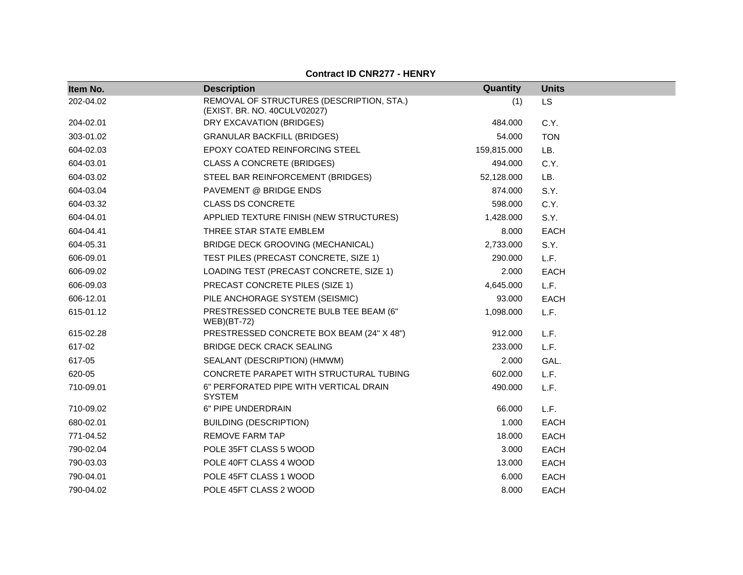**Contract ID CNR277 - HENRY**

| Item No. | Description | Quantity | Units |
|---|---|---|---|
| 202-04.02 | REMOVAL OF STRUCTURES (DESCRIPTION, STA.) (EXIST. BR. NO. 40CULV02027) | (1) | LS |
| 204-02.01 | DRY EXCAVATION (BRIDGES) | 484.000 | C.Y. |
| 303-01.02 | GRANULAR BACKFILL (BRIDGES) | 54.000 | TON |
| 604-02.03 | EPOXY COATED REINFORCING STEEL | 159,815.000 | LB. |
| 604-03.01 | CLASS A CONCRETE (BRIDGES) | 494.000 | C.Y. |
| 604-03.02 | STEEL BAR REINFORCEMENT (BRIDGES) | 52,128.000 | LB. |
| 604-03.04 | PAVEMENT @ BRIDGE ENDS | 874.000 | S.Y. |
| 604-03.32 | CLASS DS CONCRETE | 598.000 | C.Y. |
| 604-04.01 | APPLIED TEXTURE FINISH (NEW STRUCTURES) | 1,428.000 | S.Y. |
| 604-04.41 | THREE STAR STATE EMBLEM | 8.000 | EACH |
| 604-05.31 | BRIDGE DECK GROOVING (MECHANICAL) | 2,733.000 | S.Y. |
| 606-09.01 | TEST PILES (PRECAST CONCRETE, SIZE 1) | 290.000 | L.F. |
| 606-09.02 | LOADING TEST (PRECAST CONCRETE, SIZE 1) | 2.000 | EACH |
| 606-09.03 | PRECAST CONCRETE PILES (SIZE 1) | 4,645.000 | L.F. |
| 606-12.01 | PILE ANCHORAGE SYSTEM (SEISMIC) | 93.000 | EACH |
| 615-01.12 | PRESTRESSED CONCRETE BULB TEE BEAM (6" WEB)(BT-72) | 1,098.000 | L.F. |
| 615-02.28 | PRESTRESSED CONCRETE BOX BEAM (24" X 48") | 912.000 | L.F. |
| 617-02 | BRIDGE DECK CRACK SEALING | 233.000 | L.F. |
| 617-05 | SEALANT (DESCRIPTION) (HMWM) | 2.000 | GAL. |
| 620-05 | CONCRETE PARAPET WITH STRUCTURAL TUBING | 602.000 | L.F. |
| 710-09.01 | 6" PERFORATED PIPE WITH VERTICAL DRAIN SYSTEM | 490.000 | L.F. |
| 710-09.02 | 6" PIPE UNDERDRAIN | 66.000 | L.F. |
| 680-02.01 | BUILDING (DESCRIPTION) | 1.000 | EACH |
| 771-04.52 | REMOVE FARM TAP | 18.000 | EACH |
| 790-02.04 | POLE 35FT CLASS 5 WOOD | 3.000 | EACH |
| 790-03.03 | POLE 40FT CLASS 4 WOOD | 13.000 | EACH |
| 790-04.01 | POLE 45FT CLASS 1 WOOD | 6.000 | EACH |
| 790-04.02 | POLE 45FT CLASS 2 WOOD | 8.000 | EACH |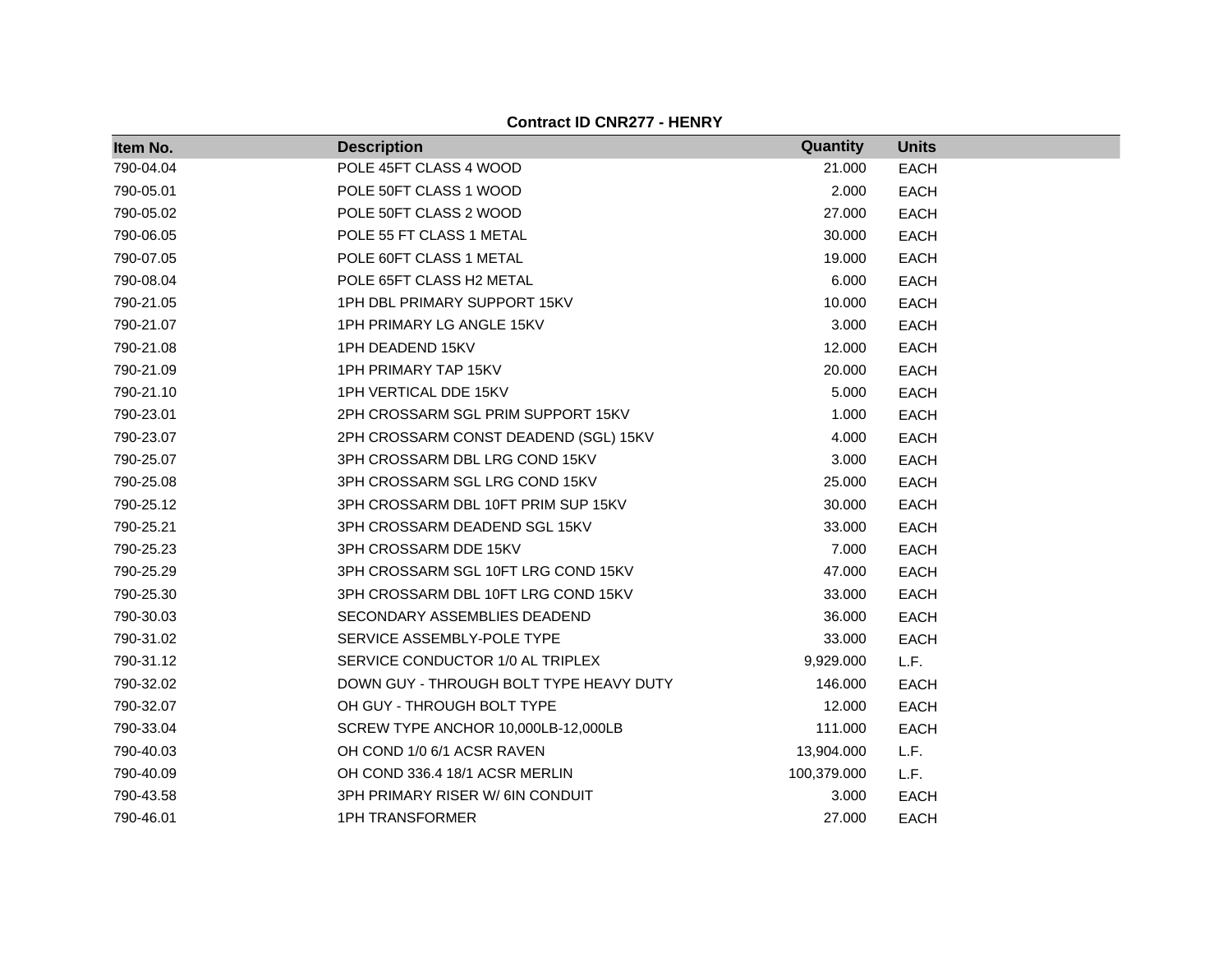**Contract ID CNR277 - HENRY**

| Item No. | Description | Quantity | Units |
|---|---|---|---|
| 790-04.04 | POLE 45FT CLASS 4 WOOD | 21.000 | EACH |
| 790-05.01 | POLE 50FT CLASS 1 WOOD | 2.000 | EACH |
| 790-05.02 | POLE 50FT CLASS 2 WOOD | 27.000 | EACH |
| 790-06.05 | POLE 55 FT CLASS 1 METAL | 30.000 | EACH |
| 790-07.05 | POLE 60FT CLASS 1 METAL | 19.000 | EACH |
| 790-08.04 | POLE 65FT CLASS H2 METAL | 6.000 | EACH |
| 790-21.05 | 1PH DBL PRIMARY SUPPORT 15KV | 10.000 | EACH |
| 790-21.07 | 1PH PRIMARY LG ANGLE 15KV | 3.000 | EACH |
| 790-21.08 | 1PH DEADEND 15KV | 12.000 | EACH |
| 790-21.09 | 1PH PRIMARY TAP 15KV | 20.000 | EACH |
| 790-21.10 | 1PH VERTICAL DDE 15KV | 5.000 | EACH |
| 790-23.01 | 2PH CROSSARM SGL PRIM SUPPORT 15KV | 1.000 | EACH |
| 790-23.07 | 2PH CROSSARM CONST DEADEND (SGL) 15KV | 4.000 | EACH |
| 790-25.07 | 3PH CROSSARM DBL LRG COND 15KV | 3.000 | EACH |
| 790-25.08 | 3PH CROSSARM SGL LRG COND 15KV | 25.000 | EACH |
| 790-25.12 | 3PH CROSSARM DBL 10FT PRIM SUP 15KV | 30.000 | EACH |
| 790-25.21 | 3PH CROSSARM DEADEND SGL 15KV | 33.000 | EACH |
| 790-25.23 | 3PH CROSSARM DDE 15KV | 7.000 | EACH |
| 790-25.29 | 3PH CROSSARM SGL 10FT LRG COND 15KV | 47.000 | EACH |
| 790-25.30 | 3PH CROSSARM DBL 10FT LRG COND 15KV | 33.000 | EACH |
| 790-30.03 | SECONDARY ASSEMBLIES DEADEND | 36.000 | EACH |
| 790-31.02 | SERVICE ASSEMBLY-POLE TYPE | 33.000 | EACH |
| 790-31.12 | SERVICE CONDUCTOR 1/0 AL TRIPLEX | 9,929.000 | L.F. |
| 790-32.02 | DOWN GUY - THROUGH BOLT TYPE HEAVY DUTY | 146.000 | EACH |
| 790-32.07 | OH GUY - THROUGH BOLT TYPE | 12.000 | EACH |
| 790-33.04 | SCREW TYPE ANCHOR 10,000LB-12,000LB | 111.000 | EACH |
| 790-40.03 | OH COND 1/0 6/1 ACSR RAVEN | 13,904.000 | L.F. |
| 790-40.09 | OH COND 336.4 18/1 ACSR MERLIN | 100,379.000 | L.F. |
| 790-43.58 | 3PH PRIMARY RISER W/ 6IN CONDUIT | 3.000 | EACH |
| 790-46.01 | 1PH TRANSFORMER | 27.000 | EACH |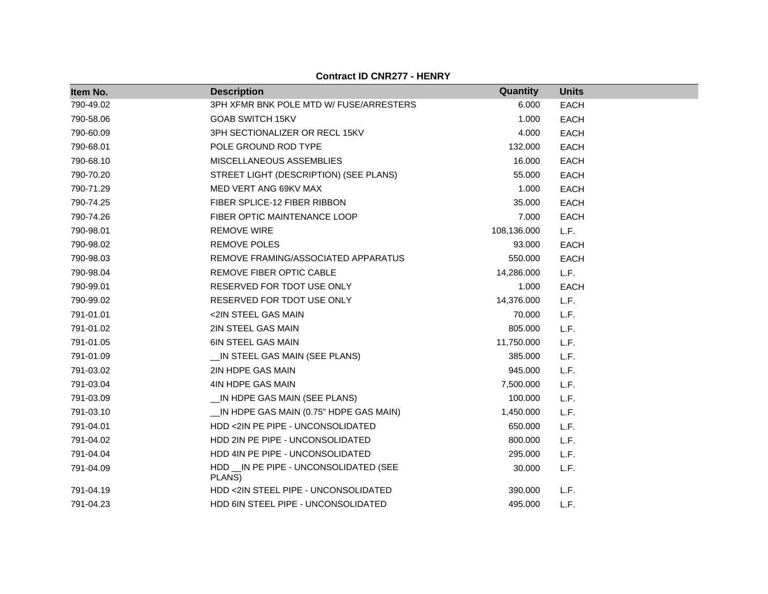**Contract ID CNR277 - HENRY**

| Item No. | Description | Quantity | Units |
|---|---|---|---|
| 790-49.02 | 3PH XFMR BNK POLE MTD W/ FUSE/ARRESTERS | 6.000 | EACH |
| 790-58.06 | GOAB SWITCH 15KV | 1.000 | EACH |
| 790-60.09 | 3PH SECTIONALIZER OR RECL 15KV | 4.000 | EACH |
| 790-68.01 | POLE GROUND ROD TYPE | 132.000 | EACH |
| 790-68.10 | MISCELLANEOUS ASSEMBLIES | 16.000 | EACH |
| 790-70.20 | STREET LIGHT (DESCRIPTION) (SEE PLANS) | 55.000 | EACH |
| 790-71.29 | MED VERT ANG 69KV MAX | 1.000 | EACH |
| 790-74.25 | FIBER SPLICE-12 FIBER RIBBON | 35.000 | EACH |
| 790-74.26 | FIBER OPTIC MAINTENANCE LOOP | 7.000 | EACH |
| 790-98.01 | REMOVE WIRE | 108,136.000 | L.F. |
| 790-98.02 | REMOVE POLES | 93.000 | EACH |
| 790-98.03 | REMOVE FRAMING/ASSOCIATED APPARATUS | 550.000 | EACH |
| 790-98.04 | REMOVE FIBER OPTIC CABLE | 14,286.000 | L.F. |
| 790-99.01 | RESERVED FOR TDOT USE ONLY | 1.000 | EACH |
| 790-99.02 | RESERVED FOR TDOT USE ONLY | 14,376.000 | L.F. |
| 791-01.01 | <2IN STEEL GAS MAIN | 70.000 | L.F. |
| 791-01.02 | 2IN STEEL GAS MAIN | 805.000 | L.F. |
| 791-01.05 | 6IN STEEL GAS MAIN | 11,750.000 | L.F. |
| 791-01.09 | __IN STEEL GAS MAIN (SEE PLANS) | 385.000 | L.F. |
| 791-03.02 | 2IN HDPE GAS MAIN | 945.000 | L.F. |
| 791-03.04 | 4IN HDPE GAS MAIN | 7,500.000 | L.F. |
| 791-03.09 | __IN HDPE GAS MAIN (SEE PLANS) | 100.000 | L.F. |
| 791-03.10 | __IN HDPE GAS MAIN (0.75" HDPE GAS MAIN) | 1,450.000 | L.F. |
| 791-04.01 | HDD <2IN PE PIPE - UNCONSOLIDATED | 650.000 | L.F. |
| 791-04.02 | HDD 2IN PE PIPE - UNCONSOLIDATED | 800.000 | L.F. |
| 791-04.04 | HDD 4IN PE PIPE - UNCONSOLIDATED | 295.000 | L.F. |
| 791-04.09 | HDD __IN PE PIPE - UNCONSOLIDATED (SEE PLANS) | 30.000 | L.F. |
| 791-04.19 | HDD <2IN STEEL PIPE - UNCONSOLIDATED | 390.000 | L.F. |
| 791-04.23 | HDD 6IN STEEL PIPE - UNCONSOLIDATED | 495.000 | L.F. |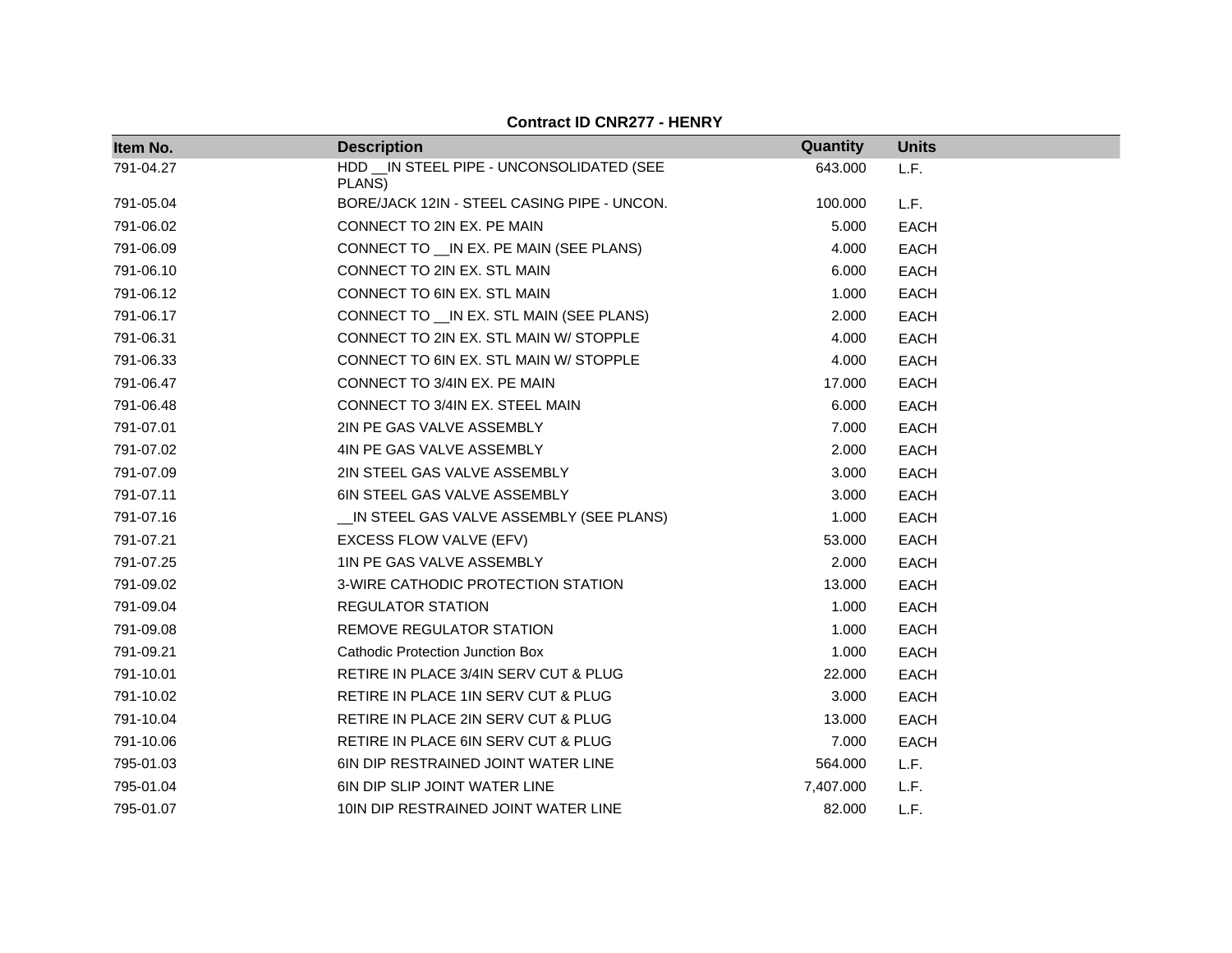**Contract ID CNR277 - HENRY**

| Item No. | Description | Quantity | Units |
|---|---|---|---|
| 791-04.27 | HDD __IN STEEL PIPE - UNCONSOLIDATED (SEE PLANS) | 643.000 | L.F. |
| 791-05.04 | BORE/JACK 12IN - STEEL CASING PIPE - UNCON. | 100.000 | L.F. |
| 791-06.02 | CONNECT TO 2IN EX. PE MAIN | 5.000 | EACH |
| 791-06.09 | CONNECT TO __IN EX. PE MAIN (SEE PLANS) | 4.000 | EACH |
| 791-06.10 | CONNECT TO 2IN EX. STL MAIN | 6.000 | EACH |
| 791-06.12 | CONNECT TO 6IN EX. STL MAIN | 1.000 | EACH |
| 791-06.17 | CONNECT TO __IN EX. STL MAIN (SEE PLANS) | 2.000 | EACH |
| 791-06.31 | CONNECT TO 2IN EX. STL MAIN W/ STOPPLE | 4.000 | EACH |
| 791-06.33 | CONNECT TO 6IN EX. STL MAIN W/ STOPPLE | 4.000 | EACH |
| 791-06.47 | CONNECT TO 3/4IN EX. PE MAIN | 17.000 | EACH |
| 791-06.48 | CONNECT TO 3/4IN EX. STEEL MAIN | 6.000 | EACH |
| 791-07.01 | 2IN PE GAS VALVE ASSEMBLY | 7.000 | EACH |
| 791-07.02 | 4IN PE GAS VALVE ASSEMBLY | 2.000 | EACH |
| 791-07.09 | 2IN STEEL GAS VALVE ASSEMBLY | 3.000 | EACH |
| 791-07.11 | 6IN STEEL GAS VALVE ASSEMBLY | 3.000 | EACH |
| 791-07.16 | __IN STEEL GAS VALVE ASSEMBLY (SEE PLANS) | 1.000 | EACH |
| 791-07.21 | EXCESS FLOW VALVE (EFV) | 53.000 | EACH |
| 791-07.25 | 1IN PE GAS VALVE ASSEMBLY | 2.000 | EACH |
| 791-09.02 | 3-WIRE CATHODIC PROTECTION STATION | 13.000 | EACH |
| 791-09.04 | REGULATOR STATION | 1.000 | EACH |
| 791-09.08 | REMOVE REGULATOR STATION | 1.000 | EACH |
| 791-09.21 | Cathodic Protection Junction Box | 1.000 | EACH |
| 791-10.01 | RETIRE IN PLACE 3/4IN SERV CUT & PLUG | 22.000 | EACH |
| 791-10.02 | RETIRE IN PLACE 1IN SERV CUT & PLUG | 3.000 | EACH |
| 791-10.04 | RETIRE IN PLACE 2IN SERV CUT & PLUG | 13.000 | EACH |
| 791-10.06 | RETIRE IN PLACE 6IN SERV CUT & PLUG | 7.000 | EACH |
| 795-01.03 | 6IN DIP RESTRAINED JOINT WATER LINE | 564.000 | L.F. |
| 795-01.04 | 6IN DIP SLIP JOINT WATER LINE | 7,407.000 | L.F. |
| 795-01.07 | 10IN DIP RESTRAINED JOINT WATER LINE | 82.000 | L.F. |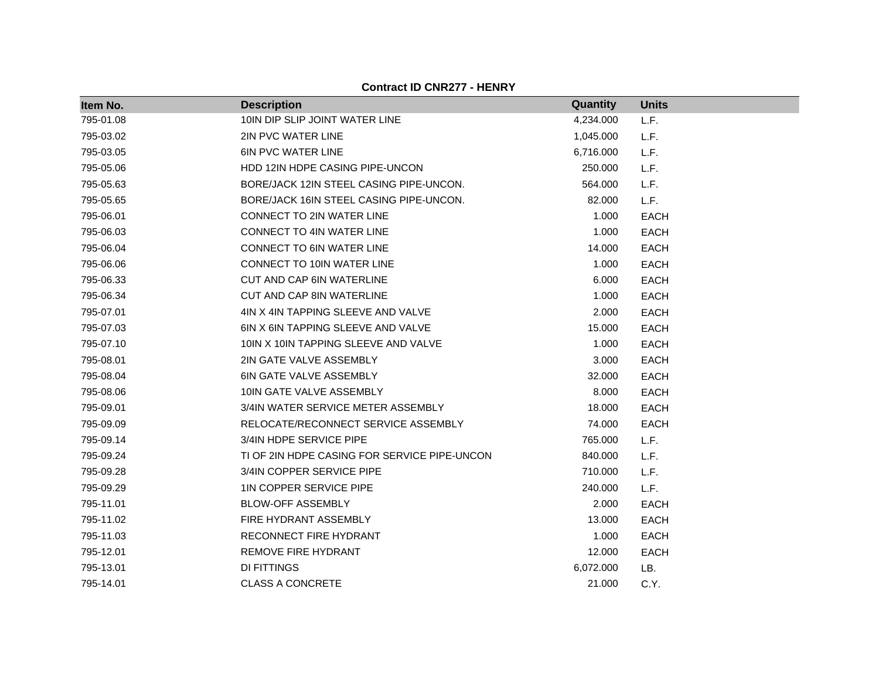**Contract ID CNR277 - HENRY**

| Item No. | Description | Quantity | Units |
|---|---|---|---|
| 795-01.08 | 10IN DIP SLIP JOINT WATER LINE | 4,234.000 | L.F. |
| 795-03.02 | 2IN PVC WATER LINE | 1,045.000 | L.F. |
| 795-03.05 | 6IN PVC WATER LINE | 6,716.000 | L.F. |
| 795-05.06 | HDD 12IN HDPE CASING PIPE-UNCON | 250.000 | L.F. |
| 795-05.63 | BORE/JACK 12IN STEEL CASING PIPE-UNCON. | 564.000 | L.F. |
| 795-05.65 | BORE/JACK 16IN STEEL CASING PIPE-UNCON. | 82.000 | L.F. |
| 795-06.01 | CONNECT TO 2IN WATER LINE | 1.000 | EACH |
| 795-06.03 | CONNECT TO 4IN WATER LINE | 1.000 | EACH |
| 795-06.04 | CONNECT TO 6IN WATER LINE | 14.000 | EACH |
| 795-06.06 | CONNECT TO 10IN WATER LINE | 1.000 | EACH |
| 795-06.33 | CUT AND CAP 6IN WATERLINE | 6.000 | EACH |
| 795-06.34 | CUT AND CAP 8IN WATERLINE | 1.000 | EACH |
| 795-07.01 | 4IN X 4IN TAPPING SLEEVE AND VALVE | 2.000 | EACH |
| 795-07.03 | 6IN X 6IN TAPPING SLEEVE AND VALVE | 15.000 | EACH |
| 795-07.10 | 10IN X 10IN TAPPING SLEEVE AND VALVE | 1.000 | EACH |
| 795-08.01 | 2IN GATE VALVE ASSEMBLY | 3.000 | EACH |
| 795-08.04 | 6IN GATE VALVE ASSEMBLY | 32.000 | EACH |
| 795-08.06 | 10IN GATE VALVE ASSEMBLY | 8.000 | EACH |
| 795-09.01 | 3/4IN WATER SERVICE METER ASSEMBLY | 18.000 | EACH |
| 795-09.09 | RELOCATE/RECONNECT SERVICE ASSEMBLY | 74.000 | EACH |
| 795-09.14 | 3/4IN HDPE SERVICE PIPE | 765.000 | L.F. |
| 795-09.24 | TI OF 2IN HDPE CASING FOR SERVICE PIPE-UNCON | 840.000 | L.F. |
| 795-09.28 | 3/4IN COPPER SERVICE PIPE | 710.000 | L.F. |
| 795-09.29 | 1IN COPPER SERVICE PIPE | 240.000 | L.F. |
| 795-11.01 | BLOW-OFF ASSEMBLY | 2.000 | EACH |
| 795-11.02 | FIRE HYDRANT ASSEMBLY | 13.000 | EACH |
| 795-11.03 | RECONNECT FIRE HYDRANT | 1.000 | EACH |
| 795-12.01 | REMOVE FIRE HYDRANT | 12.000 | EACH |
| 795-13.01 | DI FITTINGS | 6,072.000 | LB. |
| 795-14.01 | CLASS A CONCRETE | 21.000 | C.Y. |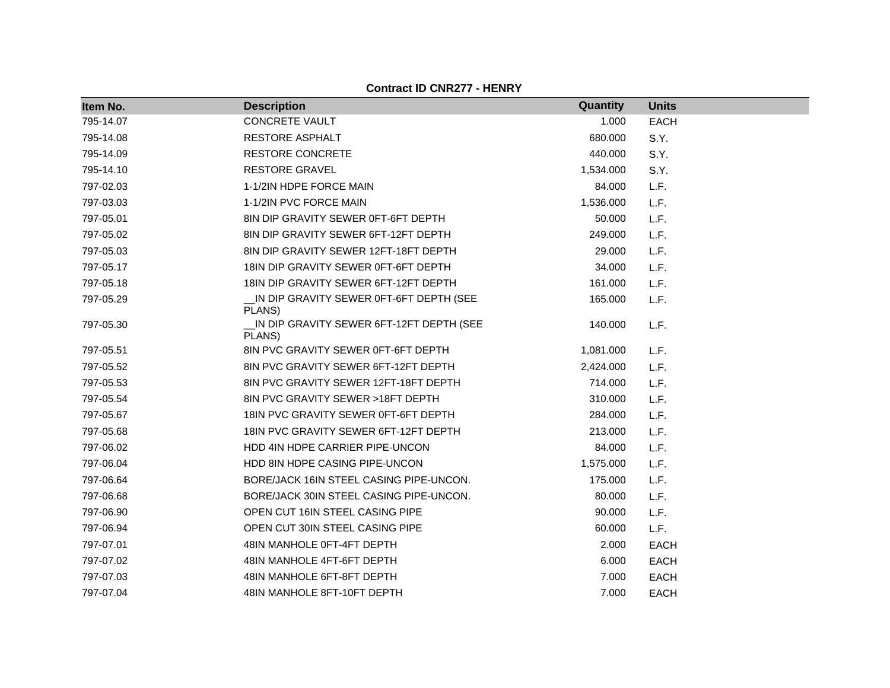**Contract ID CNR277 - HENRY**

| Item No. | Description | Quantity | Units |
|---|---|---|---|
| 795-14.07 | CONCRETE VAULT | 1.000 | EACH |
| 795-14.08 | RESTORE ASPHALT | 680.000 | S.Y. |
| 795-14.09 | RESTORE CONCRETE | 440.000 | S.Y. |
| 795-14.10 | RESTORE GRAVEL | 1,534.000 | S.Y. |
| 797-02.03 | 1-1/2IN HDPE FORCE MAIN | 84.000 | L.F. |
| 797-03.03 | 1-1/2IN PVC FORCE MAIN | 1,536.000 | L.F. |
| 797-05.01 | 8IN DIP GRAVITY SEWER 0FT-6FT DEPTH | 50.000 | L.F. |
| 797-05.02 | 8IN DIP GRAVITY SEWER 6FT-12FT DEPTH | 249.000 | L.F. |
| 797-05.03 | 8IN DIP GRAVITY SEWER 12FT-18FT DEPTH | 29.000 | L.F. |
| 797-05.17 | 18IN DIP GRAVITY SEWER 0FT-6FT DEPTH | 34.000 | L.F. |
| 797-05.18 | 18IN DIP GRAVITY SEWER 6FT-12FT DEPTH | 161.000 | L.F. |
| 797-05.29 | __IN DIP GRAVITY SEWER 0FT-6FT DEPTH (SEE PLANS) | 165.000 | L.F. |
| 797-05.30 | __IN DIP GRAVITY SEWER 6FT-12FT DEPTH (SEE PLANS) | 140.000 | L.F. |
| 797-05.51 | 8IN PVC GRAVITY SEWER 0FT-6FT DEPTH | 1,081.000 | L.F. |
| 797-05.52 | 8IN PVC GRAVITY SEWER 6FT-12FT DEPTH | 2,424.000 | L.F. |
| 797-05.53 | 8IN PVC GRAVITY SEWER 12FT-18FT DEPTH | 714.000 | L.F. |
| 797-05.54 | 8IN PVC GRAVITY SEWER >18FT DEPTH | 310.000 | L.F. |
| 797-05.67 | 18IN PVC GRAVITY SEWER 0FT-6FT DEPTH | 284.000 | L.F. |
| 797-05.68 | 18IN PVC GRAVITY SEWER 6FT-12FT DEPTH | 213.000 | L.F. |
| 797-06.02 | HDD 4IN HDPE CARRIER PIPE-UNCON | 84.000 | L.F. |
| 797-06.04 | HDD 8IN HDPE CASING PIPE-UNCON | 1,575.000 | L.F. |
| 797-06.64 | BORE/JACK 16IN STEEL CASING PIPE-UNCON. | 175.000 | L.F. |
| 797-06.68 | BORE/JACK 30IN STEEL CASING PIPE-UNCON. | 80.000 | L.F. |
| 797-06.90 | OPEN CUT 16IN STEEL CASING PIPE | 90.000 | L.F. |
| 797-06.94 | OPEN CUT 30IN STEEL CASING PIPE | 60.000 | L.F. |
| 797-07.01 | 48IN MANHOLE 0FT-4FT DEPTH | 2.000 | EACH |
| 797-07.02 | 48IN MANHOLE 4FT-6FT DEPTH | 6.000 | EACH |
| 797-07.03 | 48IN MANHOLE 6FT-8FT DEPTH | 7.000 | EACH |
| 797-07.04 | 48IN MANHOLE 8FT-10FT DEPTH | 7.000 | EACH |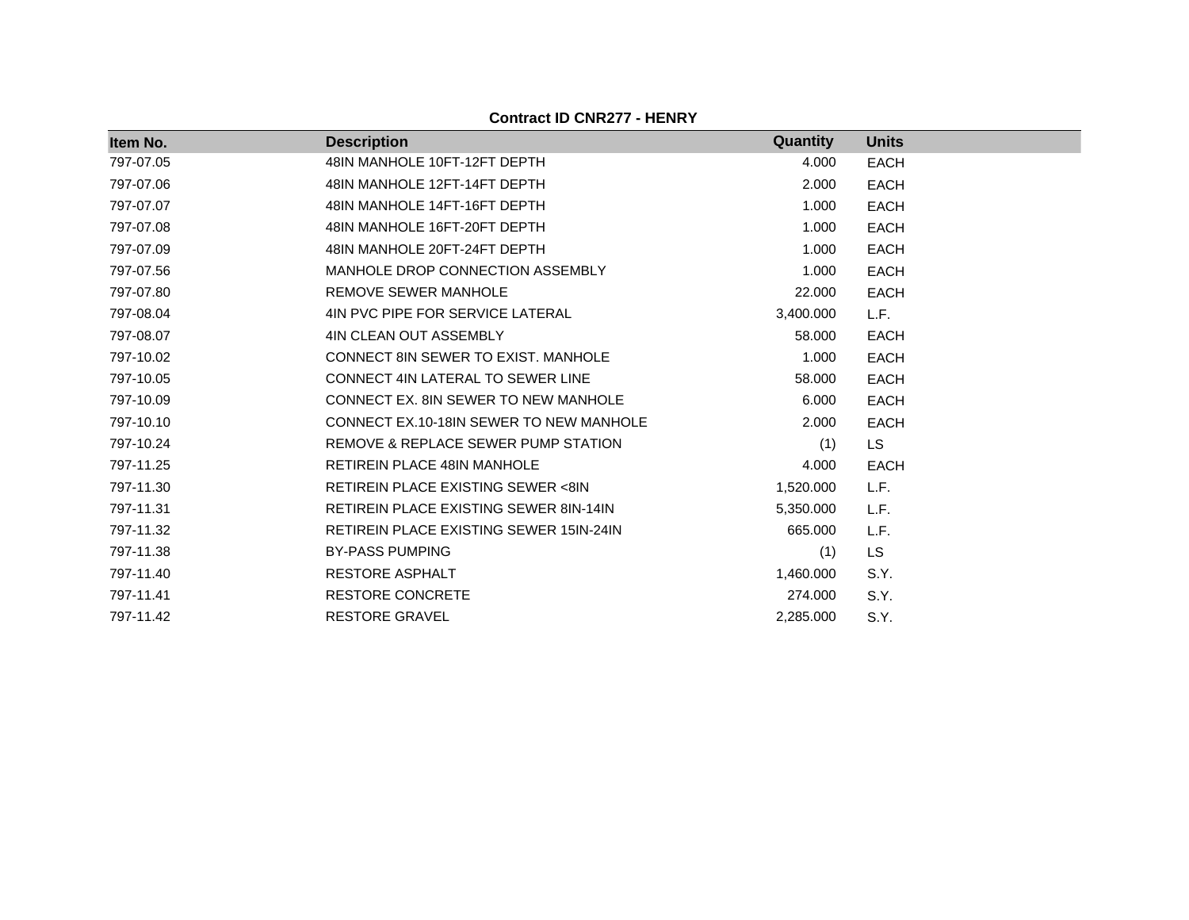**Contract ID CNR277 - HENRY**

| Item No. | Description | Quantity | Units |
|---|---|---|---|
| 797-07.05 | 48IN MANHOLE 10FT-12FT DEPTH | 4.000 | EACH |
| 797-07.06 | 48IN MANHOLE 12FT-14FT DEPTH | 2.000 | EACH |
| 797-07.07 | 48IN MANHOLE 14FT-16FT DEPTH | 1.000 | EACH |
| 797-07.08 | 48IN MANHOLE 16FT-20FT DEPTH | 1.000 | EACH |
| 797-07.09 | 48IN MANHOLE 20FT-24FT DEPTH | 1.000 | EACH |
| 797-07.56 | MANHOLE DROP CONNECTION ASSEMBLY | 1.000 | EACH |
| 797-07.80 | REMOVE SEWER MANHOLE | 22.000 | EACH |
| 797-08.04 | 4IN PVC PIPE FOR SERVICE LATERAL | 3,400.000 | L.F. |
| 797-08.07 | 4IN CLEAN OUT ASSEMBLY | 58.000 | EACH |
| 797-10.02 | CONNECT 8IN SEWER TO EXIST. MANHOLE | 1.000 | EACH |
| 797-10.05 | CONNECT 4IN LATERAL TO SEWER LINE | 58.000 | EACH |
| 797-10.09 | CONNECT EX. 8IN SEWER TO NEW MANHOLE | 6.000 | EACH |
| 797-10.10 | CONNECT EX.10-18IN SEWER TO NEW MANHOLE | 2.000 | EACH |
| 797-10.24 | REMOVE & REPLACE SEWER PUMP STATION | (1) | LS |
| 797-11.25 | RETIREIN PLACE 48IN MANHOLE | 4.000 | EACH |
| 797-11.30 | RETIREIN PLACE EXISTING SEWER <8IN | 1,520.000 | L.F. |
| 797-11.31 | RETIREIN PLACE EXISTING SEWER 8IN-14IN | 5,350.000 | L.F. |
| 797-11.32 | RETIREIN PLACE EXISTING SEWER 15IN-24IN | 665.000 | L.F. |
| 797-11.38 | BY-PASS PUMPING | (1) | LS |
| 797-11.40 | RESTORE ASPHALT | 1,460.000 | S.Y. |
| 797-11.41 | RESTORE CONCRETE | 274.000 | S.Y. |
| 797-11.42 | RESTORE GRAVEL | 2,285.000 | S.Y. |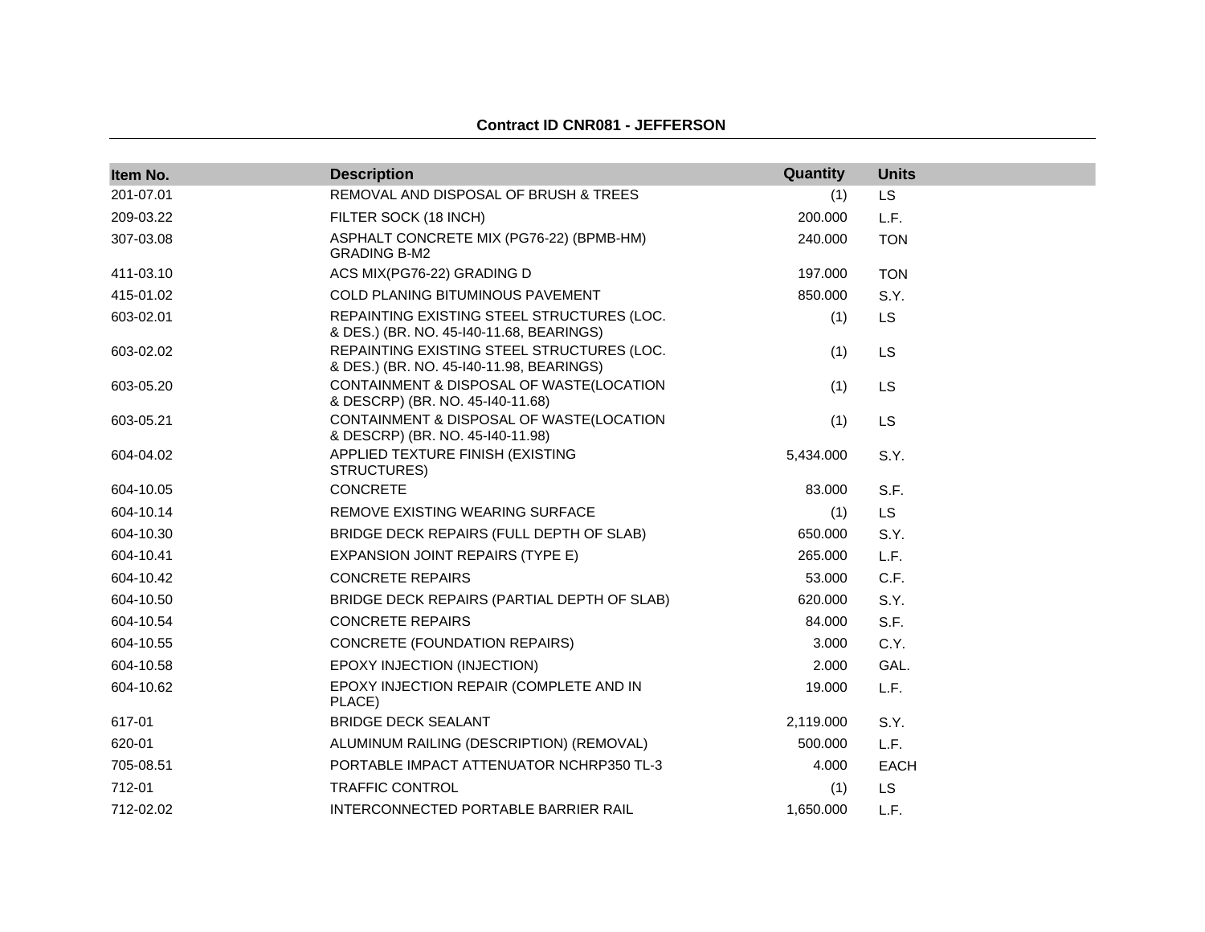**Contract ID CNR081 - JEFFERSON**

| Item No. | Description | Quantity | Units |
|---|---|---|---|
| 201-07.01 | REMOVAL AND DISPOSAL OF BRUSH & TREES | (1) | LS |
| 209-03.22 | FILTER SOCK (18 INCH) | 200.000 | L.F. |
| 307-03.08 | ASPHALT CONCRETE MIX (PG76-22) (BPMB-HM) GRADING B-M2 | 240.000 | TON |
| 411-03.10 | ACS MIX(PG76-22) GRADING D | 197.000 | TON |
| 415-01.02 | COLD PLANING BITUMINOUS PAVEMENT | 850.000 | S.Y. |
| 603-02.01 | REPAINTING EXISTING STEEL STRUCTURES (LOC. & DES.) (BR. NO. 45-I40-11.68, BEARINGS) | (1) | LS |
| 603-02.02 | REPAINTING EXISTING STEEL STRUCTURES (LOC. & DES.) (BR. NO. 45-I40-11.98, BEARINGS) | (1) | LS |
| 603-05.20 | CONTAINMENT & DISPOSAL OF WASTE(LOCATION & DESCRP) (BR. NO. 45-I40-11.68) | (1) | LS |
| 603-05.21 | CONTAINMENT & DISPOSAL OF WASTE(LOCATION & DESCRP) (BR. NO. 45-I40-11.98) | (1) | LS |
| 604-04.02 | APPLIED TEXTURE FINISH (EXISTING STRUCTURES) | 5,434.000 | S.Y. |
| 604-10.05 | CONCRETE | 83.000 | S.F. |
| 604-10.14 | REMOVE EXISTING WEARING SURFACE | (1) | LS |
| 604-10.30 | BRIDGE DECK REPAIRS (FULL DEPTH OF SLAB) | 650.000 | S.Y. |
| 604-10.41 | EXPANSION JOINT REPAIRS (TYPE E) | 265.000 | L.F. |
| 604-10.42 | CONCRETE REPAIRS | 53.000 | C.F. |
| 604-10.50 | BRIDGE DECK REPAIRS (PARTIAL DEPTH OF SLAB) | 620.000 | S.Y. |
| 604-10.54 | CONCRETE REPAIRS | 84.000 | S.F. |
| 604-10.55 | CONCRETE (FOUNDATION REPAIRS) | 3.000 | C.Y. |
| 604-10.58 | EPOXY INJECTION (INJECTION) | 2.000 | GAL. |
| 604-10.62 | EPOXY INJECTION REPAIR (COMPLETE AND IN PLACE) | 19.000 | L.F. |
| 617-01 | BRIDGE DECK SEALANT | 2,119.000 | S.Y. |
| 620-01 | ALUMINUM RAILING (DESCRIPTION) (REMOVAL) | 500.000 | L.F. |
| 705-08.51 | PORTABLE IMPACT ATTENUATOR NCHRP350 TL-3 | 4.000 | EACH |
| 712-01 | TRAFFIC CONTROL | (1) | LS |
| 712-02.02 | INTERCONNECTED PORTABLE BARRIER RAIL | 1,650.000 | L.F. |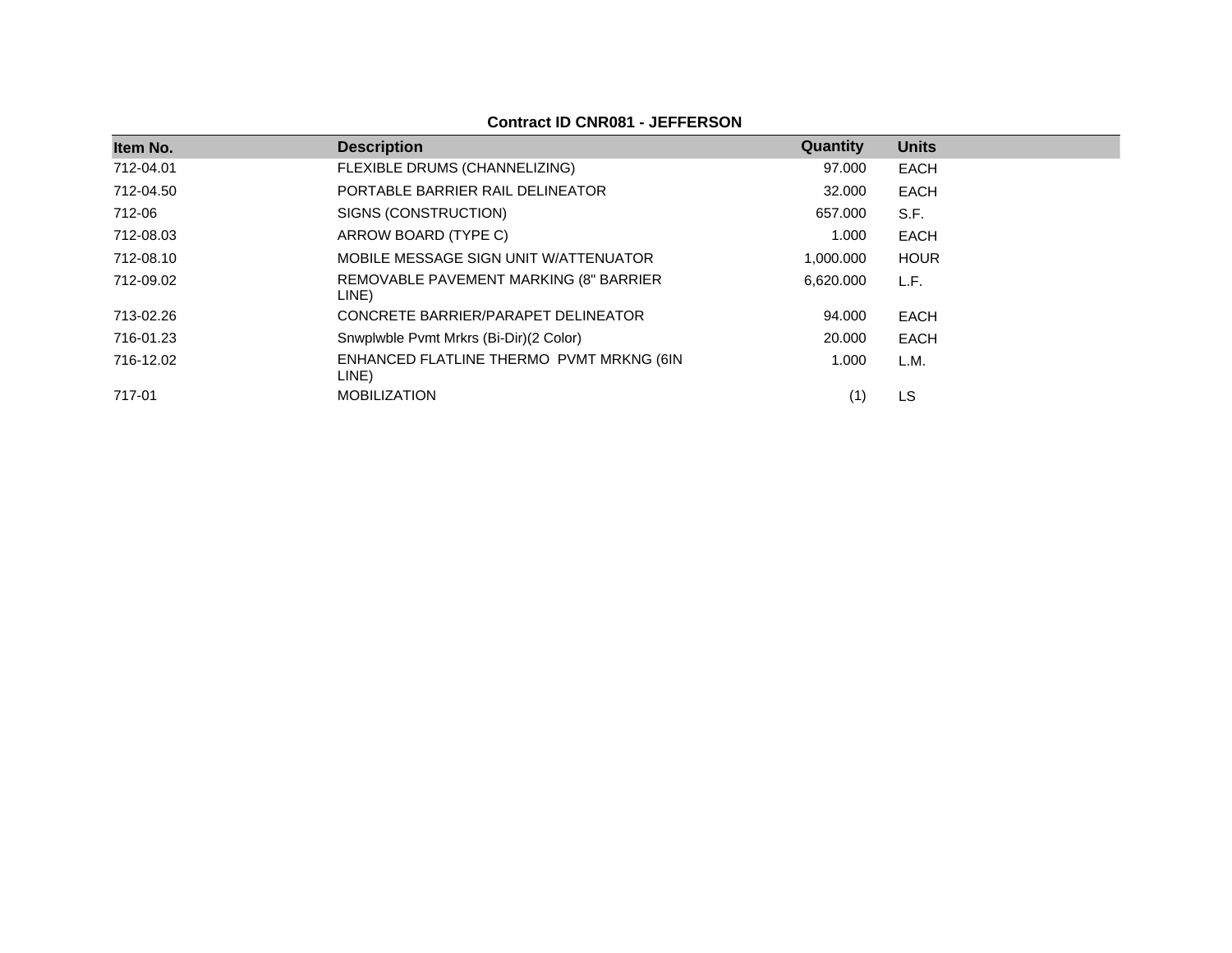**Contract ID CNR081 - JEFFERSON**

| Item No. | Description | Quantity | Units |
|---|---|---|---|
| 712-04.01 | FLEXIBLE DRUMS (CHANNELIZING) | 97.000 | EACH |
| 712-04.50 | PORTABLE BARRIER RAIL DELINEATOR | 32.000 | EACH |
| 712-06 | SIGNS (CONSTRUCTION) | 657.000 | S.F. |
| 712-08.03 | ARROW BOARD (TYPE C) | 1.000 | EACH |
| 712-08.10 | MOBILE MESSAGE SIGN UNIT W/ATTENUATOR | 1,000.000 | HOUR |
| 712-09.02 | REMOVABLE PAVEMENT MARKING (8" BARRIER LINE) | 6,620.000 | L.F. |
| 713-02.26 | CONCRETE BARRIER/PARAPET DELINEATOR | 94.000 | EACH |
| 716-01.23 | Snwplwble Pvmt Mrkrs (Bi-Dir)(2 Color) | 20.000 | EACH |
| 716-12.02 | ENHANCED FLATLINE THERMO PVMT MRKNG (6IN LINE) | 1.000 | L.M. |
| 717-01 | MOBILIZATION | (1) | LS |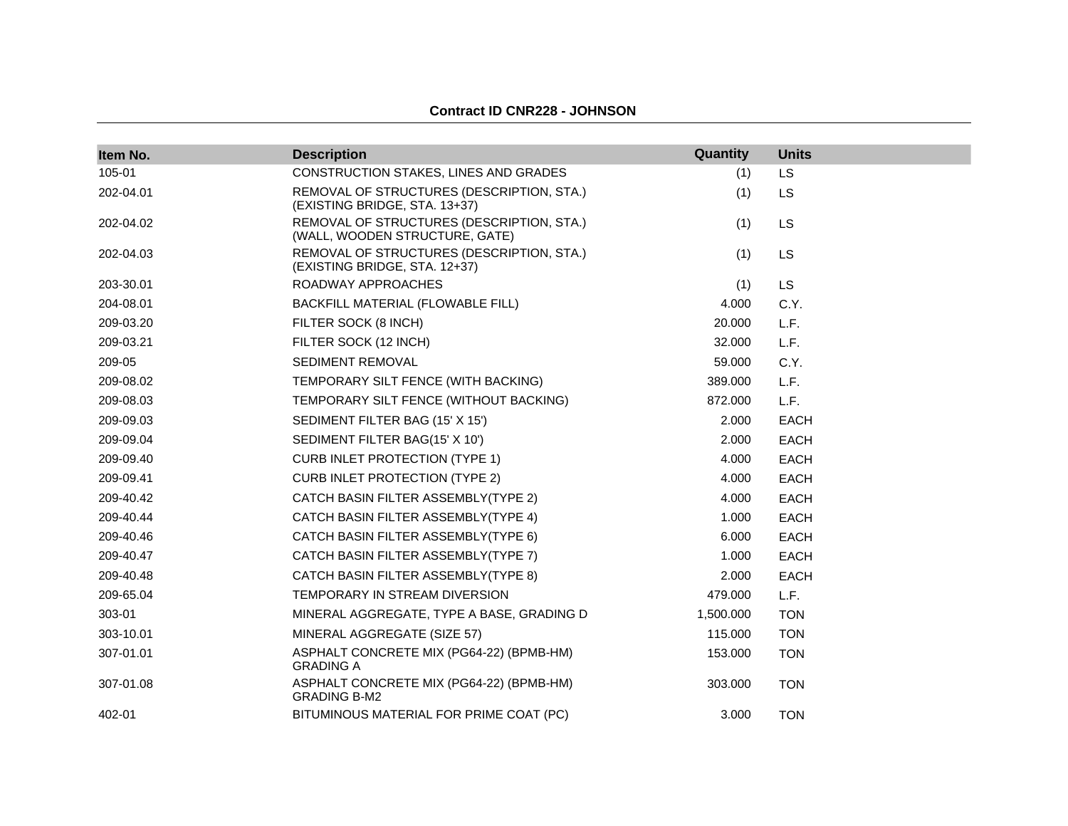**Contract ID CNR228 - JOHNSON**

| Item No. | Description | Quantity | Units |
|---|---|---|---|
| 105-01 | CONSTRUCTION STAKES, LINES AND GRADES | (1) | LS |
| 202-04.01 | REMOVAL OF STRUCTURES (DESCRIPTION, STA.) (EXISTING BRIDGE, STA. 13+37) | (1) | LS |
| 202-04.02 | REMOVAL OF STRUCTURES (DESCRIPTION, STA.) (WALL, WOODEN STRUCTURE, GATE) | (1) | LS |
| 202-04.03 | REMOVAL OF STRUCTURES (DESCRIPTION, STA.) (EXISTING BRIDGE, STA. 12+37) | (1) | LS |
| 203-30.01 | ROADWAY APPROACHES | (1) | LS |
| 204-08.01 | BACKFILL MATERIAL (FLOWABLE FILL) | 4.000 | C.Y. |
| 209-03.20 | FILTER SOCK (8 INCH) | 20.000 | L.F. |
| 209-03.21 | FILTER SOCK (12 INCH) | 32.000 | L.F. |
| 209-05 | SEDIMENT REMOVAL | 59.000 | C.Y. |
| 209-08.02 | TEMPORARY SILT FENCE (WITH BACKING) | 389.000 | L.F. |
| 209-08.03 | TEMPORARY SILT FENCE (WITHOUT BACKING) | 872.000 | L.F. |
| 209-09.03 | SEDIMENT FILTER BAG (15' X 15') | 2.000 | EACH |
| 209-09.04 | SEDIMENT FILTER BAG(15' X 10') | 2.000 | EACH |
| 209-09.40 | CURB INLET PROTECTION (TYPE 1) | 4.000 | EACH |
| 209-09.41 | CURB INLET PROTECTION (TYPE 2) | 4.000 | EACH |
| 209-40.42 | CATCH BASIN FILTER ASSEMBLY(TYPE 2) | 4.000 | EACH |
| 209-40.44 | CATCH BASIN FILTER ASSEMBLY(TYPE 4) | 1.000 | EACH |
| 209-40.46 | CATCH BASIN FILTER ASSEMBLY(TYPE 6) | 6.000 | EACH |
| 209-40.47 | CATCH BASIN FILTER ASSEMBLY(TYPE 7) | 1.000 | EACH |
| 209-40.48 | CATCH BASIN FILTER ASSEMBLY(TYPE 8) | 2.000 | EACH |
| 209-65.04 | TEMPORARY IN STREAM DIVERSION | 479.000 | L.F. |
| 303-01 | MINERAL AGGREGATE, TYPE A BASE, GRADING D | 1,500.000 | TON |
| 303-10.01 | MINERAL AGGREGATE (SIZE 57) | 115.000 | TON |
| 307-01.01 | ASPHALT CONCRETE MIX (PG64-22) (BPMB-HM) GRADING A | 153.000 | TON |
| 307-01.08 | ASPHALT CONCRETE MIX (PG64-22) (BPMB-HM) GRADING B-M2 | 303.000 | TON |
| 402-01 | BITUMINOUS MATERIAL FOR PRIME COAT (PC) | 3.000 | TON |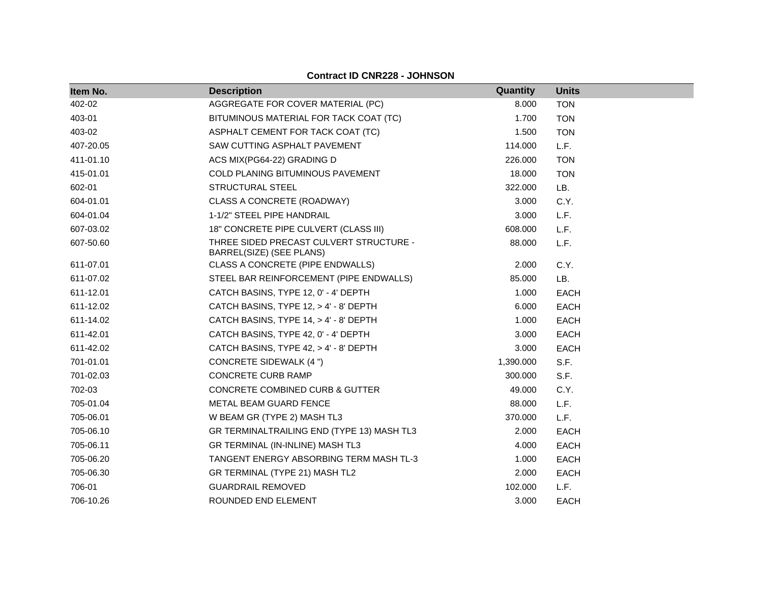**Contract ID CNR228 - JOHNSON**

| Item No. | Description | Quantity | Units |
| --- | --- | --- | --- |
| 402-02 | AGGREGATE FOR COVER MATERIAL (PC) | 8.000 | TON |
| 403-01 | BITUMINOUS MATERIAL FOR TACK COAT (TC) | 1.700 | TON |
| 403-02 | ASPHALT CEMENT FOR TACK COAT (TC) | 1.500 | TON |
| 407-20.05 | SAW CUTTING ASPHALT PAVEMENT | 114.000 | L.F. |
| 411-01.10 | ACS MIX(PG64-22) GRADING D | 226.000 | TON |
| 415-01.01 | COLD PLANING BITUMINOUS PAVEMENT | 18.000 | TON |
| 602-01 | STRUCTURAL STEEL | 322.000 | LB. |
| 604-01.01 | CLASS A CONCRETE (ROADWAY) | 3.000 | C.Y. |
| 604-01.04 | 1-1/2" STEEL PIPE HANDRAIL | 3.000 | L.F. |
| 607-03.02 | 18" CONCRETE PIPE CULVERT (CLASS III) | 608.000 | L.F. |
| 607-50.60 | THREE SIDED PRECAST CULVERT STRUCTURE - BARREL(SIZE) (SEE PLANS) | 88.000 | L.F. |
| 611-07.01 | CLASS A CONCRETE (PIPE ENDWALLS) | 2.000 | C.Y. |
| 611-07.02 | STEEL BAR REINFORCEMENT (PIPE ENDWALLS) | 85.000 | LB. |
| 611-12.01 | CATCH BASINS, TYPE 12, 0' - 4' DEPTH | 1.000 | EACH |
| 611-12.02 | CATCH BASINS, TYPE 12, > 4' - 8' DEPTH | 6.000 | EACH |
| 611-14.02 | CATCH BASINS, TYPE 14, > 4' - 8' DEPTH | 1.000 | EACH |
| 611-42.01 | CATCH BASINS, TYPE 42, 0' - 4' DEPTH | 3.000 | EACH |
| 611-42.02 | CATCH BASINS, TYPE 42, > 4' - 8' DEPTH | 3.000 | EACH |
| 701-01.01 | CONCRETE SIDEWALK (4 ") | 1,390.000 | S.F. |
| 701-02.03 | CONCRETE CURB RAMP | 300.000 | S.F. |
| 702-03 | CONCRETE COMBINED CURB & GUTTER | 49.000 | C.Y. |
| 705-01.04 | METAL BEAM GUARD FENCE | 88.000 | L.F. |
| 705-06.01 | W BEAM GR (TYPE 2) MASH TL3 | 370.000 | L.F. |
| 705-06.10 | GR TERMINALTRAILING END (TYPE 13) MASH TL3 | 2.000 | EACH |
| 705-06.11 | GR TERMINAL (IN-INLINE) MASH TL3 | 4.000 | EACH |
| 705-06.20 | TANGENT ENERGY ABSORBING TERM MASH TL-3 | 1.000 | EACH |
| 705-06.30 | GR TERMINAL (TYPE 21) MASH TL2 | 2.000 | EACH |
| 706-01 | GUARDRAIL REMOVED | 102.000 | L.F. |
| 706-10.26 | ROUNDED END ELEMENT | 3.000 | EACH |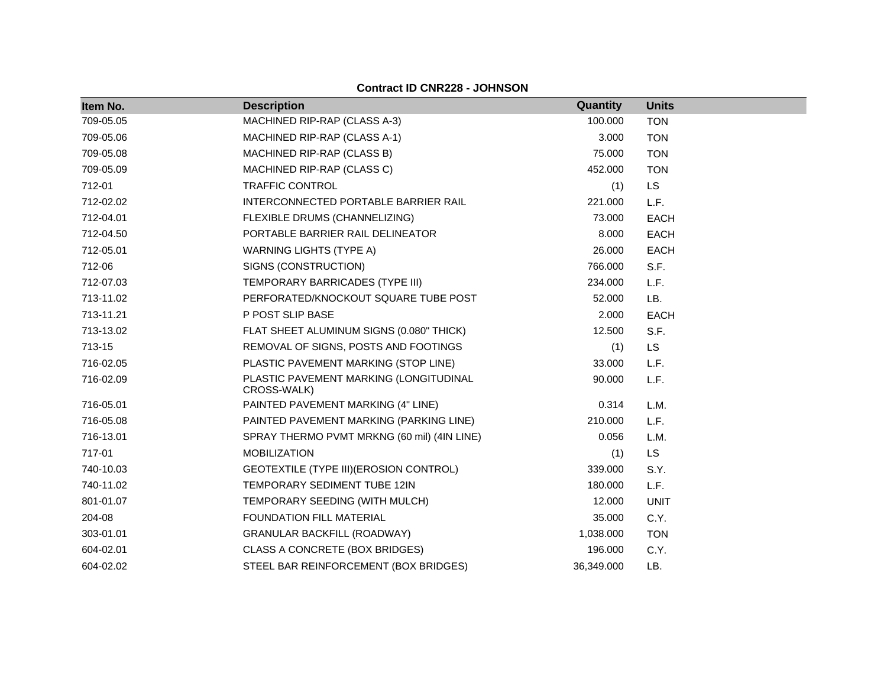**Contract ID CNR228 - JOHNSON**

| Item No. | Description | Quantity | Units |
|---|---|---|---|
| 709-05.05 | MACHINED RIP-RAP (CLASS A-3) | 100.000 | TON |
| 709-05.06 | MACHINED RIP-RAP (CLASS A-1) | 3.000 | TON |
| 709-05.08 | MACHINED RIP-RAP (CLASS B) | 75.000 | TON |
| 709-05.09 | MACHINED RIP-RAP (CLASS C) | 452.000 | TON |
| 712-01 | TRAFFIC CONTROL | (1) | LS |
| 712-02.02 | INTERCONNECTED PORTABLE BARRIER RAIL | 221.000 | L.F. |
| 712-04.01 | FLEXIBLE DRUMS (CHANNELIZING) | 73.000 | EACH |
| 712-04.50 | PORTABLE BARRIER RAIL DELINEATOR | 8.000 | EACH |
| 712-05.01 | WARNING LIGHTS (TYPE A) | 26.000 | EACH |
| 712-06 | SIGNS (CONSTRUCTION) | 766.000 | S.F. |
| 712-07.03 | TEMPORARY BARRICADES (TYPE III) | 234.000 | L.F. |
| 713-11.02 | PERFORATED/KNOCKOUT SQUARE TUBE POST | 52.000 | LB. |
| 713-11.21 | P POST SLIP BASE | 2.000 | EACH |
| 713-13.02 | FLAT SHEET ALUMINUM SIGNS (0.080" THICK) | 12.500 | S.F. |
| 713-15 | REMOVAL OF SIGNS, POSTS AND FOOTINGS | (1) | LS |
| 716-02.05 | PLASTIC PAVEMENT MARKING (STOP LINE) | 33.000 | L.F. |
| 716-02.09 | PLASTIC PAVEMENT MARKING (LONGITUDINAL CROSS-WALK) | 90.000 | L.F. |
| 716-05.01 | PAINTED PAVEMENT MARKING (4" LINE) | 0.314 | L.M. |
| 716-05.08 | PAINTED PAVEMENT MARKING (PARKING LINE) | 210.000 | L.F. |
| 716-13.01 | SPRAY THERMO PVMT MRKNG (60 mil) (4IN LINE) | 0.056 | L.M. |
| 717-01 | MOBILIZATION | (1) | LS |
| 740-10.03 | GEOTEXTILE (TYPE III)(EROSION CONTROL) | 339.000 | S.Y. |
| 740-11.02 | TEMPORARY SEDIMENT TUBE 12IN | 180.000 | L.F. |
| 801-01.07 | TEMPORARY SEEDING (WITH MULCH) | 12.000 | UNIT |
| 204-08 | FOUNDATION FILL MATERIAL | 35.000 | C.Y. |
| 303-01.01 | GRANULAR BACKFILL (ROADWAY) | 1,038.000 | TON |
| 604-02.01 | CLASS A CONCRETE (BOX BRIDGES) | 196.000 | C.Y. |
| 604-02.02 | STEEL BAR REINFORCEMENT (BOX BRIDGES) | 36,349.000 | LB. |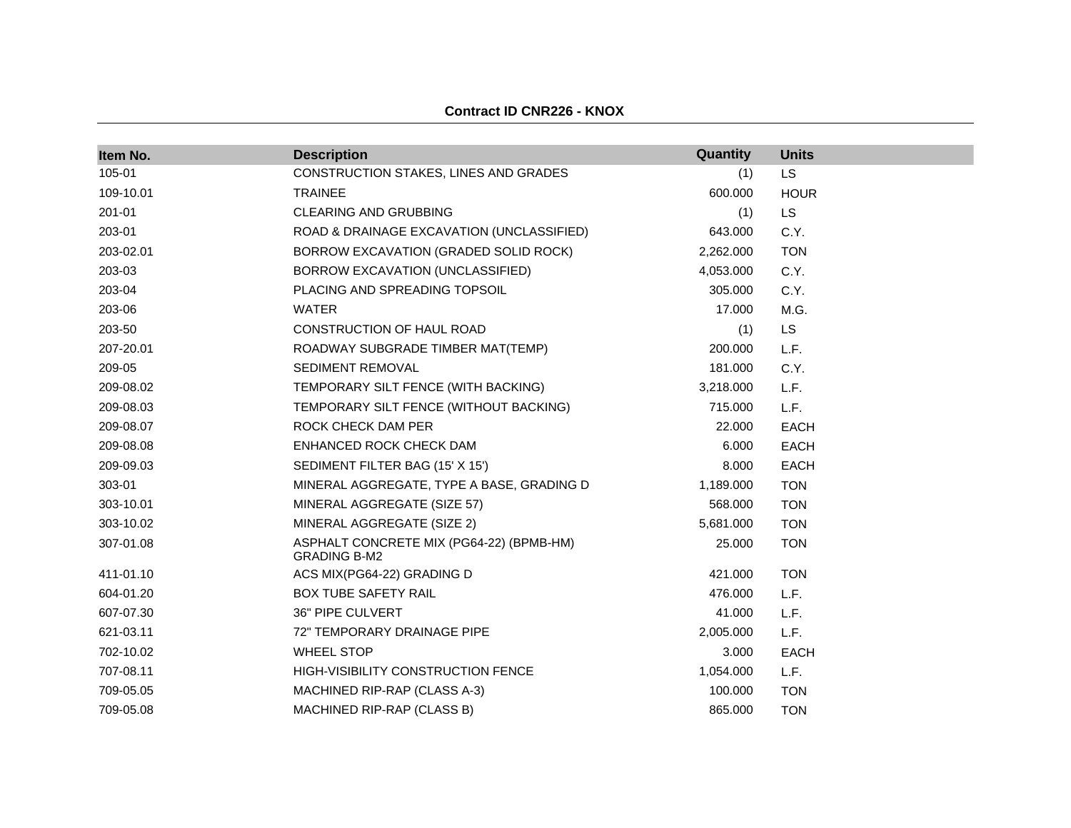**Contract ID CNR226 - KNOX**

| Item No. | Description | Quantity | Units |
|---|---|---|---|
| 105-01 | CONSTRUCTION STAKES, LINES AND GRADES | (1) | LS |
| 109-10.01 | TRAINEE | 600.000 | HOUR |
| 201-01 | CLEARING AND GRUBBING | (1) | LS |
| 203-01 | ROAD & DRAINAGE EXCAVATION (UNCLASSIFIED) | 643.000 | C.Y. |
| 203-02.01 | BORROW EXCAVATION (GRADED SOLID ROCK) | 2,262.000 | TON |
| 203-03 | BORROW EXCAVATION (UNCLASSIFIED) | 4,053.000 | C.Y. |
| 203-04 | PLACING AND SPREADING TOPSOIL | 305.000 | C.Y. |
| 203-06 | WATER | 17.000 | M.G. |
| 203-50 | CONSTRUCTION OF HAUL ROAD | (1) | LS |
| 207-20.01 | ROADWAY SUBGRADE TIMBER MAT(TEMP) | 200.000 | L.F. |
| 209-05 | SEDIMENT REMOVAL | 181.000 | C.Y. |
| 209-08.02 | TEMPORARY SILT FENCE (WITH BACKING) | 3,218.000 | L.F. |
| 209-08.03 | TEMPORARY SILT FENCE (WITHOUT BACKING) | 715.000 | L.F. |
| 209-08.07 | ROCK CHECK DAM PER | 22.000 | EACH |
| 209-08.08 | ENHANCED ROCK CHECK DAM | 6.000 | EACH |
| 209-09.03 | SEDIMENT FILTER BAG (15' X 15') | 8.000 | EACH |
| 303-01 | MINERAL AGGREGATE, TYPE A BASE, GRADING D | 1,189.000 | TON |
| 303-10.01 | MINERAL AGGREGATE (SIZE 57) | 568.000 | TON |
| 303-10.02 | MINERAL AGGREGATE (SIZE 2) | 5,681.000 | TON |
| 307-01.08 | ASPHALT CONCRETE MIX (PG64-22) (BPMB-HM) GRADING B-M2 | 25.000 | TON |
| 411-01.10 | ACS MIX(PG64-22) GRADING D | 421.000 | TON |
| 604-01.20 | BOX TUBE SAFETY RAIL | 476.000 | L.F. |
| 607-07.30 | 36" PIPE CULVERT | 41.000 | L.F. |
| 621-03.11 | 72" TEMPORARY DRAINAGE PIPE | 2,005.000 | L.F. |
| 702-10.02 | WHEEL STOP | 3.000 | EACH |
| 707-08.11 | HIGH-VISIBILITY CONSTRUCTION FENCE | 1,054.000 | L.F. |
| 709-05.05 | MACHINED RIP-RAP (CLASS A-3) | 100.000 | TON |
| 709-05.08 | MACHINED RIP-RAP (CLASS B) | 865.000 | TON |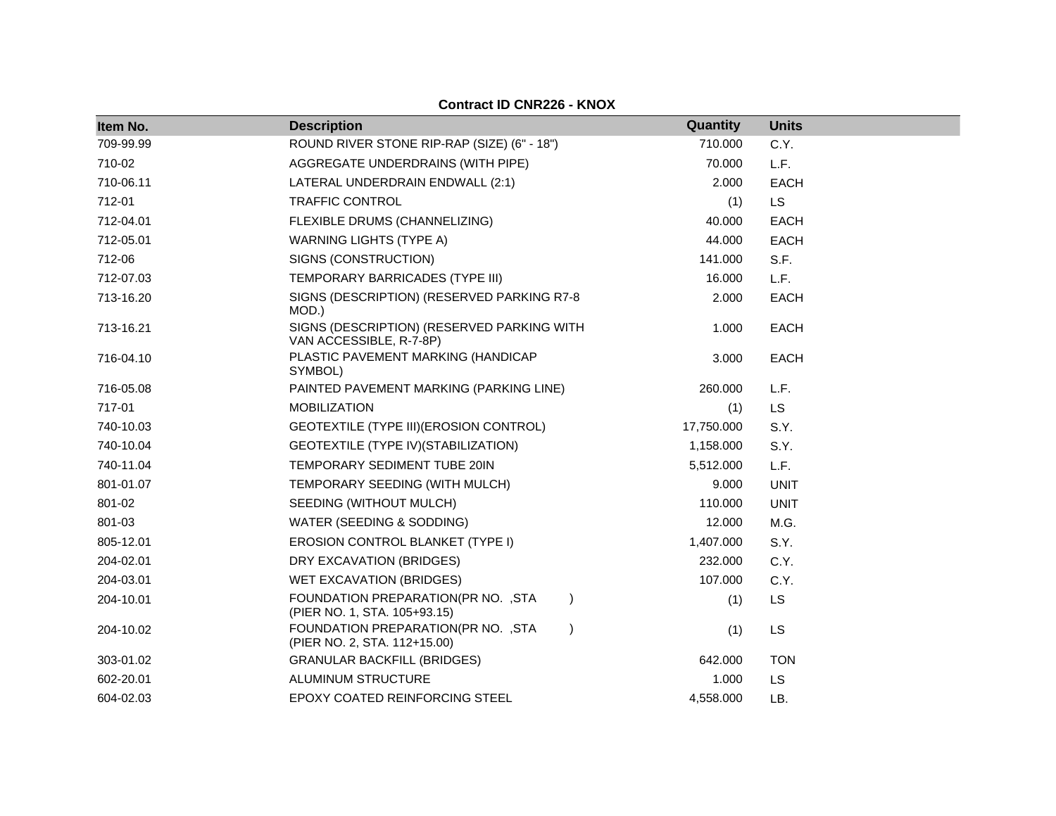**Contract ID CNR226 - KNOX**

| Item No. | Description | Quantity | Units |
|---|---|---|---|
| 709-99.99 | ROUND RIVER STONE RIP-RAP (SIZE) (6" - 18") | 710.000 | C.Y. |
| 710-02 | AGGREGATE UNDERDRAINS (WITH PIPE) | 70.000 | L.F. |
| 710-06.11 | LATERAL UNDERDRAIN ENDWALL (2:1) | 2.000 | EACH |
| 712-01 | TRAFFIC CONTROL | (1) | LS |
| 712-04.01 | FLEXIBLE DRUMS (CHANNELIZING) | 40.000 | EACH |
| 712-05.01 | WARNING LIGHTS (TYPE A) | 44.000 | EACH |
| 712-06 | SIGNS (CONSTRUCTION) | 141.000 | S.F. |
| 712-07.03 | TEMPORARY BARRICADES (TYPE III) | 16.000 | L.F. |
| 713-16.20 | SIGNS (DESCRIPTION) (RESERVED PARKING R7-8 MOD.) | 2.000 | EACH |
| 713-16.21 | SIGNS (DESCRIPTION) (RESERVED PARKING WITH VAN ACCESSIBLE, R-7-8P) | 1.000 | EACH |
| 716-04.10 | PLASTIC PAVEMENT MARKING (HANDICAP SYMBOL) | 3.000 | EACH |
| 716-05.08 | PAINTED PAVEMENT MARKING (PARKING LINE) | 260.000 | L.F. |
| 717-01 | MOBILIZATION | (1) | LS |
| 740-10.03 | GEOTEXTILE (TYPE III)(EROSION CONTROL) | 17,750.000 | S.Y. |
| 740-10.04 | GEOTEXTILE (TYPE IV)(STABILIZATION) | 1,158.000 | S.Y. |
| 740-11.04 | TEMPORARY SEDIMENT TUBE 20IN | 5,512.000 | L.F. |
| 801-01.07 | TEMPORARY SEEDING (WITH MULCH) | 9.000 | UNIT |
| 801-02 | SEEDING (WITHOUT MULCH) | 110.000 | UNIT |
| 801-03 | WATER (SEEDING & SODDING) | 12.000 | M.G. |
| 805-12.01 | EROSION CONTROL BLANKET (TYPE I) | 1,407.000 | S.Y. |
| 204-02.01 | DRY EXCAVATION (BRIDGES) | 232.000 | C.Y. |
| 204-03.01 | WET EXCAVATION (BRIDGES) | 107.000 | C.Y. |
| 204-10.01 | FOUNDATION PREPARATION(PR NO. ,STA ) (PIER NO. 1, STA. 105+93.15) | (1) | LS |
| 204-10.02 | FOUNDATION PREPARATION(PR NO. ,STA ) (PIER NO. 2, STA. 112+15.00) | (1) | LS |
| 303-01.02 | GRANULAR BACKFILL (BRIDGES) | 642.000 | TON |
| 602-20.01 | ALUMINUM STRUCTURE | 1.000 | LS |
| 604-02.03 | EPOXY COATED REINFORCING STEEL | 4,558.000 | LB. |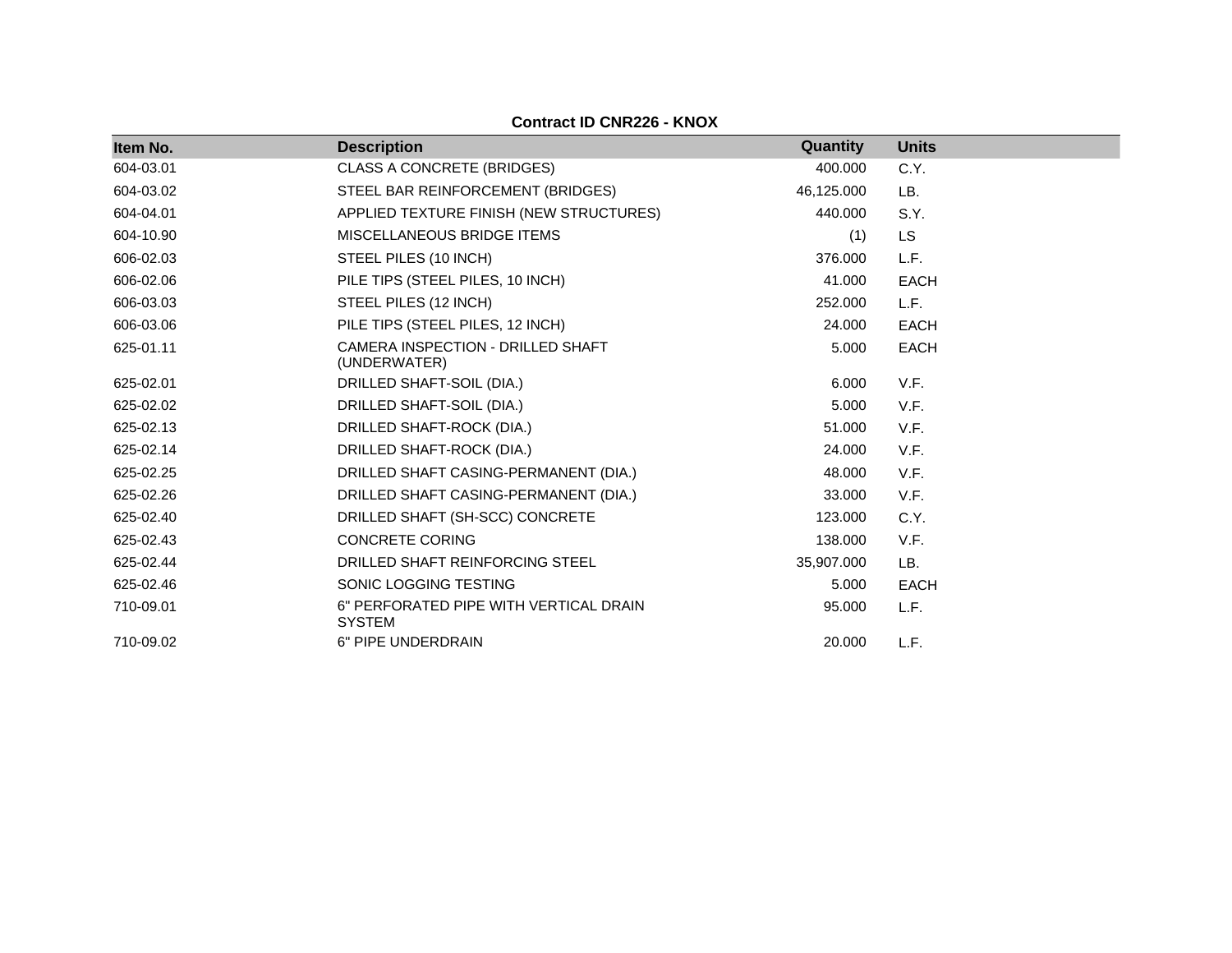**Contract ID CNR226 - KNOX**

| Item No. | Description | Quantity | Units |
|---|---|---|---|
| 604-03.01 | CLASS A CONCRETE (BRIDGES) | 400.000 | C.Y. |
| 604-03.02 | STEEL BAR REINFORCEMENT (BRIDGES) | 46,125.000 | LB. |
| 604-04.01 | APPLIED TEXTURE FINISH (NEW STRUCTURES) | 440.000 | S.Y. |
| 604-10.90 | MISCELLANEOUS BRIDGE ITEMS | (1) | LS |
| 606-02.03 | STEEL PILES (10 INCH) | 376.000 | L.F. |
| 606-02.06 | PILE TIPS (STEEL PILES, 10 INCH) | 41.000 | EACH |
| 606-03.03 | STEEL PILES (12 INCH) | 252.000 | L.F. |
| 606-03.06 | PILE TIPS (STEEL PILES, 12 INCH) | 24.000 | EACH |
| 625-01.11 | CAMERA INSPECTION - DRILLED SHAFT (UNDERWATER) | 5.000 | EACH |
| 625-02.01 | DRILLED SHAFT-SOIL (DIA.) | 6.000 | V.F. |
| 625-02.02 | DRILLED SHAFT-SOIL (DIA.) | 5.000 | V.F. |
| 625-02.13 | DRILLED SHAFT-ROCK (DIA.) | 51.000 | V.F. |
| 625-02.14 | DRILLED SHAFT-ROCK (DIA.) | 24.000 | V.F. |
| 625-02.25 | DRILLED SHAFT CASING-PERMANENT (DIA.) | 48.000 | V.F. |
| 625-02.26 | DRILLED SHAFT CASING-PERMANENT (DIA.) | 33.000 | V.F. |
| 625-02.40 | DRILLED SHAFT (SH-SCC) CONCRETE | 123.000 | C.Y. |
| 625-02.43 | CONCRETE CORING | 138.000 | V.F. |
| 625-02.44 | DRILLED SHAFT REINFORCING STEEL | 35,907.000 | LB. |
| 625-02.46 | SONIC LOGGING TESTING | 5.000 | EACH |
| 710-09.01 | 6" PERFORATED PIPE WITH VERTICAL DRAIN SYSTEM | 95.000 | L.F. |
| 710-09.02 | 6" PIPE UNDERDRAIN | 20.000 | L.F. |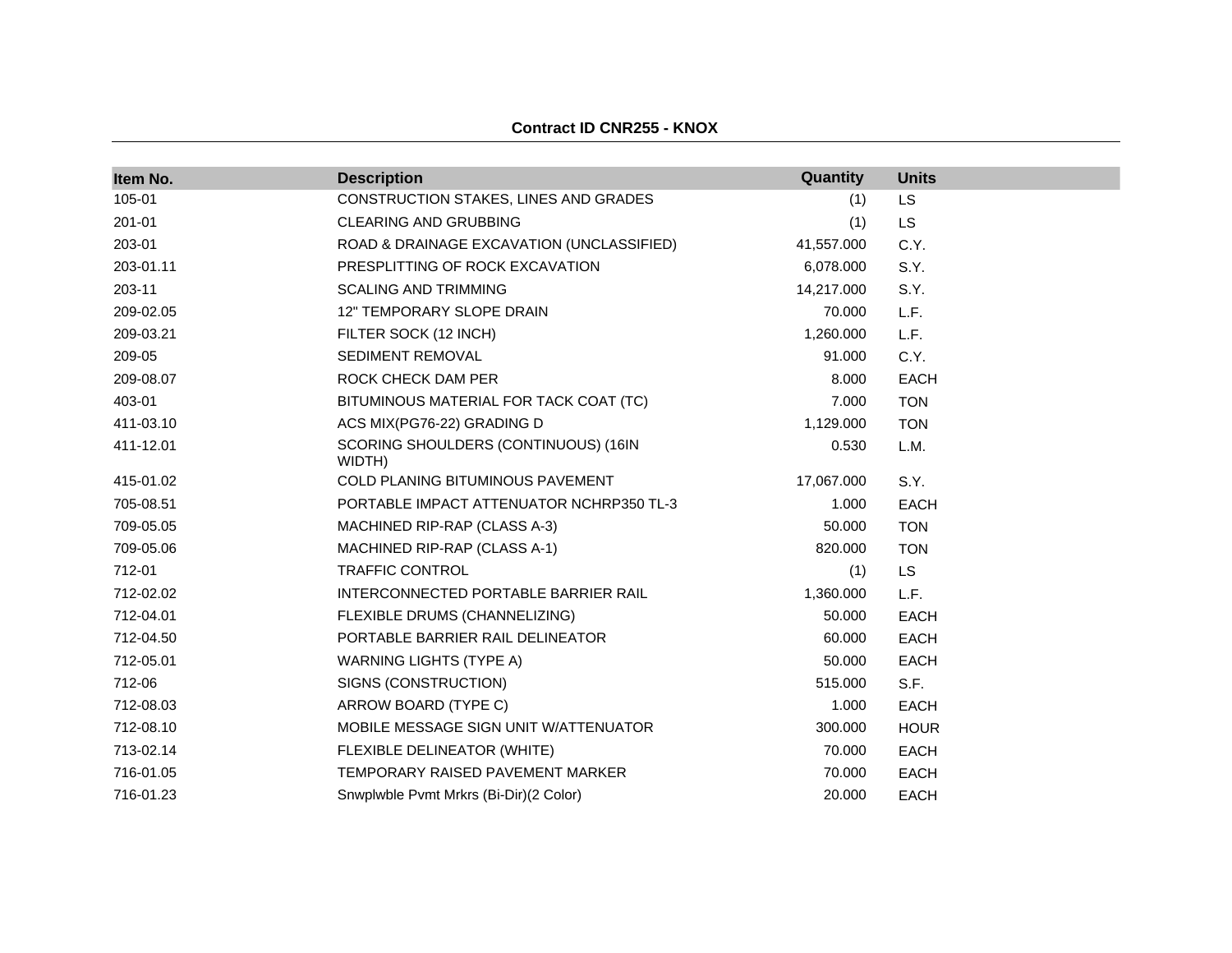**Contract ID CNR255 - KNOX**

| Item No. | Description | Quantity | Units |
|---|---|---|---|
| 105-01 | CONSTRUCTION STAKES, LINES AND GRADES | (1) | LS |
| 201-01 | CLEARING AND GRUBBING | (1) | LS |
| 203-01 | ROAD & DRAINAGE EXCAVATION (UNCLASSIFIED) | 41,557.000 | C.Y. |
| 203-01.11 | PRESPLITTING OF ROCK EXCAVATION | 6,078.000 | S.Y. |
| 203-11 | SCALING AND TRIMMING | 14,217.000 | S.Y. |
| 209-02.05 | 12" TEMPORARY SLOPE DRAIN | 70.000 | L.F. |
| 209-03.21 | FILTER SOCK (12 INCH) | 1,260.000 | L.F. |
| 209-05 | SEDIMENT REMOVAL | 91.000 | C.Y. |
| 209-08.07 | ROCK CHECK DAM PER | 8.000 | EACH |
| 403-01 | BITUMINOUS MATERIAL FOR TACK COAT (TC) | 7.000 | TON |
| 411-03.10 | ACS MIX(PG76-22) GRADING D | 1,129.000 | TON |
| 411-12.01 | SCORING SHOULDERS (CONTINUOUS) (16IN WIDTH) | 0.530 | L.M. |
| 415-01.02 | COLD PLANING BITUMINOUS PAVEMENT | 17,067.000 | S.Y. |
| 705-08.51 | PORTABLE IMPACT ATTENUATOR NCHRP350 TL-3 | 1.000 | EACH |
| 709-05.05 | MACHINED RIP-RAP (CLASS A-3) | 50.000 | TON |
| 709-05.06 | MACHINED RIP-RAP (CLASS A-1) | 820.000 | TON |
| 712-01 | TRAFFIC CONTROL | (1) | LS |
| 712-02.02 | INTERCONNECTED PORTABLE BARRIER RAIL | 1,360.000 | L.F. |
| 712-04.01 | FLEXIBLE DRUMS (CHANNELIZING) | 50.000 | EACH |
| 712-04.50 | PORTABLE BARRIER RAIL DELINEATOR | 60.000 | EACH |
| 712-05.01 | WARNING LIGHTS (TYPE A) | 50.000 | EACH |
| 712-06 | SIGNS (CONSTRUCTION) | 515.000 | S.F. |
| 712-08.03 | ARROW BOARD (TYPE C) | 1.000 | EACH |
| 712-08.10 | MOBILE MESSAGE SIGN UNIT W/ATTENUATOR | 300.000 | HOUR |
| 713-02.14 | FLEXIBLE DELINEATOR (WHITE) | 70.000 | EACH |
| 716-01.05 | TEMPORARY RAISED PAVEMENT MARKER | 70.000 | EACH |
| 716-01.23 | Snwplwble Pvmt Mrkrs (Bi-Dir)(2 Color) | 20.000 | EACH |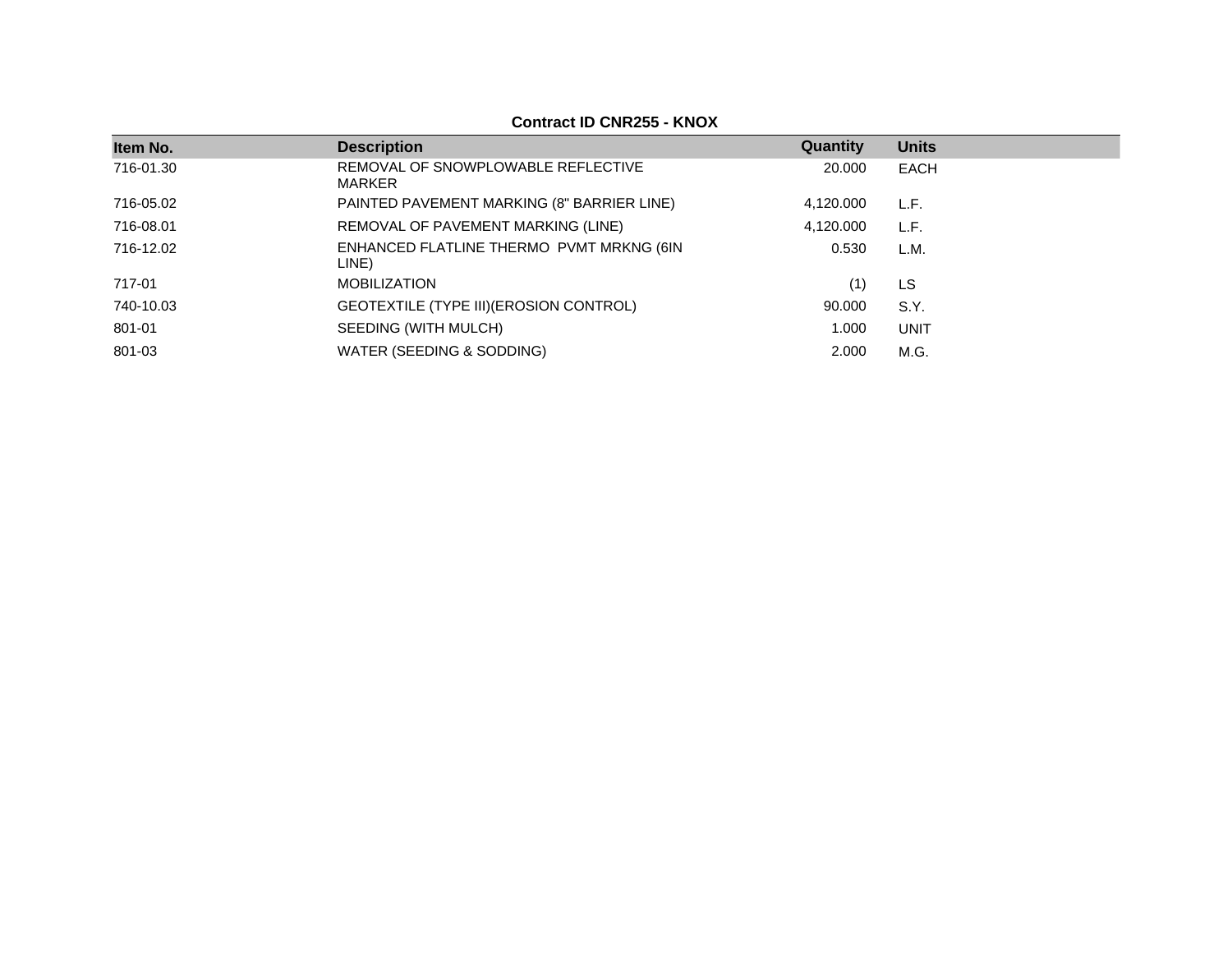**Contract ID CNR255 - KNOX**

| Item No. | Description | Quantity | Units |
|---|---|---|---|
| 716-01.30 | REMOVAL OF SNOWPLOWABLE REFLECTIVE MARKER | 20.000 | EACH |
| 716-05.02 | PAINTED PAVEMENT MARKING (8" BARRIER LINE) | 4,120.000 | L.F. |
| 716-08.01 | REMOVAL OF PAVEMENT MARKING (LINE) | 4,120.000 | L.F. |
| 716-12.02 | ENHANCED FLATLINE THERMO PVMT MRKNG (6IN LINE) | 0.530 | L.M. |
| 717-01 | MOBILIZATION | (1) | LS |
| 740-10.03 | GEOTEXTILE (TYPE III)(EROSION CONTROL) | 90.000 | S.Y. |
| 801-01 | SEEDING (WITH MULCH) | 1.000 | UNIT |
| 801-03 | WATER (SEEDING & SODDING) | 2.000 | M.G. |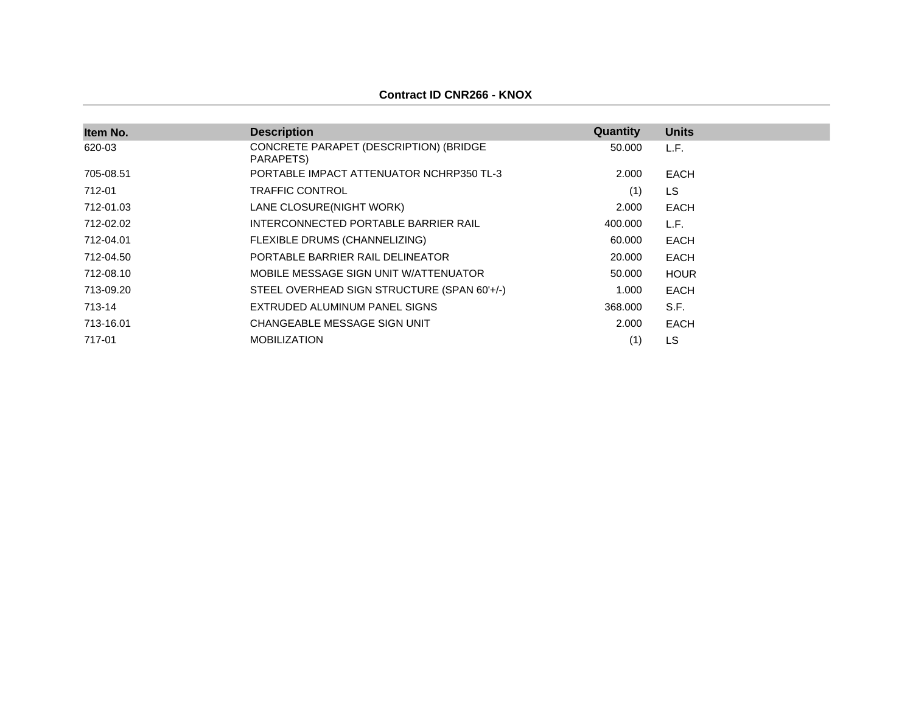**Contract ID CNR266 - KNOX**

| Item No. | Description | Quantity | Units |
|---|---|---|---|
| 620-03 | CONCRETE PARAPET (DESCRIPTION) (BRIDGE PARAPETS) | 50.000 | L.F. |
| 705-08.51 | PORTABLE IMPACT ATTENUATOR NCHRP350 TL-3 | 2.000 | EACH |
| 712-01 | TRAFFIC CONTROL | (1) | LS |
| 712-01.03 | LANE CLOSURE(NIGHT WORK) | 2.000 | EACH |
| 712-02.02 | INTERCONNECTED PORTABLE BARRIER RAIL | 400.000 | L.F. |
| 712-04.01 | FLEXIBLE DRUMS (CHANNELIZING) | 60.000 | EACH |
| 712-04.50 | PORTABLE BARRIER RAIL DELINEATOR | 20.000 | EACH |
| 712-08.10 | MOBILE MESSAGE SIGN UNIT W/ATTENUATOR | 50.000 | HOUR |
| 713-09.20 | STEEL OVERHEAD SIGN STRUCTURE (SPAN 60'+/-) | 1.000 | EACH |
| 713-14 | EXTRUDED ALUMINUM PANEL SIGNS | 368.000 | S.F. |
| 713-16.01 | CHANGEABLE MESSAGE SIGN UNIT | 2.000 | EACH |
| 717-01 | MOBILIZATION | (1) | LS |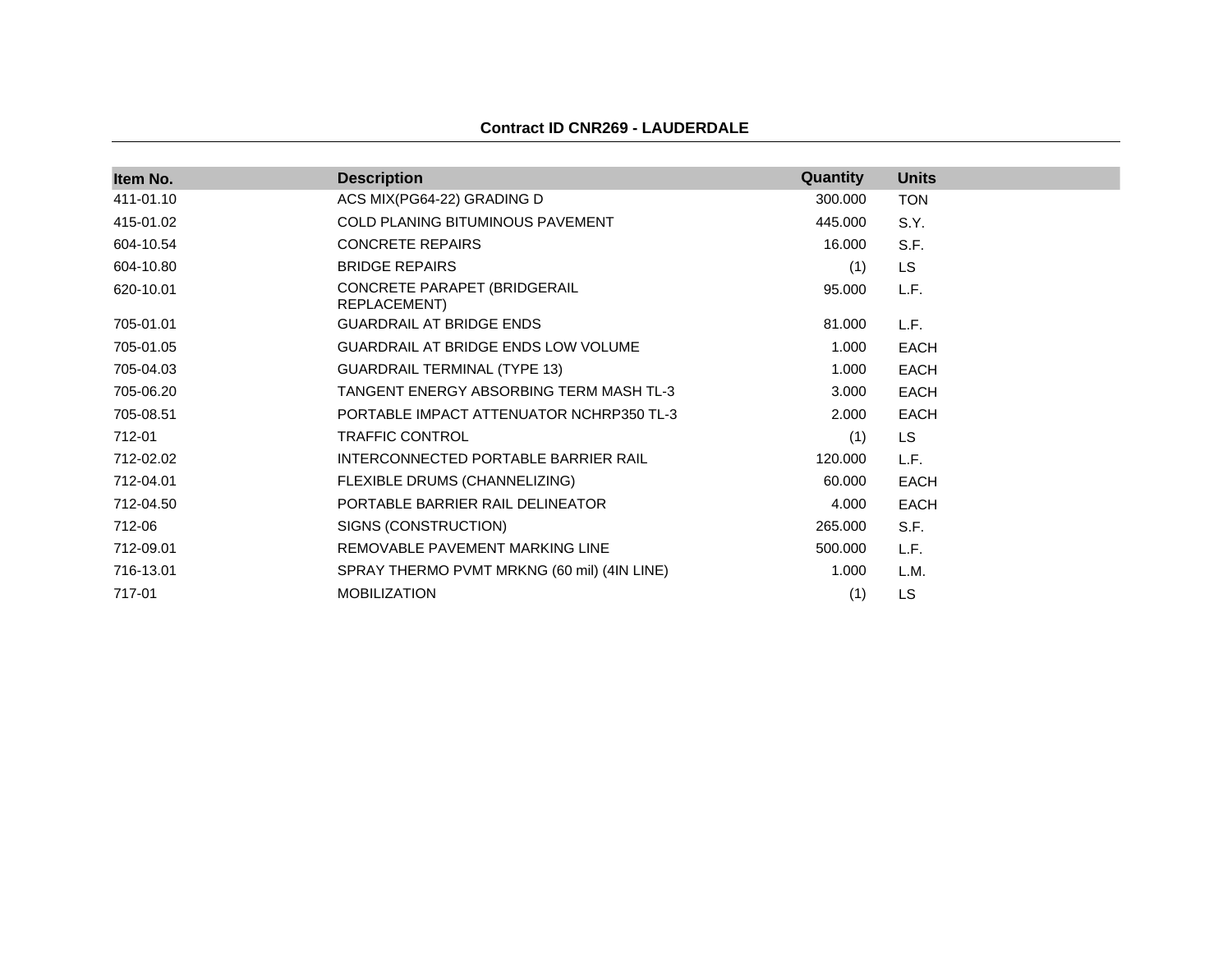**Contract ID CNR269 - LAUDERDALE**

| Item No. | Description | Quantity | Units |
|---|---|---|---|
| 411-01.10 | ACS MIX(PG64-22) GRADING D | 300.000 | TON |
| 415-01.02 | COLD PLANING BITUMINOUS PAVEMENT | 445.000 | S.Y. |
| 604-10.54 | CONCRETE REPAIRS | 16.000 | S.F. |
| 604-10.80 | BRIDGE REPAIRS | (1) | LS |
| 620-10.01 | CONCRETE PARAPET (BRIDGERAIL REPLACEMENT) | 95.000 | L.F. |
| 705-01.01 | GUARDRAIL AT BRIDGE ENDS | 81.000 | L.F. |
| 705-01.05 | GUARDRAIL AT BRIDGE ENDS LOW VOLUME | 1.000 | EACH |
| 705-04.03 | GUARDRAIL TERMINAL (TYPE 13) | 1.000 | EACH |
| 705-06.20 | TANGENT ENERGY ABSORBING TERM MASH TL-3 | 3.000 | EACH |
| 705-08.51 | PORTABLE IMPACT ATTENUATOR NCHRP350 TL-3 | 2.000 | EACH |
| 712-01 | TRAFFIC CONTROL | (1) | LS |
| 712-02.02 | INTERCONNECTED PORTABLE BARRIER RAIL | 120.000 | L.F. |
| 712-04.01 | FLEXIBLE DRUMS (CHANNELIZING) | 60.000 | EACH |
| 712-04.50 | PORTABLE BARRIER RAIL DELINEATOR | 4.000 | EACH |
| 712-06 | SIGNS (CONSTRUCTION) | 265.000 | S.F. |
| 712-09.01 | REMOVABLE PAVEMENT MARKING LINE | 500.000 | L.F. |
| 716-13.01 | SPRAY THERMO PVMT MRKNG (60 mil) (4IN LINE) | 1.000 | L.M. |
| 717-01 | MOBILIZATION | (1) | LS |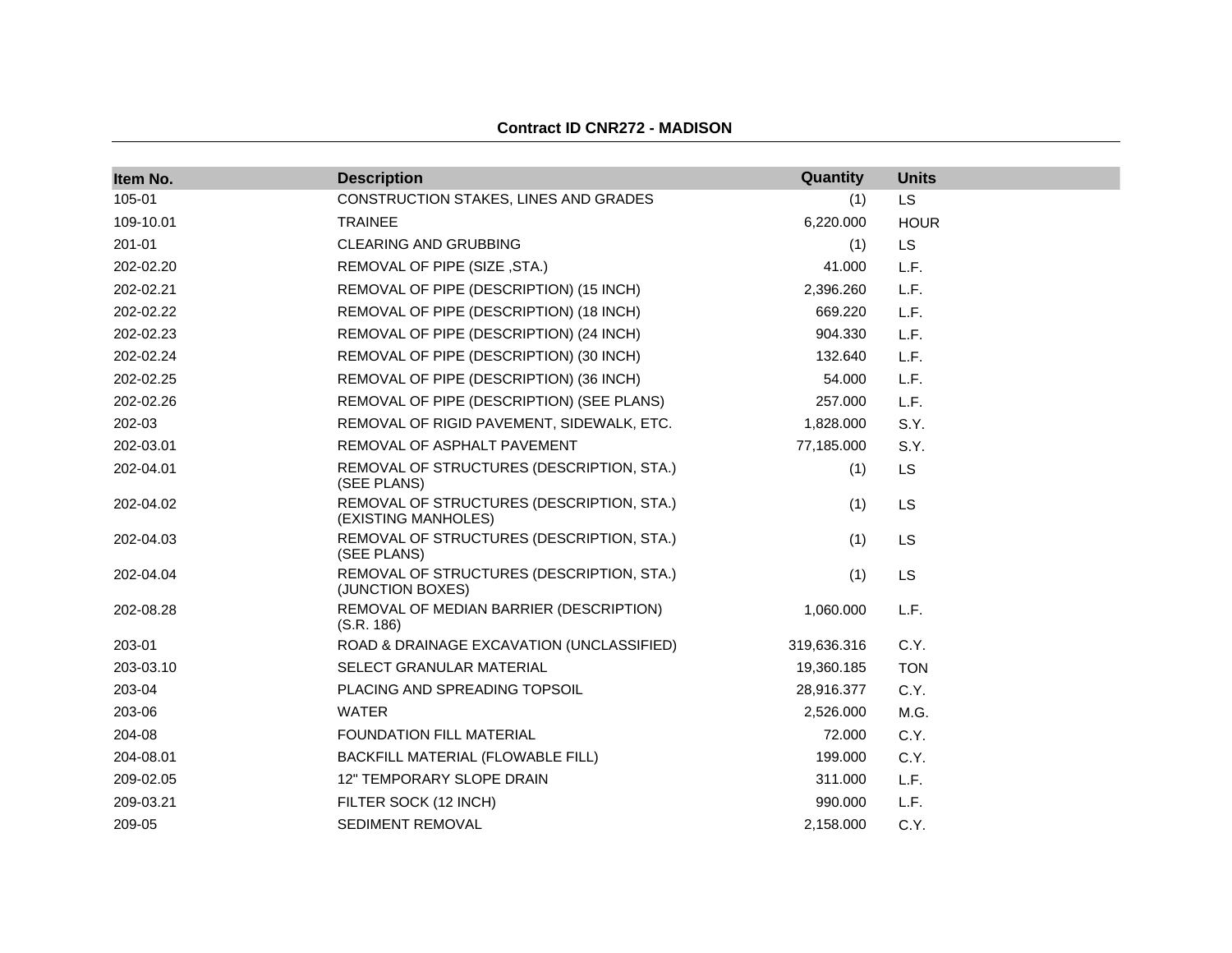**Contract ID CNR272 - MADISON**

| Item No. | Description | Quantity | Units |
|---|---|---|---|
| 105-01 | CONSTRUCTION STAKES, LINES AND GRADES | (1) | LS |
| 109-10.01 | TRAINEE | 6,220.000 | HOUR |
| 201-01 | CLEARING AND GRUBBING | (1) | LS |
| 202-02.20 | REMOVAL OF PIPE (SIZE ,STA.) | 41.000 | L.F. |
| 202-02.21 | REMOVAL OF PIPE (DESCRIPTION) (15 INCH) | 2,396.260 | L.F. |
| 202-02.22 | REMOVAL OF PIPE (DESCRIPTION) (18 INCH) | 669.220 | L.F. |
| 202-02.23 | REMOVAL OF PIPE (DESCRIPTION) (24 INCH) | 904.330 | L.F. |
| 202-02.24 | REMOVAL OF PIPE (DESCRIPTION) (30 INCH) | 132.640 | L.F. |
| 202-02.25 | REMOVAL OF PIPE (DESCRIPTION) (36 INCH) | 54.000 | L.F. |
| 202-02.26 | REMOVAL OF PIPE (DESCRIPTION) (SEE PLANS) | 257.000 | L.F. |
| 202-03 | REMOVAL OF RIGID PAVEMENT, SIDEWALK, ETC. | 1,828.000 | S.Y. |
| 202-03.01 | REMOVAL OF ASPHALT PAVEMENT | 77,185.000 | S.Y. |
| 202-04.01 | REMOVAL OF STRUCTURES (DESCRIPTION, STA.) (SEE PLANS) | (1) | LS |
| 202-04.02 | REMOVAL OF STRUCTURES (DESCRIPTION, STA.) (EXISTING MANHOLES) | (1) | LS |
| 202-04.03 | REMOVAL OF STRUCTURES (DESCRIPTION, STA.) (SEE PLANS) | (1) | LS |
| 202-04.04 | REMOVAL OF STRUCTURES (DESCRIPTION, STA.) (JUNCTION BOXES) | (1) | LS |
| 202-08.28 | REMOVAL OF MEDIAN BARRIER (DESCRIPTION) (S.R. 186) | 1,060.000 | L.F. |
| 203-01 | ROAD & DRAINAGE EXCAVATION (UNCLASSIFIED) | 319,636.316 | C.Y. |
| 203-03.10 | SELECT GRANULAR MATERIAL | 19,360.185 | TON |
| 203-04 | PLACING AND SPREADING TOPSOIL | 28,916.377 | C.Y. |
| 203-06 | WATER | 2,526.000 | M.G. |
| 204-08 | FOUNDATION FILL MATERIAL | 72.000 | C.Y. |
| 204-08.01 | BACKFILL MATERIAL (FLOWABLE FILL) | 199.000 | C.Y. |
| 209-02.05 | 12" TEMPORARY SLOPE DRAIN | 311.000 | L.F. |
| 209-03.21 | FILTER SOCK (12 INCH) | 990.000 | L.F. |
| 209-05 | SEDIMENT REMOVAL | 2,158.000 | C.Y. |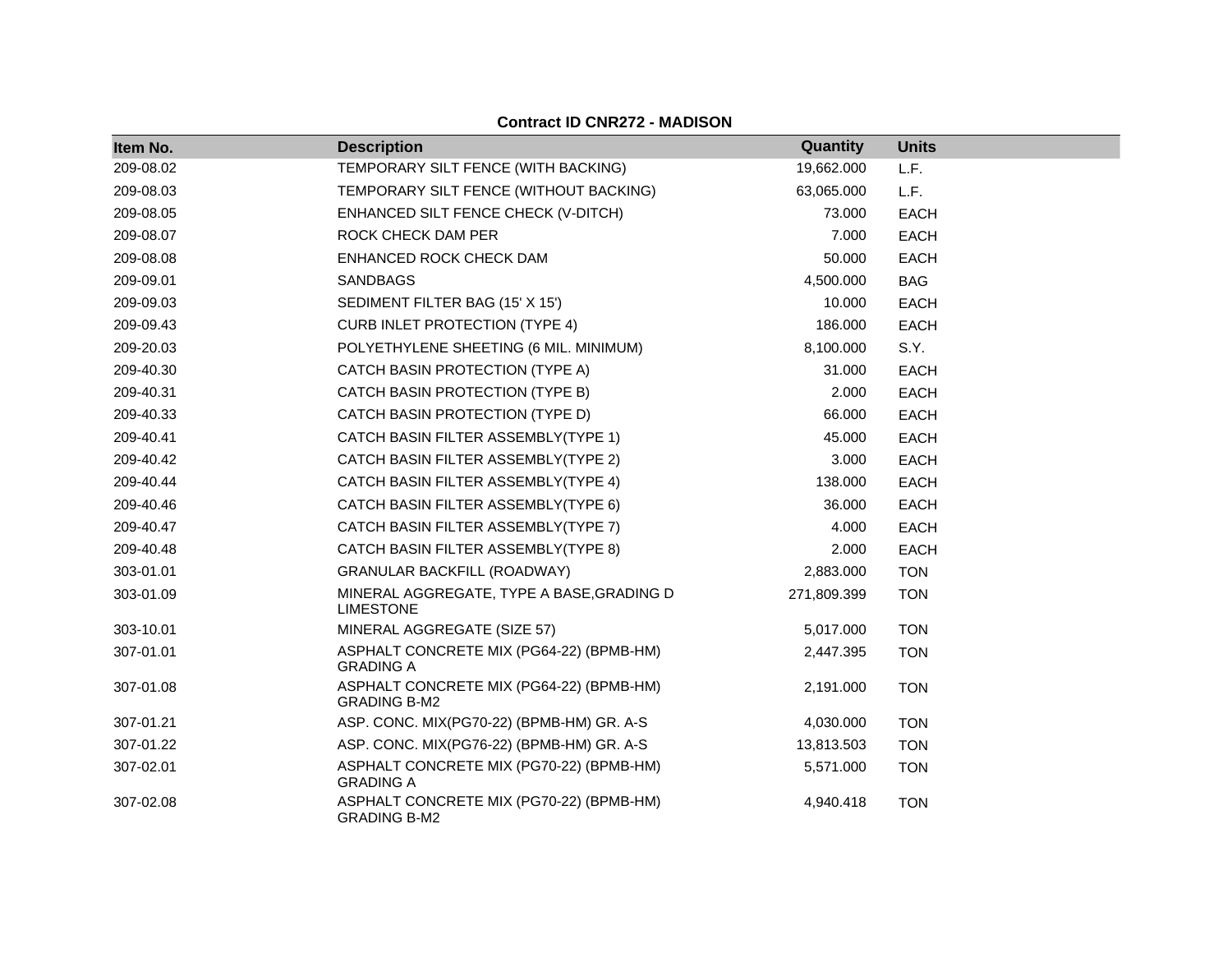**Contract ID CNR272 - MADISON**

| Item No. | Description | Quantity | Units |
| --- | --- | --- | --- |
| 209-08.02 | TEMPORARY SILT FENCE (WITH BACKING) | 19,662.000 | L.F. |
| 209-08.03 | TEMPORARY SILT FENCE (WITHOUT BACKING) | 63,065.000 | L.F. |
| 209-08.05 | ENHANCED SILT FENCE CHECK (V-DITCH) | 73.000 | EACH |
| 209-08.07 | ROCK CHECK DAM PER | 7.000 | EACH |
| 209-08.08 | ENHANCED ROCK CHECK DAM | 50.000 | EACH |
| 209-09.01 | SANDBAGS | 4,500.000 | BAG |
| 209-09.03 | SEDIMENT FILTER BAG (15' X 15') | 10.000 | EACH |
| 209-09.43 | CURB INLET PROTECTION (TYPE 4) | 186.000 | EACH |
| 209-20.03 | POLYETHYLENE SHEETING (6 MIL. MINIMUM) | 8,100.000 | S.Y. |
| 209-40.30 | CATCH BASIN PROTECTION (TYPE A) | 31.000 | EACH |
| 209-40.31 | CATCH BASIN PROTECTION (TYPE B) | 2.000 | EACH |
| 209-40.33 | CATCH BASIN PROTECTION (TYPE D) | 66.000 | EACH |
| 209-40.41 | CATCH BASIN FILTER ASSEMBLY(TYPE 1) | 45.000 | EACH |
| 209-40.42 | CATCH BASIN FILTER ASSEMBLY(TYPE 2) | 3.000 | EACH |
| 209-40.44 | CATCH BASIN FILTER ASSEMBLY(TYPE 4) | 138.000 | EACH |
| 209-40.46 | CATCH BASIN FILTER ASSEMBLY(TYPE 6) | 36.000 | EACH |
| 209-40.47 | CATCH BASIN FILTER ASSEMBLY(TYPE 7) | 4.000 | EACH |
| 209-40.48 | CATCH BASIN FILTER ASSEMBLY(TYPE 8) | 2.000 | EACH |
| 303-01.01 | GRANULAR BACKFILL (ROADWAY) | 2,883.000 | TON |
| 303-01.09 | MINERAL AGGREGATE, TYPE A BASE,GRADING D LIMESTONE | 271,809.399 | TON |
| 303-10.01 | MINERAL AGGREGATE (SIZE 57) | 5,017.000 | TON |
| 307-01.01 | ASPHALT CONCRETE MIX (PG64-22) (BPMB-HM) GRADING A | 2,447.395 | TON |
| 307-01.08 | ASPHALT CONCRETE MIX (PG64-22) (BPMB-HM) GRADING B-M2 | 2,191.000 | TON |
| 307-01.21 | ASP. CONC. MIX(PG70-22) (BPMB-HM) GR. A-S | 4,030.000 | TON |
| 307-01.22 | ASP. CONC. MIX(PG76-22) (BPMB-HM) GR. A-S | 13,813.503 | TON |
| 307-02.01 | ASPHALT CONCRETE MIX (PG70-22) (BPMB-HM) GRADING A | 5,571.000 | TON |
| 307-02.08 | ASPHALT CONCRETE MIX (PG70-22) (BPMB-HM) GRADING B-M2 | 4,940.418 | TON |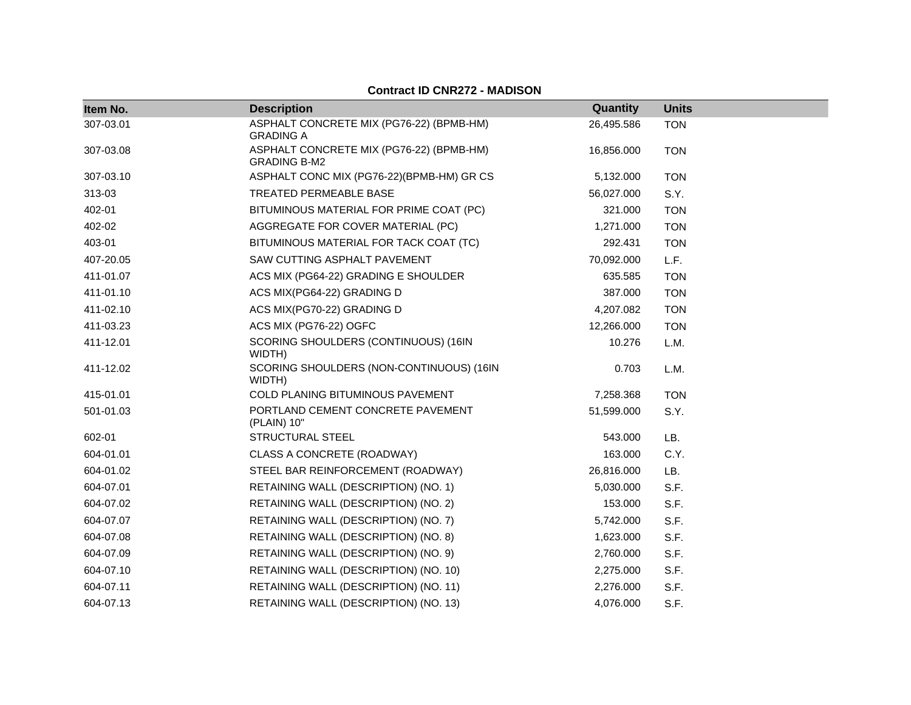**Contract ID CNR272 - MADISON**

| Item No. | Description | Quantity | Units |
|---|---|---|---|
| 307-03.01 | ASPHALT CONCRETE MIX (PG76-22) (BPMB-HM) GRADING A | 26,495.586 | TON |
| 307-03.08 | ASPHALT CONCRETE MIX (PG76-22) (BPMB-HM) GRADING B-M2 | 16,856.000 | TON |
| 307-03.10 | ASPHALT CONC MIX (PG76-22)(BPMB-HM) GR CS | 5,132.000 | TON |
| 313-03 | TREATED PERMEABLE BASE | 56,027.000 | S.Y. |
| 402-01 | BITUMINOUS MATERIAL FOR PRIME COAT (PC) | 321.000 | TON |
| 402-02 | AGGREGATE FOR COVER MATERIAL (PC) | 1,271.000 | TON |
| 403-01 | BITUMINOUS MATERIAL FOR TACK COAT (TC) | 292.431 | TON |
| 407-20.05 | SAW CUTTING ASPHALT PAVEMENT | 70,092.000 | L.F. |
| 411-01.07 | ACS MIX (PG64-22) GRADING E SHOULDER | 635.585 | TON |
| 411-01.10 | ACS MIX(PG64-22) GRADING D | 387.000 | TON |
| 411-02.10 | ACS MIX(PG70-22) GRADING D | 4,207.082 | TON |
| 411-03.23 | ACS MIX (PG76-22) OGFC | 12,266.000 | TON |
| 411-12.01 | SCORING SHOULDERS (CONTINUOUS) (16IN WIDTH) | 10.276 | L.M. |
| 411-12.02 | SCORING SHOULDERS (NON-CONTINUOUS) (16IN WIDTH) | 0.703 | L.M. |
| 415-01.01 | COLD PLANING BITUMINOUS PAVEMENT | 7,258.368 | TON |
| 501-01.03 | PORTLAND CEMENT CONCRETE PAVEMENT (PLAIN) 10" | 51,599.000 | S.Y. |
| 602-01 | STRUCTURAL STEEL | 543.000 | LB. |
| 604-01.01 | CLASS A CONCRETE (ROADWAY) | 163.000 | C.Y. |
| 604-01.02 | STEEL BAR REINFORCEMENT (ROADWAY) | 26,816.000 | LB. |
| 604-07.01 | RETAINING WALL (DESCRIPTION) (NO. 1) | 5,030.000 | S.F. |
| 604-07.02 | RETAINING WALL (DESCRIPTION) (NO. 2) | 153.000 | S.F. |
| 604-07.07 | RETAINING WALL (DESCRIPTION) (NO. 7) | 5,742.000 | S.F. |
| 604-07.08 | RETAINING WALL (DESCRIPTION) (NO. 8) | 1,623.000 | S.F. |
| 604-07.09 | RETAINING WALL (DESCRIPTION) (NO. 9) | 2,760.000 | S.F. |
| 604-07.10 | RETAINING WALL (DESCRIPTION) (NO. 10) | 2,275.000 | S.F. |
| 604-07.11 | RETAINING WALL (DESCRIPTION) (NO. 11) | 2,276.000 | S.F. |
| 604-07.13 | RETAINING WALL (DESCRIPTION) (NO. 13) | 4,076.000 | S.F. |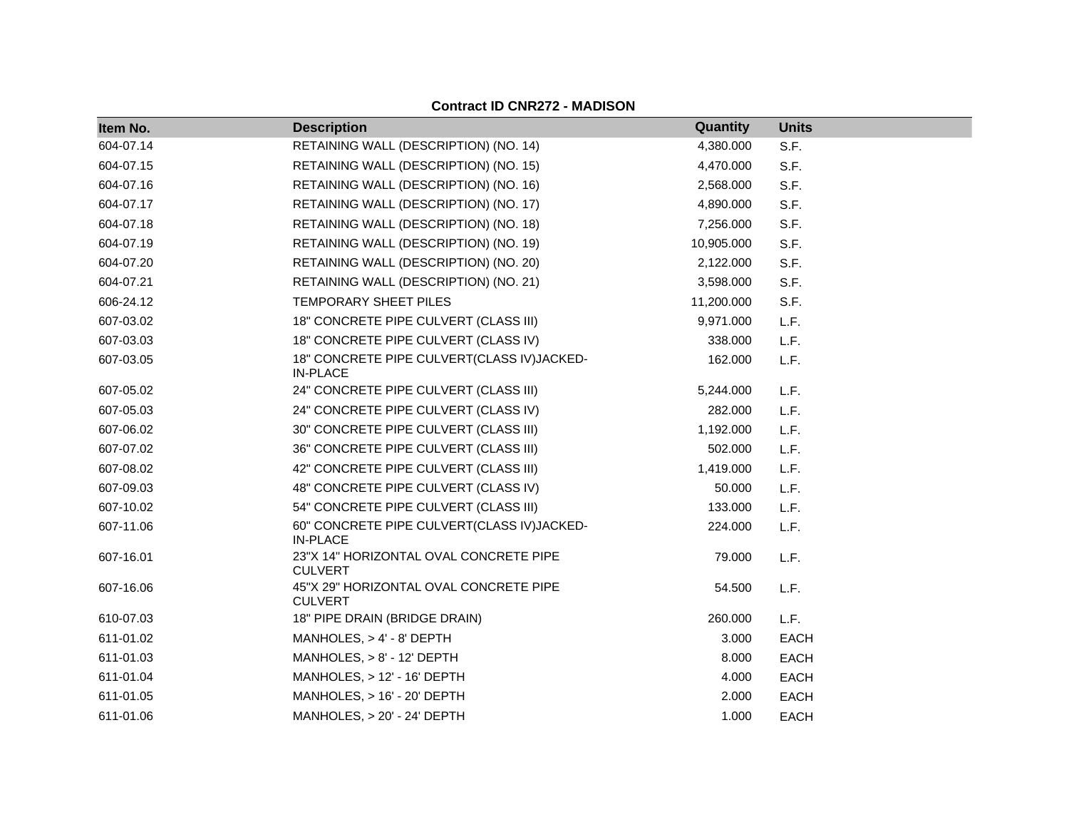**Contract ID CNR272 - MADISON**

| Item No. | Description | Quantity | Units |
|---|---|---|---|
| 604-07.14 | RETAINING WALL (DESCRIPTION) (NO. 14) | 4,380.000 | S.F. |
| 604-07.15 | RETAINING WALL (DESCRIPTION) (NO. 15) | 4,470.000 | S.F. |
| 604-07.16 | RETAINING WALL (DESCRIPTION) (NO. 16) | 2,568.000 | S.F. |
| 604-07.17 | RETAINING WALL (DESCRIPTION) (NO. 17) | 4,890.000 | S.F. |
| 604-07.18 | RETAINING WALL (DESCRIPTION) (NO. 18) | 7,256.000 | S.F. |
| 604-07.19 | RETAINING WALL (DESCRIPTION) (NO. 19) | 10,905.000 | S.F. |
| 604-07.20 | RETAINING WALL (DESCRIPTION) (NO. 20) | 2,122.000 | S.F. |
| 604-07.21 | RETAINING WALL (DESCRIPTION) (NO. 21) | 3,598.000 | S.F. |
| 606-24.12 | TEMPORARY SHEET PILES | 11,200.000 | S.F. |
| 607-03.02 | 18" CONCRETE PIPE CULVERT (CLASS III) | 9,971.000 | L.F. |
| 607-03.03 | 18" CONCRETE PIPE CULVERT (CLASS IV) | 338.000 | L.F. |
| 607-03.05 | 18" CONCRETE PIPE CULVERT(CLASS IV)JACKED-IN-PLACE | 162.000 | L.F. |
| 607-05.02 | 24" CONCRETE PIPE CULVERT (CLASS III) | 5,244.000 | L.F. |
| 607-05.03 | 24" CONCRETE PIPE CULVERT (CLASS IV) | 282.000 | L.F. |
| 607-06.02 | 30" CONCRETE PIPE CULVERT (CLASS III) | 1,192.000 | L.F. |
| 607-07.02 | 36" CONCRETE PIPE CULVERT (CLASS III) | 502.000 | L.F. |
| 607-08.02 | 42" CONCRETE PIPE CULVERT (CLASS III) | 1,419.000 | L.F. |
| 607-09.03 | 48" CONCRETE PIPE CULVERT (CLASS IV) | 50.000 | L.F. |
| 607-10.02 | 54" CONCRETE PIPE CULVERT (CLASS III) | 133.000 | L.F. |
| 607-11.06 | 60" CONCRETE PIPE CULVERT(CLASS IV)JACKED-IN-PLACE | 224.000 | L.F. |
| 607-16.01 | 23"X 14" HORIZONTAL OVAL CONCRETE PIPE CULVERT | 79.000 | L.F. |
| 607-16.06 | 45"X 29" HORIZONTAL OVAL CONCRETE PIPE CULVERT | 54.500 | L.F. |
| 610-07.03 | 18" PIPE DRAIN (BRIDGE DRAIN) | 260.000 | L.F. |
| 611-01.02 | MANHOLES, > 4' - 8' DEPTH | 3.000 | EACH |
| 611-01.03 | MANHOLES, > 8' - 12' DEPTH | 8.000 | EACH |
| 611-01.04 | MANHOLES, > 12' - 16' DEPTH | 4.000 | EACH |
| 611-01.05 | MANHOLES, > 16' - 20' DEPTH | 2.000 | EACH |
| 611-01.06 | MANHOLES, > 20' - 24' DEPTH | 1.000 | EACH |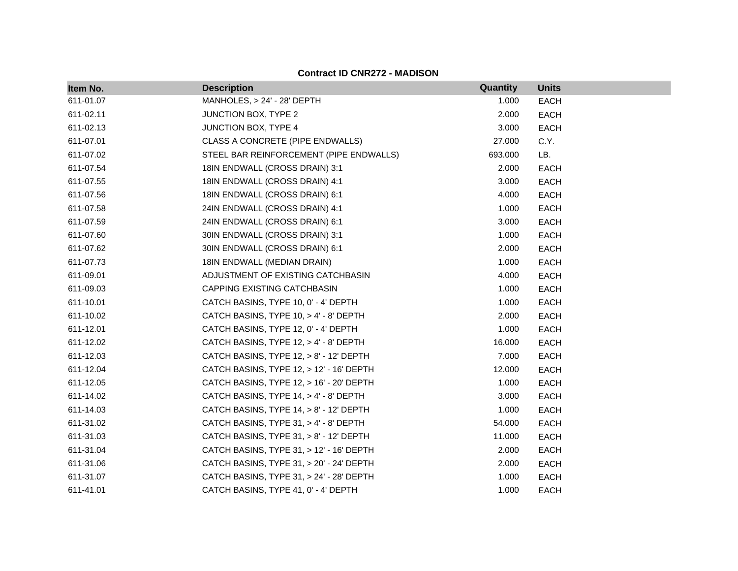**Contract ID CNR272 - MADISON**

| Item No. | Description | Quantity | Units |
|---|---|---|---|
| 611-01.07 | MANHOLES, > 24' - 28' DEPTH | 1.000 | EACH |
| 611-02.11 | JUNCTION BOX, TYPE 2 | 2.000 | EACH |
| 611-02.13 | JUNCTION BOX, TYPE 4 | 3.000 | EACH |
| 611-07.01 | CLASS A CONCRETE (PIPE ENDWALLS) | 27.000 | C.Y. |
| 611-07.02 | STEEL BAR REINFORCEMENT (PIPE ENDWALLS) | 693.000 | LB. |
| 611-07.54 | 18IN ENDWALL (CROSS DRAIN) 3:1 | 2.000 | EACH |
| 611-07.55 | 18IN ENDWALL (CROSS DRAIN) 4:1 | 3.000 | EACH |
| 611-07.56 | 18IN ENDWALL (CROSS DRAIN) 6:1 | 4.000 | EACH |
| 611-07.58 | 24IN ENDWALL (CROSS DRAIN) 4:1 | 1.000 | EACH |
| 611-07.59 | 24IN ENDWALL (CROSS DRAIN) 6:1 | 3.000 | EACH |
| 611-07.60 | 30IN ENDWALL (CROSS DRAIN) 3:1 | 1.000 | EACH |
| 611-07.62 | 30IN ENDWALL (CROSS DRAIN) 6:1 | 2.000 | EACH |
| 611-07.73 | 18IN ENDWALL (MEDIAN DRAIN) | 1.000 | EACH |
| 611-09.01 | ADJUSTMENT OF EXISTING CATCHBASIN | 4.000 | EACH |
| 611-09.03 | CAPPING EXISTING CATCHBASIN | 1.000 | EACH |
| 611-10.01 | CATCH BASINS, TYPE 10, 0' - 4' DEPTH | 1.000 | EACH |
| 611-10.02 | CATCH BASINS, TYPE 10, > 4' - 8' DEPTH | 2.000 | EACH |
| 611-12.01 | CATCH BASINS, TYPE 12, 0' - 4' DEPTH | 1.000 | EACH |
| 611-12.02 | CATCH BASINS, TYPE 12, > 4' - 8' DEPTH | 16.000 | EACH |
| 611-12.03 | CATCH BASINS, TYPE 12, > 8' - 12' DEPTH | 7.000 | EACH |
| 611-12.04 | CATCH BASINS, TYPE 12, > 12' - 16' DEPTH | 12.000 | EACH |
| 611-12.05 | CATCH BASINS, TYPE 12, > 16' - 20' DEPTH | 1.000 | EACH |
| 611-14.02 | CATCH BASINS, TYPE 14, > 4' - 8' DEPTH | 3.000 | EACH |
| 611-14.03 | CATCH BASINS, TYPE 14, > 8' - 12' DEPTH | 1.000 | EACH |
| 611-31.02 | CATCH BASINS, TYPE 31, > 4' - 8' DEPTH | 54.000 | EACH |
| 611-31.03 | CATCH BASINS, TYPE 31, > 8' - 12' DEPTH | 11.000 | EACH |
| 611-31.04 | CATCH BASINS, TYPE 31, > 12' - 16' DEPTH | 2.000 | EACH |
| 611-31.06 | CATCH BASINS, TYPE 31, > 20' - 24' DEPTH | 2.000 | EACH |
| 611-31.07 | CATCH BASINS, TYPE 31, > 24' - 28' DEPTH | 1.000 | EACH |
| 611-41.01 | CATCH BASINS, TYPE 41, 0' - 4' DEPTH | 1.000 | EACH |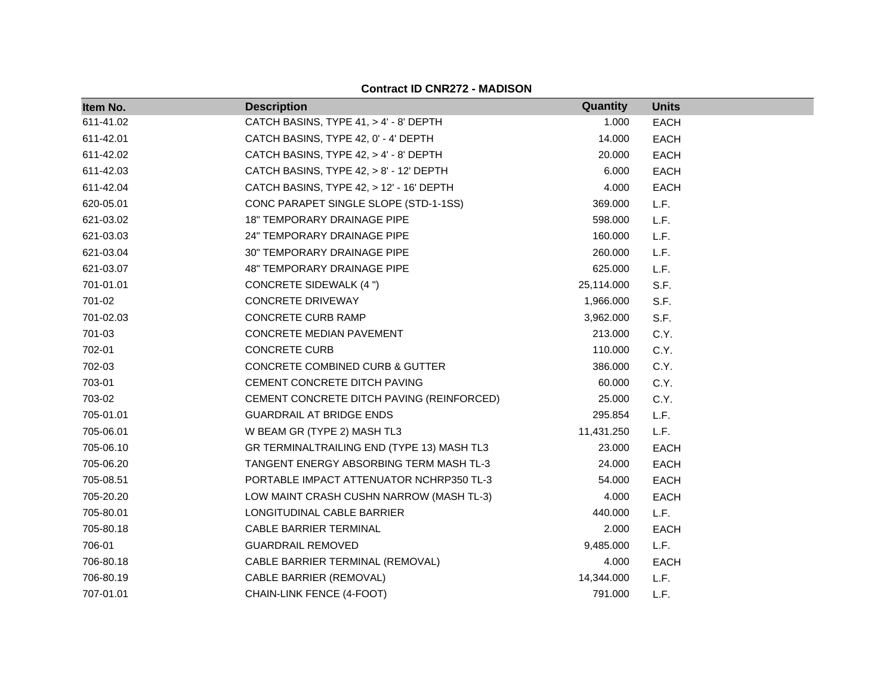**Contract ID CNR272 - MADISON**

| Item No. | Description | Quantity | Units |
|---|---|---|---|
| 611-41.02 | CATCH BASINS, TYPE 41, > 4' - 8' DEPTH | 1.000 | EACH |
| 611-42.01 | CATCH BASINS, TYPE 42, 0' - 4' DEPTH | 14.000 | EACH |
| 611-42.02 | CATCH BASINS, TYPE 42, > 4' - 8' DEPTH | 20.000 | EACH |
| 611-42.03 | CATCH BASINS, TYPE 42, > 8' - 12' DEPTH | 6.000 | EACH |
| 611-42.04 | CATCH BASINS, TYPE 42, > 12' - 16' DEPTH | 4.000 | EACH |
| 620-05.01 | CONC PARAPET SINGLE SLOPE (STD-1-1SS) | 369.000 | L.F. |
| 621-03.02 | 18" TEMPORARY DRAINAGE PIPE | 598.000 | L.F. |
| 621-03.03 | 24" TEMPORARY DRAINAGE PIPE | 160.000 | L.F. |
| 621-03.04 | 30" TEMPORARY DRAINAGE PIPE | 260.000 | L.F. |
| 621-03.07 | 48" TEMPORARY DRAINAGE PIPE | 625.000 | L.F. |
| 701-01.01 | CONCRETE SIDEWALK (4 ") | 25,114.000 | S.F. |
| 701-02 | CONCRETE DRIVEWAY | 1,966.000 | S.F. |
| 701-02.03 | CONCRETE CURB RAMP | 3,962.000 | S.F. |
| 701-03 | CONCRETE MEDIAN PAVEMENT | 213.000 | C.Y. |
| 702-01 | CONCRETE CURB | 110.000 | C.Y. |
| 702-03 | CONCRETE COMBINED CURB & GUTTER | 386.000 | C.Y. |
| 703-01 | CEMENT CONCRETE DITCH PAVING | 60.000 | C.Y. |
| 703-02 | CEMENT CONCRETE DITCH PAVING (REINFORCED) | 25.000 | C.Y. |
| 705-01.01 | GUARDRAIL AT BRIDGE ENDS | 295.854 | L.F. |
| 705-06.01 | W BEAM GR (TYPE 2) MASH TL3 | 11,431.250 | L.F. |
| 705-06.10 | GR TERMINALTRAILING END (TYPE 13) MASH TL3 | 23.000 | EACH |
| 705-06.20 | TANGENT ENERGY ABSORBING TERM MASH TL-3 | 24.000 | EACH |
| 705-08.51 | PORTABLE IMPACT ATTENUATOR NCHRP350 TL-3 | 54.000 | EACH |
| 705-20.20 | LOW MAINT CRASH CUSHN NARROW (MASH TL-3) | 4.000 | EACH |
| 705-80.01 | LONGITUDINAL CABLE BARRIER | 440.000 | L.F. |
| 705-80.18 | CABLE BARRIER TERMINAL | 2.000 | EACH |
| 706-01 | GUARDRAIL REMOVED | 9,485.000 | L.F. |
| 706-80.18 | CABLE BARRIER TERMINAL (REMOVAL) | 4.000 | EACH |
| 706-80.19 | CABLE BARRIER (REMOVAL) | 14,344.000 | L.F. |
| 707-01.01 | CHAIN-LINK FENCE (4-FOOT) | 791.000 | L.F. |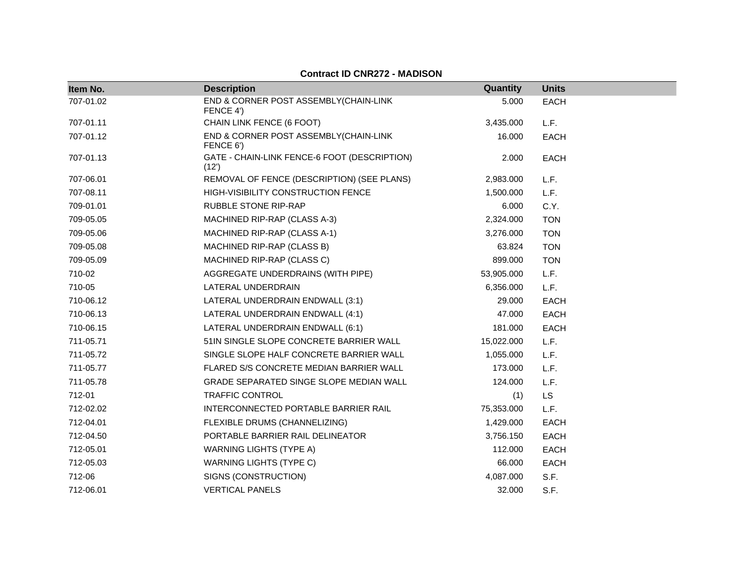**Contract ID CNR272 - MADISON**

| Item No. | Description | Quantity | Units |
|---|---|---|---|
| 707-01.02 | END & CORNER POST ASSEMBLY(CHAIN-LINK FENCE 4') | 5.000 | EACH |
| 707-01.11 | CHAIN LINK FENCE (6 FOOT) | 3,435.000 | L.F. |
| 707-01.12 | END & CORNER POST ASSEMBLY(CHAIN-LINK FENCE 6') | 16.000 | EACH |
| 707-01.13 | GATE - CHAIN-LINK FENCE-6 FOOT (DESCRIPTION) (12') | 2.000 | EACH |
| 707-06.01 | REMOVAL OF FENCE (DESCRIPTION) (SEE PLANS) | 2,983.000 | L.F. |
| 707-08.11 | HIGH-VISIBILITY CONSTRUCTION FENCE | 1,500.000 | L.F. |
| 709-01.01 | RUBBLE STONE RIP-RAP | 6.000 | C.Y. |
| 709-05.05 | MACHINED RIP-RAP (CLASS A-3) | 2,324.000 | TON |
| 709-05.06 | MACHINED RIP-RAP (CLASS A-1) | 3,276.000 | TON |
| 709-05.08 | MACHINED RIP-RAP (CLASS B) | 63.824 | TON |
| 709-05.09 | MACHINED RIP-RAP (CLASS C) | 899.000 | TON |
| 710-02 | AGGREGATE UNDERDRAINS (WITH PIPE) | 53,905.000 | L.F. |
| 710-05 | LATERAL UNDERDRAIN | 6,356.000 | L.F. |
| 710-06.12 | LATERAL UNDERDRAIN ENDWALL (3:1) | 29.000 | EACH |
| 710-06.13 | LATERAL UNDERDRAIN ENDWALL (4:1) | 47.000 | EACH |
| 710-06.15 | LATERAL UNDERDRAIN ENDWALL (6:1) | 181.000 | EACH |
| 711-05.71 | 51IN SINGLE SLOPE CONCRETE BARRIER WALL | 15,022.000 | L.F. |
| 711-05.72 | SINGLE SLOPE HALF CONCRETE BARRIER WALL | 1,055.000 | L.F. |
| 711-05.77 | FLARED S/S CONCRETE MEDIAN BARRIER WALL | 173.000 | L.F. |
| 711-05.78 | GRADE SEPARATED SINGE SLOPE MEDIAN WALL | 124.000 | L.F. |
| 712-01 | TRAFFIC CONTROL | (1) | LS |
| 712-02.02 | INTERCONNECTED PORTABLE BARRIER RAIL | 75,353.000 | L.F. |
| 712-04.01 | FLEXIBLE DRUMS (CHANNELIZING) | 1,429.000 | EACH |
| 712-04.50 | PORTABLE BARRIER RAIL DELINEATOR | 3,756.150 | EACH |
| 712-05.01 | WARNING LIGHTS (TYPE A) | 112.000 | EACH |
| 712-05.03 | WARNING LIGHTS (TYPE C) | 66.000 | EACH |
| 712-06 | SIGNS (CONSTRUCTION) | 4,087.000 | S.F. |
| 712-06.01 | VERTICAL PANELS | 32.000 | S.F. |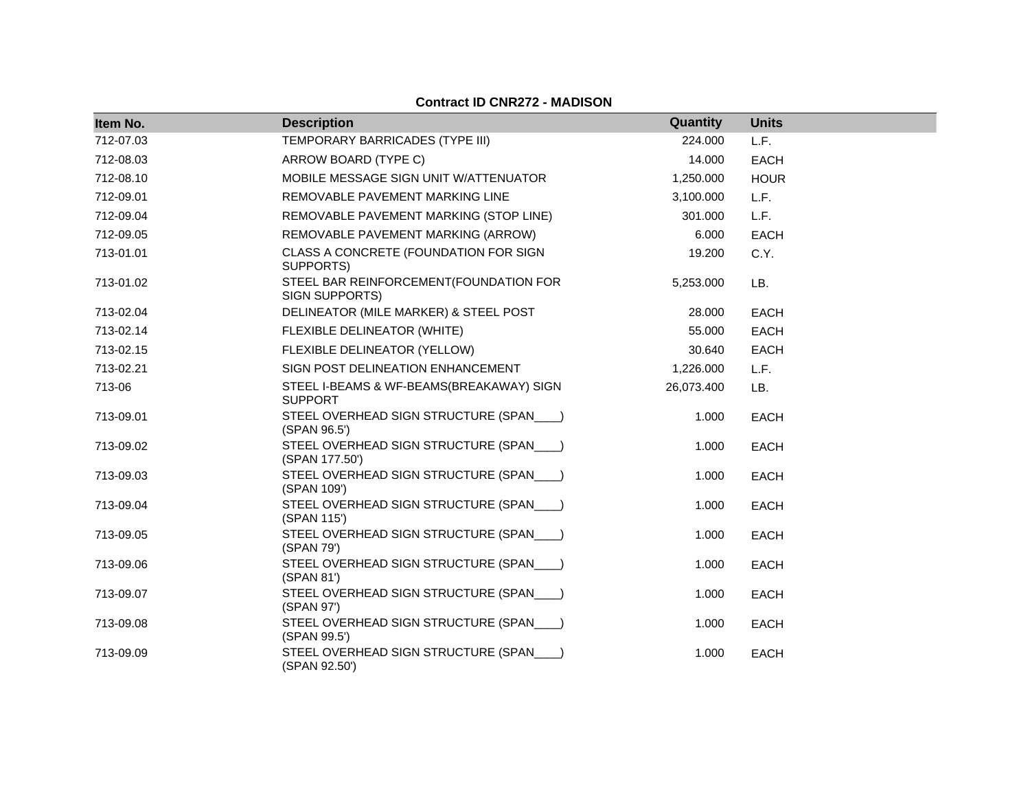**Contract ID CNR272 - MADISON**

| Item No. | Description | Quantity | Units |
|---|---|---|---|
| 712-07.03 | TEMPORARY BARRICADES (TYPE III) | 224.000 | L.F. |
| 712-08.03 | ARROW BOARD (TYPE C) | 14.000 | EACH |
| 712-08.10 | MOBILE MESSAGE SIGN UNIT W/ATTENUATOR | 1,250.000 | HOUR |
| 712-09.01 | REMOVABLE PAVEMENT MARKING LINE | 3,100.000 | L.F. |
| 712-09.04 | REMOVABLE PAVEMENT MARKING (STOP LINE) | 301.000 | L.F. |
| 712-09.05 | REMOVABLE PAVEMENT MARKING (ARROW) | 6.000 | EACH |
| 713-01.01 | CLASS A CONCRETE (FOUNDATION FOR SIGN SUPPORTS) | 19.200 | C.Y. |
| 713-01.02 | STEEL BAR REINFORCEMENT(FOUNDATION FOR SIGN SUPPORTS) | 5,253.000 | LB. |
| 713-02.04 | DELINEATOR (MILE MARKER) & STEEL POST | 28.000 | EACH |
| 713-02.14 | FLEXIBLE DELINEATOR (WHITE) | 55.000 | EACH |
| 713-02.15 | FLEXIBLE DELINEATOR (YELLOW) | 30.640 | EACH |
| 713-02.21 | SIGN POST DELINEATION ENHANCEMENT | 1,226.000 | L.F. |
| 713-06 | STEEL I-BEAMS & WF-BEAMS(BREAKAWAY) SIGN SUPPORT | 26,073.400 | LB. |
| 713-09.01 | STEEL OVERHEAD SIGN STRUCTURE (SPAN____) (SPAN 96.5') | 1.000 | EACH |
| 713-09.02 | STEEL OVERHEAD SIGN STRUCTURE (SPAN____) (SPAN 177.50') | 1.000 | EACH |
| 713-09.03 | STEEL OVERHEAD SIGN STRUCTURE (SPAN____) (SPAN 109') | 1.000 | EACH |
| 713-09.04 | STEEL OVERHEAD SIGN STRUCTURE (SPAN____) (SPAN 115') | 1.000 | EACH |
| 713-09.05 | STEEL OVERHEAD SIGN STRUCTURE (SPAN____) (SPAN 79') | 1.000 | EACH |
| 713-09.06 | STEEL OVERHEAD SIGN STRUCTURE (SPAN____) (SPAN 81') | 1.000 | EACH |
| 713-09.07 | STEEL OVERHEAD SIGN STRUCTURE (SPAN____) (SPAN 97') | 1.000 | EACH |
| 713-09.08 | STEEL OVERHEAD SIGN STRUCTURE (SPAN____) (SPAN 99.5') | 1.000 | EACH |
| 713-09.09 | STEEL OVERHEAD SIGN STRUCTURE (SPAN____) (SPAN 92.50') | 1.000 | EACH |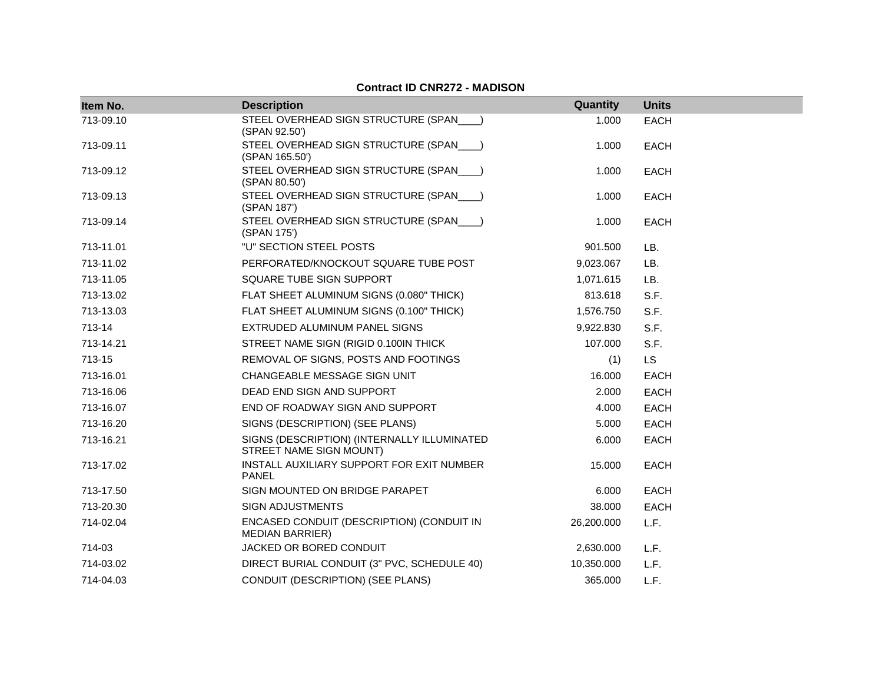**Contract ID CNR272 - MADISON**

| Item No. | Description | Quantity | Units |
|---|---|---|---|
| 713-09.10 | STEEL OVERHEAD SIGN STRUCTURE (SPAN____) (SPAN 92.50') | 1.000 | EACH |
| 713-09.11 | STEEL OVERHEAD SIGN STRUCTURE (SPAN____) (SPAN 165.50') | 1.000 | EACH |
| 713-09.12 | STEEL OVERHEAD SIGN STRUCTURE (SPAN____) (SPAN 80.50') | 1.000 | EACH |
| 713-09.13 | STEEL OVERHEAD SIGN STRUCTURE (SPAN____) (SPAN 187') | 1.000 | EACH |
| 713-09.14 | STEEL OVERHEAD SIGN STRUCTURE (SPAN____) (SPAN 175') | 1.000 | EACH |
| 713-11.01 | "U" SECTION STEEL POSTS | 901.500 | LB. |
| 713-11.02 | PERFORATED/KNOCKOUT SQUARE TUBE POST | 9,023.067 | LB. |
| 713-11.05 | SQUARE TUBE SIGN SUPPORT | 1,071.615 | LB. |
| 713-13.02 | FLAT SHEET ALUMINUM SIGNS (0.080" THICK) | 813.618 | S.F. |
| 713-13.03 | FLAT SHEET ALUMINUM SIGNS (0.100" THICK) | 1,576.750 | S.F. |
| 713-14 | EXTRUDED ALUMINUM PANEL SIGNS | 9,922.830 | S.F. |
| 713-14.21 | STREET NAME SIGN (RIGID 0.100IN THICK | 107.000 | S.F. |
| 713-15 | REMOVAL OF SIGNS, POSTS AND FOOTINGS | (1) | LS |
| 713-16.01 | CHANGEABLE MESSAGE SIGN UNIT | 16.000 | EACH |
| 713-16.06 | DEAD END SIGN AND SUPPORT | 2.000 | EACH |
| 713-16.07 | END OF ROADWAY SIGN AND SUPPORT | 4.000 | EACH |
| 713-16.20 | SIGNS (DESCRIPTION) (SEE PLANS) | 5.000 | EACH |
| 713-16.21 | SIGNS (DESCRIPTION) (INTERNALLY ILLUMINATED STREET NAME SIGN MOUNT) | 6.000 | EACH |
| 713-17.02 | INSTALL AUXILIARY SUPPORT FOR EXIT NUMBER PANEL | 15.000 | EACH |
| 713-17.50 | SIGN MOUNTED ON BRIDGE PARAPET | 6.000 | EACH |
| 713-20.30 | SIGN ADJUSTMENTS | 38.000 | EACH |
| 714-02.04 | ENCASED CONDUIT (DESCRIPTION) (CONDUIT IN MEDIAN BARRIER) | 26,200.000 | L.F. |
| 714-03 | JACKED OR BORED CONDUIT | 2,630.000 | L.F. |
| 714-03.02 | DIRECT BURIAL CONDUIT (3" PVC, SCHEDULE 40) | 10,350.000 | L.F. |
| 714-04.03 | CONDUIT (DESCRIPTION) (SEE PLANS) | 365.000 | L.F. |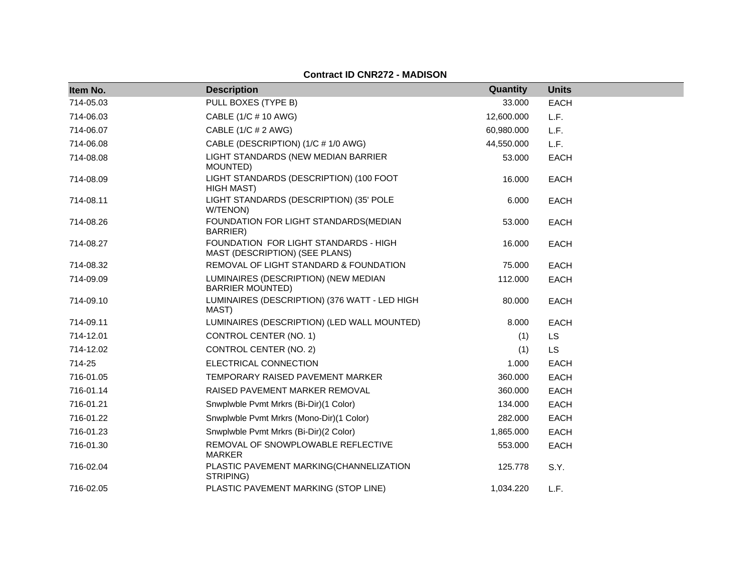**Contract ID CNR272 - MADISON**

| Item No. | Description | Quantity | Units |
|---|---|---|---|
| 714-05.03 | PULL BOXES (TYPE B) | 33.000 | EACH |
| 714-06.03 | CABLE (1/C # 10 AWG) | 12,600.000 | L.F. |
| 714-06.07 | CABLE (1/C # 2 AWG) | 60,980.000 | L.F. |
| 714-06.08 | CABLE (DESCRIPTION) (1/C # 1/0 AWG) | 44,550.000 | L.F. |
| 714-08.08 | LIGHT STANDARDS (NEW MEDIAN BARRIER MOUNTED) | 53.000 | EACH |
| 714-08.09 | LIGHT STANDARDS (DESCRIPTION) (100 FOOT HIGH MAST) | 16.000 | EACH |
| 714-08.11 | LIGHT STANDARDS (DESCRIPTION) (35' POLE W/TENON) | 6.000 | EACH |
| 714-08.26 | FOUNDATION FOR LIGHT STANDARDS(MEDIAN BARRIER) | 53.000 | EACH |
| 714-08.27 | FOUNDATION FOR LIGHT STANDARDS - HIGH MAST (DESCRIPTION) (SEE PLANS) | 16.000 | EACH |
| 714-08.32 | REMOVAL OF LIGHT STANDARD & FOUNDATION | 75.000 | EACH |
| 714-09.09 | LUMINAIRES (DESCRIPTION) (NEW MEDIAN BARRIER MOUNTED) | 112.000 | EACH |
| 714-09.10 | LUMINAIRES (DESCRIPTION) (376 WATT - LED HIGH MAST) | 80.000 | EACH |
| 714-09.11 | LUMINAIRES (DESCRIPTION) (LED WALL MOUNTED) | 8.000 | EACH |
| 714-12.01 | CONTROL CENTER (NO. 1) | (1) | LS |
| 714-12.02 | CONTROL CENTER (NO. 2) | (1) | LS |
| 714-25 | ELECTRICAL CONNECTION | 1.000 | EACH |
| 716-01.05 | TEMPORARY RAISED PAVEMENT MARKER | 360.000 | EACH |
| 716-01.14 | RAISED PAVEMENT MARKER REMOVAL | 360.000 | EACH |
| 716-01.21 | Snwplwble Pvmt Mrkrs (Bi-Dir)(1 Color) | 134.000 | EACH |
| 716-01.22 | Snwplwble Pvmt Mrkrs (Mono-Dir)(1 Color) | 282.000 | EACH |
| 716-01.23 | Snwplwble Pvmt Mrkrs (Bi-Dir)(2 Color) | 1,865.000 | EACH |
| 716-01.30 | REMOVAL OF SNOWPLOWABLE REFLECTIVE MARKER | 553.000 | EACH |
| 716-02.04 | PLASTIC PAVEMENT MARKING(CHANNELIZATION STRIPING) | 125.778 | S.Y. |
| 716-02.05 | PLASTIC PAVEMENT MARKING (STOP LINE) | 1,034.220 | L.F. |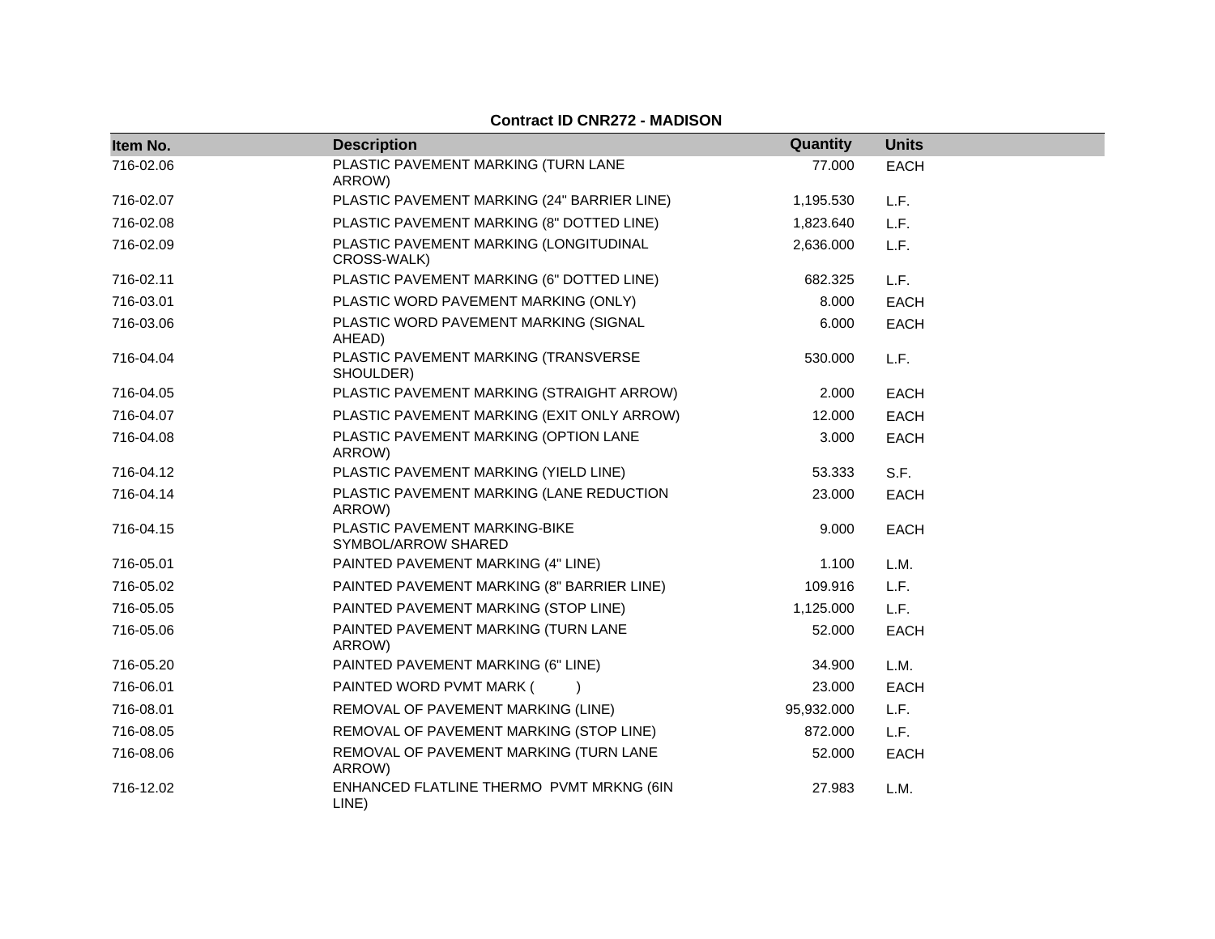**Contract ID CNR272 - MADISON**

| Item No. | Description | Quantity | Units |
|---|---|---|---|
| 716-02.06 | PLASTIC PAVEMENT MARKING (TURN LANE ARROW) | 77.000 | EACH |
| 716-02.07 | PLASTIC PAVEMENT MARKING (24" BARRIER LINE) | 1,195.530 | L.F. |
| 716-02.08 | PLASTIC PAVEMENT MARKING (8" DOTTED LINE) | 1,823.640 | L.F. |
| 716-02.09 | PLASTIC PAVEMENT MARKING (LONGITUDINAL CROSS-WALK) | 2,636.000 | L.F. |
| 716-02.11 | PLASTIC PAVEMENT MARKING (6" DOTTED LINE) | 682.325 | L.F. |
| 716-03.01 | PLASTIC WORD PAVEMENT MARKING (ONLY) | 8.000 | EACH |
| 716-03.06 | PLASTIC WORD PAVEMENT MARKING (SIGNAL AHEAD) | 6.000 | EACH |
| 716-04.04 | PLASTIC PAVEMENT MARKING (TRANSVERSE SHOULDER) | 530.000 | L.F. |
| 716-04.05 | PLASTIC PAVEMENT MARKING (STRAIGHT ARROW) | 2.000 | EACH |
| 716-04.07 | PLASTIC PAVEMENT MARKING (EXIT ONLY ARROW) | 12.000 | EACH |
| 716-04.08 | PLASTIC PAVEMENT MARKING (OPTION LANE ARROW) | 3.000 | EACH |
| 716-04.12 | PLASTIC PAVEMENT MARKING (YIELD LINE) | 53.333 | S.F. |
| 716-04.14 | PLASTIC PAVEMENT MARKING (LANE REDUCTION ARROW) | 23.000 | EACH |
| 716-04.15 | PLASTIC PAVEMENT MARKING-BIKE SYMBOL/ARROW SHARED | 9.000 | EACH |
| 716-05.01 | PAINTED PAVEMENT MARKING (4" LINE) | 1.100 | L.M. |
| 716-05.02 | PAINTED PAVEMENT MARKING (8" BARRIER LINE) | 109.916 | L.F. |
| 716-05.05 | PAINTED PAVEMENT MARKING (STOP LINE) | 1,125.000 | L.F. |
| 716-05.06 | PAINTED PAVEMENT MARKING (TURN LANE ARROW) | 52.000 | EACH |
| 716-05.20 | PAINTED PAVEMENT MARKING (6" LINE) | 34.900 | L.M. |
| 716-06.01 | PAINTED WORD PVMT MARK ( ) | 23.000 | EACH |
| 716-08.01 | REMOVAL OF PAVEMENT MARKING (LINE) | 95,932.000 | L.F. |
| 716-08.05 | REMOVAL OF PAVEMENT MARKING (STOP LINE) | 872.000 | L.F. |
| 716-08.06 | REMOVAL OF PAVEMENT MARKING (TURN LANE ARROW) | 52.000 | EACH |
| 716-12.02 | ENHANCED FLATLINE THERMO PVMT MRKNG (6IN LINE) | 27.983 | L.M. |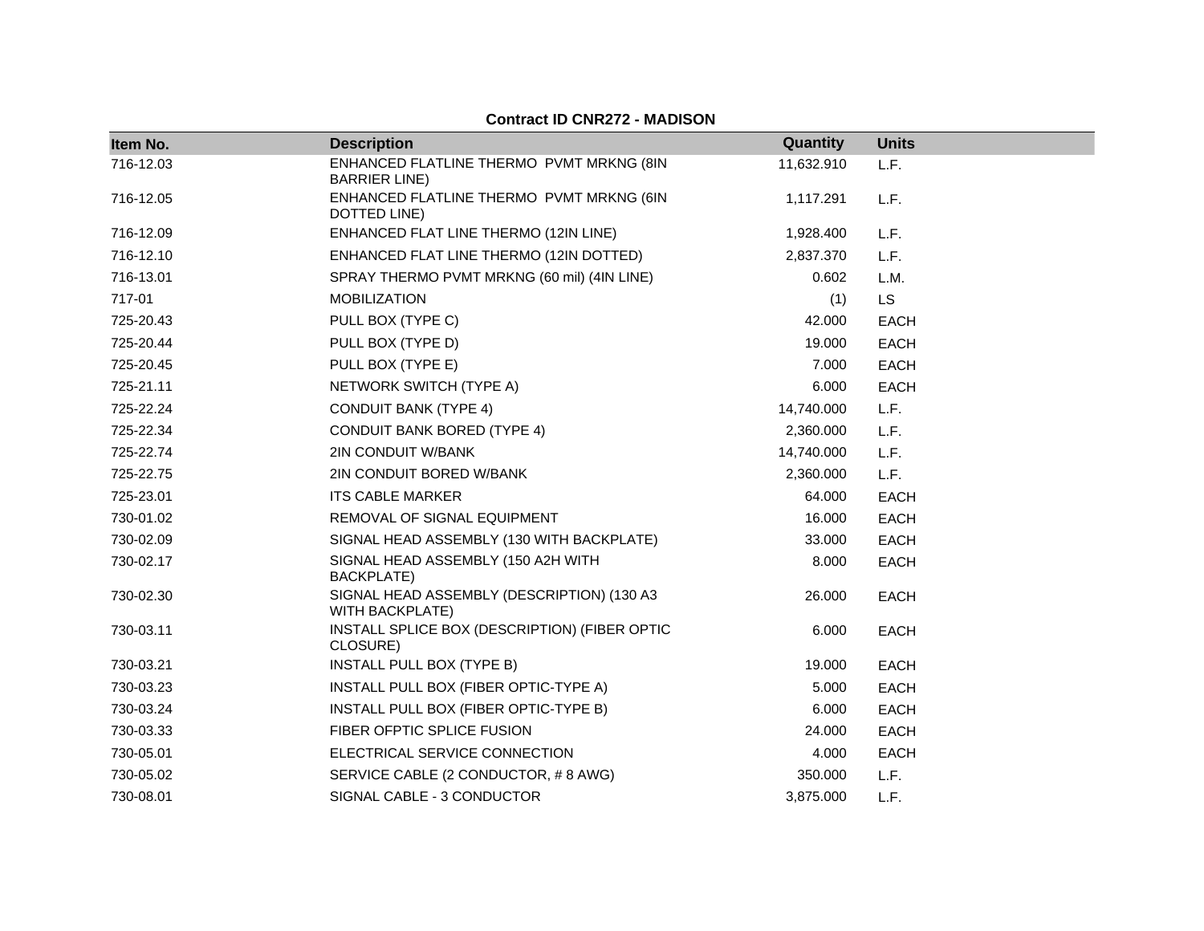**Contract ID CNR272 - MADISON**

| Item No. | Description | Quantity | Units |
|---|---|---|---|
| 716-12.03 | ENHANCED FLATLINE THERMO PVMT MRKNG (8IN BARRIER LINE) | 11,632.910 | L.F. |
| 716-12.05 | ENHANCED FLATLINE THERMO PVMT MRKNG (6IN DOTTED LINE) | 1,117.291 | L.F. |
| 716-12.09 | ENHANCED FLAT LINE THERMO (12IN LINE) | 1,928.400 | L.F. |
| 716-12.10 | ENHANCED FLAT LINE THERMO (12IN DOTTED) | 2,837.370 | L.F. |
| 716-13.01 | SPRAY THERMO PVMT MRKNG (60 mil) (4IN LINE) | 0.602 | L.M. |
| 717-01 | MOBILIZATION | (1) | LS |
| 725-20.43 | PULL BOX (TYPE C) | 42.000 | EACH |
| 725-20.44 | PULL BOX (TYPE D) | 19.000 | EACH |
| 725-20.45 | PULL BOX (TYPE E) | 7.000 | EACH |
| 725-21.11 | NETWORK SWITCH (TYPE A) | 6.000 | EACH |
| 725-22.24 | CONDUIT BANK (TYPE 4) | 14,740.000 | L.F. |
| 725-22.34 | CONDUIT BANK BORED (TYPE 4) | 2,360.000 | L.F. |
| 725-22.74 | 2IN CONDUIT W/BANK | 14,740.000 | L.F. |
| 725-22.75 | 2IN CONDUIT BORED W/BANK | 2,360.000 | L.F. |
| 725-23.01 | ITS CABLE MARKER | 64.000 | EACH |
| 730-01.02 | REMOVAL OF SIGNAL EQUIPMENT | 16.000 | EACH |
| 730-02.09 | SIGNAL HEAD ASSEMBLY (130 WITH BACKPLATE) | 33.000 | EACH |
| 730-02.17 | SIGNAL HEAD ASSEMBLY (150 A2H WITH BACKPLATE) | 8.000 | EACH |
| 730-02.30 | SIGNAL HEAD ASSEMBLY (DESCRIPTION) (130 A3 WITH BACKPLATE) | 26.000 | EACH |
| 730-03.11 | INSTALL SPLICE BOX (DESCRIPTION) (FIBER OPTIC CLOSURE) | 6.000 | EACH |
| 730-03.21 | INSTALL PULL BOX (TYPE B) | 19.000 | EACH |
| 730-03.23 | INSTALL PULL BOX (FIBER OPTIC-TYPE A) | 5.000 | EACH |
| 730-03.24 | INSTALL PULL BOX (FIBER OPTIC-TYPE B) | 6.000 | EACH |
| 730-03.33 | FIBER OFPTIC SPLICE FUSION | 24.000 | EACH |
| 730-05.01 | ELECTRICAL SERVICE CONNECTION | 4.000 | EACH |
| 730-05.02 | SERVICE CABLE (2 CONDUCTOR, # 8 AWG) | 350.000 | L.F. |
| 730-08.01 | SIGNAL CABLE - 3 CONDUCTOR | 3,875.000 | L.F. |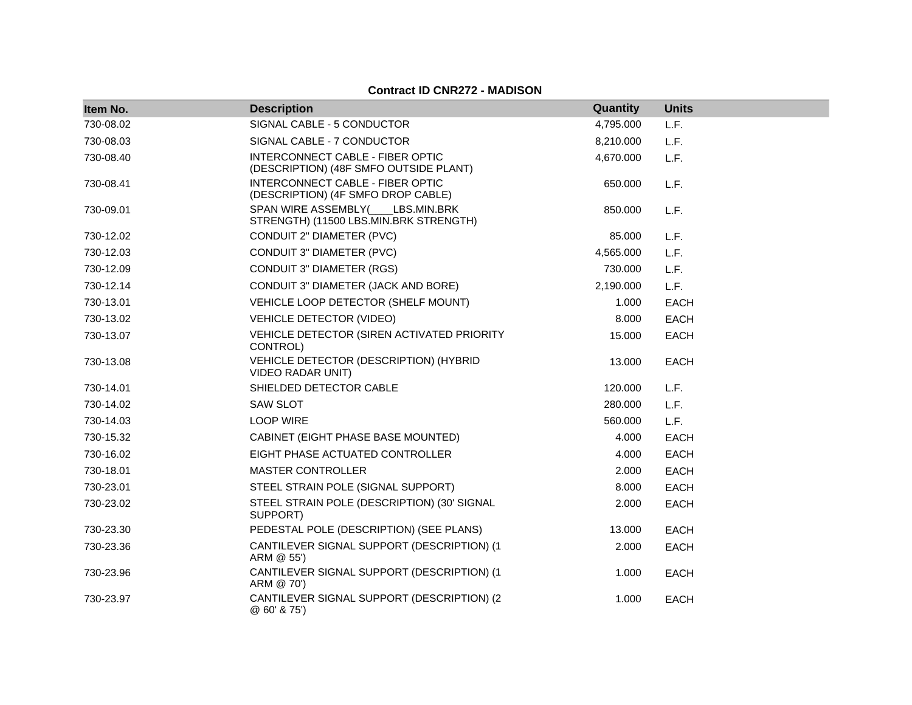**Contract ID CNR272 - MADISON**

| Item No. | Description | Quantity | Units |
|---|---|---|---|
| 730-08.02 | SIGNAL CABLE - 5 CONDUCTOR | 4,795.000 | L.F. |
| 730-08.03 | SIGNAL CABLE - 7 CONDUCTOR | 8,210.000 | L.F. |
| 730-08.40 | INTERCONNECT CABLE - FIBER OPTIC (DESCRIPTION) (48F SMFO OUTSIDE PLANT) | 4,670.000 | L.F. |
| 730-08.41 | INTERCONNECT CABLE - FIBER OPTIC (DESCRIPTION) (4F SMFO DROP CABLE) | 650.000 | L.F. |
| 730-09.01 | SPAN WIRE ASSEMBLY(____LBS.MIN.BRK STRENGTH) (11500 LBS.MIN.BRK STRENGTH) | 850.000 | L.F. |
| 730-12.02 | CONDUIT 2" DIAMETER (PVC) | 85.000 | L.F. |
| 730-12.03 | CONDUIT 3" DIAMETER (PVC) | 4,565.000 | L.F. |
| 730-12.09 | CONDUIT 3" DIAMETER (RGS) | 730.000 | L.F. |
| 730-12.14 | CONDUIT 3" DIAMETER (JACK AND BORE) | 2,190.000 | L.F. |
| 730-13.01 | VEHICLE LOOP DETECTOR (SHELF MOUNT) | 1.000 | EACH |
| 730-13.02 | VEHICLE DETECTOR (VIDEO) | 8.000 | EACH |
| 730-13.07 | VEHICLE DETECTOR (SIREN ACTIVATED PRIORITY CONTROL) | 15.000 | EACH |
| 730-13.08 | VEHICLE DETECTOR (DESCRIPTION) (HYBRID VIDEO RADAR UNIT) | 13.000 | EACH |
| 730-14.01 | SHIELDED DETECTOR CABLE | 120.000 | L.F. |
| 730-14.02 | SAW SLOT | 280.000 | L.F. |
| 730-14.03 | LOOP WIRE | 560.000 | L.F. |
| 730-15.32 | CABINET (EIGHT PHASE BASE MOUNTED) | 4.000 | EACH |
| 730-16.02 | EIGHT PHASE ACTUATED CONTROLLER | 4.000 | EACH |
| 730-18.01 | MASTER CONTROLLER | 2.000 | EACH |
| 730-23.01 | STEEL STRAIN POLE (SIGNAL SUPPORT) | 8.000 | EACH |
| 730-23.02 | STEEL STRAIN POLE (DESCRIPTION) (30' SIGNAL SUPPORT) | 2.000 | EACH |
| 730-23.30 | PEDESTAL POLE (DESCRIPTION) (SEE PLANS) | 13.000 | EACH |
| 730-23.36 | CANTILEVER SIGNAL SUPPORT (DESCRIPTION) (1 ARM @ 55') | 2.000 | EACH |
| 730-23.96 | CANTILEVER SIGNAL SUPPORT (DESCRIPTION) (1 ARM @ 70') | 1.000 | EACH |
| 730-23.97 | CANTILEVER SIGNAL SUPPORT (DESCRIPTION) (2 @ 60' & 75') | 1.000 | EACH |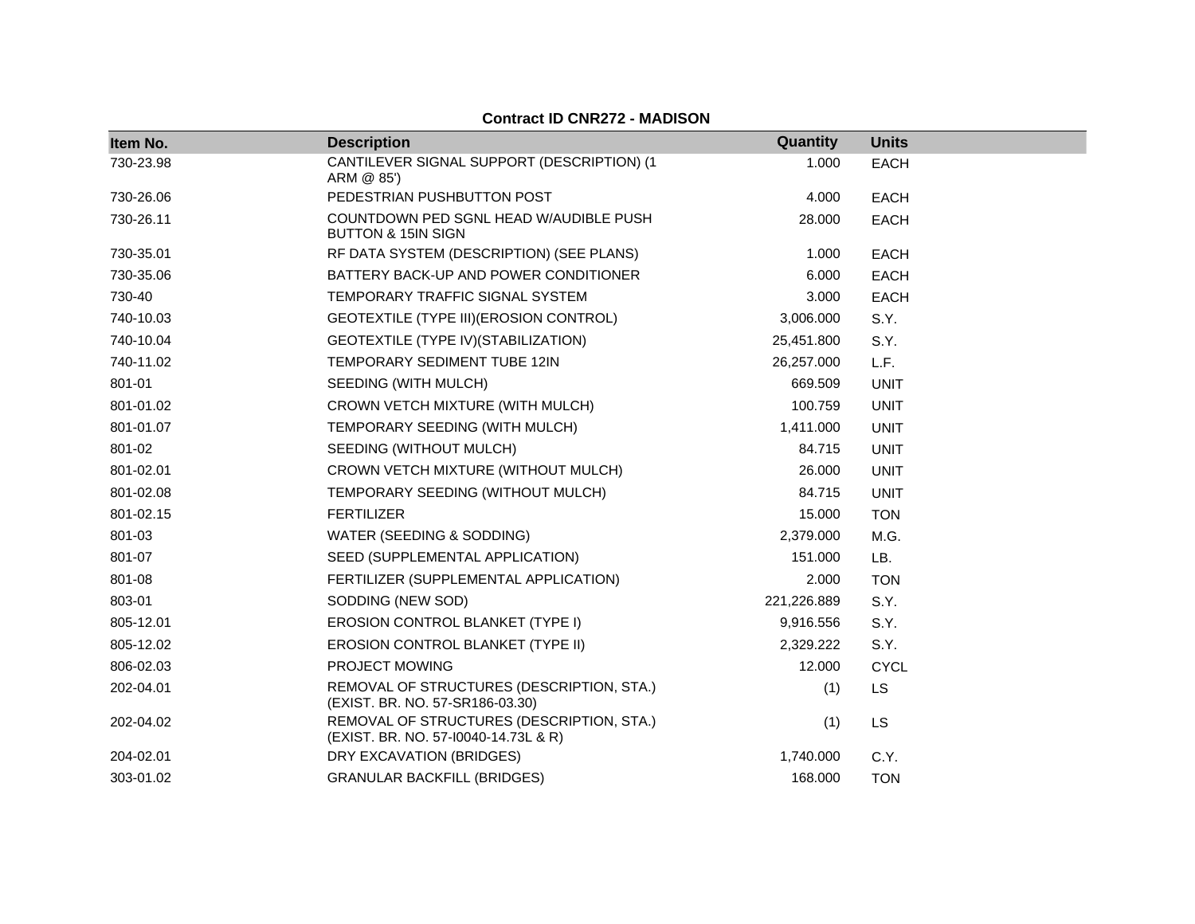**Contract ID CNR272 - MADISON**

| Item No. | Description | Quantity | Units |
| --- | --- | --- | --- |
| 730-23.98 | CANTILEVER SIGNAL SUPPORT (DESCRIPTION) (1 ARM @ 85') | 1.000 | EACH |
| 730-26.06 | PEDESTRIAN PUSHBUTTON POST | 4.000 | EACH |
| 730-26.11 | COUNTDOWN PED SGNL HEAD W/AUDIBLE PUSH BUTTON & 15IN SIGN | 28.000 | EACH |
| 730-35.01 | RF DATA SYSTEM (DESCRIPTION) (SEE PLANS) | 1.000 | EACH |
| 730-35.06 | BATTERY BACK-UP AND POWER CONDITIONER | 6.000 | EACH |
| 730-40 | TEMPORARY TRAFFIC SIGNAL SYSTEM | 3.000 | EACH |
| 740-10.03 | GEOTEXTILE (TYPE III)(EROSION CONTROL) | 3,006.000 | S.Y. |
| 740-10.04 | GEOTEXTILE (TYPE IV)(STABILIZATION) | 25,451.800 | S.Y. |
| 740-11.02 | TEMPORARY SEDIMENT TUBE 12IN | 26,257.000 | L.F. |
| 801-01 | SEEDING (WITH MULCH) | 669.509 | UNIT |
| 801-01.02 | CROWN VETCH MIXTURE (WITH MULCH) | 100.759 | UNIT |
| 801-01.07 | TEMPORARY SEEDING (WITH MULCH) | 1,411.000 | UNIT |
| 801-02 | SEEDING (WITHOUT MULCH) | 84.715 | UNIT |
| 801-02.01 | CROWN VETCH MIXTURE (WITHOUT MULCH) | 26.000 | UNIT |
| 801-02.08 | TEMPORARY SEEDING (WITHOUT MULCH) | 84.715 | UNIT |
| 801-02.15 | FERTILIZER | 15.000 | TON |
| 801-03 | WATER (SEEDING & SODDING) | 2,379.000 | M.G. |
| 801-07 | SEED (SUPPLEMENTAL APPLICATION) | 151.000 | LB. |
| 801-08 | FERTILIZER (SUPPLEMENTAL APPLICATION) | 2.000 | TON |
| 803-01 | SODDING (NEW SOD) | 221,226.889 | S.Y. |
| 805-12.01 | EROSION CONTROL BLANKET (TYPE I) | 9,916.556 | S.Y. |
| 805-12.02 | EROSION CONTROL BLANKET (TYPE II) | 2,329.222 | S.Y. |
| 806-02.03 | PROJECT MOWING | 12.000 | CYCL |
| 202-04.01 | REMOVAL OF STRUCTURES (DESCRIPTION, STA.) (EXIST. BR. NO. 57-SR186-03.30) | (1) | LS |
| 202-04.02 | REMOVAL OF STRUCTURES (DESCRIPTION, STA.) (EXIST. BR. NO. 57-I0040-14.73L & R) | (1) | LS |
| 204-02.01 | DRY EXCAVATION (BRIDGES) | 1,740.000 | C.Y. |
| 303-01.02 | GRANULAR BACKFILL (BRIDGES) | 168.000 | TON |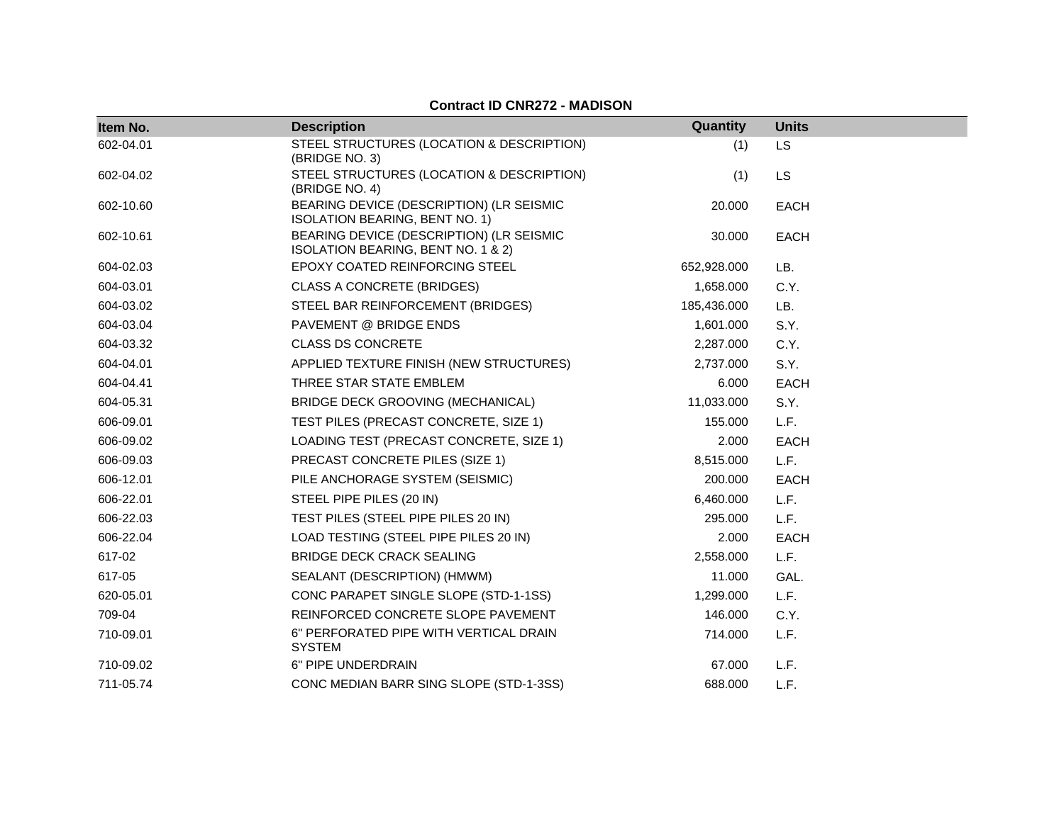**Contract ID CNR272 - MADISON**

| Item No. | Description | Quantity | Units |
|---|---|---|---|
| 602-04.01 | STEEL STRUCTURES (LOCATION & DESCRIPTION) (BRIDGE NO. 3) | (1) | LS |
| 602-04.02 | STEEL STRUCTURES (LOCATION & DESCRIPTION) (BRIDGE NO. 4) | (1) | LS |
| 602-10.60 | BEARING DEVICE (DESCRIPTION) (LR SEISMIC ISOLATION BEARING, BENT NO. 1) | 20.000 | EACH |
| 602-10.61 | BEARING DEVICE (DESCRIPTION) (LR SEISMIC ISOLATION BEARING, BENT NO. 1 & 2) | 30.000 | EACH |
| 604-02.03 | EPOXY COATED REINFORCING STEEL | 652,928.000 | LB. |
| 604-03.01 | CLASS A CONCRETE (BRIDGES) | 1,658.000 | C.Y. |
| 604-03.02 | STEEL BAR REINFORCEMENT (BRIDGES) | 185,436.000 | LB. |
| 604-03.04 | PAVEMENT @ BRIDGE ENDS | 1,601.000 | S.Y. |
| 604-03.32 | CLASS DS CONCRETE | 2,287.000 | C.Y. |
| 604-04.01 | APPLIED TEXTURE FINISH (NEW STRUCTURES) | 2,737.000 | S.Y. |
| 604-04.41 | THREE STAR STATE EMBLEM | 6.000 | EACH |
| 604-05.31 | BRIDGE DECK GROOVING (MECHANICAL) | 11,033.000 | S.Y. |
| 606-09.01 | TEST PILES (PRECAST CONCRETE, SIZE 1) | 155.000 | L.F. |
| 606-09.02 | LOADING TEST (PRECAST CONCRETE, SIZE 1) | 2.000 | EACH |
| 606-09.03 | PRECAST CONCRETE PILES (SIZE 1) | 8,515.000 | L.F. |
| 606-12.01 | PILE ANCHORAGE SYSTEM (SEISMIC) | 200.000 | EACH |
| 606-22.01 | STEEL PIPE PILES (20 IN) | 6,460.000 | L.F. |
| 606-22.03 | TEST PILES (STEEL PIPE PILES 20 IN) | 295.000 | L.F. |
| 606-22.04 | LOAD TESTING (STEEL PIPE PILES 20 IN) | 2.000 | EACH |
| 617-02 | BRIDGE DECK CRACK SEALING | 2,558.000 | L.F. |
| 617-05 | SEALANT (DESCRIPTION) (HMWM) | 11.000 | GAL. |
| 620-05.01 | CONC PARAPET SINGLE SLOPE (STD-1-1SS) | 1,299.000 | L.F. |
| 709-04 | REINFORCED CONCRETE SLOPE PAVEMENT | 146.000 | C.Y. |
| 710-09.01 | 6" PERFORATED PIPE WITH VERTICAL DRAIN SYSTEM | 714.000 | L.F. |
| 710-09.02 | 6" PIPE UNDERDRAIN | 67.000 | L.F. |
| 711-05.74 | CONC MEDIAN BARR SING SLOPE (STD-1-3SS) | 688.000 | L.F. |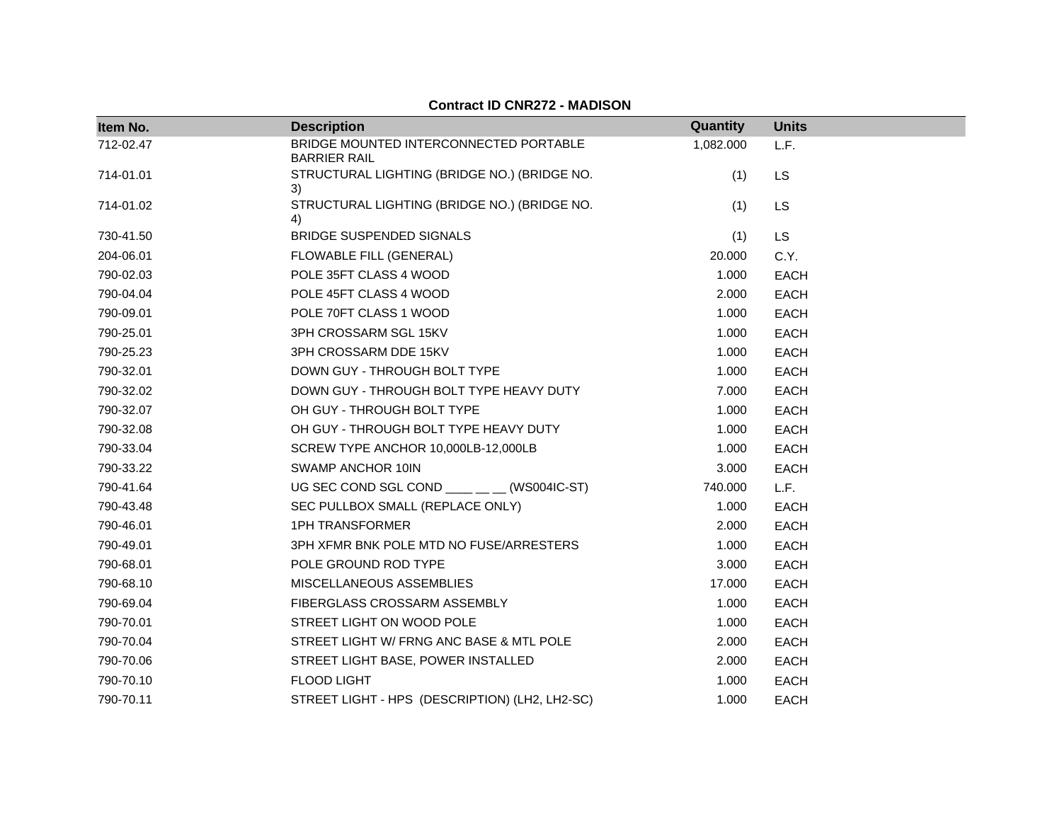**Contract ID CNR272 - MADISON**

| Item No. | Description | Quantity | Units |
|---|---|---|---|
| 712-02.47 | BRIDGE MOUNTED INTERCONNECTED PORTABLE BARRIER RAIL | 1,082.000 | L.F. |
| 714-01.01 | STRUCTURAL LIGHTING (BRIDGE NO.) (BRIDGE NO. 3) | (1) | LS |
| 714-01.02 | STRUCTURAL LIGHTING (BRIDGE NO.) (BRIDGE NO. 4) | (1) | LS |
| 730-41.50 | BRIDGE SUSPENDED SIGNALS | (1) | LS |
| 204-06.01 | FLOWABLE FILL (GENERAL) | 20.000 | C.Y. |
| 790-02.03 | POLE 35FT CLASS 4 WOOD | 1.000 | EACH |
| 790-04.04 | POLE 45FT CLASS 4 WOOD | 2.000 | EACH |
| 790-09.01 | POLE 70FT CLASS 1 WOOD | 1.000 | EACH |
| 790-25.01 | 3PH CROSSARM SGL 15KV | 1.000 | EACH |
| 790-25.23 | 3PH CROSSARM DDE 15KV | 1.000 | EACH |
| 790-32.01 | DOWN GUY - THROUGH BOLT TYPE | 1.000 | EACH |
| 790-32.02 | DOWN GUY - THROUGH BOLT TYPE HEAVY DUTY | 7.000 | EACH |
| 790-32.07 | OH GUY - THROUGH BOLT TYPE | 1.000 | EACH |
| 790-32.08 | OH GUY - THROUGH BOLT TYPE HEAVY DUTY | 1.000 | EACH |
| 790-33.04 | SCREW TYPE ANCHOR 10,000LB-12,000LB | 1.000 | EACH |
| 790-33.22 | SWAMP ANCHOR 10IN | 3.000 | EACH |
| 790-41.64 | UG SEC COND SGL COND ____ __ __ (WS004IC-ST) | 740.000 | L.F. |
| 790-43.48 | SEC PULLBOX SMALL (REPLACE ONLY) | 1.000 | EACH |
| 790-46.01 | 1PH TRANSFORMER | 2.000 | EACH |
| 790-49.01 | 3PH XFMR BNK POLE MTD NO FUSE/ARRESTERS | 1.000 | EACH |
| 790-68.01 | POLE GROUND ROD TYPE | 3.000 | EACH |
| 790-68.10 | MISCELLANEOUS ASSEMBLIES | 17.000 | EACH |
| 790-69.04 | FIBERGLASS CROSSARM ASSEMBLY | 1.000 | EACH |
| 790-70.01 | STREET LIGHT ON WOOD POLE | 1.000 | EACH |
| 790-70.04 | STREET LIGHT W/ FRNG ANC BASE & MTL POLE | 2.000 | EACH |
| 790-70.06 | STREET LIGHT BASE, POWER INSTALLED | 2.000 | EACH |
| 790-70.10 | FLOOD LIGHT | 1.000 | EACH |
| 790-70.11 | STREET LIGHT - HPS (DESCRIPTION) (LH2, LH2-SC) | 1.000 | EACH |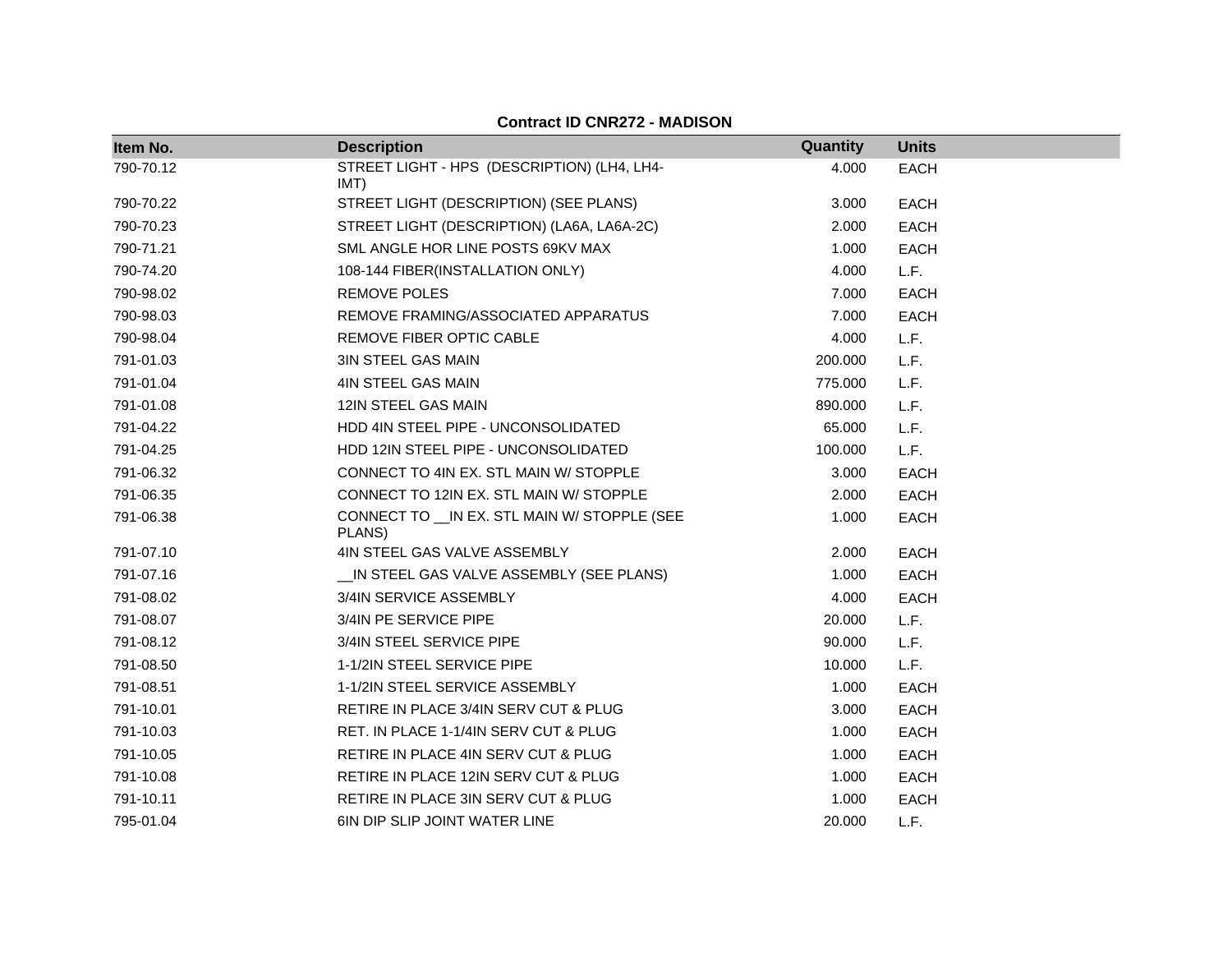**Contract ID CNR272 - MADISON**

| Item No. | Description | Quantity | Units |
|---|---|---|---|
| 790-70.12 | STREET LIGHT - HPS (DESCRIPTION) (LH4, LH4-IMT) | 4.000 | EACH |
| 790-70.22 | STREET LIGHT (DESCRIPTION) (SEE PLANS) | 3.000 | EACH |
| 790-70.23 | STREET LIGHT (DESCRIPTION) (LA6A, LA6A-2C) | 2.000 | EACH |
| 790-71.21 | SML ANGLE HOR LINE POSTS 69KV MAX | 1.000 | EACH |
| 790-74.20 | 108-144 FIBER(INSTALLATION ONLY) | 4.000 | L.F. |
| 790-98.02 | REMOVE POLES | 7.000 | EACH |
| 790-98.03 | REMOVE FRAMING/ASSOCIATED APPARATUS | 7.000 | EACH |
| 790-98.04 | REMOVE FIBER OPTIC CABLE | 4.000 | L.F. |
| 791-01.03 | 3IN STEEL GAS MAIN | 200.000 | L.F. |
| 791-01.04 | 4IN STEEL GAS MAIN | 775.000 | L.F. |
| 791-01.08 | 12IN STEEL GAS MAIN | 890.000 | L.F. |
| 791-04.22 | HDD 4IN STEEL PIPE - UNCONSOLIDATED | 65.000 | L.F. |
| 791-04.25 | HDD 12IN STEEL PIPE - UNCONSOLIDATED | 100.000 | L.F. |
| 791-06.32 | CONNECT TO 4IN EX. STL MAIN W/ STOPPLE | 3.000 | EACH |
| 791-06.35 | CONNECT TO 12IN EX. STL MAIN W/ STOPPLE | 2.000 | EACH |
| 791-06.38 | CONNECT TO __IN EX. STL MAIN W/ STOPPLE (SEE PLANS) | 1.000 | EACH |
| 791-07.10 | 4IN STEEL GAS VALVE ASSEMBLY | 2.000 | EACH |
| 791-07.16 | __IN STEEL GAS VALVE ASSEMBLY (SEE PLANS) | 1.000 | EACH |
| 791-08.02 | 3/4IN SERVICE ASSEMBLY | 4.000 | EACH |
| 791-08.07 | 3/4IN PE SERVICE PIPE | 20.000 | L.F. |
| 791-08.12 | 3/4IN STEEL SERVICE PIPE | 90.000 | L.F. |
| 791-08.50 | 1-1/2IN STEEL SERVICE PIPE | 10.000 | L.F. |
| 791-08.51 | 1-1/2IN STEEL SERVICE ASSEMBLY | 1.000 | EACH |
| 791-10.01 | RETIRE IN PLACE 3/4IN SERV CUT & PLUG | 3.000 | EACH |
| 791-10.03 | RET. IN PLACE 1-1/4IN SERV CUT & PLUG | 1.000 | EACH |
| 791-10.05 | RETIRE IN PLACE 4IN SERV CUT & PLUG | 1.000 | EACH |
| 791-10.08 | RETIRE IN PLACE 12IN SERV CUT & PLUG | 1.000 | EACH |
| 791-10.11 | RETIRE IN PLACE 3IN SERV CUT & PLUG | 1.000 | EACH |
| 795-01.04 | 6IN DIP SLIP JOINT WATER LINE | 20.000 | L.F. |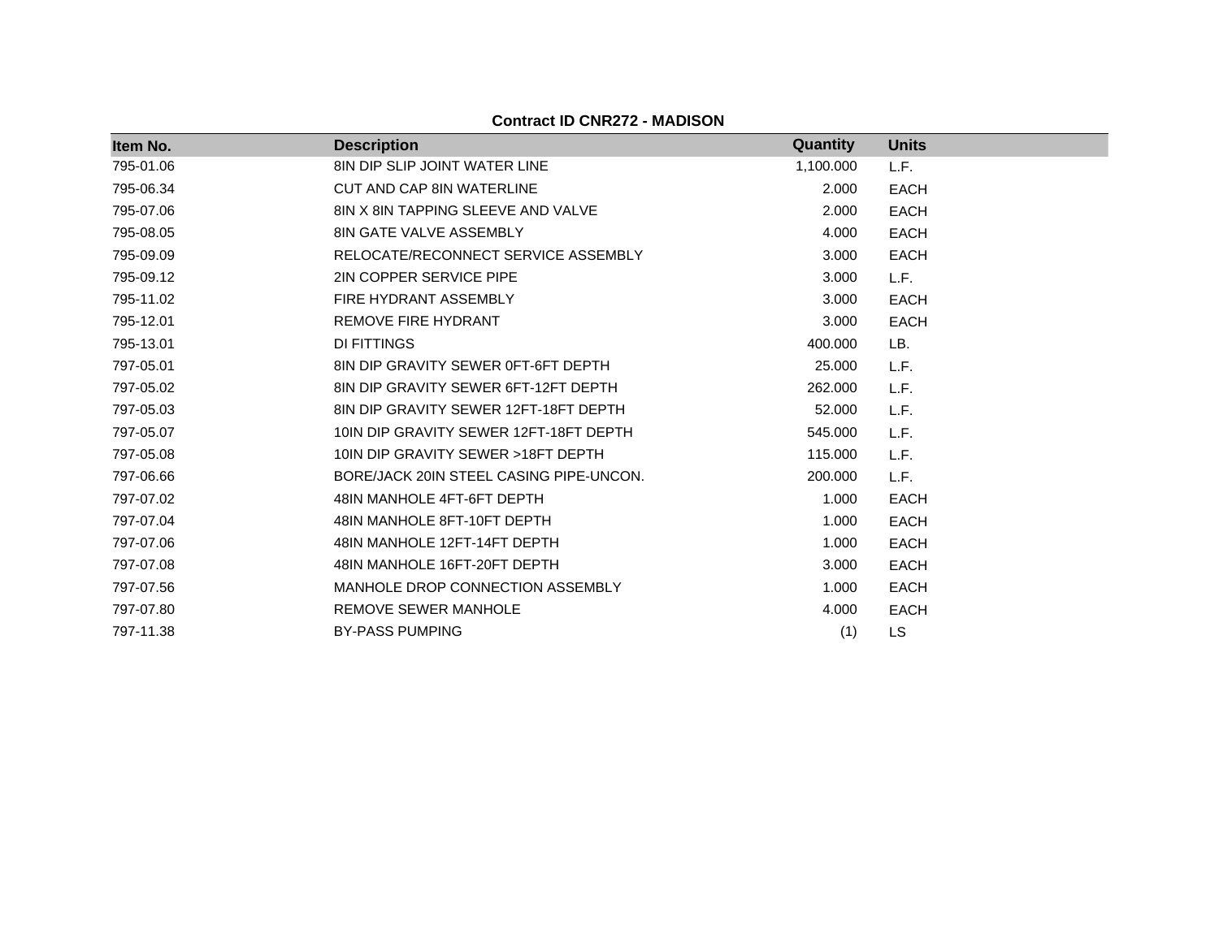**Contract ID CNR272 - MADISON**

| Item No. | Description | Quantity | Units |
|---|---|---|---|
| 795-01.06 | 8IN DIP SLIP JOINT WATER LINE | 1,100.000 | L.F. |
| 795-06.34 | CUT AND CAP 8IN WATERLINE | 2.000 | EACH |
| 795-07.06 | 8IN X 8IN TAPPING SLEEVE AND VALVE | 2.000 | EACH |
| 795-08.05 | 8IN GATE VALVE ASSEMBLY | 4.000 | EACH |
| 795-09.09 | RELOCATE/RECONNECT SERVICE ASSEMBLY | 3.000 | EACH |
| 795-09.12 | 2IN COPPER SERVICE PIPE | 3.000 | L.F. |
| 795-11.02 | FIRE HYDRANT ASSEMBLY | 3.000 | EACH |
| 795-12.01 | REMOVE FIRE HYDRANT | 3.000 | EACH |
| 795-13.01 | DI FITTINGS | 400.000 | LB. |
| 797-05.01 | 8IN DIP GRAVITY SEWER 0FT-6FT DEPTH | 25.000 | L.F. |
| 797-05.02 | 8IN DIP GRAVITY SEWER 6FT-12FT DEPTH | 262.000 | L.F. |
| 797-05.03 | 8IN DIP GRAVITY SEWER 12FT-18FT DEPTH | 52.000 | L.F. |
| 797-05.07 | 10IN DIP GRAVITY SEWER 12FT-18FT DEPTH | 545.000 | L.F. |
| 797-05.08 | 10IN DIP GRAVITY SEWER >18FT DEPTH | 115.000 | L.F. |
| 797-06.66 | BORE/JACK 20IN STEEL CASING PIPE-UNCON. | 200.000 | L.F. |
| 797-07.02 | 48IN MANHOLE 4FT-6FT DEPTH | 1.000 | EACH |
| 797-07.04 | 48IN MANHOLE 8FT-10FT DEPTH | 1.000 | EACH |
| 797-07.06 | 48IN MANHOLE 12FT-14FT DEPTH | 1.000 | EACH |
| 797-07.08 | 48IN MANHOLE 16FT-20FT DEPTH | 3.000 | EACH |
| 797-07.56 | MANHOLE DROP CONNECTION ASSEMBLY | 1.000 | EACH |
| 797-07.80 | REMOVE SEWER MANHOLE | 4.000 | EACH |
| 797-11.38 | BY-PASS PUMPING | (1) | LS |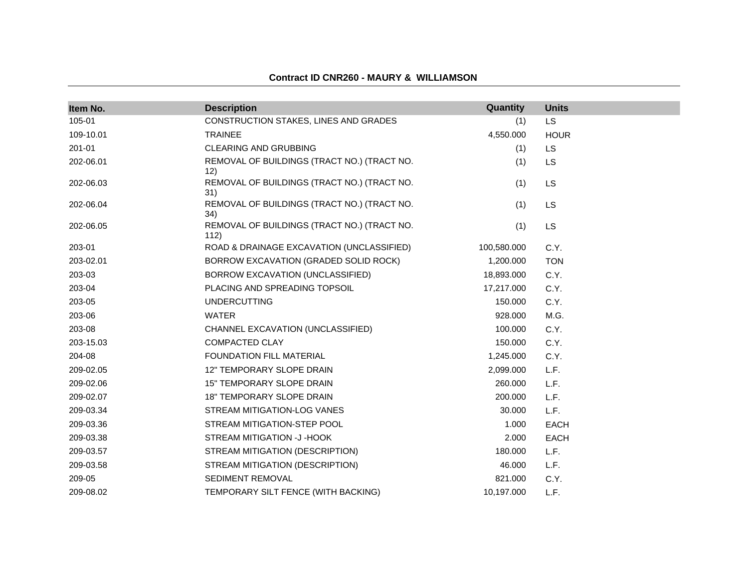**Contract ID CNR260 - MAURY & WILLIAMSON**

| Item No. | Description | Quantity | Units |
|---|---|---|---|
| 105-01 | CONSTRUCTION STAKES, LINES AND GRADES | (1) | LS |
| 109-10.01 | TRAINEE | 4,550.000 | HOUR |
| 201-01 | CLEARING AND GRUBBING | (1) | LS |
| 202-06.01 | REMOVAL OF BUILDINGS (TRACT NO.) (TRACT NO. 12) | (1) | LS |
| 202-06.03 | REMOVAL OF BUILDINGS (TRACT NO.) (TRACT NO. 31) | (1) | LS |
| 202-06.04 | REMOVAL OF BUILDINGS (TRACT NO.) (TRACT NO. 34) | (1) | LS |
| 202-06.05 | REMOVAL OF BUILDINGS (TRACT NO.) (TRACT NO. 112) | (1) | LS |
| 203-01 | ROAD & DRAINAGE EXCAVATION (UNCLASSIFIED) | 100,580.000 | C.Y. |
| 203-02.01 | BORROW EXCAVATION (GRADED SOLID ROCK) | 1,200.000 | TON |
| 203-03 | BORROW EXCAVATION (UNCLASSIFIED) | 18,893.000 | C.Y. |
| 203-04 | PLACING AND SPREADING TOPSOIL | 17,217.000 | C.Y. |
| 203-05 | UNDERCUTTING | 150.000 | C.Y. |
| 203-06 | WATER | 928.000 | M.G. |
| 203-08 | CHANNEL EXCAVATION (UNCLASSIFIED) | 100.000 | C.Y. |
| 203-15.03 | COMPACTED CLAY | 150.000 | C.Y. |
| 204-08 | FOUNDATION FILL MATERIAL | 1,245.000 | C.Y. |
| 209-02.05 | 12" TEMPORARY SLOPE DRAIN | 2,099.000 | L.F. |
| 209-02.06 | 15" TEMPORARY SLOPE DRAIN | 260.000 | L.F. |
| 209-02.07 | 18" TEMPORARY SLOPE DRAIN | 200.000 | L.F. |
| 209-03.34 | STREAM MITIGATION-LOG VANES | 30.000 | L.F. |
| 209-03.36 | STREAM MITIGATION-STEP POOL | 1.000 | EACH |
| 209-03.38 | STREAM MITIGATION -J -HOOK | 2.000 | EACH |
| 209-03.57 | STREAM MITIGATION (DESCRIPTION) | 180.000 | L.F. |
| 209-03.58 | STREAM MITIGATION (DESCRIPTION) | 46.000 | L.F. |
| 209-05 | SEDIMENT REMOVAL | 821.000 | C.Y. |
| 209-08.02 | TEMPORARY SILT FENCE (WITH BACKING) | 10,197.000 | L.F. |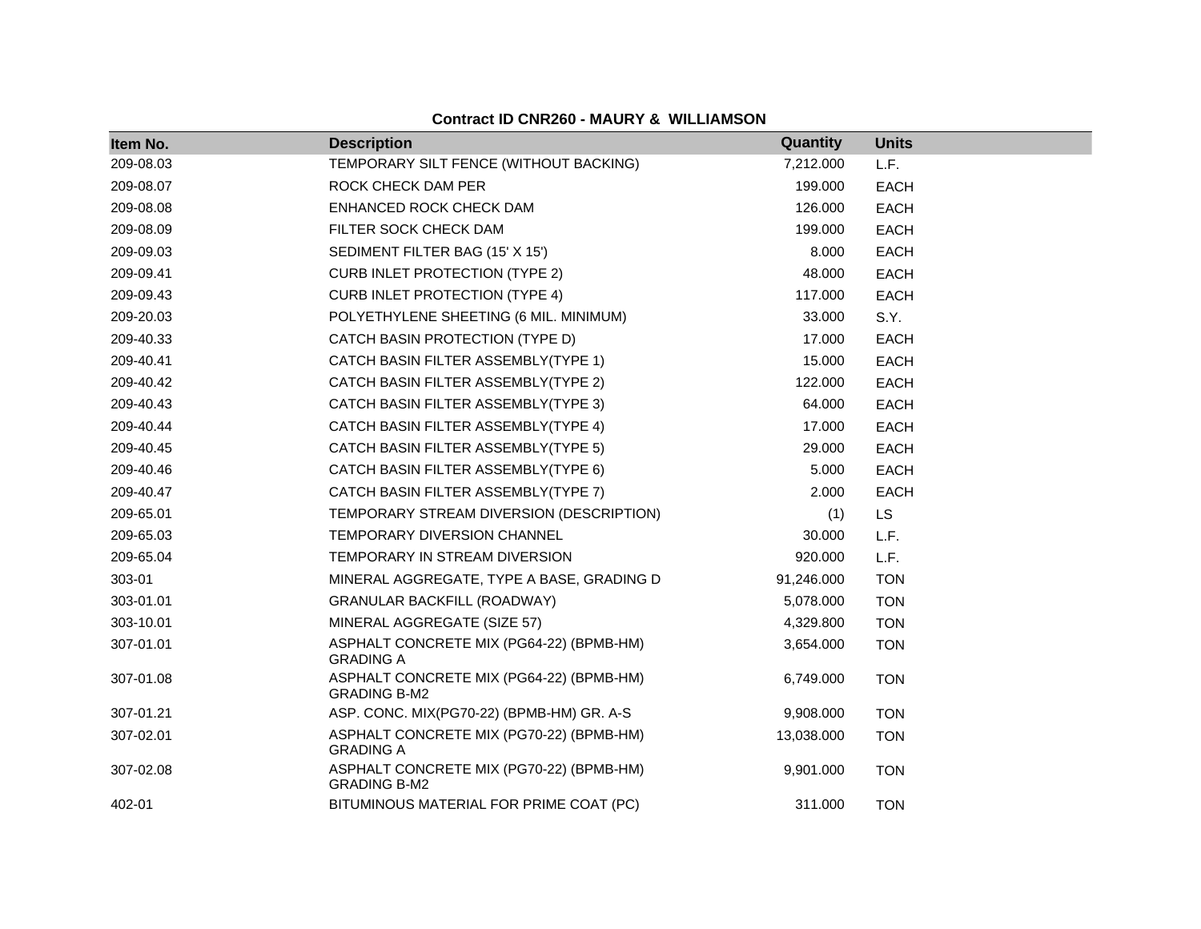**Contract ID CNR260 - MAURY & WILLIAMSON**

| Item No. | Description | Quantity | Units |
|---|---|---|---|
| 209-08.03 | TEMPORARY SILT FENCE (WITHOUT BACKING) | 7,212.000 | L.F. |
| 209-08.07 | ROCK CHECK DAM PER | 199.000 | EACH |
| 209-08.08 | ENHANCED ROCK CHECK DAM | 126.000 | EACH |
| 209-08.09 | FILTER SOCK CHECK DAM | 199.000 | EACH |
| 209-09.03 | SEDIMENT FILTER BAG (15' X 15') | 8.000 | EACH |
| 209-09.41 | CURB INLET PROTECTION (TYPE 2) | 48.000 | EACH |
| 209-09.43 | CURB INLET PROTECTION (TYPE 4) | 117.000 | EACH |
| 209-20.03 | POLYETHYLENE SHEETING (6 MIL. MINIMUM) | 33.000 | S.Y. |
| 209-40.33 | CATCH BASIN PROTECTION (TYPE D) | 17.000 | EACH |
| 209-40.41 | CATCH BASIN FILTER ASSEMBLY(TYPE 1) | 15.000 | EACH |
| 209-40.42 | CATCH BASIN FILTER ASSEMBLY(TYPE 2) | 122.000 | EACH |
| 209-40.43 | CATCH BASIN FILTER ASSEMBLY(TYPE 3) | 64.000 | EACH |
| 209-40.44 | CATCH BASIN FILTER ASSEMBLY(TYPE 4) | 17.000 | EACH |
| 209-40.45 | CATCH BASIN FILTER ASSEMBLY(TYPE 5) | 29.000 | EACH |
| 209-40.46 | CATCH BASIN FILTER ASSEMBLY(TYPE 6) | 5.000 | EACH |
| 209-40.47 | CATCH BASIN FILTER ASSEMBLY(TYPE 7) | 2.000 | EACH |
| 209-65.01 | TEMPORARY STREAM DIVERSION (DESCRIPTION) | (1) | LS |
| 209-65.03 | TEMPORARY DIVERSION CHANNEL | 30.000 | L.F. |
| 209-65.04 | TEMPORARY IN STREAM DIVERSION | 920.000 | L.F. |
| 303-01 | MINERAL AGGREGATE, TYPE A BASE, GRADING D | 91,246.000 | TON |
| 303-01.01 | GRANULAR BACKFILL (ROADWAY) | 5,078.000 | TON |
| 303-10.01 | MINERAL AGGREGATE (SIZE 57) | 4,329.800 | TON |
| 307-01.01 | ASPHALT CONCRETE MIX (PG64-22) (BPMB-HM) GRADING A | 3,654.000 | TON |
| 307-01.08 | ASPHALT CONCRETE MIX (PG64-22) (BPMB-HM) GRADING B-M2 | 6,749.000 | TON |
| 307-01.21 | ASP. CONC. MIX(PG70-22) (BPMB-HM) GR. A-S | 9,908.000 | TON |
| 307-02.01 | ASPHALT CONCRETE MIX (PG70-22) (BPMB-HM) GRADING A | 13,038.000 | TON |
| 307-02.08 | ASPHALT CONCRETE MIX (PG70-22) (BPMB-HM) GRADING B-M2 | 9,901.000 | TON |
| 402-01 | BITUMINOUS MATERIAL FOR PRIME COAT (PC) | 311.000 | TON |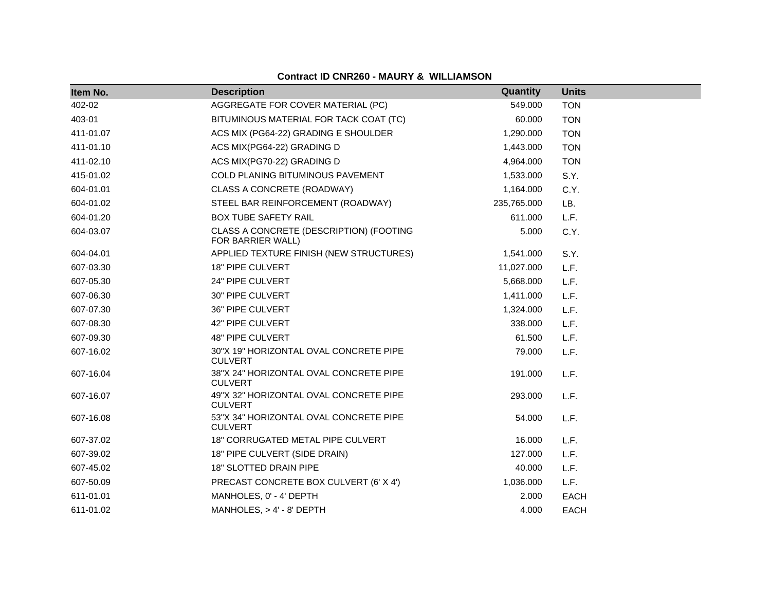**Contract ID CNR260 - MAURY & WILLIAMSON**

| Item No. | Description | Quantity | Units |
|---|---|---|---|
| 402-02 | AGGREGATE FOR COVER MATERIAL (PC) | 549.000 | TON |
| 403-01 | BITUMINOUS MATERIAL FOR TACK COAT (TC) | 60.000 | TON |
| 411-01.07 | ACS MIX (PG64-22) GRADING E SHOULDER | 1,290.000 | TON |
| 411-01.10 | ACS MIX(PG64-22) GRADING D | 1,443.000 | TON |
| 411-02.10 | ACS MIX(PG70-22) GRADING D | 4,964.000 | TON |
| 415-01.02 | COLD PLANING BITUMINOUS PAVEMENT | 1,533.000 | S.Y. |
| 604-01.01 | CLASS A CONCRETE (ROADWAY) | 1,164.000 | C.Y. |
| 604-01.02 | STEEL BAR REINFORCEMENT (ROADWAY) | 235,765.000 | LB. |
| 604-01.20 | BOX TUBE SAFETY RAIL | 611.000 | L.F. |
| 604-03.07 | CLASS A CONCRETE (DESCRIPTION) (FOOTING FOR BARRIER WALL) | 5.000 | C.Y. |
| 604-04.01 | APPLIED TEXTURE FINISH (NEW STRUCTURES) | 1,541.000 | S.Y. |
| 607-03.30 | 18" PIPE CULVERT | 11,027.000 | L.F. |
| 607-05.30 | 24" PIPE CULVERT | 5,668.000 | L.F. |
| 607-06.30 | 30" PIPE CULVERT | 1,411.000 | L.F. |
| 607-07.30 | 36" PIPE CULVERT | 1,324.000 | L.F. |
| 607-08.30 | 42" PIPE CULVERT | 338.000 | L.F. |
| 607-09.30 | 48" PIPE CULVERT | 61.500 | L.F. |
| 607-16.02 | 30"X 19" HORIZONTAL OVAL CONCRETE PIPE CULVERT | 79.000 | L.F. |
| 607-16.04 | 38"X 24" HORIZONTAL OVAL CONCRETE PIPE CULVERT | 191.000 | L.F. |
| 607-16.07 | 49"X 32" HORIZONTAL OVAL CONCRETE PIPE CULVERT | 293.000 | L.F. |
| 607-16.08 | 53"X 34" HORIZONTAL OVAL CONCRETE PIPE CULVERT | 54.000 | L.F. |
| 607-37.02 | 18" CORRUGATED METAL PIPE CULVERT | 16.000 | L.F. |
| 607-39.02 | 18" PIPE CULVERT (SIDE DRAIN) | 127.000 | L.F. |
| 607-45.02 | 18" SLOTTED DRAIN PIPE | 40.000 | L.F. |
| 607-50.09 | PRECAST CONCRETE BOX CULVERT (6' X 4') | 1,036.000 | L.F. |
| 611-01.01 | MANHOLES, 0' - 4' DEPTH | 2.000 | EACH |
| 611-01.02 | MANHOLES, > 4' - 8' DEPTH | 4.000 | EACH |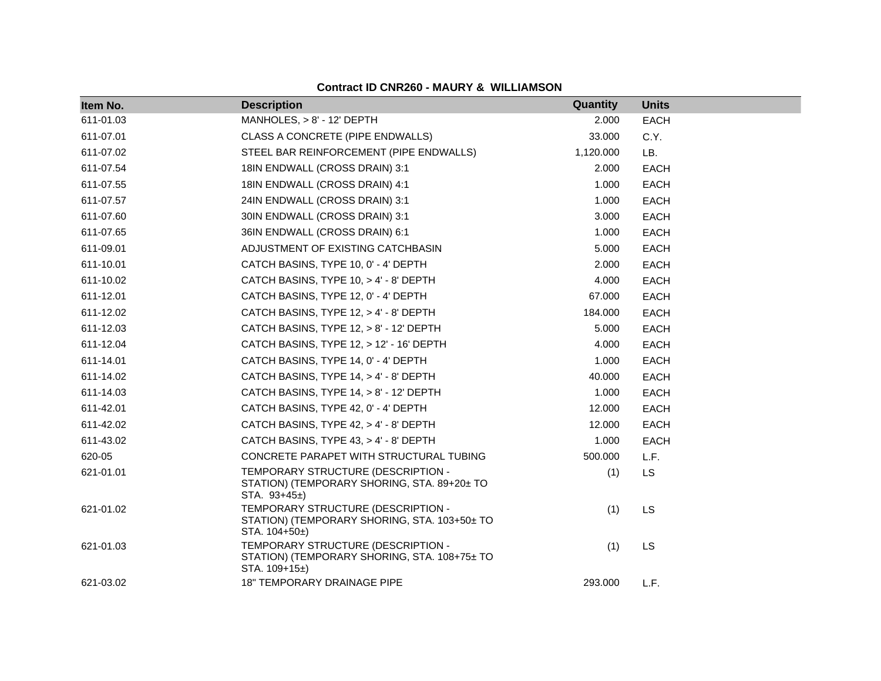**Contract ID CNR260 - MAURY & WILLIAMSON**

| Item No. | Description | Quantity | Units |
|---|---|---|---|
| 611-01.03 | MANHOLES, > 8' - 12' DEPTH | 2.000 | EACH |
| 611-07.01 | CLASS A CONCRETE (PIPE ENDWALLS) | 33.000 | C.Y. |
| 611-07.02 | STEEL BAR REINFORCEMENT (PIPE ENDWALLS) | 1,120.000 | LB. |
| 611-07.54 | 18IN ENDWALL (CROSS DRAIN) 3:1 | 2.000 | EACH |
| 611-07.55 | 18IN ENDWALL (CROSS DRAIN) 4:1 | 1.000 | EACH |
| 611-07.57 | 24IN ENDWALL (CROSS DRAIN) 3:1 | 1.000 | EACH |
| 611-07.60 | 30IN ENDWALL (CROSS DRAIN) 3:1 | 3.000 | EACH |
| 611-07.65 | 36IN ENDWALL (CROSS DRAIN) 6:1 | 1.000 | EACH |
| 611-09.01 | ADJUSTMENT OF EXISTING CATCHBASIN | 5.000 | EACH |
| 611-10.01 | CATCH BASINS, TYPE 10, 0' - 4' DEPTH | 2.000 | EACH |
| 611-10.02 | CATCH BASINS, TYPE 10, > 4' - 8' DEPTH | 4.000 | EACH |
| 611-12.01 | CATCH BASINS, TYPE 12, 0' - 4' DEPTH | 67.000 | EACH |
| 611-12.02 | CATCH BASINS, TYPE 12, > 4' - 8' DEPTH | 184.000 | EACH |
| 611-12.03 | CATCH BASINS, TYPE 12, > 8' - 12' DEPTH | 5.000 | EACH |
| 611-12.04 | CATCH BASINS, TYPE 12, > 12' - 16' DEPTH | 4.000 | EACH |
| 611-14.01 | CATCH BASINS, TYPE 14, 0' - 4' DEPTH | 1.000 | EACH |
| 611-14.02 | CATCH BASINS, TYPE 14, > 4' - 8' DEPTH | 40.000 | EACH |
| 611-14.03 | CATCH BASINS, TYPE 14, > 8' - 12' DEPTH | 1.000 | EACH |
| 611-42.01 | CATCH BASINS, TYPE 42, 0' - 4' DEPTH | 12.000 | EACH |
| 611-42.02 | CATCH BASINS, TYPE 42, > 4' - 8' DEPTH | 12.000 | EACH |
| 611-43.02 | CATCH BASINS, TYPE 43, > 4' - 8' DEPTH | 1.000 | EACH |
| 620-05 | CONCRETE PARAPET WITH STRUCTURAL TUBING | 500.000 | L.F. |
| 621-01.01 | TEMPORARY STRUCTURE (DESCRIPTION - STATION) (TEMPORARY SHORING, STA. 89+20± TO STA. 93+45±) | (1) | LS |
| 621-01.02 | TEMPORARY STRUCTURE (DESCRIPTION - STATION) (TEMPORARY SHORING, STA. 103+50± TO STA. 104+50±) | (1) | LS |
| 621-01.03 | TEMPORARY STRUCTURE (DESCRIPTION - STATION) (TEMPORARY SHORING, STA. 108+75± TO STA. 109+15±) | (1) | LS |
| 621-03.02 | 18" TEMPORARY DRAINAGE PIPE | 293.000 | L.F. |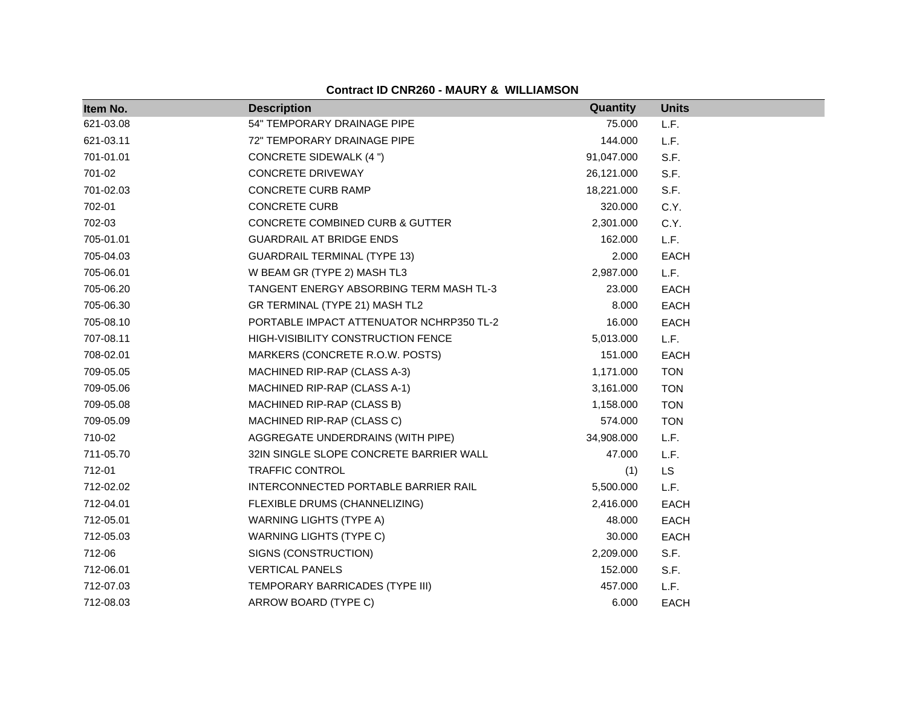**Contract ID CNR260 - MAURY & WILLIAMSON**

| Item No. | Description | Quantity | Units |
|---|---|---|---|
| 621-03.08 | 54" TEMPORARY DRAINAGE PIPE | 75.000 | L.F. |
| 621-03.11 | 72" TEMPORARY DRAINAGE PIPE | 144.000 | L.F. |
| 701-01.01 | CONCRETE SIDEWALK (4 ") | 91,047.000 | S.F. |
| 701-02 | CONCRETE DRIVEWAY | 26,121.000 | S.F. |
| 701-02.03 | CONCRETE CURB RAMP | 18,221.000 | S.F. |
| 702-01 | CONCRETE CURB | 320.000 | C.Y. |
| 702-03 | CONCRETE COMBINED CURB & GUTTER | 2,301.000 | C.Y. |
| 705-01.01 | GUARDRAIL AT BRIDGE ENDS | 162.000 | L.F. |
| 705-04.03 | GUARDRAIL TERMINAL (TYPE 13) | 2.000 | EACH |
| 705-06.01 | W BEAM GR (TYPE 2) MASH TL3 | 2,987.000 | L.F. |
| 705-06.20 | TANGENT ENERGY ABSORBING TERM MASH TL-3 | 23.000 | EACH |
| 705-06.30 | GR TERMINAL (TYPE 21) MASH TL2 | 8.000 | EACH |
| 705-08.10 | PORTABLE IMPACT ATTENUATOR NCHRP350 TL-2 | 16.000 | EACH |
| 707-08.11 | HIGH-VISIBILITY CONSTRUCTION FENCE | 5,013.000 | L.F. |
| 708-02.01 | MARKERS (CONCRETE R.O.W. POSTS) | 151.000 | EACH |
| 709-05.05 | MACHINED RIP-RAP (CLASS A-3) | 1,171.000 | TON |
| 709-05.06 | MACHINED RIP-RAP (CLASS A-1) | 3,161.000 | TON |
| 709-05.08 | MACHINED RIP-RAP (CLASS B) | 1,158.000 | TON |
| 709-05.09 | MACHINED RIP-RAP (CLASS C) | 574.000 | TON |
| 710-02 | AGGREGATE UNDERDRAINS (WITH PIPE) | 34,908.000 | L.F. |
| 711-05.70 | 32IN SINGLE SLOPE CONCRETE BARRIER WALL | 47.000 | L.F. |
| 712-01 | TRAFFIC CONTROL | (1) | LS |
| 712-02.02 | INTERCONNECTED PORTABLE BARRIER RAIL | 5,500.000 | L.F. |
| 712-04.01 | FLEXIBLE DRUMS (CHANNELIZING) | 2,416.000 | EACH |
| 712-05.01 | WARNING LIGHTS (TYPE A) | 48.000 | EACH |
| 712-05.03 | WARNING LIGHTS (TYPE C) | 30.000 | EACH |
| 712-06 | SIGNS (CONSTRUCTION) | 2,209.000 | S.F. |
| 712-06.01 | VERTICAL PANELS | 152.000 | S.F. |
| 712-07.03 | TEMPORARY BARRICADES (TYPE III) | 457.000 | L.F. |
| 712-08.03 | ARROW BOARD (TYPE C) | 6.000 | EACH |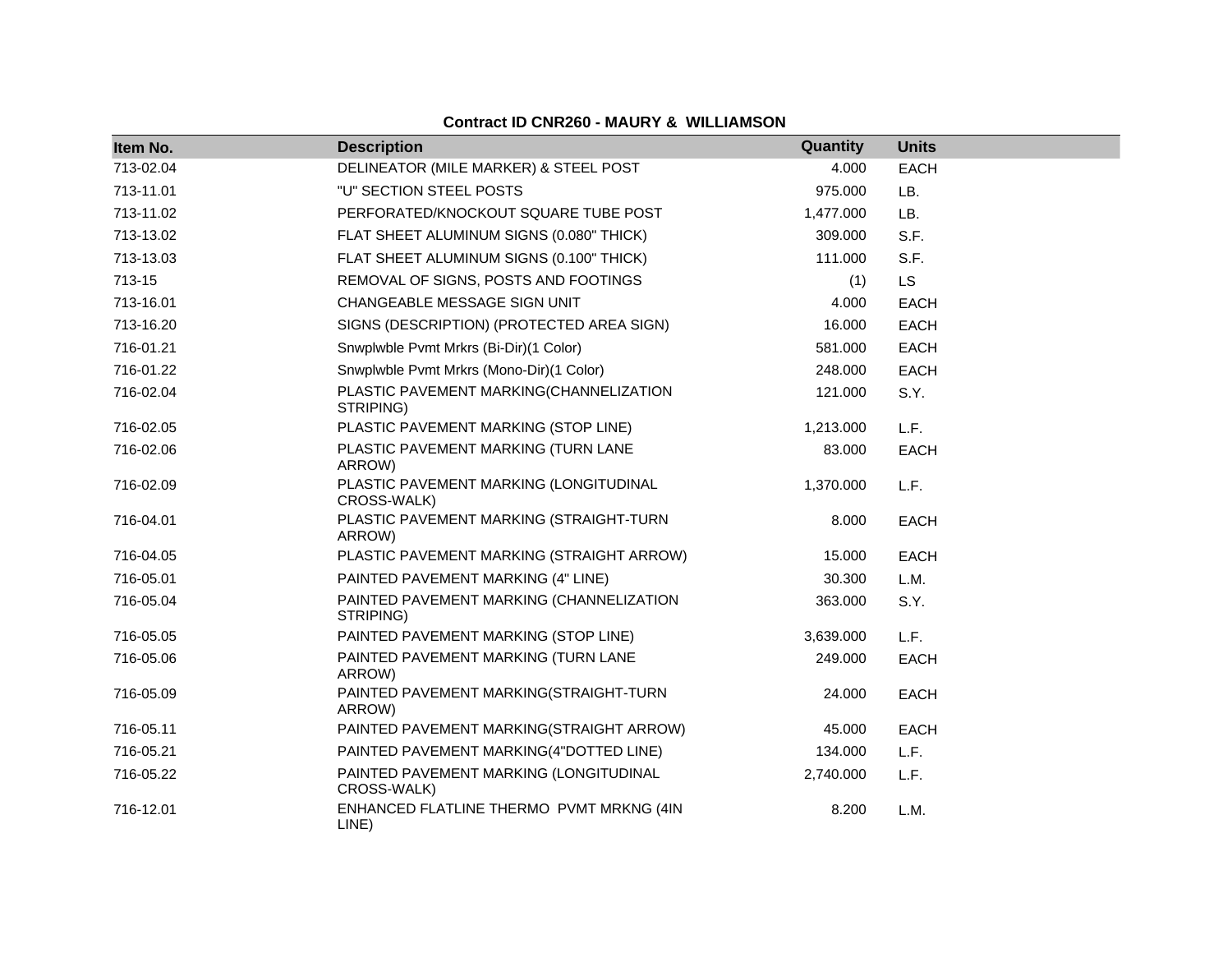**Contract ID CNR260 - MAURY & WILLIAMSON**

| Item No. | Description | Quantity | Units |
|---|---|---|---|
| 713-02.04 | DELINEATOR (MILE MARKER) & STEEL POST | 4.000 | EACH |
| 713-11.01 | "U" SECTION STEEL POSTS | 975.000 | LB. |
| 713-11.02 | PERFORATED/KNOCKOUT SQUARE TUBE POST | 1,477.000 | LB. |
| 713-13.02 | FLAT SHEET ALUMINUM SIGNS (0.080" THICK) | 309.000 | S.F. |
| 713-13.03 | FLAT SHEET ALUMINUM SIGNS (0.100" THICK) | 111.000 | S.F. |
| 713-15 | REMOVAL OF SIGNS, POSTS AND FOOTINGS | (1) | LS |
| 713-16.01 | CHANGEABLE MESSAGE SIGN UNIT | 4.000 | EACH |
| 713-16.20 | SIGNS (DESCRIPTION) (PROTECTED AREA SIGN) | 16.000 | EACH |
| 716-01.21 | Snwplwble Pvmt Mrkrs (Bi-Dir)(1 Color) | 581.000 | EACH |
| 716-01.22 | Snwplwble Pvmt Mrkrs (Mono-Dir)(1 Color) | 248.000 | EACH |
| 716-02.04 | PLASTIC PAVEMENT MARKING(CHANNELIZATION STRIPING) | 121.000 | S.Y. |
| 716-02.05 | PLASTIC PAVEMENT MARKING (STOP LINE) | 1,213.000 | L.F. |
| 716-02.06 | PLASTIC PAVEMENT MARKING (TURN LANE ARROW) | 83.000 | EACH |
| 716-02.09 | PLASTIC PAVEMENT MARKING (LONGITUDINAL CROSS-WALK) | 1,370.000 | L.F. |
| 716-04.01 | PLASTIC PAVEMENT MARKING (STRAIGHT-TURN ARROW) | 8.000 | EACH |
| 716-04.05 | PLASTIC PAVEMENT MARKING (STRAIGHT ARROW) | 15.000 | EACH |
| 716-05.01 | PAINTED PAVEMENT MARKING (4" LINE) | 30.300 | L.M. |
| 716-05.04 | PAINTED PAVEMENT MARKING (CHANNELIZATION STRIPING) | 363.000 | S.Y. |
| 716-05.05 | PAINTED PAVEMENT MARKING (STOP LINE) | 3,639.000 | L.F. |
| 716-05.06 | PAINTED PAVEMENT MARKING (TURN LANE ARROW) | 249.000 | EACH |
| 716-05.09 | PAINTED PAVEMENT MARKING(STRAIGHT-TURN ARROW) | 24.000 | EACH |
| 716-05.11 | PAINTED PAVEMENT MARKING(STRAIGHT ARROW) | 45.000 | EACH |
| 716-05.21 | PAINTED PAVEMENT MARKING(4"DOTTED LINE) | 134.000 | L.F. |
| 716-05.22 | PAINTED PAVEMENT MARKING (LONGITUDINAL CROSS-WALK) | 2,740.000 | L.F. |
| 716-12.01 | ENHANCED FLATLINE THERMO PVMT MRKNG (4IN LINE) | 8.200 | L.M. |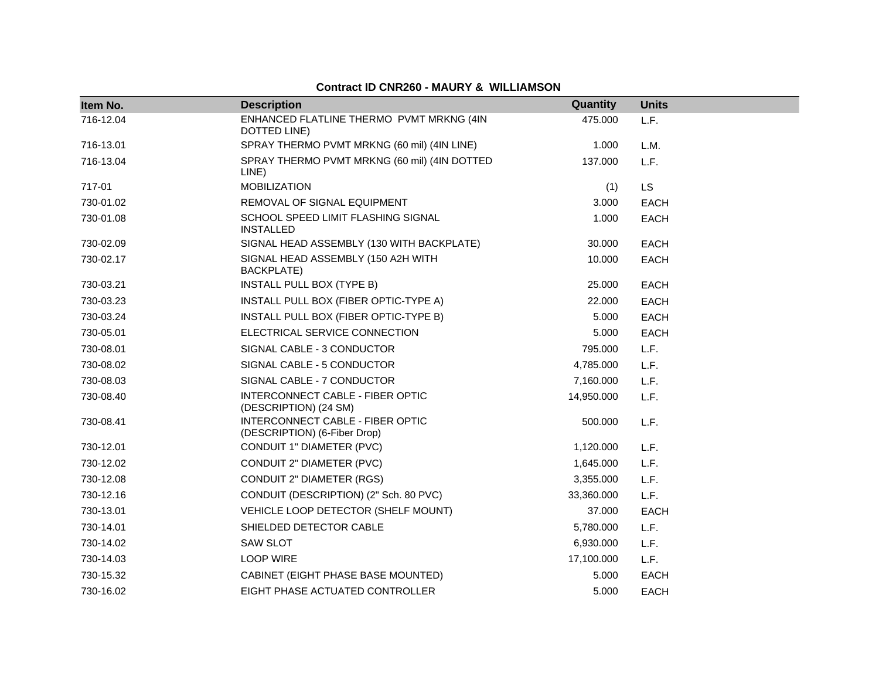**Contract ID CNR260 - MAURY & WILLIAMSON**

| Item No. | Description | Quantity | Units |
|---|---|---|---|
| 716-12.04 | ENHANCED FLATLINE THERMO PVMT MRKNG (4IN DOTTED LINE) | 475.000 | L.F. |
| 716-13.01 | SPRAY THERMO PVMT MRKNG (60 mil) (4IN LINE) | 1.000 | L.M. |
| 716-13.04 | SPRAY THERMO PVMT MRKNG (60 mil) (4IN DOTTED LINE) | 137.000 | L.F. |
| 717-01 | MOBILIZATION | (1) | LS |
| 730-01.02 | REMOVAL OF SIGNAL EQUIPMENT | 3.000 | EACH |
| 730-01.08 | SCHOOL SPEED LIMIT FLASHING SIGNAL INSTALLED | 1.000 | EACH |
| 730-02.09 | SIGNAL HEAD ASSEMBLY (130 WITH BACKPLATE) | 30.000 | EACH |
| 730-02.17 | SIGNAL HEAD ASSEMBLY (150 A2H WITH BACKPLATE) | 10.000 | EACH |
| 730-03.21 | INSTALL PULL BOX (TYPE B) | 25.000 | EACH |
| 730-03.23 | INSTALL PULL BOX (FIBER OPTIC-TYPE A) | 22.000 | EACH |
| 730-03.24 | INSTALL PULL BOX (FIBER OPTIC-TYPE B) | 5.000 | EACH |
| 730-05.01 | ELECTRICAL SERVICE CONNECTION | 5.000 | EACH |
| 730-08.01 | SIGNAL CABLE - 3 CONDUCTOR | 795.000 | L.F. |
| 730-08.02 | SIGNAL CABLE - 5 CONDUCTOR | 4,785.000 | L.F. |
| 730-08.03 | SIGNAL CABLE - 7 CONDUCTOR | 7,160.000 | L.F. |
| 730-08.40 | INTERCONNECT CABLE - FIBER OPTIC (DESCRIPTION) (24 SM) | 14,950.000 | L.F. |
| 730-08.41 | INTERCONNECT CABLE - FIBER OPTIC (DESCRIPTION) (6-Fiber Drop) | 500.000 | L.F. |
| 730-12.01 | CONDUIT 1" DIAMETER (PVC) | 1,120.000 | L.F. |
| 730-12.02 | CONDUIT 2" DIAMETER (PVC) | 1,645.000 | L.F. |
| 730-12.08 | CONDUIT 2" DIAMETER (RGS) | 3,355.000 | L.F. |
| 730-12.16 | CONDUIT (DESCRIPTION) (2" Sch. 80 PVC) | 33,360.000 | L.F. |
| 730-13.01 | VEHICLE LOOP DETECTOR (SHELF MOUNT) | 37.000 | EACH |
| 730-14.01 | SHIELDED DETECTOR CABLE | 5,780.000 | L.F. |
| 730-14.02 | SAW SLOT | 6,930.000 | L.F. |
| 730-14.03 | LOOP WIRE | 17,100.000 | L.F. |
| 730-15.32 | CABINET (EIGHT PHASE BASE MOUNTED) | 5.000 | EACH |
| 730-16.02 | EIGHT PHASE ACTUATED CONTROLLER | 5.000 | EACH |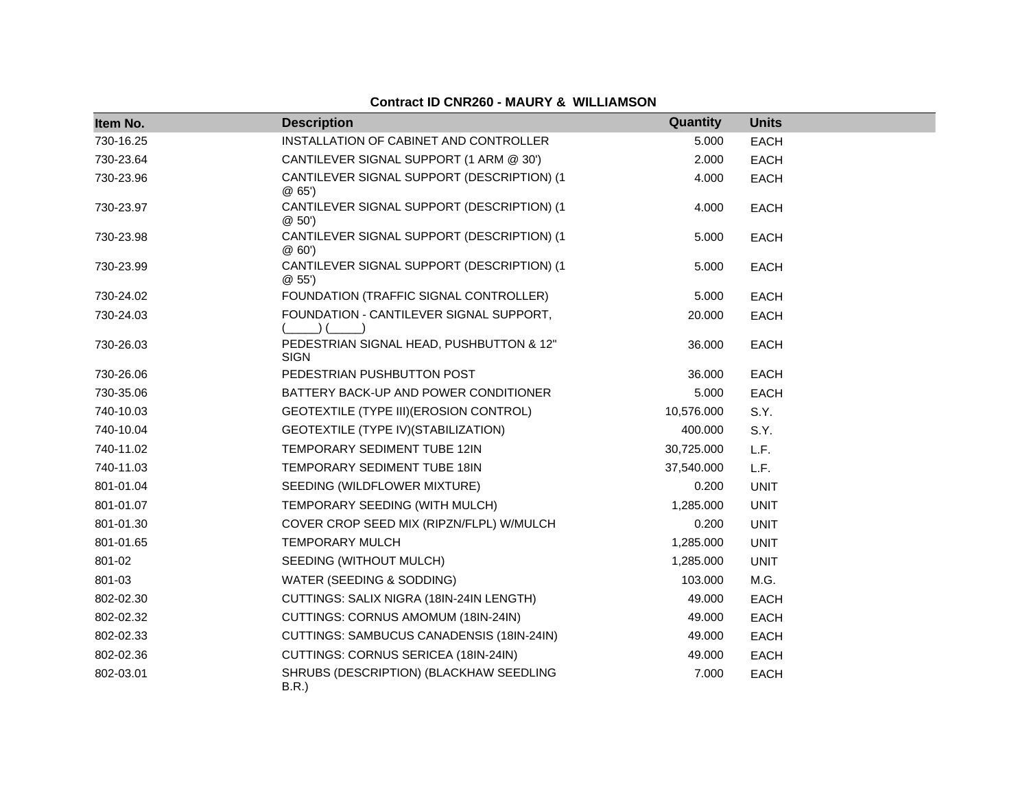**Contract ID CNR260 - MAURY & WILLIAMSON**

| Item No. | Description | Quantity | Units |
|---|---|---|---|
| 730-16.25 | INSTALLATION OF CABINET AND CONTROLLER | 5.000 | EACH |
| 730-23.64 | CANTILEVER SIGNAL SUPPORT (1 ARM @ 30') | 2.000 | EACH |
| 730-23.96 | CANTILEVER SIGNAL SUPPORT (DESCRIPTION) (1 @ 65') | 4.000 | EACH |
| 730-23.97 | CANTILEVER SIGNAL SUPPORT (DESCRIPTION) (1 @ 50') | 4.000 | EACH |
| 730-23.98 | CANTILEVER SIGNAL SUPPORT (DESCRIPTION) (1 @ 60') | 5.000 | EACH |
| 730-23.99 | CANTILEVER SIGNAL SUPPORT (DESCRIPTION) (1 @ 55') | 5.000 | EACH |
| 730-24.02 | FOUNDATION (TRAFFIC SIGNAL CONTROLLER) | 5.000 | EACH |
| 730-24.03 | FOUNDATION - CANTILEVER SIGNAL SUPPORT, (_____) (_____) | 20.000 | EACH |
| 730-26.03 | PEDESTRIAN SIGNAL HEAD, PUSHBUTTON & 12" SIGN | 36.000 | EACH |
| 730-26.06 | PEDESTRIAN PUSHBUTTON POST | 36.000 | EACH |
| 730-35.06 | BATTERY BACK-UP AND POWER CONDITIONER | 5.000 | EACH |
| 740-10.03 | GEOTEXTILE (TYPE III)(EROSION CONTROL) | 10,576.000 | S.Y. |
| 740-10.04 | GEOTEXTILE (TYPE IV)(STABILIZATION) | 400.000 | S.Y. |
| 740-11.02 | TEMPORARY SEDIMENT TUBE 12IN | 30,725.000 | L.F. |
| 740-11.03 | TEMPORARY SEDIMENT TUBE 18IN | 37,540.000 | L.F. |
| 801-01.04 | SEEDING (WILDFLOWER MIXTURE) | 0.200 | UNIT |
| 801-01.07 | TEMPORARY SEEDING (WITH MULCH) | 1,285.000 | UNIT |
| 801-01.30 | COVER CROP SEED MIX (RIPZN/FLPL) W/MULCH | 0.200 | UNIT |
| 801-01.65 | TEMPORARY MULCH | 1,285.000 | UNIT |
| 801-02 | SEEDING (WITHOUT MULCH) | 1,285.000 | UNIT |
| 801-03 | WATER (SEEDING & SODDING) | 103.000 | M.G. |
| 802-02.30 | CUTTINGS: SALIX NIGRA (18IN-24IN LENGTH) | 49.000 | EACH |
| 802-02.32 | CUTTINGS: CORNUS AMOMUM (18IN-24IN) | 49.000 | EACH |
| 802-02.33 | CUTTINGS: SAMBUCUS CANADENSIS (18IN-24IN) | 49.000 | EACH |
| 802-02.36 | CUTTINGS: CORNUS SERICEA (18IN-24IN) | 49.000 | EACH |
| 802-03.01 | SHRUBS (DESCRIPTION) (BLACKHAW SEEDLING B.R.) | 7.000 | EACH |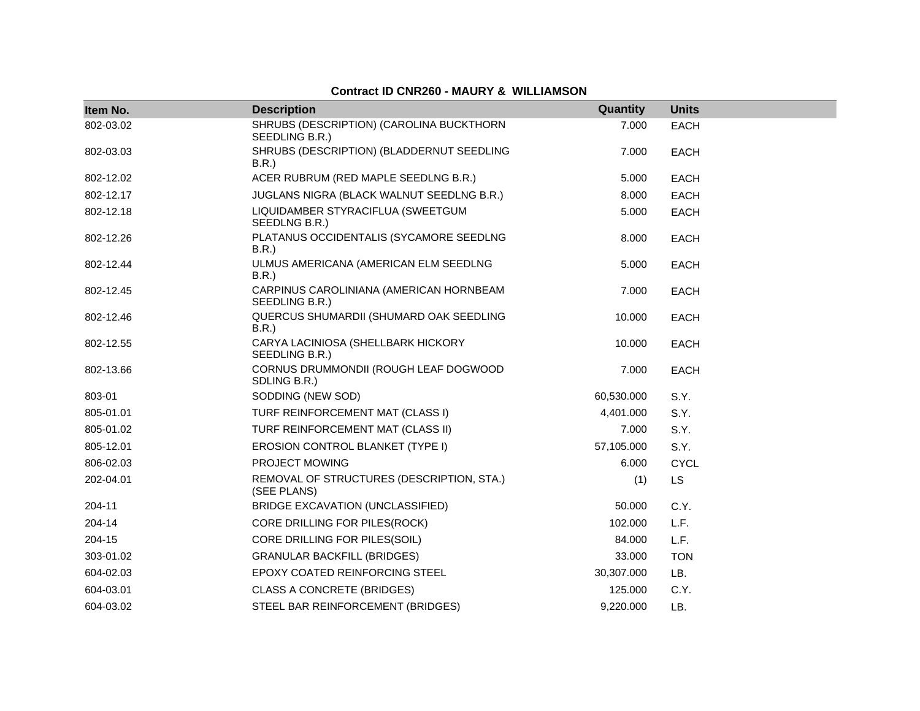**Contract ID CNR260 - MAURY & WILLIAMSON**

| Item No. | Description | Quantity | Units |
|---|---|---|---|
| 802-03.02 | SHRUBS (DESCRIPTION) (CAROLINA BUCKTHORN SEEDLING B.R.) | 7.000 | EACH |
| 802-03.03 | SHRUBS (DESCRIPTION) (BLADDERNUT SEEDLING B.R.) | 7.000 | EACH |
| 802-12.02 | ACER RUBRUM (RED MAPLE SEEDLNG B.R.) | 5.000 | EACH |
| 802-12.17 | JUGLANS NIGRA (BLACK WALNUT SEEDLNG B.R.) | 8.000 | EACH |
| 802-12.18 | LIQUIDAMBER STYRACIFLUA (SWEETGUM SEEDLNG B.R.) | 5.000 | EACH |
| 802-12.26 | PLATANUS OCCIDENTALIS (SYCAMORE SEEDLNG B.R.) | 8.000 | EACH |
| 802-12.44 | ULMUS AMERICANA (AMERICAN ELM SEEDLNG B.R.) | 5.000 | EACH |
| 802-12.45 | CARPINUS CAROLINIANA (AMERICAN HORNBEAM SEEDLING B.R.) | 7.000 | EACH |
| 802-12.46 | QUERCUS SHUMARDII (SHUMARD OAK SEEDLING B.R.) | 10.000 | EACH |
| 802-12.55 | CARYA LACINIOSA (SHELLBARK HICKORY SEEDLING B.R.) | 10.000 | EACH |
| 802-13.66 | CORNUS DRUMMONDII (ROUGH LEAF DOGWOOD SDLING B.R.) | 7.000 | EACH |
| 803-01 | SODDING (NEW SOD) | 60,530.000 | S.Y. |
| 805-01.01 | TURF REINFORCEMENT MAT (CLASS I) | 4,401.000 | S.Y. |
| 805-01.02 | TURF REINFORCEMENT MAT (CLASS II) | 7.000 | S.Y. |
| 805-12.01 | EROSION CONTROL BLANKET (TYPE I) | 57,105.000 | S.Y. |
| 806-02.03 | PROJECT MOWING | 6.000 | CYCL |
| 202-04.01 | REMOVAL OF STRUCTURES (DESCRIPTION, STA.) (SEE PLANS) | (1) | LS |
| 204-11 | BRIDGE EXCAVATION (UNCLASSIFIED) | 50.000 | C.Y. |
| 204-14 | CORE DRILLING FOR PILES(ROCK) | 102.000 | L.F. |
| 204-15 | CORE DRILLING FOR PILES(SOIL) | 84.000 | L.F. |
| 303-01.02 | GRANULAR BACKFILL (BRIDGES) | 33.000 | TON |
| 604-02.03 | EPOXY COATED REINFORCING STEEL | 30,307.000 | LB. |
| 604-03.01 | CLASS A CONCRETE (BRIDGES) | 125.000 | C.Y. |
| 604-03.02 | STEEL BAR REINFORCEMENT (BRIDGES) | 9,220.000 | LB. |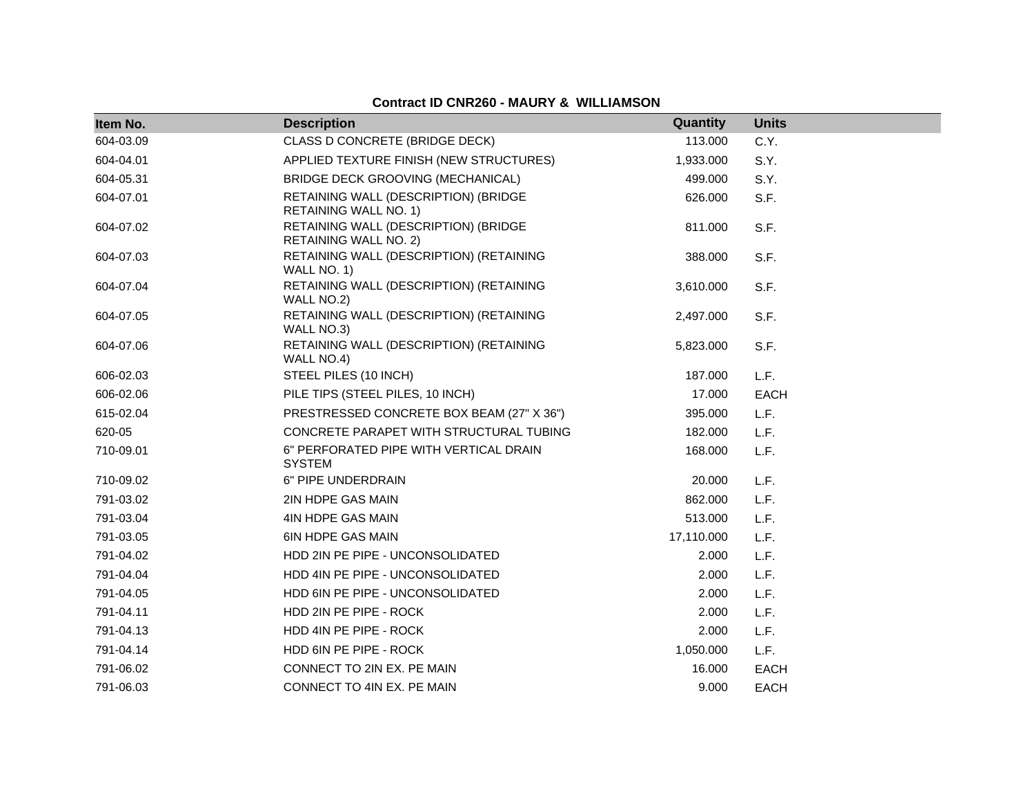**Contract ID CNR260 - MAURY & WILLIAMSON**

| Item No. | Description | Quantity | Units |
|---|---|---|---|
| 604-03.09 | CLASS D CONCRETE (BRIDGE DECK) | 113.000 | C.Y. |
| 604-04.01 | APPLIED TEXTURE FINISH (NEW STRUCTURES) | 1,933.000 | S.Y. |
| 604-05.31 | BRIDGE DECK GROOVING (MECHANICAL) | 499.000 | S.Y. |
| 604-07.01 | RETAINING WALL (DESCRIPTION) (BRIDGE RETAINING WALL NO. 1) | 626.000 | S.F. |
| 604-07.02 | RETAINING WALL (DESCRIPTION) (BRIDGE RETAINING WALL NO. 2) | 811.000 | S.F. |
| 604-07.03 | RETAINING WALL (DESCRIPTION) (RETAINING WALL NO. 1) | 388.000 | S.F. |
| 604-07.04 | RETAINING WALL (DESCRIPTION) (RETAINING WALL NO.2) | 3,610.000 | S.F. |
| 604-07.05 | RETAINING WALL (DESCRIPTION) (RETAINING WALL NO.3) | 2,497.000 | S.F. |
| 604-07.06 | RETAINING WALL (DESCRIPTION) (RETAINING WALL NO.4) | 5,823.000 | S.F. |
| 606-02.03 | STEEL PILES (10 INCH) | 187.000 | L.F. |
| 606-02.06 | PILE TIPS (STEEL PILES, 10 INCH) | 17.000 | EACH |
| 615-02.04 | PRESTRESSED CONCRETE BOX BEAM (27" X 36") | 395.000 | L.F. |
| 620-05 | CONCRETE PARAPET WITH STRUCTURAL TUBING | 182.000 | L.F. |
| 710-09.01 | 6" PERFORATED PIPE WITH VERTICAL DRAIN SYSTEM | 168.000 | L.F. |
| 710-09.02 | 6" PIPE UNDERDRAIN | 20.000 | L.F. |
| 791-03.02 | 2IN HDPE GAS MAIN | 862.000 | L.F. |
| 791-03.04 | 4IN HDPE GAS MAIN | 513.000 | L.F. |
| 791-03.05 | 6IN HDPE GAS MAIN | 17,110.000 | L.F. |
| 791-04.02 | HDD 2IN PE PIPE - UNCONSOLIDATED | 2.000 | L.F. |
| 791-04.04 | HDD 4IN PE PIPE - UNCONSOLIDATED | 2.000 | L.F. |
| 791-04.05 | HDD 6IN PE PIPE - UNCONSOLIDATED | 2.000 | L.F. |
| 791-04.11 | HDD 2IN PE PIPE - ROCK | 2.000 | L.F. |
| 791-04.13 | HDD 4IN PE PIPE - ROCK | 2.000 | L.F. |
| 791-04.14 | HDD 6IN PE PIPE - ROCK | 1,050.000 | L.F. |
| 791-06.02 | CONNECT TO 2IN EX. PE MAIN | 16.000 | EACH |
| 791-06.03 | CONNECT TO 4IN EX. PE MAIN | 9.000 | EACH |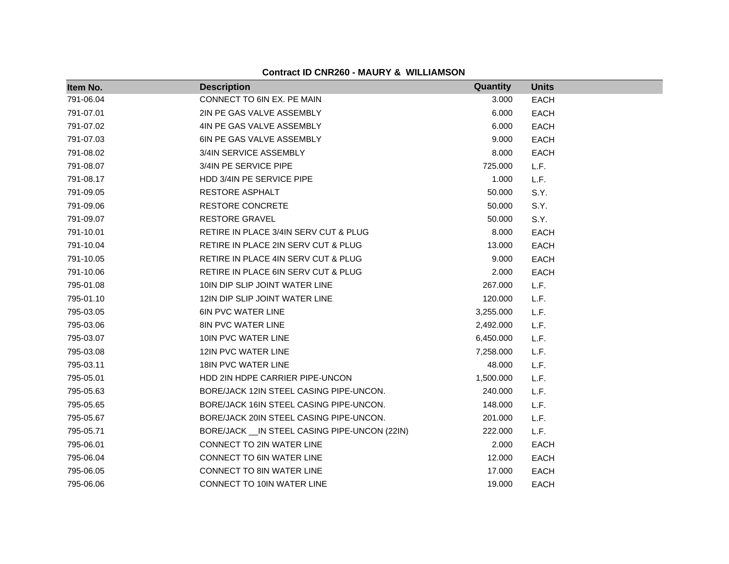**Contract ID CNR260 - MAURY & WILLIAMSON**

| Item No. | Description | Quantity | Units |
|---|---|---|---|
| 791-06.04 | CONNECT TO 6IN EX. PE MAIN | 3.000 | EACH |
| 791-07.01 | 2IN PE GAS VALVE ASSEMBLY | 6.000 | EACH |
| 791-07.02 | 4IN PE GAS VALVE ASSEMBLY | 6.000 | EACH |
| 791-07.03 | 6IN PE GAS VALVE ASSEMBLY | 9.000 | EACH |
| 791-08.02 | 3/4IN SERVICE ASSEMBLY | 8.000 | EACH |
| 791-08.07 | 3/4IN PE SERVICE PIPE | 725.000 | L.F. |
| 791-08.17 | HDD 3/4IN PE SERVICE PIPE | 1.000 | L.F. |
| 791-09.05 | RESTORE ASPHALT | 50.000 | S.Y. |
| 791-09.06 | RESTORE CONCRETE | 50.000 | S.Y. |
| 791-09.07 | RESTORE GRAVEL | 50.000 | S.Y. |
| 791-10.01 | RETIRE IN PLACE 3/4IN SERV CUT & PLUG | 8.000 | EACH |
| 791-10.04 | RETIRE IN PLACE 2IN SERV CUT & PLUG | 13.000 | EACH |
| 791-10.05 | RETIRE IN PLACE 4IN SERV CUT & PLUG | 9.000 | EACH |
| 791-10.06 | RETIRE IN PLACE 6IN SERV CUT & PLUG | 2.000 | EACH |
| 795-01.08 | 10IN DIP SLIP JOINT WATER LINE | 267.000 | L.F. |
| 795-01.10 | 12IN DIP SLIP JOINT WATER LINE | 120.000 | L.F. |
| 795-03.05 | 6IN PVC WATER LINE | 3,255.000 | L.F. |
| 795-03.06 | 8IN PVC WATER LINE | 2,492.000 | L.F. |
| 795-03.07 | 10IN PVC WATER LINE | 6,450.000 | L.F. |
| 795-03.08 | 12IN PVC WATER LINE | 7,258.000 | L.F. |
| 795-03.11 | 18IN PVC WATER LINE | 48.000 | L.F. |
| 795-05.01 | HDD 2IN HDPE CARRIER PIPE-UNCON | 1,500.000 | L.F. |
| 795-05.63 | BORE/JACK 12IN STEEL CASING PIPE-UNCON. | 240.000 | L.F. |
| 795-05.65 | BORE/JACK 16IN STEEL CASING PIPE-UNCON. | 148.000 | L.F. |
| 795-05.67 | BORE/JACK 20IN STEEL CASING PIPE-UNCON. | 201.000 | L.F. |
| 795-05.71 | BORE/JACK __IN STEEL CASING PIPE-UNCON (22IN) | 222.000 | L.F. |
| 795-06.01 | CONNECT TO 2IN WATER LINE | 2.000 | EACH |
| 795-06.04 | CONNECT TO 6IN WATER LINE | 12.000 | EACH |
| 795-06.05 | CONNECT TO 8IN WATER LINE | 17.000 | EACH |
| 795-06.06 | CONNECT TO 10IN WATER LINE | 19.000 | EACH |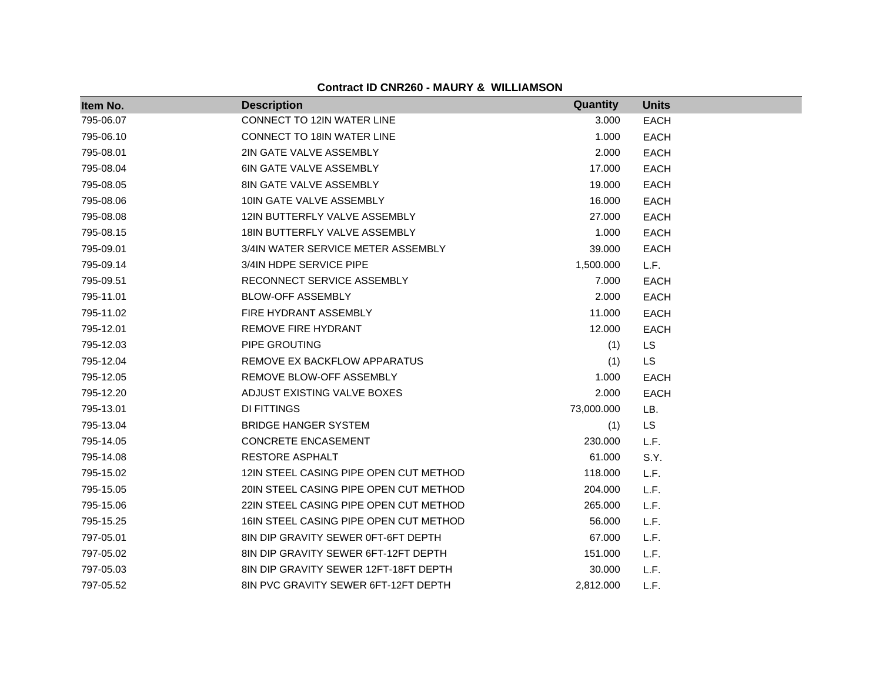**Contract ID CNR260 - MAURY & WILLIAMSON**

| Item No. | Description | Quantity | Units |
|---|---|---|---|
| 795-06.07 | CONNECT TO 12IN WATER LINE | 3.000 | EACH |
| 795-06.10 | CONNECT TO 18IN WATER LINE | 1.000 | EACH |
| 795-08.01 | 2IN GATE VALVE ASSEMBLY | 2.000 | EACH |
| 795-08.04 | 6IN GATE VALVE ASSEMBLY | 17.000 | EACH |
| 795-08.05 | 8IN GATE VALVE ASSEMBLY | 19.000 | EACH |
| 795-08.06 | 10IN GATE VALVE ASSEMBLY | 16.000 | EACH |
| 795-08.08 | 12IN BUTTERFLY VALVE ASSEMBLY | 27.000 | EACH |
| 795-08.15 | 18IN BUTTERFLY VALVE ASSEMBLY | 1.000 | EACH |
| 795-09.01 | 3/4IN WATER SERVICE METER ASSEMBLY | 39.000 | EACH |
| 795-09.14 | 3/4IN HDPE SERVICE PIPE | 1,500.000 | L.F. |
| 795-09.51 | RECONNECT SERVICE ASSEMBLY | 7.000 | EACH |
| 795-11.01 | BLOW-OFF ASSEMBLY | 2.000 | EACH |
| 795-11.02 | FIRE HYDRANT ASSEMBLY | 11.000 | EACH |
| 795-12.01 | REMOVE FIRE HYDRANT | 12.000 | EACH |
| 795-12.03 | PIPE GROUTING | (1) | LS |
| 795-12.04 | REMOVE EX BACKFLOW APPARATUS | (1) | LS |
| 795-12.05 | REMOVE BLOW-OFF ASSEMBLY | 1.000 | EACH |
| 795-12.20 | ADJUST EXISTING VALVE BOXES | 2.000 | EACH |
| 795-13.01 | DI FITTINGS | 73,000.000 | LB. |
| 795-13.04 | BRIDGE HANGER SYSTEM | (1) | LS |
| 795-14.05 | CONCRETE ENCASEMENT | 230.000 | L.F. |
| 795-14.08 | RESTORE ASPHALT | 61.000 | S.Y. |
| 795-15.02 | 12IN STEEL CASING PIPE OPEN CUT METHOD | 118.000 | L.F. |
| 795-15.05 | 20IN STEEL CASING PIPE OPEN CUT METHOD | 204.000 | L.F. |
| 795-15.06 | 22IN STEEL CASING PIPE OPEN CUT METHOD | 265.000 | L.F. |
| 795-15.25 | 16IN STEEL CASING PIPE OPEN CUT METHOD | 56.000 | L.F. |
| 797-05.01 | 8IN DIP GRAVITY SEWER 0FT-6FT DEPTH | 67.000 | L.F. |
| 797-05.02 | 8IN DIP GRAVITY SEWER 6FT-12FT DEPTH | 151.000 | L.F. |
| 797-05.03 | 8IN DIP GRAVITY SEWER 12FT-18FT DEPTH | 30.000 | L.F. |
| 797-05.52 | 8IN PVC GRAVITY SEWER 6FT-12FT DEPTH | 2,812.000 | L.F. |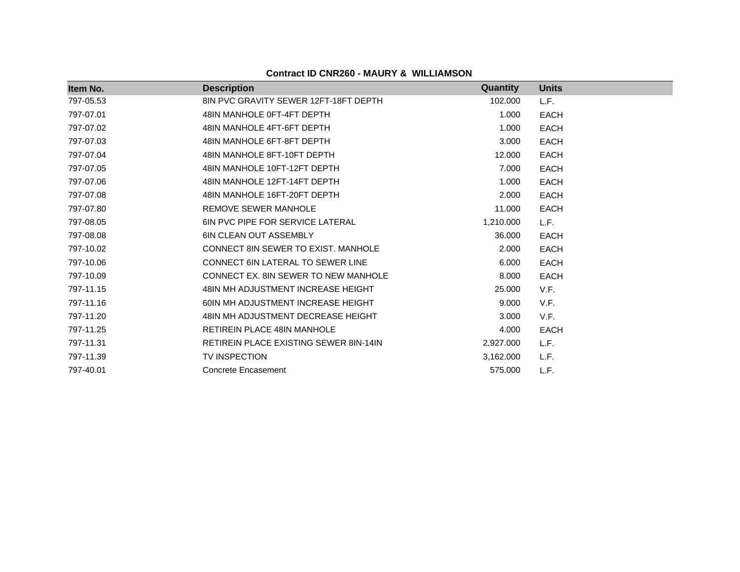**Contract ID CNR260 - MAURY & WILLIAMSON**

| Item No. | Description | Quantity | Units |
|---|---|---|---|
| 797-05.53 | 8IN PVC GRAVITY SEWER 12FT-18FT DEPTH | 102.000 | L.F. |
| 797-07.01 | 48IN MANHOLE 0FT-4FT DEPTH | 1.000 | EACH |
| 797-07.02 | 48IN MANHOLE 4FT-6FT DEPTH | 1.000 | EACH |
| 797-07.03 | 48IN MANHOLE 6FT-8FT DEPTH | 3.000 | EACH |
| 797-07.04 | 48IN MANHOLE 8FT-10FT DEPTH | 12.000 | EACH |
| 797-07.05 | 48IN MANHOLE 10FT-12FT DEPTH | 7.000 | EACH |
| 797-07.06 | 48IN MANHOLE 12FT-14FT DEPTH | 1.000 | EACH |
| 797-07.08 | 48IN MANHOLE 16FT-20FT DEPTH | 2.000 | EACH |
| 797-07.80 | REMOVE SEWER MANHOLE | 11.000 | EACH |
| 797-08.05 | 6IN PVC PIPE FOR SERVICE LATERAL | 1,210.000 | L.F. |
| 797-08.08 | 6IN CLEAN OUT ASSEMBLY | 36.000 | EACH |
| 797-10.02 | CONNECT 8IN SEWER TO EXIST. MANHOLE | 2.000 | EACH |
| 797-10.06 | CONNECT 6IN LATERAL TO SEWER LINE | 6.000 | EACH |
| 797-10.09 | CONNECT EX. 8IN SEWER TO NEW MANHOLE | 8.000 | EACH |
| 797-11.15 | 48IN MH ADJUSTMENT INCREASE HEIGHT | 25.000 | V.F. |
| 797-11.16 | 60IN MH ADJUSTMENT INCREASE HEIGHT | 9.000 | V.F. |
| 797-11.20 | 48IN MH ADJUSTMENT DECREASE HEIGHT | 3.000 | V.F. |
| 797-11.25 | RETIREIN PLACE 48IN MANHOLE | 4.000 | EACH |
| 797-11.31 | RETIREIN PLACE EXISTING SEWER 8IN-14IN | 2,927.000 | L.F. |
| 797-11.39 | TV INSPECTION | 3,162.000 | L.F. |
| 797-40.01 | Concrete Encasement | 575.000 | L.F. |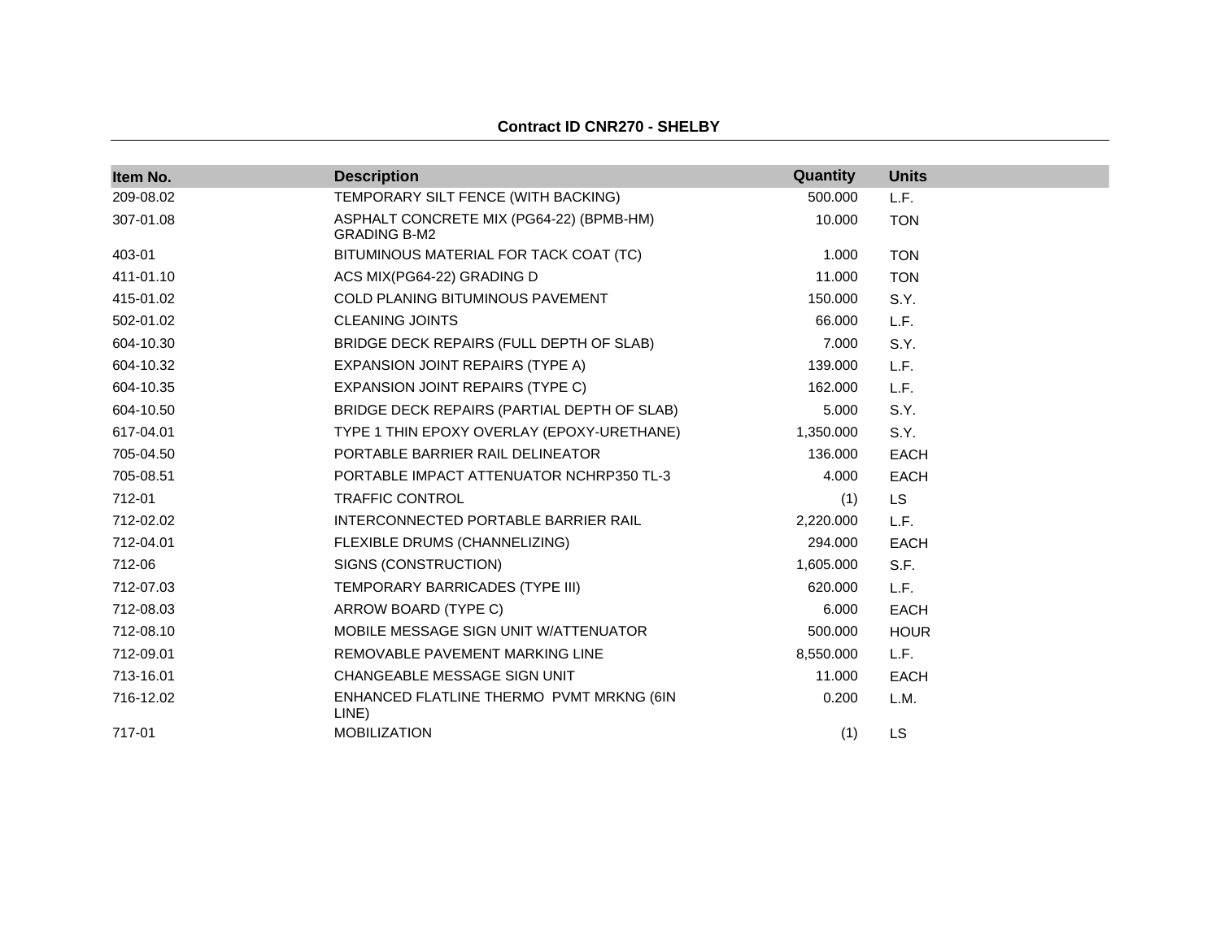**Contract ID CNR270 - SHELBY**

| Item No. | Description | Quantity | Units |
|---|---|---|---|
| 209-08.02 | TEMPORARY SILT FENCE (WITH BACKING) | 500.000 | L.F. |
| 307-01.08 | ASPHALT CONCRETE MIX (PG64-22) (BPMB-HM) GRADING B-M2 | 10.000 | TON |
| 403-01 | BITUMINOUS MATERIAL FOR TACK COAT (TC) | 1.000 | TON |
| 411-01.10 | ACS MIX(PG64-22) GRADING D | 11.000 | TON |
| 415-01.02 | COLD PLANING BITUMINOUS PAVEMENT | 150.000 | S.Y. |
| 502-01.02 | CLEANING JOINTS | 66.000 | L.F. |
| 604-10.30 | BRIDGE DECK REPAIRS (FULL DEPTH OF SLAB) | 7.000 | S.Y. |
| 604-10.32 | EXPANSION JOINT REPAIRS (TYPE A) | 139.000 | L.F. |
| 604-10.35 | EXPANSION JOINT REPAIRS (TYPE C) | 162.000 | L.F. |
| 604-10.50 | BRIDGE DECK REPAIRS (PARTIAL DEPTH OF SLAB) | 5.000 | S.Y. |
| 617-04.01 | TYPE 1 THIN EPOXY OVERLAY (EPOXY-URETHANE) | 1,350.000 | S.Y. |
| 705-04.50 | PORTABLE BARRIER RAIL DELINEATOR | 136.000 | EACH |
| 705-08.51 | PORTABLE IMPACT ATTENUATOR NCHRP350 TL-3 | 4.000 | EACH |
| 712-01 | TRAFFIC CONTROL | (1) | LS |
| 712-02.02 | INTERCONNECTED PORTABLE BARRIER RAIL | 2,220.000 | L.F. |
| 712-04.01 | FLEXIBLE DRUMS (CHANNELIZING) | 294.000 | EACH |
| 712-06 | SIGNS (CONSTRUCTION) | 1,605.000 | S.F. |
| 712-07.03 | TEMPORARY BARRICADES (TYPE III) | 620.000 | L.F. |
| 712-08.03 | ARROW BOARD (TYPE C) | 6.000 | EACH |
| 712-08.10 | MOBILE MESSAGE SIGN UNIT W/ATTENUATOR | 500.000 | HOUR |
| 712-09.01 | REMOVABLE PAVEMENT MARKING LINE | 8,550.000 | L.F. |
| 713-16.01 | CHANGEABLE MESSAGE SIGN UNIT | 11.000 | EACH |
| 716-12.02 | ENHANCED FLATLINE THERMO PVMT MRKNG (6IN LINE) | 0.200 | L.M. |
| 717-01 | MOBILIZATION | (1) | LS |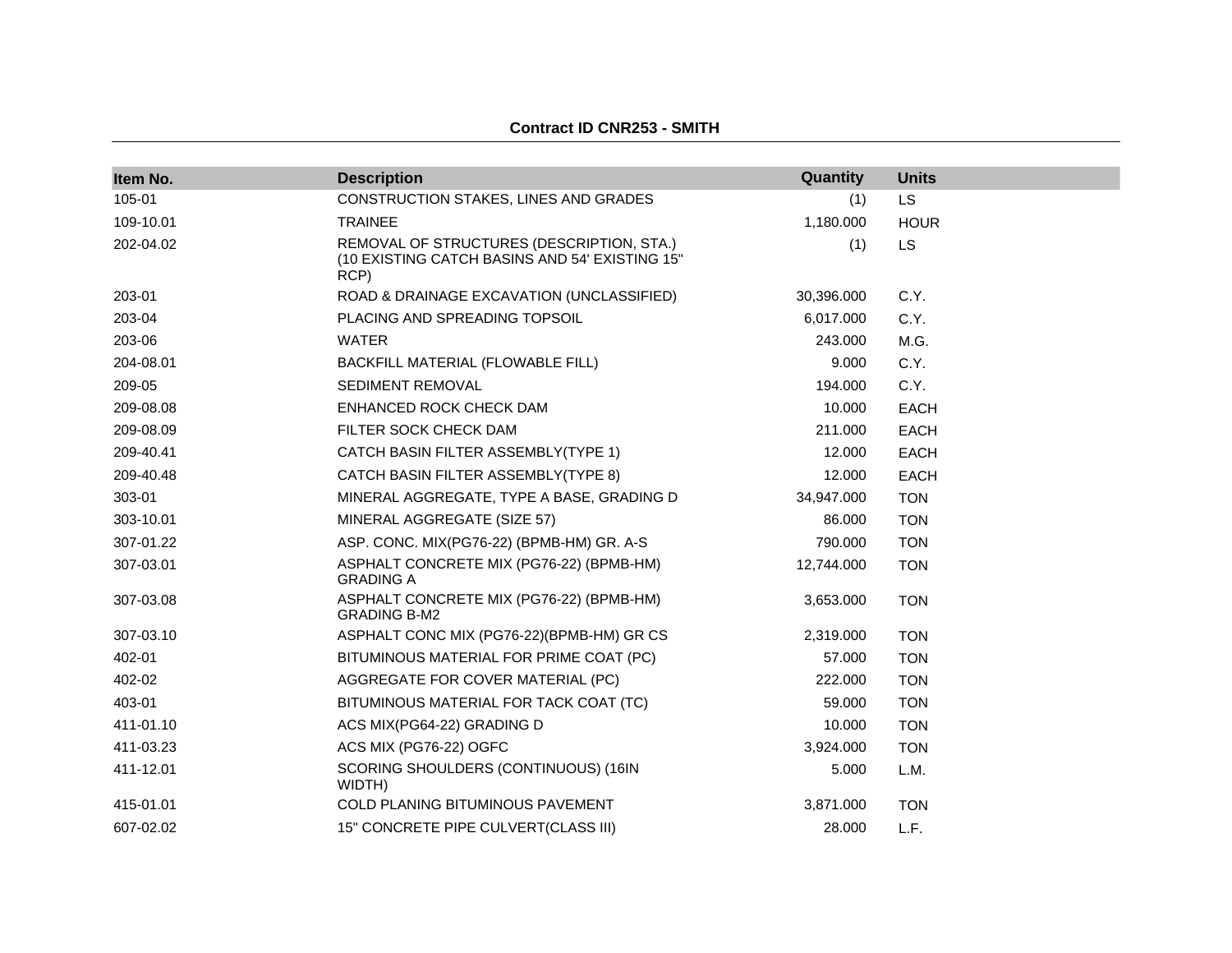**Contract ID CNR253 - SMITH**

| Item No. | Description | Quantity | Units |
|---|---|---|---|
| 105-01 | CONSTRUCTION STAKES, LINES AND GRADES | (1) | LS |
| 109-10.01 | TRAINEE | 1,180.000 | HOUR |
| 202-04.02 | REMOVAL OF STRUCTURES (DESCRIPTION, STA.) (10 EXISTING CATCH BASINS AND 54' EXISTING 15" RCP) | (1) | LS |
| 203-01 | ROAD & DRAINAGE EXCAVATION (UNCLASSIFIED) | 30,396.000 | C.Y. |
| 203-04 | PLACING AND SPREADING TOPSOIL | 6,017.000 | C.Y. |
| 203-06 | WATER | 243.000 | M.G. |
| 204-08.01 | BACKFILL MATERIAL (FLOWABLE FILL) | 9.000 | C.Y. |
| 209-05 | SEDIMENT REMOVAL | 194.000 | C.Y. |
| 209-08.08 | ENHANCED ROCK CHECK DAM | 10.000 | EACH |
| 209-08.09 | FILTER SOCK CHECK DAM | 211.000 | EACH |
| 209-40.41 | CATCH BASIN FILTER ASSEMBLY(TYPE 1) | 12.000 | EACH |
| 209-40.48 | CATCH BASIN FILTER ASSEMBLY(TYPE 8) | 12.000 | EACH |
| 303-01 | MINERAL AGGREGATE, TYPE A BASE, GRADING D | 34,947.000 | TON |
| 303-10.01 | MINERAL AGGREGATE (SIZE 57) | 86.000 | TON |
| 307-01.22 | ASP. CONC. MIX(PG76-22) (BPMB-HM) GR. A-S | 790.000 | TON |
| 307-03.01 | ASPHALT CONCRETE MIX (PG76-22) (BPMB-HM) GRADING A | 12,744.000 | TON |
| 307-03.08 | ASPHALT CONCRETE MIX (PG76-22) (BPMB-HM) GRADING B-M2 | 3,653.000 | TON |
| 307-03.10 | ASPHALT CONC MIX (PG76-22)(BPMB-HM) GR CS | 2,319.000 | TON |
| 402-01 | BITUMINOUS MATERIAL FOR PRIME COAT (PC) | 57.000 | TON |
| 402-02 | AGGREGATE FOR COVER MATERIAL (PC) | 222.000 | TON |
| 403-01 | BITUMINOUS MATERIAL FOR TACK COAT (TC) | 59.000 | TON |
| 411-01.10 | ACS MIX(PG64-22) GRADING D | 10.000 | TON |
| 411-03.23 | ACS MIX (PG76-22) OGFC | 3,924.000 | TON |
| 411-12.01 | SCORING SHOULDERS (CONTINUOUS) (16IN WIDTH) | 5.000 | L.M. |
| 415-01.01 | COLD PLANING BITUMINOUS PAVEMENT | 3,871.000 | TON |
| 607-02.02 | 15" CONCRETE PIPE CULVERT(CLASS III) | 28.000 | L.F. |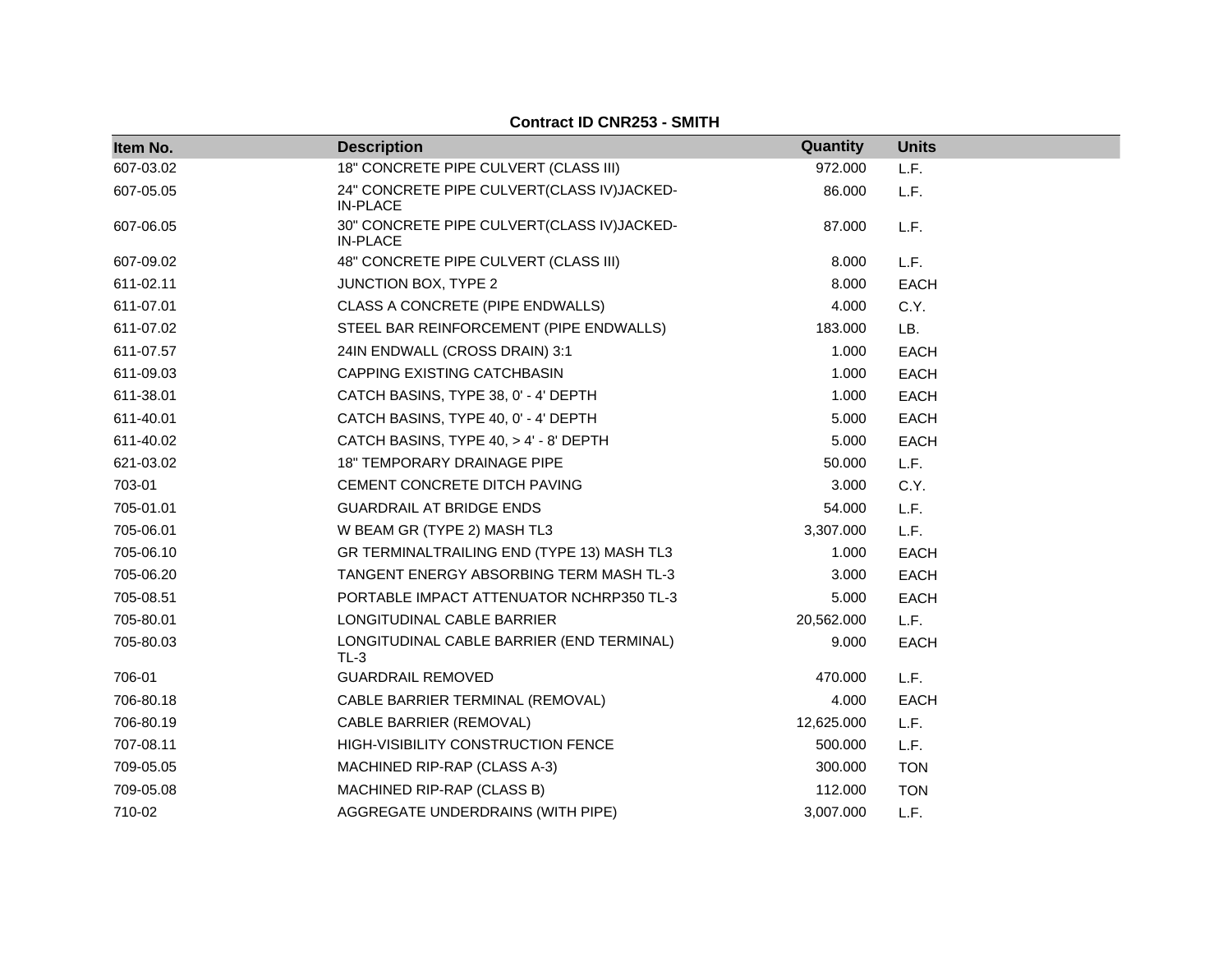**Contract ID CNR253 - SMITH**

| Item No. | Description | Quantity | Units |
|---|---|---|---|
| 607-03.02 | 18" CONCRETE PIPE CULVERT (CLASS III) | 972.000 | L.F. |
| 607-05.05 | 24" CONCRETE PIPE CULVERT(CLASS IV)JACKED-IN-PLACE | 86.000 | L.F. |
| 607-06.05 | 30" CONCRETE PIPE CULVERT(CLASS IV)JACKED-IN-PLACE | 87.000 | L.F. |
| 607-09.02 | 48" CONCRETE PIPE CULVERT (CLASS III) | 8.000 | L.F. |
| 611-02.11 | JUNCTION BOX, TYPE 2 | 8.000 | EACH |
| 611-07.01 | CLASS A CONCRETE (PIPE ENDWALLS) | 4.000 | C.Y. |
| 611-07.02 | STEEL BAR REINFORCEMENT (PIPE ENDWALLS) | 183.000 | LB. |
| 611-07.57 | 24IN ENDWALL (CROSS DRAIN) 3:1 | 1.000 | EACH |
| 611-09.03 | CAPPING EXISTING CATCHBASIN | 1.000 | EACH |
| 611-38.01 | CATCH BASINS, TYPE 38, 0' - 4' DEPTH | 1.000 | EACH |
| 611-40.01 | CATCH BASINS, TYPE 40, 0' - 4' DEPTH | 5.000 | EACH |
| 611-40.02 | CATCH BASINS, TYPE 40, > 4' - 8' DEPTH | 5.000 | EACH |
| 621-03.02 | 18" TEMPORARY DRAINAGE PIPE | 50.000 | L.F. |
| 703-01 | CEMENT CONCRETE DITCH PAVING | 3.000 | C.Y. |
| 705-01.01 | GUARDRAIL AT BRIDGE ENDS | 54.000 | L.F. |
| 705-06.01 | W BEAM GR (TYPE 2) MASH TL3 | 3,307.000 | L.F. |
| 705-06.10 | GR TERMINALTRAILING END (TYPE 13) MASH TL3 | 1.000 | EACH |
| 705-06.20 | TANGENT ENERGY ABSORBING TERM MASH TL-3 | 3.000 | EACH |
| 705-08.51 | PORTABLE IMPACT ATTENUATOR NCHRP350 TL-3 | 5.000 | EACH |
| 705-80.01 | LONGITUDINAL CABLE BARRIER | 20,562.000 | L.F. |
| 705-80.03 | LONGITUDINAL CABLE BARRIER (END TERMINAL) TL-3 | 9.000 | EACH |
| 706-01 | GUARDRAIL REMOVED | 470.000 | L.F. |
| 706-80.18 | CABLE BARRIER TERMINAL (REMOVAL) | 4.000 | EACH |
| 706-80.19 | CABLE BARRIER (REMOVAL) | 12,625.000 | L.F. |
| 707-08.11 | HIGH-VISIBILITY CONSTRUCTION FENCE | 500.000 | L.F. |
| 709-05.05 | MACHINED RIP-RAP (CLASS A-3) | 300.000 | TON |
| 709-05.08 | MACHINED RIP-RAP (CLASS B) | 112.000 | TON |
| 710-02 | AGGREGATE UNDERDRAINS (WITH PIPE) | 3,007.000 | L.F. |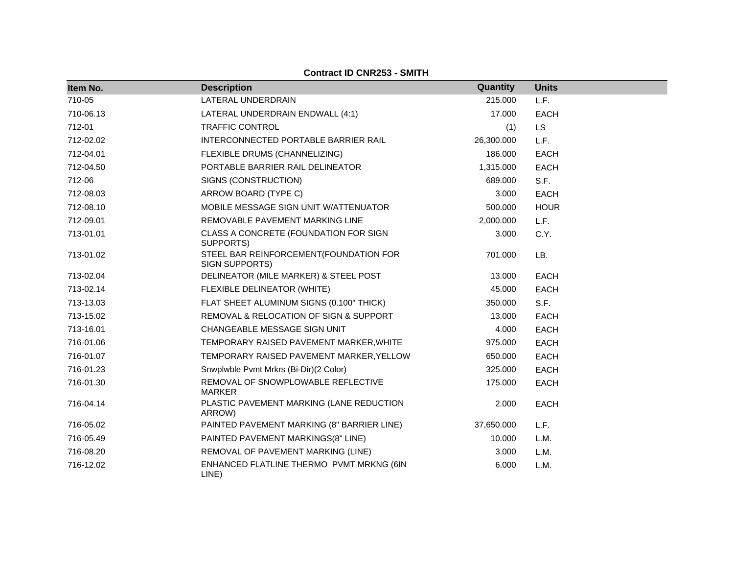**Contract ID CNR253 - SMITH**

| Item No. | Description | Quantity | Units |
|---|---|---|---|
| 710-05 | LATERAL UNDERDRAIN | 215.000 | L.F. |
| 710-06.13 | LATERAL UNDERDRAIN ENDWALL (4:1) | 17.000 | EACH |
| 712-01 | TRAFFIC CONTROL | (1) | LS |
| 712-02.02 | INTERCONNECTED PORTABLE BARRIER RAIL | 26,300.000 | L.F. |
| 712-04.01 | FLEXIBLE DRUMS (CHANNELIZING) | 186.000 | EACH |
| 712-04.50 | PORTABLE BARRIER RAIL DELINEATOR | 1,315.000 | EACH |
| 712-06 | SIGNS (CONSTRUCTION) | 689.000 | S.F. |
| 712-08.03 | ARROW BOARD (TYPE C) | 3.000 | EACH |
| 712-08.10 | MOBILE MESSAGE SIGN UNIT W/ATTENUATOR | 500.000 | HOUR |
| 712-09.01 | REMOVABLE PAVEMENT MARKING LINE | 2,000.000 | L.F. |
| 713-01.01 | CLASS A CONCRETE (FOUNDATION FOR SIGN SUPPORTS) | 3.000 | C.Y. |
| 713-01.02 | STEEL BAR REINFORCEMENT(FOUNDATION FOR SIGN SUPPORTS) | 701.000 | LB. |
| 713-02.04 | DELINEATOR (MILE MARKER) & STEEL POST | 13.000 | EACH |
| 713-02.14 | FLEXIBLE DELINEATOR (WHITE) | 45.000 | EACH |
| 713-13.03 | FLAT SHEET ALUMINUM SIGNS (0.100" THICK) | 350.000 | S.F. |
| 713-15.02 | REMOVAL & RELOCATION OF SIGN & SUPPORT | 13.000 | EACH |
| 713-16.01 | CHANGEABLE MESSAGE SIGN UNIT | 4.000 | EACH |
| 716-01.06 | TEMPORARY RAISED PAVEMENT MARKER,WHITE | 975.000 | EACH |
| 716-01.07 | TEMPORARY RAISED PAVEMENT MARKER,YELLOW | 650.000 | EACH |
| 716-01.23 | Snwplwble Pvmt Mrkrs (Bi-Dir)(2 Color) | 325.000 | EACH |
| 716-01.30 | REMOVAL OF SNOWPLOWABLE REFLECTIVE MARKER | 175.000 | EACH |
| 716-04.14 | PLASTIC PAVEMENT MARKING (LANE REDUCTION ARROW) | 2.000 | EACH |
| 716-05.02 | PAINTED PAVEMENT MARKING (8" BARRIER LINE) | 37,650.000 | L.F. |
| 716-05.49 | PAINTED PAVEMENT MARKINGS(8" LINE) | 10.000 | L.M. |
| 716-08.20 | REMOVAL OF PAVEMENT MARKING (LINE) | 3.000 | L.M. |
| 716-12.02 | ENHANCED FLATLINE THERMO PVMT MRKNG (6IN LINE) | 6.000 | L.M. |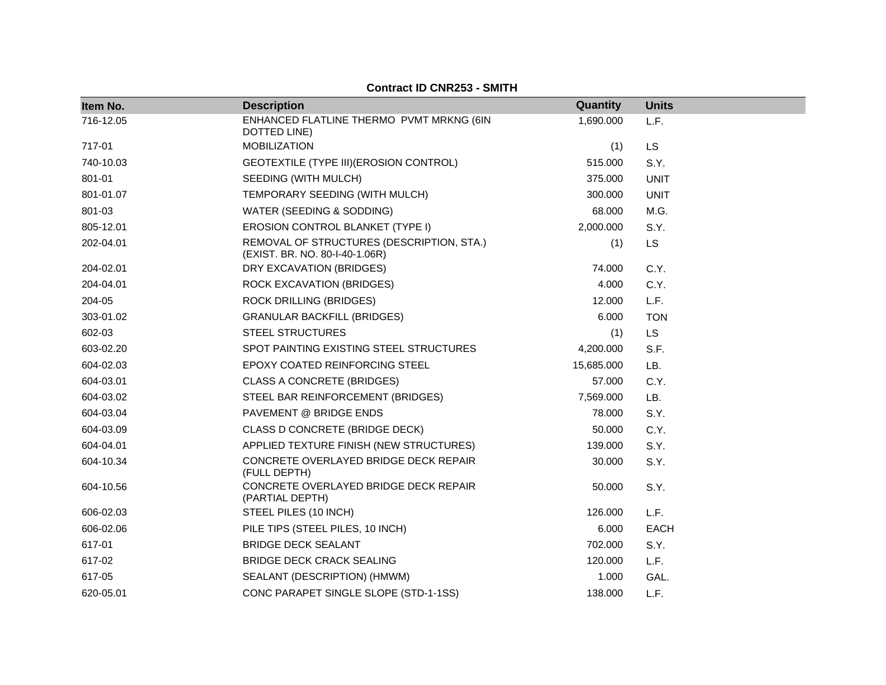**Contract ID CNR253 - SMITH**

| Item No. | Description | Quantity | Units |
|---|---|---|---|
| 716-12.05 | ENHANCED FLATLINE THERMO PVMT MRKNG (6IN DOTTED LINE) | 1,690.000 | L.F. |
| 717-01 | MOBILIZATION | (1) | LS |
| 740-10.03 | GEOTEXTILE (TYPE III)(EROSION CONTROL) | 515.000 | S.Y. |
| 801-01 | SEEDING (WITH MULCH) | 375.000 | UNIT |
| 801-01.07 | TEMPORARY SEEDING (WITH MULCH) | 300.000 | UNIT |
| 801-03 | WATER (SEEDING & SODDING) | 68.000 | M.G. |
| 805-12.01 | EROSION CONTROL BLANKET (TYPE I) | 2,000.000 | S.Y. |
| 202-04.01 | REMOVAL OF STRUCTURES (DESCRIPTION, STA.) (EXIST. BR. NO. 80-I-40-1.06R) | (1) | LS |
| 204-02.01 | DRY EXCAVATION (BRIDGES) | 74.000 | C.Y. |
| 204-04.01 | ROCK EXCAVATION (BRIDGES) | 4.000 | C.Y. |
| 204-05 | ROCK DRILLING (BRIDGES) | 12.000 | L.F. |
| 303-01.02 | GRANULAR BACKFILL (BRIDGES) | 6.000 | TON |
| 602-03 | STEEL STRUCTURES | (1) | LS |
| 603-02.20 | SPOT PAINTING EXISTING STEEL STRUCTURES | 4,200.000 | S.F. |
| 604-02.03 | EPOXY COATED REINFORCING STEEL | 15,685.000 | LB. |
| 604-03.01 | CLASS A CONCRETE (BRIDGES) | 57.000 | C.Y. |
| 604-03.02 | STEEL BAR REINFORCEMENT (BRIDGES) | 7,569.000 | LB. |
| 604-03.04 | PAVEMENT @ BRIDGE ENDS | 78.000 | S.Y. |
| 604-03.09 | CLASS D CONCRETE (BRIDGE DECK) | 50.000 | C.Y. |
| 604-04.01 | APPLIED TEXTURE FINISH (NEW STRUCTURES) | 139.000 | S.Y. |
| 604-10.34 | CONCRETE OVERLAYED BRIDGE DECK REPAIR (FULL DEPTH) | 30.000 | S.Y. |
| 604-10.56 | CONCRETE OVERLAYED BRIDGE DECK REPAIR (PARTIAL DEPTH) | 50.000 | S.Y. |
| 606-02.03 | STEEL PILES (10 INCH) | 126.000 | L.F. |
| 606-02.06 | PILE TIPS (STEEL PILES, 10 INCH) | 6.000 | EACH |
| 617-01 | BRIDGE DECK SEALANT | 702.000 | S.Y. |
| 617-02 | BRIDGE DECK CRACK SEALING | 120.000 | L.F. |
| 617-05 | SEALANT (DESCRIPTION) (HMWM) | 1.000 | GAL. |
| 620-05.01 | CONC PARAPET SINGLE SLOPE (STD-1-1SS) | 138.000 | L.F. |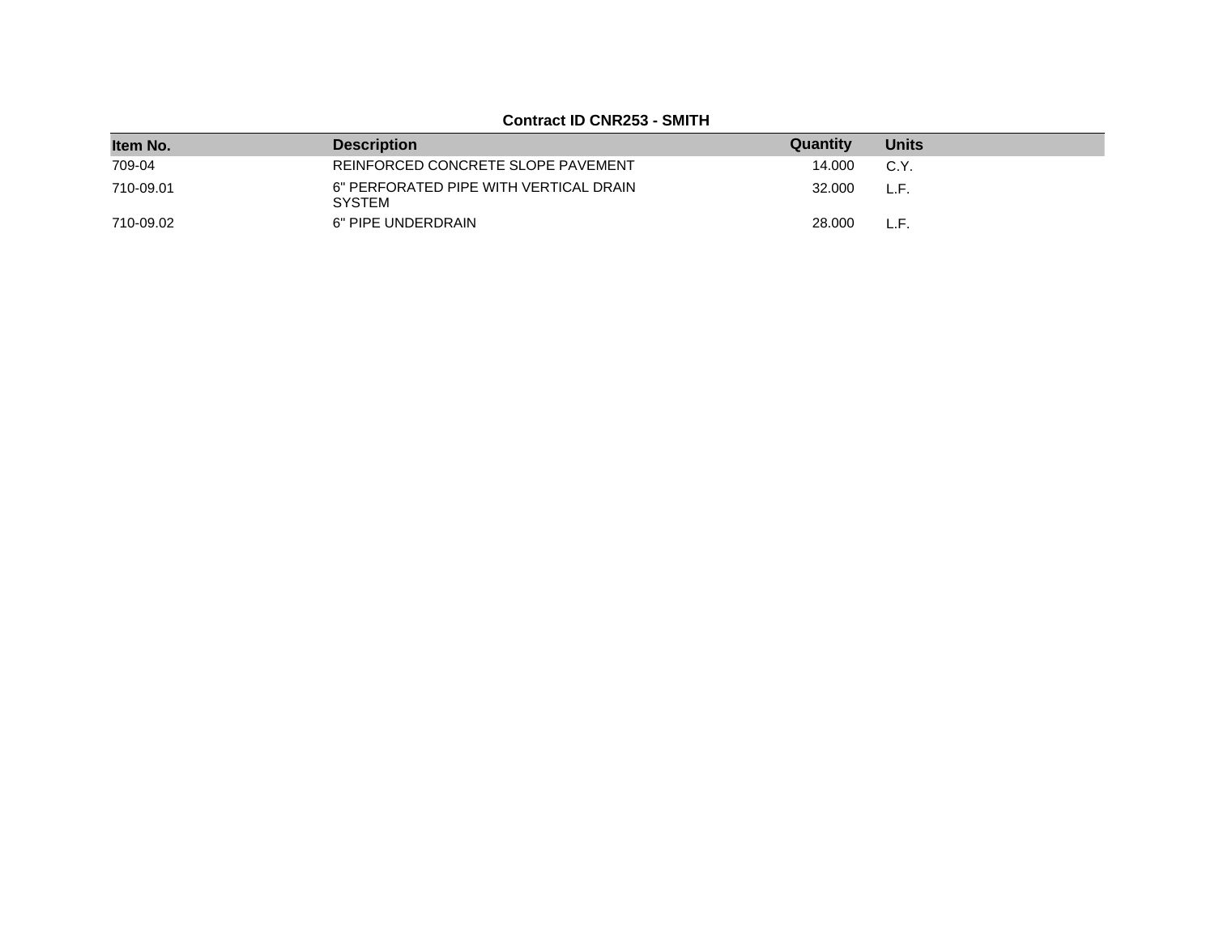**Contract ID CNR253 - SMITH**

| Item No. | Description | Quantity | Units |
|---|---|---|---|
| 709-04 | REINFORCED CONCRETE SLOPE PAVEMENT | 14.000 | C.Y. |
| 710-09.01 | 6" PERFORATED PIPE WITH VERTICAL DRAIN SYSTEM | 32.000 | L.F. |
| 710-09.02 | 6" PIPE UNDERDRAIN | 28.000 | L.F. |